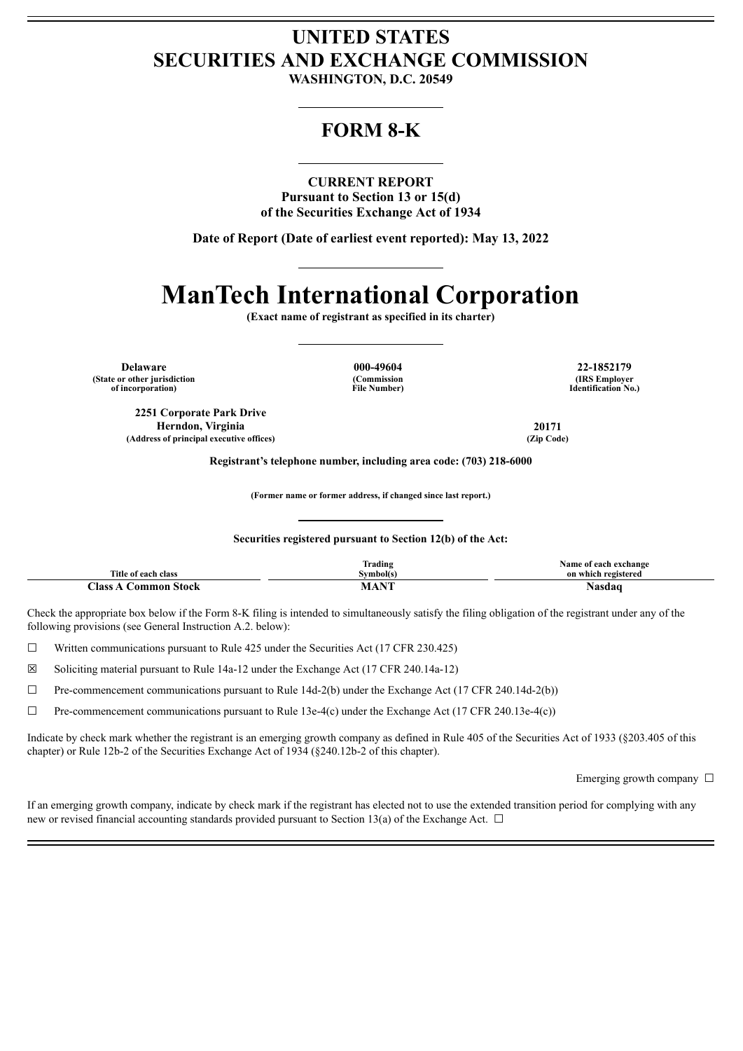# UNITED STATES
# SECURITIES AND EXCHANGE COMMISSION

**WASHINGTON, D.C. 20549**

## FORM 8-K

**CURRENT REPORT**
**Pursuant to Section 13 or 15(d)**
**of the Securities Exchange Act of 1934**

**Date of Report (Date of earliest event reported): May 13, 2022**

# ManTech International Corporation

**(Exact name of registrant as specified in its charter)**

| Delaware | 000-49604 | 22-1852179 |
|---|---|---|
| (State or other jurisdiction of incorporation) | (Commission File Number) | (IRS Employer Identification No.) |

| 2251 Corporate Park Drive Herndon, Virginia | 20171 |
|---|---|
| (Address of principal executive offices) | (Zip Code) |

**Registrant's telephone number, including area code: (703) 218-6000**

**(Former name or former address, if changed since last report.)**

**Securities registered pursuant to Section 12(b) of the Act:**

| Title of each class | Trading Symbol(s) | Name of each exchange on which registered |
|---|---|---|
| **Class A Common Stock** | **MANT** | **Nasdaq** |

Check the appropriate box below if the Form 8-K filing is intended to simultaneously satisfy the filing obligation of the registrant under any of the following provisions (see General Instruction A.2. below):

☐ Written communications pursuant to Rule 425 under the Securities Act (17 CFR 230.425)

☒ Soliciting material pursuant to Rule 14a-12 under the Exchange Act (17 CFR 240.14a-12)

☐ Pre-commencement communications pursuant to Rule 14d-2(b) under the Exchange Act (17 CFR 240.14d-2(b))

☐ Pre-commencement communications pursuant to Rule 13e-4(c) under the Exchange Act (17 CFR 240.13e-4(c))

Indicate by check mark whether the registrant is an emerging growth company as defined in Rule 405 of the Securities Act of 1933 (§203.405 of this chapter) or Rule 12b-2 of the Securities Exchange Act of 1934 (§240.12b-2 of this chapter).

Emerging growth company ☐

If an emerging growth company, indicate by check mark if the registrant has elected not to use the extended transition period for complying with any new or revised financial accounting standards provided pursuant to Section 13(a) of the Exchange Act. ☐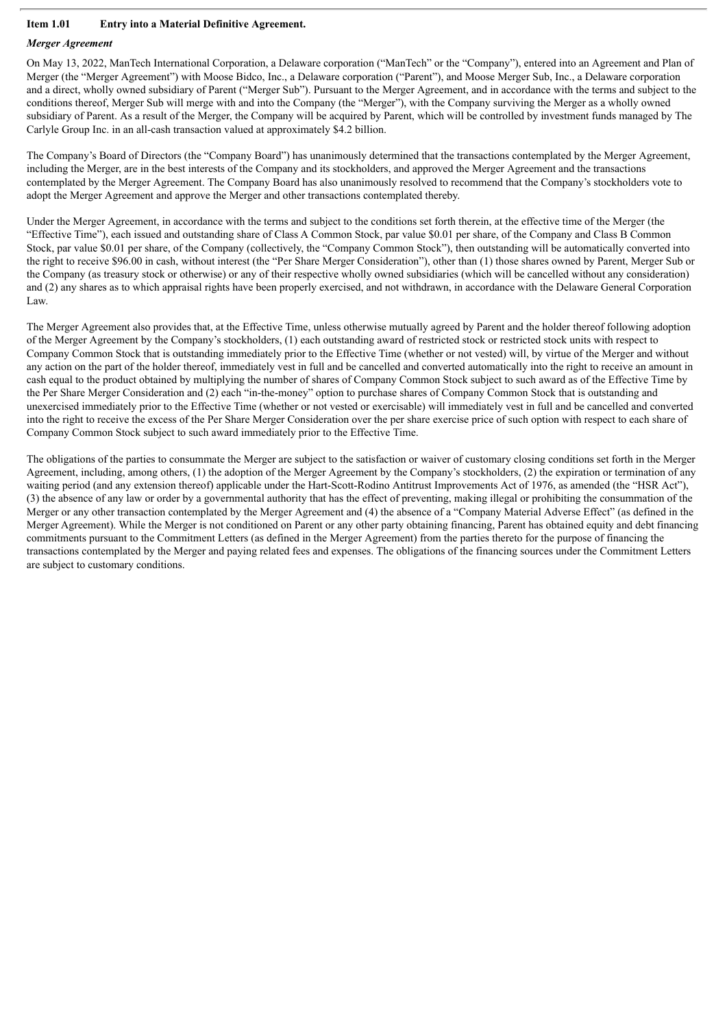## Item 1.01 Entry into a Material Definitive Agreement.

### *Merger Agreement*

On May 13, 2022, ManTech International Corporation, a Delaware corporation ("ManTech" or the "Company"), entered into an Agreement and Plan of Merger (the "Merger Agreement") with Moose Bidco, Inc., a Delaware corporation ("Parent"), and Moose Merger Sub, Inc., a Delaware corporation and a direct, wholly owned subsidiary of Parent ("Merger Sub"). Pursuant to the Merger Agreement, and in accordance with the terms and subject to the conditions thereof, Merger Sub will merge with and into the Company (the "Merger"), with the Company surviving the Merger as a wholly owned subsidiary of Parent. As a result of the Merger, the Company will be acquired by Parent, which will be controlled by investment funds managed by The Carlyle Group Inc. in an all-cash transaction valued at approximately $4.2 billion.

The Company's Board of Directors (the "Company Board") has unanimously determined that the transactions contemplated by the Merger Agreement, including the Merger, are in the best interests of the Company and its stockholders, and approved the Merger Agreement and the transactions contemplated by the Merger Agreement. The Company Board has also unanimously resolved to recommend that the Company's stockholders vote to adopt the Merger Agreement and approve the Merger and other transactions contemplated thereby.

Under the Merger Agreement, in accordance with the terms and subject to the conditions set forth therein, at the effective time of the Merger (the "Effective Time"), each issued and outstanding share of Class A Common Stock, par value $0.01 per share, of the Company and Class B Common Stock, par value $0.01 per share, of the Company (collectively, the "Company Common Stock"), then outstanding will be automatically converted into the right to receive $96.00 in cash, without interest (the "Per Share Merger Consideration"), other than (1) those shares owned by Parent, Merger Sub or the Company (as treasury stock or otherwise) or any of their respective wholly owned subsidiaries (which will be cancelled without any consideration) and (2) any shares as to which appraisal rights have been properly exercised, and not withdrawn, in accordance with the Delaware General Corporation Law.

The Merger Agreement also provides that, at the Effective Time, unless otherwise mutually agreed by Parent and the holder thereof following adoption of the Merger Agreement by the Company's stockholders, (1) each outstanding award of restricted stock or restricted stock units with respect to Company Common Stock that is outstanding immediately prior to the Effective Time (whether or not vested) will, by virtue of the Merger and without any action on the part of the holder thereof, immediately vest in full and be cancelled and converted automatically into the right to receive an amount in cash equal to the product obtained by multiplying the number of shares of Company Common Stock subject to such award as of the Effective Time by the Per Share Merger Consideration and (2) each "in-the-money" option to purchase shares of Company Common Stock that is outstanding and unexercised immediately prior to the Effective Time (whether or not vested or exercisable) will immediately vest in full and be cancelled and converted into the right to receive the excess of the Per Share Merger Consideration over the per share exercise price of such option with respect to each share of Company Common Stock subject to such award immediately prior to the Effective Time.

The obligations of the parties to consummate the Merger are subject to the satisfaction or waiver of customary closing conditions set forth in the Merger Agreement, including, among others, (1) the adoption of the Merger Agreement by the Company's stockholders, (2) the expiration or termination of any waiting period (and any extension thereof) applicable under the Hart-Scott-Rodino Antitrust Improvements Act of 1976, as amended (the "HSR Act"), (3) the absence of any law or order by a governmental authority that has the effect of preventing, making illegal or prohibiting the consummation of the Merger or any other transaction contemplated by the Merger Agreement and (4) the absence of a "Company Material Adverse Effect" (as defined in the Merger Agreement). While the Merger is not conditioned on Parent or any other party obtaining financing, Parent has obtained equity and debt financing commitments pursuant to the Commitment Letters (as defined in the Merger Agreement) from the parties thereto for the purpose of financing the transactions contemplated by the Merger and paying related fees and expenses. The obligations of the financing sources under the Commitment Letters are subject to customary conditions.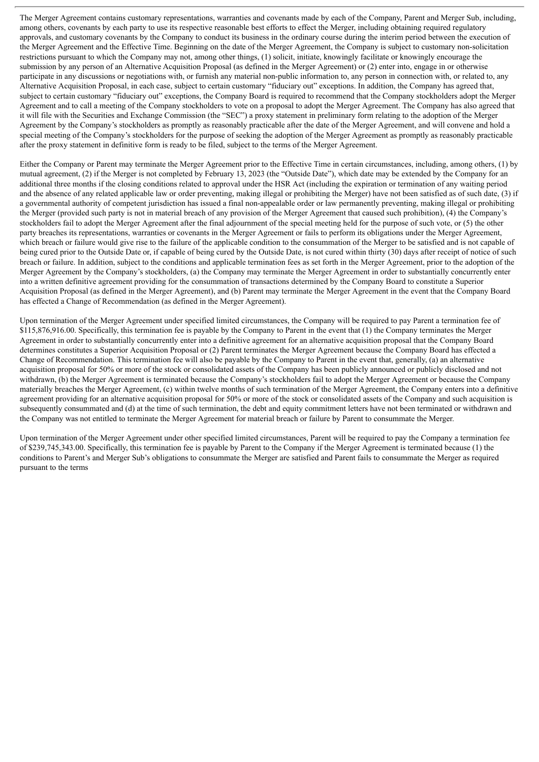The Merger Agreement contains customary representations, warranties and covenants made by each of the Company, Parent and Merger Sub, including, among others, covenants by each party to use its respective reasonable best efforts to effect the Merger, including obtaining required regulatory approvals, and customary covenants by the Company to conduct its business in the ordinary course during the interim period between the execution of the Merger Agreement and the Effective Time. Beginning on the date of the Merger Agreement, the Company is subject to customary non-solicitation restrictions pursuant to which the Company may not, among other things, (1) solicit, initiate, knowingly facilitate or knowingly encourage the submission by any person of an Alternative Acquisition Proposal (as defined in the Merger Agreement) or (2) enter into, engage in or otherwise participate in any discussions or negotiations with, or furnish any material non-public information to, any person in connection with, or related to, any Alternative Acquisition Proposal, in each case, subject to certain customary "fiduciary out" exceptions. In addition, the Company has agreed that, subject to certain customary "fiduciary out" exceptions, the Company Board is required to recommend that the Company stockholders adopt the Merger Agreement and to call a meeting of the Company stockholders to vote on a proposal to adopt the Merger Agreement. The Company has also agreed that it will file with the Securities and Exchange Commission (the "SEC") a proxy statement in preliminary form relating to the adoption of the Merger Agreement by the Company's stockholders as promptly as reasonably practicable after the date of the Merger Agreement, and will convene and hold a special meeting of the Company's stockholders for the purpose of seeking the adoption of the Merger Agreement as promptly as reasonably practicable after the proxy statement in definitive form is ready to be filed, subject to the terms of the Merger Agreement.

Either the Company or Parent may terminate the Merger Agreement prior to the Effective Time in certain circumstances, including, among others, (1) by mutual agreement, (2) if the Merger is not completed by February 13, 2023 (the "Outside Date"), which date may be extended by the Company for an additional three months if the closing conditions related to approval under the HSR Act (including the expiration or termination of any waiting period and the absence of any related applicable law or order preventing, making illegal or prohibiting the Merger) have not been satisfied as of such date, (3) if a governmental authority of competent jurisdiction has issued a final non-appealable order or law permanently preventing, making illegal or prohibiting the Merger (provided such party is not in material breach of any provision of the Merger Agreement that caused such prohibition), (4) the Company's stockholders fail to adopt the Merger Agreement after the final adjournment of the special meeting held for the purpose of such vote, or (5) the other party breaches its representations, warranties or covenants in the Merger Agreement or fails to perform its obligations under the Merger Agreement, which breach or failure would give rise to the failure of the applicable condition to the consummation of the Merger to be satisfied and is not capable of being cured prior to the Outside Date or, if capable of being cured by the Outside Date, is not cured within thirty (30) days after receipt of notice of such breach or failure. In addition, subject to the conditions and applicable termination fees as set forth in the Merger Agreement, prior to the adoption of the Merger Agreement by the Company's stockholders, (a) the Company may terminate the Merger Agreement in order to substantially concurrently enter into a written definitive agreement providing for the consummation of transactions determined by the Company Board to constitute a Superior Acquisition Proposal (as defined in the Merger Agreement), and (b) Parent may terminate the Merger Agreement in the event that the Company Board has effected a Change of Recommendation (as defined in the Merger Agreement).

Upon termination of the Merger Agreement under specified limited circumstances, the Company will be required to pay Parent a termination fee of $115,876,916.00. Specifically, this termination fee is payable by the Company to Parent in the event that (1) the Company terminates the Merger Agreement in order to substantially concurrently enter into a definitive agreement for an alternative acquisition proposal that the Company Board determines constitutes a Superior Acquisition Proposal or (2) Parent terminates the Merger Agreement because the Company Board has effected a Change of Recommendation. This termination fee will also be payable by the Company to Parent in the event that, generally, (a) an alternative acquisition proposal for 50% or more of the stock or consolidated assets of the Company has been publicly announced or publicly disclosed and not withdrawn, (b) the Merger Agreement is terminated because the Company's stockholders fail to adopt the Merger Agreement or because the Company materially breaches the Merger Agreement, (c) within twelve months of such termination of the Merger Agreement, the Company enters into a definitive agreement providing for an alternative acquisition proposal for 50% or more of the stock or consolidated assets of the Company and such acquisition is subsequently consummated and (d) at the time of such termination, the debt and equity commitment letters have not been terminated or withdrawn and the Company was not entitled to terminate the Merger Agreement for material breach or failure by Parent to consummate the Merger.

Upon termination of the Merger Agreement under other specified limited circumstances, Parent will be required to pay the Company a termination fee of $239,745,343.00. Specifically, this termination fee is payable by Parent to the Company if the Merger Agreement is terminated because (1) the conditions to Parent's and Merger Sub's obligations to consummate the Merger are satisfied and Parent fails to consummate the Merger as required pursuant to the terms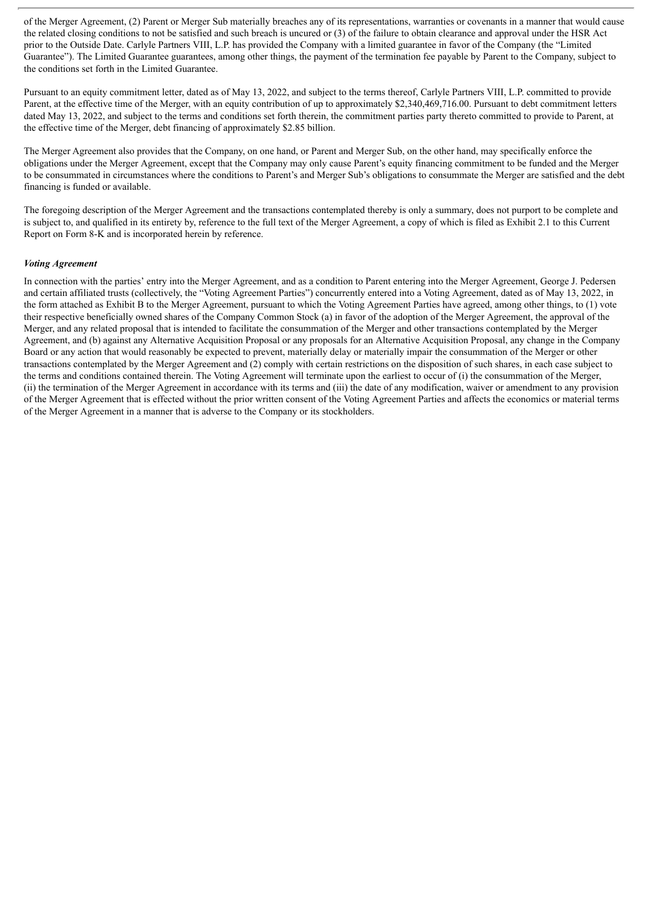of the Merger Agreement, (2) Parent or Merger Sub materially breaches any of its representations, warranties or covenants in a manner that would cause the related closing conditions to not be satisfied and such breach is uncured or (3) of the failure to obtain clearance and approval under the HSR Act prior to the Outside Date. Carlyle Partners VIII, L.P. has provided the Company with a limited guarantee in favor of the Company (the "Limited Guarantee"). The Limited Guarantee guarantees, among other things, the payment of the termination fee payable by Parent to the Company, subject to the conditions set forth in the Limited Guarantee.

Pursuant to an equity commitment letter, dated as of May 13, 2022, and subject to the terms thereof, Carlyle Partners VIII, L.P. committed to provide Parent, at the effective time of the Merger, with an equity contribution of up to approximately $2,340,469,716.00. Pursuant to debt commitment letters dated May 13, 2022, and subject to the terms and conditions set forth therein, the commitment parties party thereto committed to provide to Parent, at the effective time of the Merger, debt financing of approximately $2.85 billion.

The Merger Agreement also provides that the Company, on one hand, or Parent and Merger Sub, on the other hand, may specifically enforce the obligations under the Merger Agreement, except that the Company may only cause Parent's equity financing commitment to be funded and the Merger to be consummated in circumstances where the conditions to Parent's and Merger Sub's obligations to consummate the Merger are satisfied and the debt financing is funded or available.

The foregoing description of the Merger Agreement and the transactions contemplated thereby is only a summary, does not purport to be complete and is subject to, and qualified in its entirety by, reference to the full text of the Merger Agreement, a copy of which is filed as Exhibit 2.1 to this Current Report on Form 8-K and is incorporated herein by reference.

***Voting Agreement***

In connection with the parties' entry into the Merger Agreement, and as a condition to Parent entering into the Merger Agreement, George J. Pedersen and certain affiliated trusts (collectively, the "Voting Agreement Parties") concurrently entered into a Voting Agreement, dated as of May 13, 2022, in the form attached as Exhibit B to the Merger Agreement, pursuant to which the Voting Agreement Parties have agreed, among other things, to (1) vote their respective beneficially owned shares of the Company Common Stock (a) in favor of the adoption of the Merger Agreement, the approval of the Merger, and any related proposal that is intended to facilitate the consummation of the Merger and other transactions contemplated by the Merger Agreement, and (b) against any Alternative Acquisition Proposal or any proposals for an Alternative Acquisition Proposal, any change in the Company Board or any action that would reasonably be expected to prevent, materially delay or materially impair the consummation of the Merger or other transactions contemplated by the Merger Agreement and (2) comply with certain restrictions on the disposition of such shares, in each case subject to the terms and conditions contained therein. The Voting Agreement will terminate upon the earliest to occur of (i) the consummation of the Merger, (ii) the termination of the Merger Agreement in accordance with its terms and (iii) the date of any modification, waiver or amendment to any provision of the Merger Agreement that is effected without the prior written consent of the Voting Agreement Parties and affects the economics or material terms of the Merger Agreement in a manner that is adverse to the Company or its stockholders.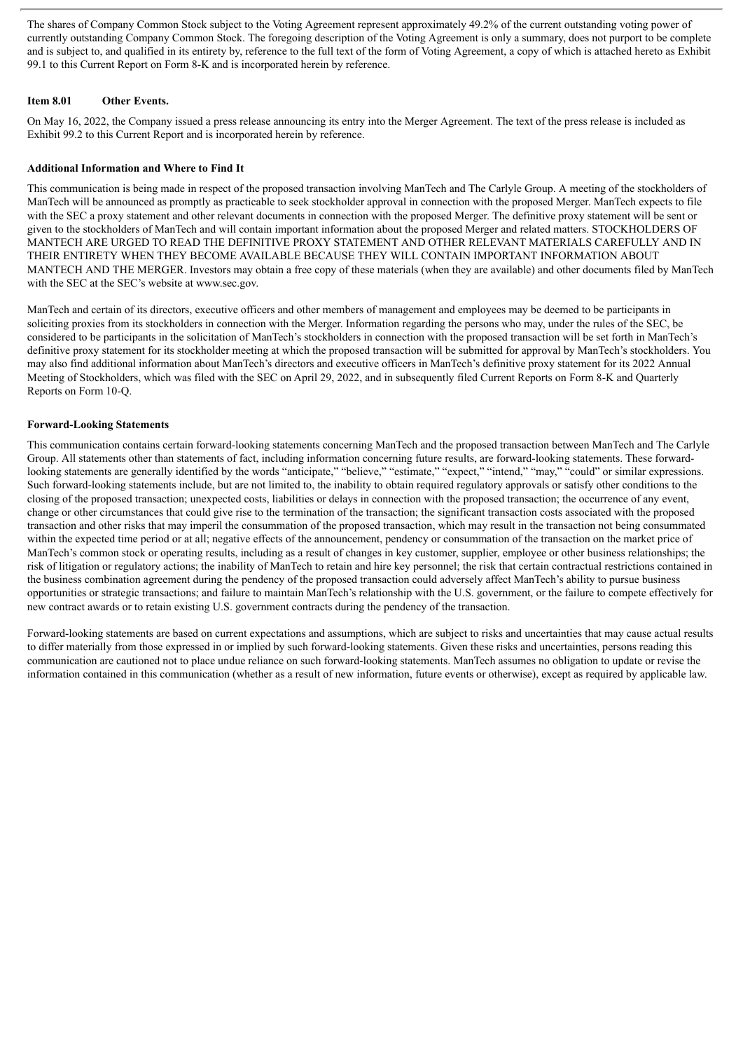The shares of Company Common Stock subject to the Voting Agreement represent approximately 49.2% of the current outstanding voting power of currently outstanding Company Common Stock. The foregoing description of the Voting Agreement is only a summary, does not purport to be complete and is subject to, and qualified in its entirety by, reference to the full text of the form of Voting Agreement, a copy of which is attached hereto as Exhibit 99.1 to this Current Report on Form 8-K and is incorporated herein by reference.

**Item 8.01 Other Events.**

On May 16, 2022, the Company issued a press release announcing its entry into the Merger Agreement. The text of the press release is included as Exhibit 99.2 to this Current Report and is incorporated herein by reference.

**Additional Information and Where to Find It**

This communication is being made in respect of the proposed transaction involving ManTech and The Carlyle Group. A meeting of the stockholders of ManTech will be announced as promptly as practicable to seek stockholder approval in connection with the proposed Merger. ManTech expects to file with the SEC a proxy statement and other relevant documents in connection with the proposed Merger. The definitive proxy statement will be sent or given to the stockholders of ManTech and will contain important information about the proposed Merger and related matters. STOCKHOLDERS OF MANTECH ARE URGED TO READ THE DEFINITIVE PROXY STATEMENT AND OTHER RELEVANT MATERIALS CAREFULLY AND IN THEIR ENTIRETY WHEN THEY BECOME AVAILABLE BECAUSE THEY WILL CONTAIN IMPORTANT INFORMATION ABOUT MANTECH AND THE MERGER. Investors may obtain a free copy of these materials (when they are available) and other documents filed by ManTech with the SEC at the SEC's website at www.sec.gov.

ManTech and certain of its directors, executive officers and other members of management and employees may be deemed to be participants in soliciting proxies from its stockholders in connection with the Merger. Information regarding the persons who may, under the rules of the SEC, be considered to be participants in the solicitation of ManTech's stockholders in connection with the proposed transaction will be set forth in ManTech's definitive proxy statement for its stockholder meeting at which the proposed transaction will be submitted for approval by ManTech's stockholders. You may also find additional information about ManTech's directors and executive officers in ManTech's definitive proxy statement for its 2022 Annual Meeting of Stockholders, which was filed with the SEC on April 29, 2022, and in subsequently filed Current Reports on Form 8-K and Quarterly Reports on Form 10-Q.

**Forward-Looking Statements**

This communication contains certain forward-looking statements concerning ManTech and the proposed transaction between ManTech and The Carlyle Group. All statements other than statements of fact, including information concerning future results, are forward-looking statements. These forward-looking statements are generally identified by the words "anticipate," "believe," "estimate," "expect," "intend," "may," "could" or similar expressions. Such forward-looking statements include, but are not limited to, the inability to obtain required regulatory approvals or satisfy other conditions to the closing of the proposed transaction; unexpected costs, liabilities or delays in connection with the proposed transaction; the occurrence of any event, change or other circumstances that could give rise to the termination of the transaction; the significant transaction costs associated with the proposed transaction and other risks that may imperil the consummation of the proposed transaction, which may result in the transaction not being consummated within the expected time period or at all; negative effects of the announcement, pendency or consummation of the transaction on the market price of ManTech's common stock or operating results, including as a result of changes in key customer, supplier, employee or other business relationships; the risk of litigation or regulatory actions; the inability of ManTech to retain and hire key personnel; the risk that certain contractual restrictions contained in the business combination agreement during the pendency of the proposed transaction could adversely affect ManTech's ability to pursue business opportunities or strategic transactions; and failure to maintain ManTech's relationship with the U.S. government, or the failure to compete effectively for new contract awards or to retain existing U.S. government contracts during the pendency of the transaction.

Forward-looking statements are based on current expectations and assumptions, which are subject to risks and uncertainties that may cause actual results to differ materially from those expressed in or implied by such forward-looking statements. Given these risks and uncertainties, persons reading this communication are cautioned not to place undue reliance on such forward-looking statements. ManTech assumes no obligation to update or revise the information contained in this communication (whether as a result of new information, future events or otherwise), except as required by applicable law.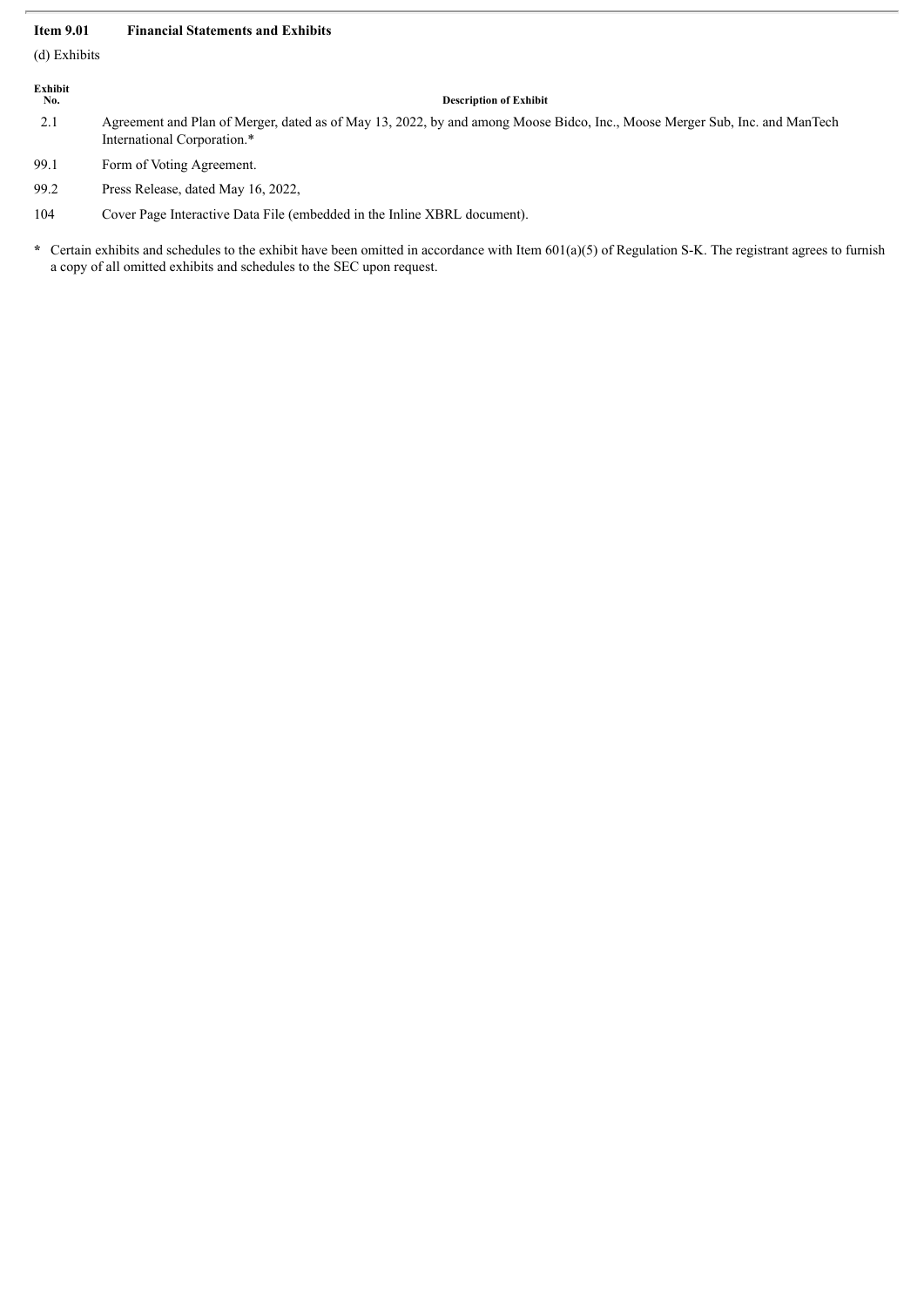**Item 9.01 Financial Statements and Exhibits**

(d) Exhibits

| Exhibit No. | Description of Exhibit |
|---|---|
| 2.1 | Agreement and Plan of Merger, dated as of May 13, 2022, by and among Moose Bidco, Inc., Moose Merger Sub, Inc. and ManTech International Corporation.* |
| 99.1 | Form of Voting Agreement. |
| 99.2 | Press Release, dated May 16, 2022, |
| 104 | Cover Page Interactive Data File (embedded in the Inline XBRL document). |

\* Certain exhibits and schedules to the exhibit have been omitted in accordance with Item 601(a)(5) of Regulation S-K. The registrant agrees to furnish a copy of all omitted exhibits and schedules to the SEC upon request.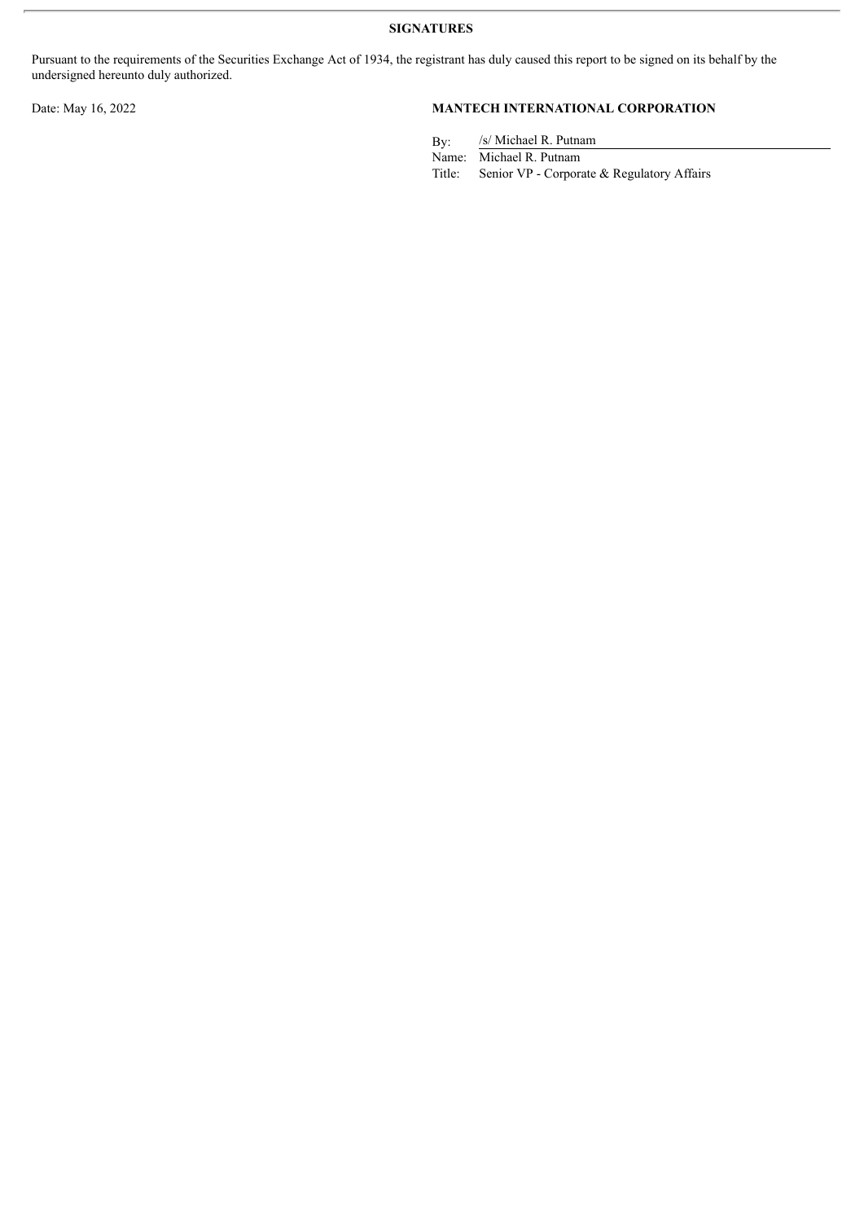**SIGNATURES**

Pursuant to the requirements of the Securities Exchange Act of 1934, the registrant has duly caused this report to be signed on its behalf by the undersigned hereunto duly authorized.

Date: May 16, 2022

**MANTECH INTERNATIONAL CORPORATION**

By: /s/ Michael R. Putnam
Name: Michael R. Putnam
Title: Senior VP - Corporate & Regulatory Affairs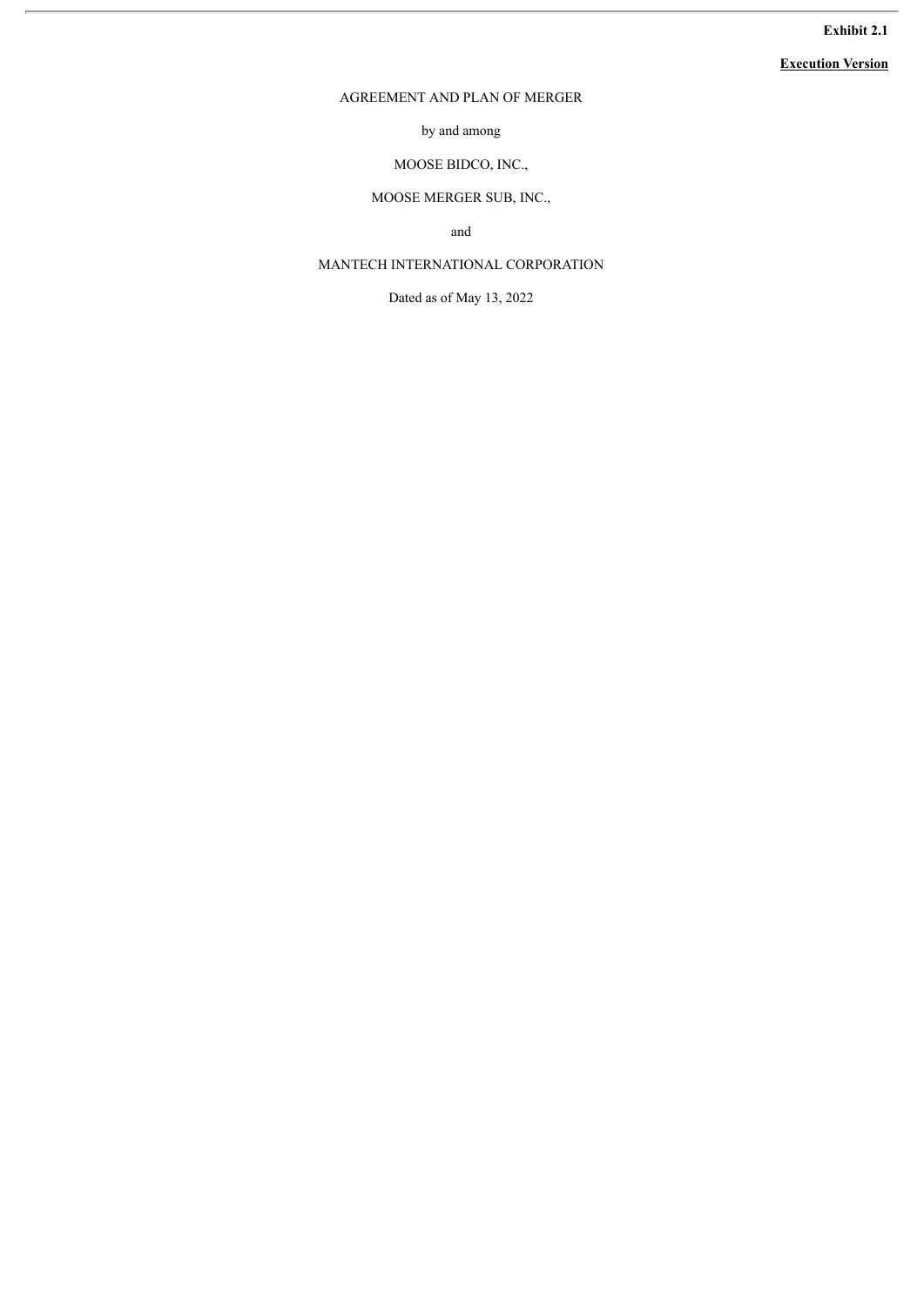**Exhibit 2.1**

**Execution Version**

AGREEMENT AND PLAN OF MERGER

by and among

MOOSE BIDCO, INC.,

MOOSE MERGER SUB, INC.,

and

MANTECH INTERNATIONAL CORPORATION

Dated as of May 13, 2022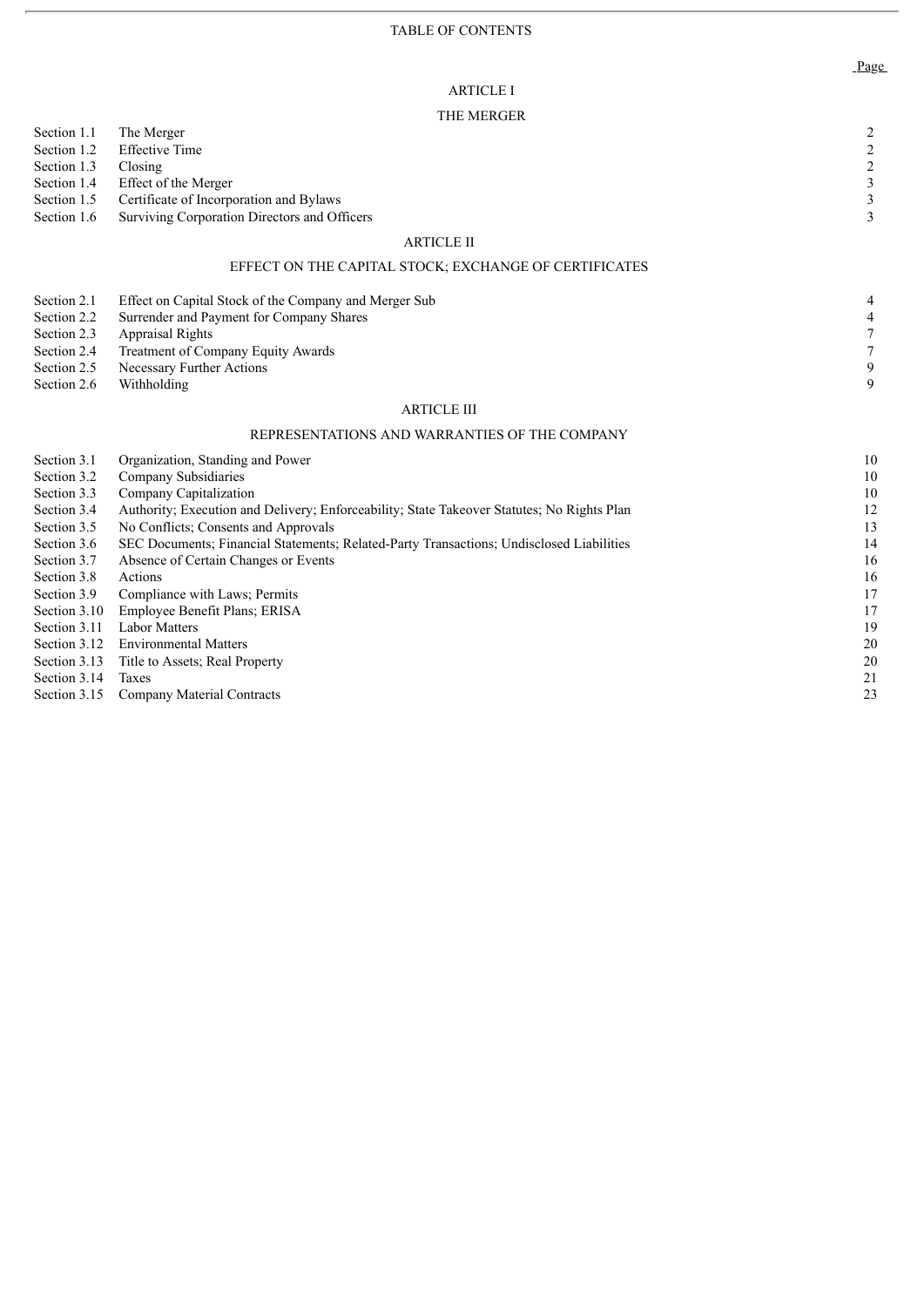TABLE OF CONTENTS

| | | Page |
|---|---|---|
| | **ARTICLE I** | |
| | **THE MERGER** | |
| Section 1.1 | The Merger | 2 |
| Section 1.2 | Effective Time | 2 |
| Section 1.3 | Closing | 2 |
| Section 1.4 | Effect of the Merger | 3 |
| Section 1.5 | Certificate of Incorporation and Bylaws | 3 |
| Section 1.6 | Surviving Corporation Directors and Officers | 3 |
| | **ARTICLE II** | |
| | **EFFECT ON THE CAPITAL STOCK; EXCHANGE OF CERTIFICATES** | |
| Section 2.1 | Effect on Capital Stock of the Company and Merger Sub | 4 |
| Section 2.2 | Surrender and Payment for Company Shares | 4 |
| Section 2.3 | Appraisal Rights | 7 |
| Section 2.4 | Treatment of Company Equity Awards | 7 |
| Section 2.5 | Necessary Further Actions | 9 |
| Section 2.6 | Withholding | 9 |
| | **ARTICLE III** | |
| | **REPRESENTATIONS AND WARRANTIES OF THE COMPANY** | |
| Section 3.1 | Organization, Standing and Power | 10 |
| Section 3.2 | Company Subsidiaries | 10 |
| Section 3.3 | Company Capitalization | 10 |
| Section 3.4 | Authority; Execution and Delivery; Enforceability; State Takeover Statutes; No Rights Plan | 12 |
| Section 3.5 | No Conflicts; Consents and Approvals | 13 |
| Section 3.6 | SEC Documents; Financial Statements; Related-Party Transactions; Undisclosed Liabilities | 14 |
| Section 3.7 | Absence of Certain Changes or Events | 16 |
| Section 3.8 | Actions | 16 |
| Section 3.9 | Compliance with Laws; Permits | 17 |
| Section 3.10 | Employee Benefit Plans; ERISA | 17 |
| Section 3.11 | Labor Matters | 19 |
| Section 3.12 | Environmental Matters | 20 |
| Section 3.13 | Title to Assets; Real Property | 20 |
| Section 3.14 | Taxes | 21 |
| Section 3.15 | Company Material Contracts | 23 |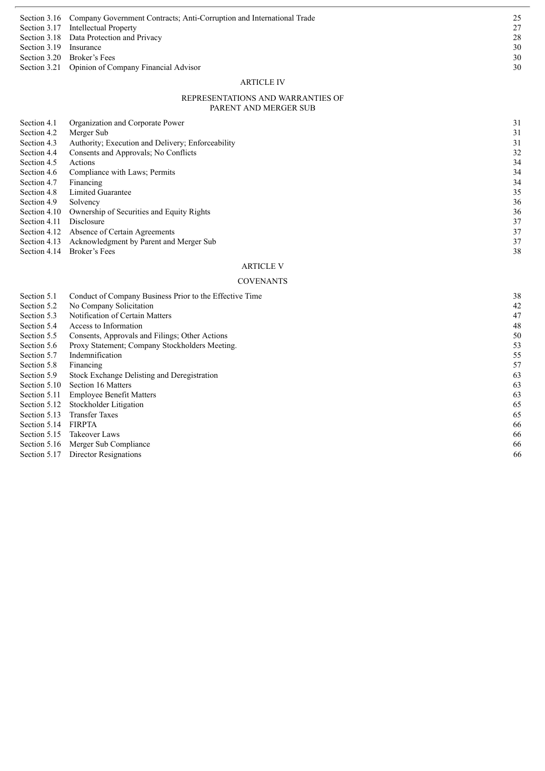| | | |
|---|---|---|
| Section 3.16 | Company Government Contracts; Anti-Corruption and International Trade | 25 |
| Section 3.17 | Intellectual Property | 27 |
| Section 3.18 | Data Protection and Privacy | 28 |
| Section 3.19 | Insurance | 30 |
| Section 3.20 | Broker's Fees | 30 |
| Section 3.21 | Opinion of Company Financial Advisor | 30 |

ARTICLE IV

REPRESENTATIONS AND WARRANTIES OF PARENT AND MERGER SUB

| | | |
|---|---|---|
| Section 4.1 | Organization and Corporate Power | 31 |
| Section 4.2 | Merger Sub | 31 |
| Section 4.3 | Authority; Execution and Delivery; Enforceability | 31 |
| Section 4.4 | Consents and Approvals; No Conflicts | 32 |
| Section 4.5 | Actions | 34 |
| Section 4.6 | Compliance with Laws; Permits | 34 |
| Section 4.7 | Financing | 34 |
| Section 4.8 | Limited Guarantee | 35 |
| Section 4.9 | Solvency | 36 |
| Section 4.10 | Ownership of Securities and Equity Rights | 36 |
| Section 4.11 | Disclosure | 37 |
| Section 4.12 | Absence of Certain Agreements | 37 |
| Section 4.13 | Acknowledgment by Parent and Merger Sub | 37 |
| Section 4.14 | Broker's Fees | 38 |

ARTICLE V

COVENANTS

| | | |
|---|---|---|
| Section 5.1 | Conduct of Company Business Prior to the Effective Time | 38 |
| Section 5.2 | No Company Solicitation | 42 |
| Section 5.3 | Notification of Certain Matters | 47 |
| Section 5.4 | Access to Information | 48 |
| Section 5.5 | Consents, Approvals and Filings; Other Actions | 50 |
| Section 5.6 | Proxy Statement; Company Stockholders Meeting. | 53 |
| Section 5.7 | Indemnification | 55 |
| Section 5.8 | Financing | 57 |
| Section 5.9 | Stock Exchange Delisting and Deregistration | 63 |
| Section 5.10 | Section 16 Matters | 63 |
| Section 5.11 | Employee Benefit Matters | 63 |
| Section 5.12 | Stockholder Litigation | 65 |
| Section 5.13 | Transfer Taxes | 65 |
| Section 5.14 | FIRPTA | 66 |
| Section 5.15 | Takeover Laws | 66 |
| Section 5.16 | Merger Sub Compliance | 66 |
| Section 5.17 | Director Resignations | 66 |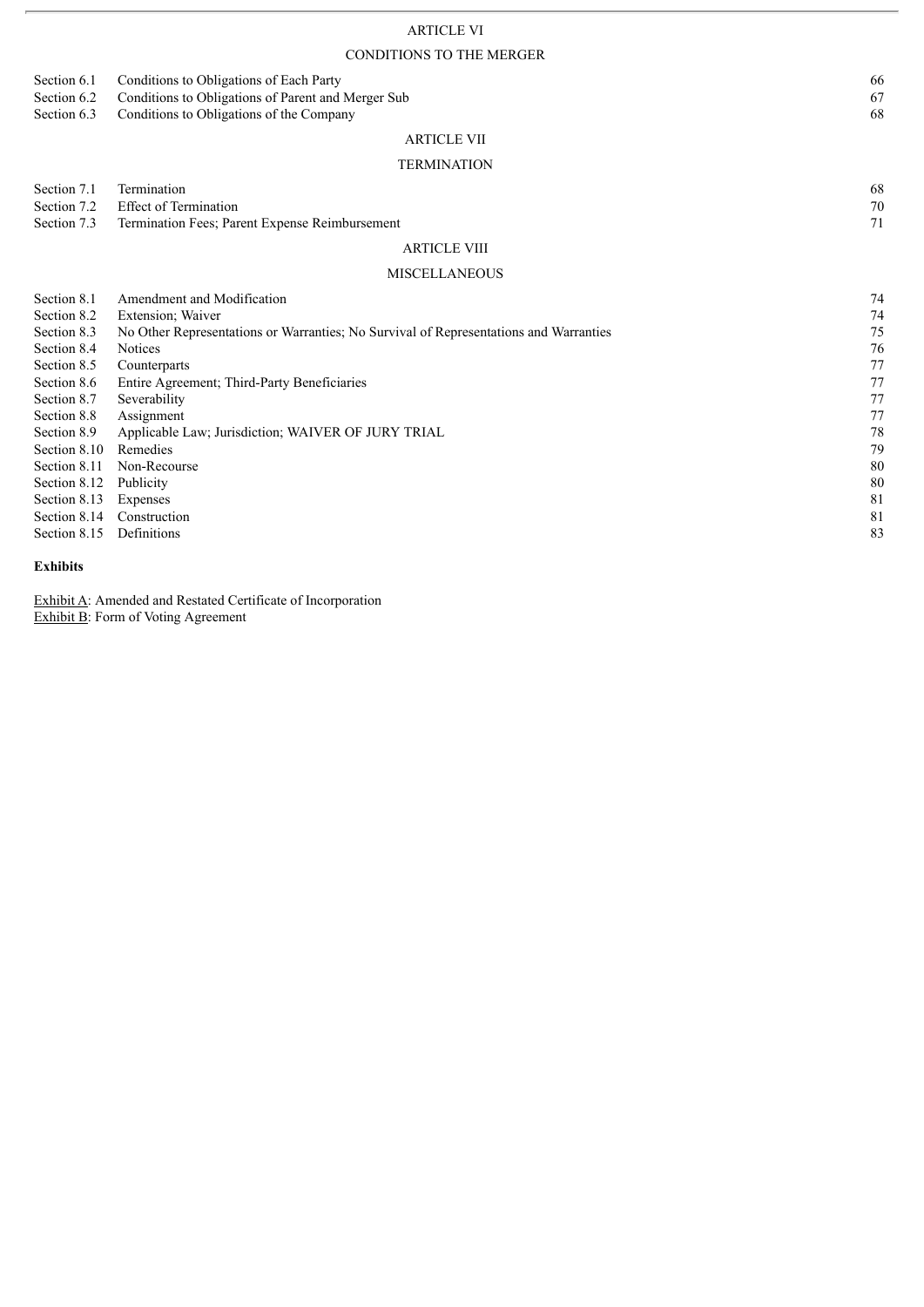## ARTICLE VI

## CONDITIONS TO THE MERGER

| | | |
|---|---|---|
| Section 6.1 | Conditions to Obligations of Each Party | 66 |
| Section 6.2 | Conditions to Obligations of Parent and Merger Sub | 67 |
| Section 6.3 | Conditions to Obligations of the Company | 68 |

## ARTICLE VII

## TERMINATION

| | | |
|---|---|---|
| Section 7.1 | Termination | 68 |
| Section 7.2 | Effect of Termination | 70 |
| Section 7.3 | Termination Fees; Parent Expense Reimbursement | 71 |

## ARTICLE VIII

## MISCELLANEOUS

| | | |
|---|---|---|
| Section 8.1 | Amendment and Modification | 74 |
| Section 8.2 | Extension; Waiver | 74 |
| Section 8.3 | No Other Representations or Warranties; No Survival of Representations and Warranties | 75 |
| Section 8.4 | Notices | 76 |
| Section 8.5 | Counterparts | 77 |
| Section 8.6 | Entire Agreement; Third-Party Beneficiaries | 77 |
| Section 8.7 | Severability | 77 |
| Section 8.8 | Assignment | 77 |
| Section 8.9 | Applicable Law; Jurisdiction; WAIVER OF JURY TRIAL | 78 |
| Section 8.10 | Remedies | 79 |
| Section 8.11 | Non-Recourse | 80 |
| Section 8.12 | Publicity | 80 |
| Section 8.13 | Expenses | 81 |
| Section 8.14 | Construction | 81 |
| Section 8.15 | Definitions | 83 |

**Exhibits**

Exhibit A: Amended and Restated Certificate of Incorporation
Exhibit B: Form of Voting Agreement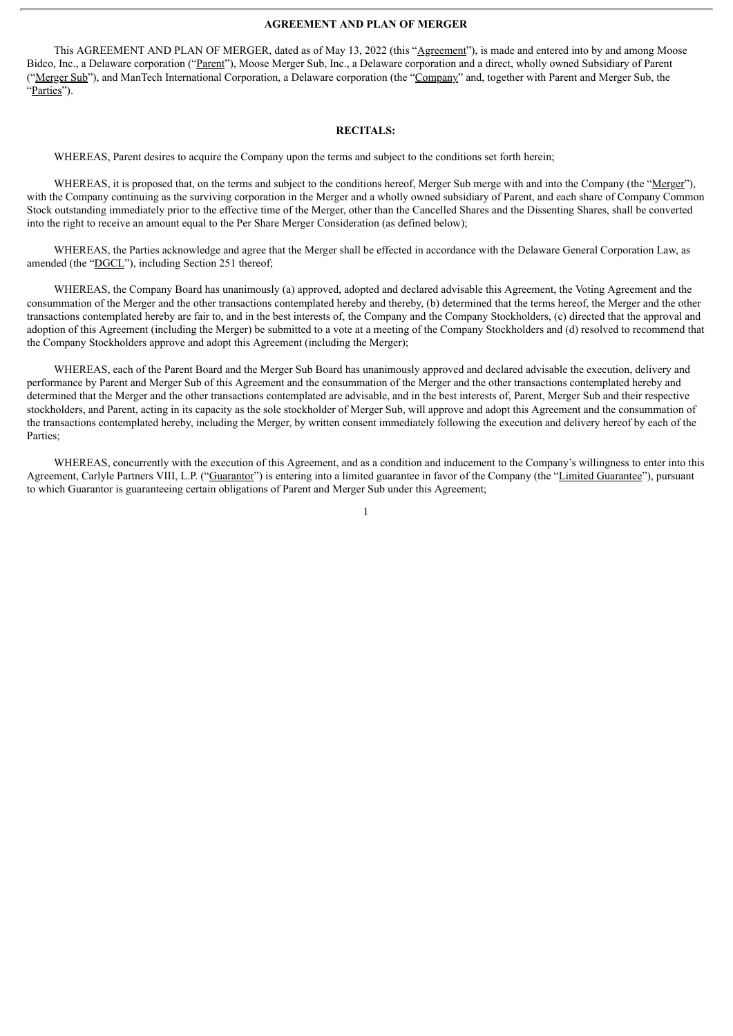# AGREEMENT AND PLAN OF MERGER

This AGREEMENT AND PLAN OF MERGER, dated as of May 13, 2022 (this "Agreement"), is made and entered into by and among Moose Bidco, Inc., a Delaware corporation ("Parent"), Moose Merger Sub, Inc., a Delaware corporation and a direct, wholly owned Subsidiary of Parent ("Merger Sub"), and ManTech International Corporation, a Delaware corporation (the "Company" and, together with Parent and Merger Sub, the "Parties").

## RECITALS:

WHEREAS, Parent desires to acquire the Company upon the terms and subject to the conditions set forth herein;

WHEREAS, it is proposed that, on the terms and subject to the conditions hereof, Merger Sub merge with and into the Company (the "Merger"), with the Company continuing as the surviving corporation in the Merger and a wholly owned subsidiary of Parent, and each share of Company Common Stock outstanding immediately prior to the effective time of the Merger, other than the Cancelled Shares and the Dissenting Shares, shall be converted into the right to receive an amount equal to the Per Share Merger Consideration (as defined below);

WHEREAS, the Parties acknowledge and agree that the Merger shall be effected in accordance with the Delaware General Corporation Law, as amended (the "DGCL"), including Section 251 thereof;

WHEREAS, the Company Board has unanimously (a) approved, adopted and declared advisable this Agreement, the Voting Agreement and the consummation of the Merger and the other transactions contemplated hereby and thereby, (b) determined that the terms hereof, the Merger and the other transactions contemplated hereby are fair to, and in the best interests of, the Company and the Company Stockholders, (c) directed that the approval and adoption of this Agreement (including the Merger) be submitted to a vote at a meeting of the Company Stockholders and (d) resolved to recommend that the Company Stockholders approve and adopt this Agreement (including the Merger);

WHEREAS, each of the Parent Board and the Merger Sub Board has unanimously approved and declared advisable the execution, delivery and performance by Parent and Merger Sub of this Agreement and the consummation of the Merger and the other transactions contemplated hereby and determined that the Merger and the other transactions contemplated are advisable, and in the best interests of, Parent, Merger Sub and their respective stockholders, and Parent, acting in its capacity as the sole stockholder of Merger Sub, will approve and adopt this Agreement and the consummation of the transactions contemplated hereby, including the Merger, by written consent immediately following the execution and delivery hereof by each of the Parties;

WHEREAS, concurrently with the execution of this Agreement, and as a condition and inducement to the Company's willingness to enter into this Agreement, Carlyle Partners VIII, L.P. ("Guarantor") is entering into a limited guarantee in favor of the Company (the "Limited Guarantee"), pursuant to which Guarantor is guaranteeing certain obligations of Parent and Merger Sub under this Agreement;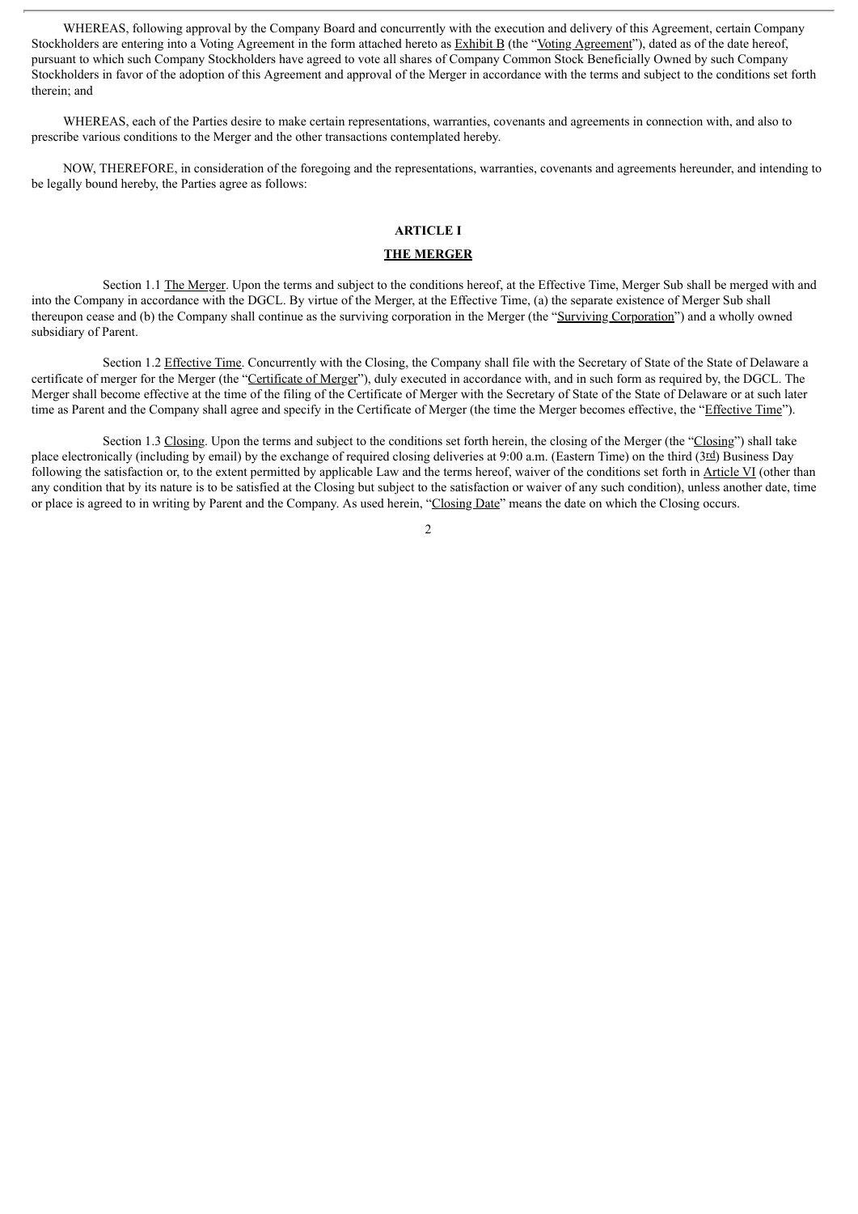WHEREAS, following approval by the Company Board and concurrently with the execution and delivery of this Agreement, certain Company Stockholders are entering into a Voting Agreement in the form attached hereto as Exhibit B (the "Voting Agreement"), dated as of the date hereof, pursuant to which such Company Stockholders have agreed to vote all shares of Company Common Stock Beneficially Owned by such Company Stockholders in favor of the adoption of this Agreement and approval of the Merger in accordance with the terms and subject to the conditions set forth therein; and

WHEREAS, each of the Parties desire to make certain representations, warranties, covenants and agreements in connection with, and also to prescribe various conditions to the Merger and the other transactions contemplated hereby.

NOW, THEREFORE, in consideration of the foregoing and the representations, warranties, covenants and agreements hereunder, and intending to be legally bound hereby, the Parties agree as follows:

## ARTICLE I

## THE MERGER

Section 1.1 The Merger. Upon the terms and subject to the conditions hereof, at the Effective Time, Merger Sub shall be merged with and into the Company in accordance with the DGCL. By virtue of the Merger, at the Effective Time, (a) the separate existence of Merger Sub shall thereupon cease and (b) the Company shall continue as the surviving corporation in the Merger (the "Surviving Corporation") and a wholly owned subsidiary of Parent.

Section 1.2 Effective Time. Concurrently with the Closing, the Company shall file with the Secretary of State of the State of Delaware a certificate of merger for the Merger (the "Certificate of Merger"), duly executed in accordance with, and in such form as required by, the DGCL. The Merger shall become effective at the time of the filing of the Certificate of Merger with the Secretary of State of the State of Delaware or at such later time as Parent and the Company shall agree and specify in the Certificate of Merger (the time the Merger becomes effective, the "Effective Time").

Section 1.3 Closing. Upon the terms and subject to the conditions set forth herein, the closing of the Merger (the "Closing") shall take place electronically (including by email) by the exchange of required closing deliveries at 9:00 a.m. (Eastern Time) on the third (3rd) Business Day following the satisfaction or, to the extent permitted by applicable Law and the terms hereof, waiver of the conditions set forth in Article VI (other than any condition that by its nature is to be satisfied at the Closing but subject to the satisfaction or waiver of any such condition), unless another date, time or place is agreed to in writing by Parent and the Company. As used herein, "Closing Date" means the date on which the Closing occurs.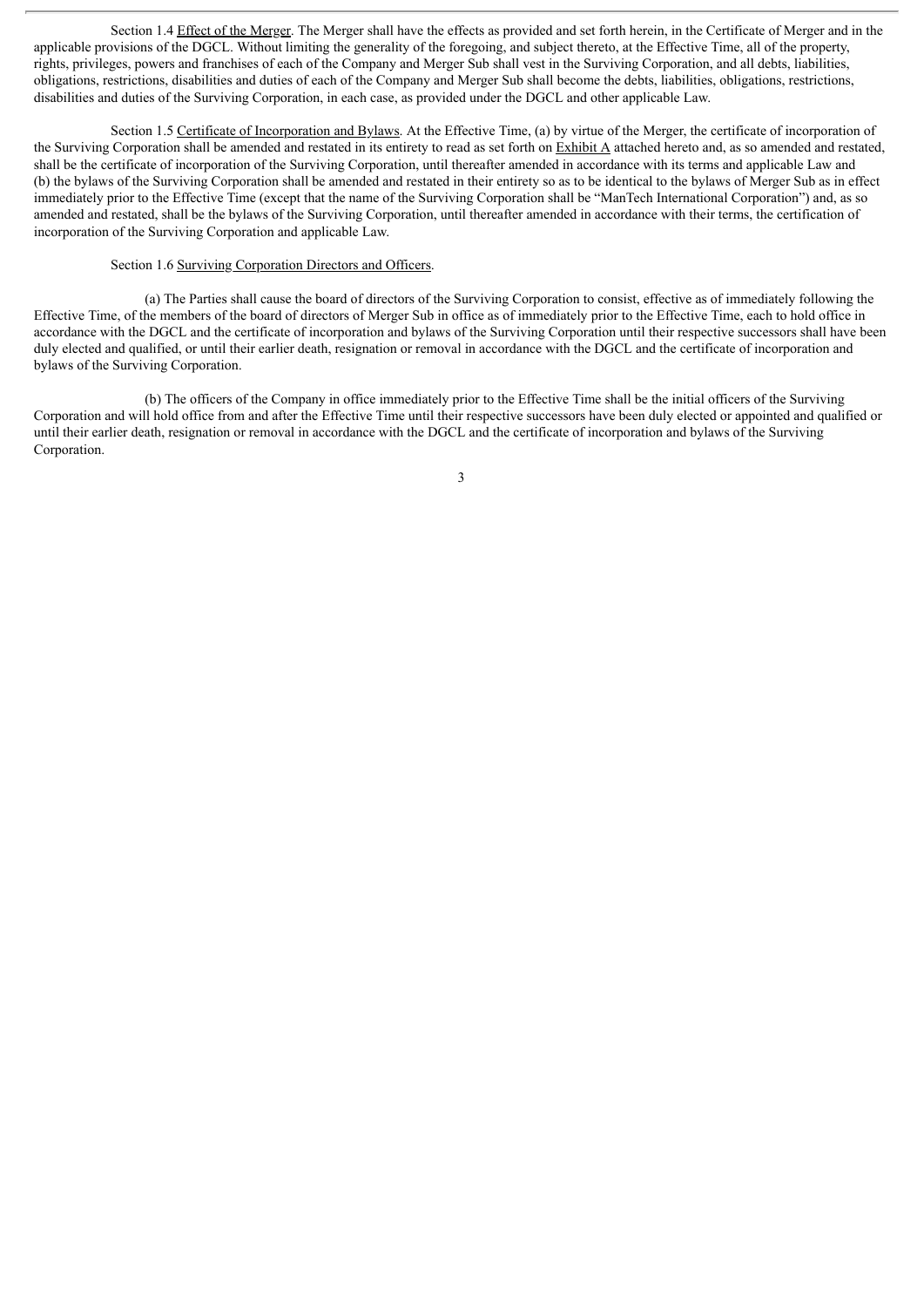Section 1.4 Effect of the Merger. The Merger shall have the effects as provided and set forth herein, in the Certificate of Merger and in the applicable provisions of the DGCL. Without limiting the generality of the foregoing, and subject thereto, at the Effective Time, all of the property, rights, privileges, powers and franchises of each of the Company and Merger Sub shall vest in the Surviving Corporation, and all debts, liabilities, obligations, restrictions, disabilities and duties of each of the Company and Merger Sub shall become the debts, liabilities, obligations, restrictions, disabilities and duties of the Surviving Corporation, in each case, as provided under the DGCL and other applicable Law.

Section 1.5 Certificate of Incorporation and Bylaws. At the Effective Time, (a) by virtue of the Merger, the certificate of incorporation of the Surviving Corporation shall be amended and restated in its entirety to read as set forth on Exhibit A attached hereto and, as so amended and restated, shall be the certificate of incorporation of the Surviving Corporation, until thereafter amended in accordance with its terms and applicable Law and (b) the bylaws of the Surviving Corporation shall be amended and restated in their entirety so as to be identical to the bylaws of Merger Sub as in effect immediately prior to the Effective Time (except that the name of the Surviving Corporation shall be "ManTech International Corporation") and, as so amended and restated, shall be the bylaws of the Surviving Corporation, until thereafter amended in accordance with their terms, the certification of incorporation of the Surviving Corporation and applicable Law.

Section 1.6 Surviving Corporation Directors and Officers.

(a) The Parties shall cause the board of directors of the Surviving Corporation to consist, effective as of immediately following the Effective Time, of the members of the board of directors of Merger Sub in office as of immediately prior to the Effective Time, each to hold office in accordance with the DGCL and the certificate of incorporation and bylaws of the Surviving Corporation until their respective successors shall have been duly elected and qualified, or until their earlier death, resignation or removal in accordance with the DGCL and the certificate of incorporation and bylaws of the Surviving Corporation.

(b) The officers of the Company in office immediately prior to the Effective Time shall be the initial officers of the Surviving Corporation and will hold office from and after the Effective Time until their respective successors have been duly elected or appointed and qualified or until their earlier death, resignation or removal in accordance with the DGCL and the certificate of incorporation and bylaws of the Surviving Corporation.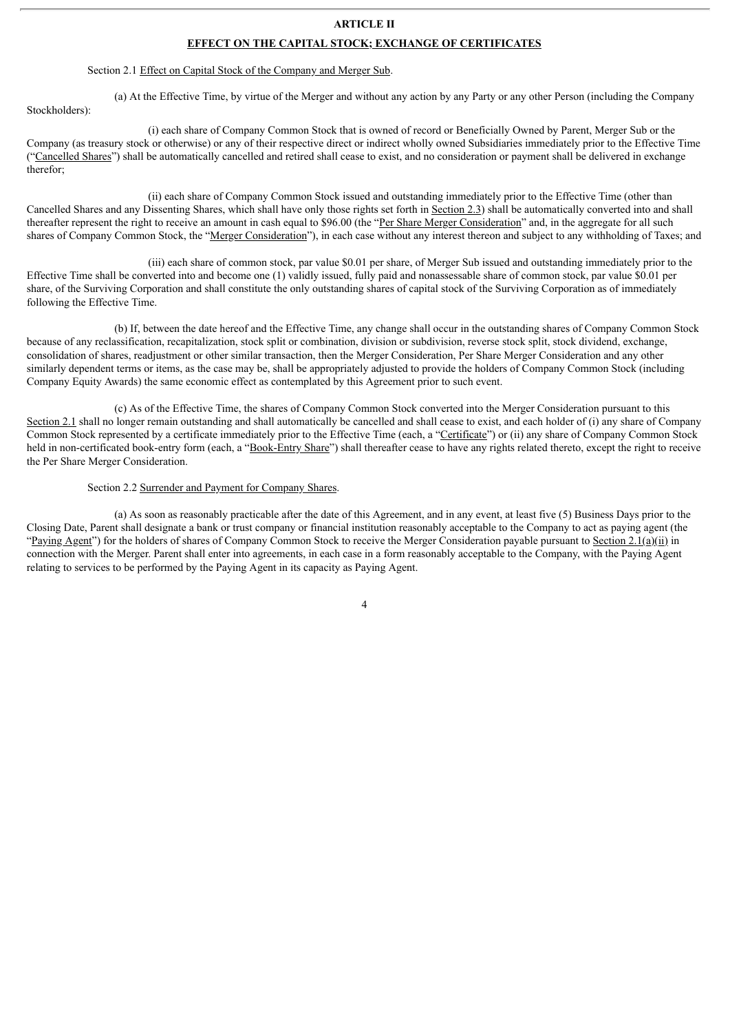## ARTICLE II

## EFFECT ON THE CAPITAL STOCK; EXCHANGE OF CERTIFICATES

Section 2.1 Effect on Capital Stock of the Company and Merger Sub.

(a) At the Effective Time, by virtue of the Merger and without any action by any Party or any other Person (including the Company Stockholders):

(i) each share of Company Common Stock that is owned of record or Beneficially Owned by Parent, Merger Sub or the Company (as treasury stock or otherwise) or any of their respective direct or indirect wholly owned Subsidiaries immediately prior to the Effective Time ("Cancelled Shares") shall be automatically cancelled and retired shall cease to exist, and no consideration or payment shall be delivered in exchange therefor;

(ii) each share of Company Common Stock issued and outstanding immediately prior to the Effective Time (other than Cancelled Shares and any Dissenting Shares, which shall have only those rights set forth in Section 2.3) shall be automatically converted into and shall thereafter represent the right to receive an amount in cash equal to $96.00 (the "Per Share Merger Consideration" and, in the aggregate for all such shares of Company Common Stock, the "Merger Consideration"), in each case without any interest thereon and subject to any withholding of Taxes; and

(iii) each share of common stock, par value $0.01 per share, of Merger Sub issued and outstanding immediately prior to the Effective Time shall be converted into and become one (1) validly issued, fully paid and nonassessable share of common stock, par value $0.01 per share, of the Surviving Corporation and shall constitute the only outstanding shares of capital stock of the Surviving Corporation as of immediately following the Effective Time.

(b) If, between the date hereof and the Effective Time, any change shall occur in the outstanding shares of Company Common Stock because of any reclassification, recapitalization, stock split or combination, division or subdivision, reverse stock split, stock dividend, exchange, consolidation of shares, readjustment or other similar transaction, then the Merger Consideration, Per Share Merger Consideration and any other similarly dependent terms or items, as the case may be, shall be appropriately adjusted to provide the holders of Company Common Stock (including Company Equity Awards) the same economic effect as contemplated by this Agreement prior to such event.

(c) As of the Effective Time, the shares of Company Common Stock converted into the Merger Consideration pursuant to this Section 2.1 shall no longer remain outstanding and shall automatically be cancelled and shall cease to exist, and each holder of (i) any share of Company Common Stock represented by a certificate immediately prior to the Effective Time (each, a "Certificate") or (ii) any share of Company Common Stock held in non-certificated book-entry form (each, a "Book-Entry Share") shall thereafter cease to have any rights related thereto, except the right to receive the Per Share Merger Consideration.

Section 2.2 Surrender and Payment for Company Shares.

(a) As soon as reasonably practicable after the date of this Agreement, and in any event, at least five (5) Business Days prior to the Closing Date, Parent shall designate a bank or trust company or financial institution reasonably acceptable to the Company to act as paying agent (the "Paying Agent") for the holders of shares of Company Common Stock to receive the Merger Consideration payable pursuant to Section 2.1(a)(ii) in connection with the Merger. Parent shall enter into agreements, in each case in a form reasonably acceptable to the Company, with the Paying Agent relating to services to be performed by the Paying Agent in its capacity as Paying Agent.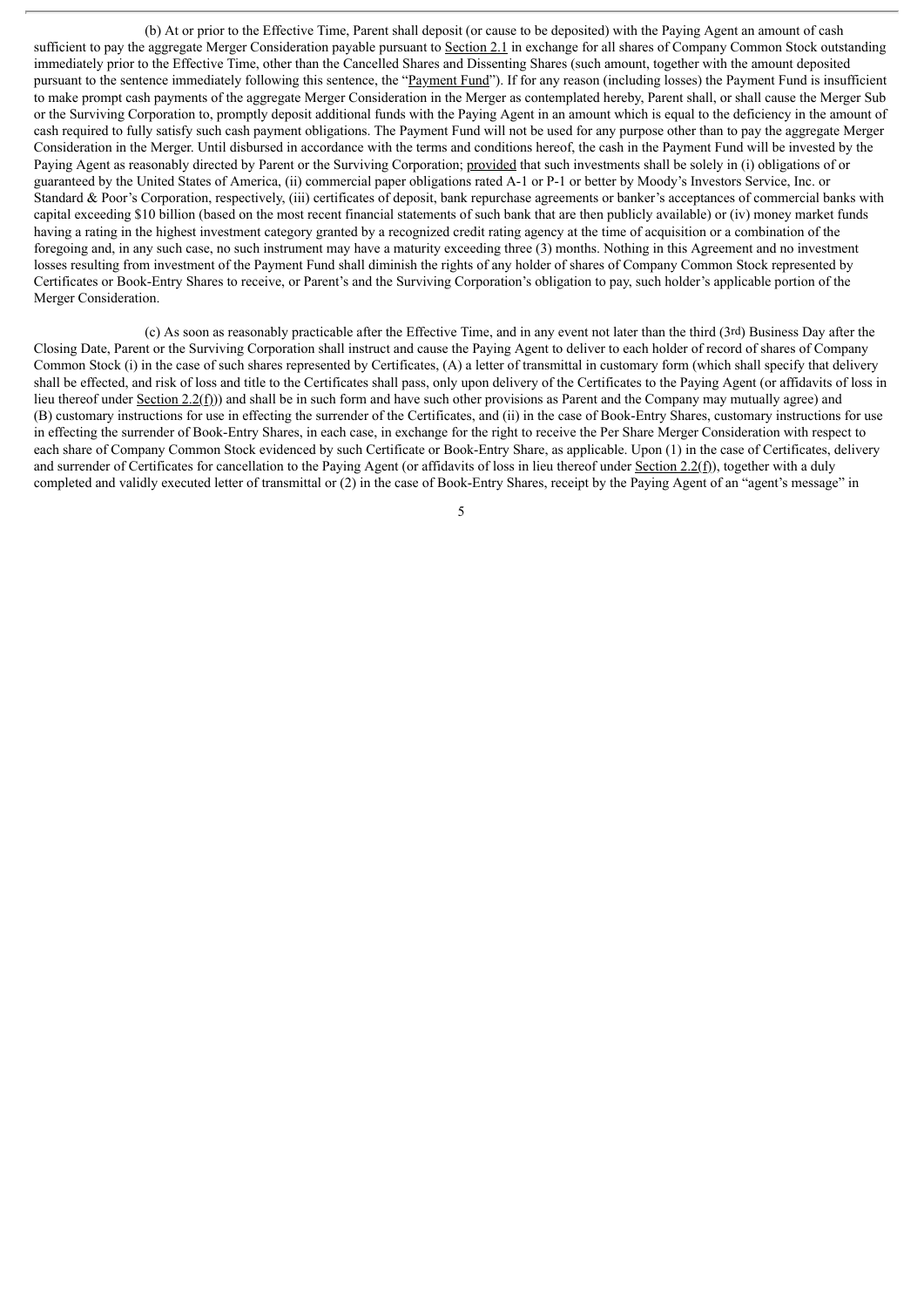(b) At or prior to the Effective Time, Parent shall deposit (or cause to be deposited) with the Paying Agent an amount of cash sufficient to pay the aggregate Merger Consideration payable pursuant to Section 2.1 in exchange for all shares of Company Common Stock outstanding immediately prior to the Effective Time, other than the Cancelled Shares and Dissenting Shares (such amount, together with the amount deposited pursuant to the sentence immediately following this sentence, the "Payment Fund"). If for any reason (including losses) the Payment Fund is insufficient to make prompt cash payments of the aggregate Merger Consideration in the Merger as contemplated hereby, Parent shall, or shall cause the Merger Sub or the Surviving Corporation to, promptly deposit additional funds with the Paying Agent in an amount which is equal to the deficiency in the amount of cash required to fully satisfy such cash payment obligations. The Payment Fund will not be used for any purpose other than to pay the aggregate Merger Consideration in the Merger. Until disbursed in accordance with the terms and conditions hereof, the cash in the Payment Fund will be invested by the Paying Agent as reasonably directed by Parent or the Surviving Corporation; provided that such investments shall be solely in (i) obligations of or guaranteed by the United States of America, (ii) commercial paper obligations rated A-1 or P-1 or better by Moody's Investors Service, Inc. or Standard & Poor's Corporation, respectively, (iii) certificates of deposit, bank repurchase agreements or banker's acceptances of commercial banks with capital exceeding $10 billion (based on the most recent financial statements of such bank that are then publicly available) or (iv) money market funds having a rating in the highest investment category granted by a recognized credit rating agency at the time of acquisition or a combination of the foregoing and, in any such case, no such instrument may have a maturity exceeding three (3) months. Nothing in this Agreement and no investment losses resulting from investment of the Payment Fund shall diminish the rights of any holder of shares of Company Common Stock represented by Certificates or Book-Entry Shares to receive, or Parent's and the Surviving Corporation's obligation to pay, such holder's applicable portion of the Merger Consideration.

(c) As soon as reasonably practicable after the Effective Time, and in any event not later than the third (3rd) Business Day after the Closing Date, Parent or the Surviving Corporation shall instruct and cause the Paying Agent to deliver to each holder of record of shares of Company Common Stock (i) in the case of such shares represented by Certificates, (A) a letter of transmittal in customary form (which shall specify that delivery shall be effected, and risk of loss and title to the Certificates shall pass, only upon delivery of the Certificates to the Paying Agent (or affidavits of loss in lieu thereof under Section 2.2(f))) and shall be in such form and have such other provisions as Parent and the Company may mutually agree) and (B) customary instructions for use in effecting the surrender of the Certificates, and (ii) in the case of Book-Entry Shares, customary instructions for use in effecting the surrender of Book-Entry Shares, in each case, in exchange for the right to receive the Per Share Merger Consideration with respect to each share of Company Common Stock evidenced by such Certificate or Book-Entry Share, as applicable. Upon (1) in the case of Certificates, delivery and surrender of Certificates for cancellation to the Paying Agent (or affidavits of loss in lieu thereof under Section 2.2(f)), together with a duly completed and validly executed letter of transmittal or (2) in the case of Book-Entry Shares, receipt by the Paying Agent of an "agent's message" in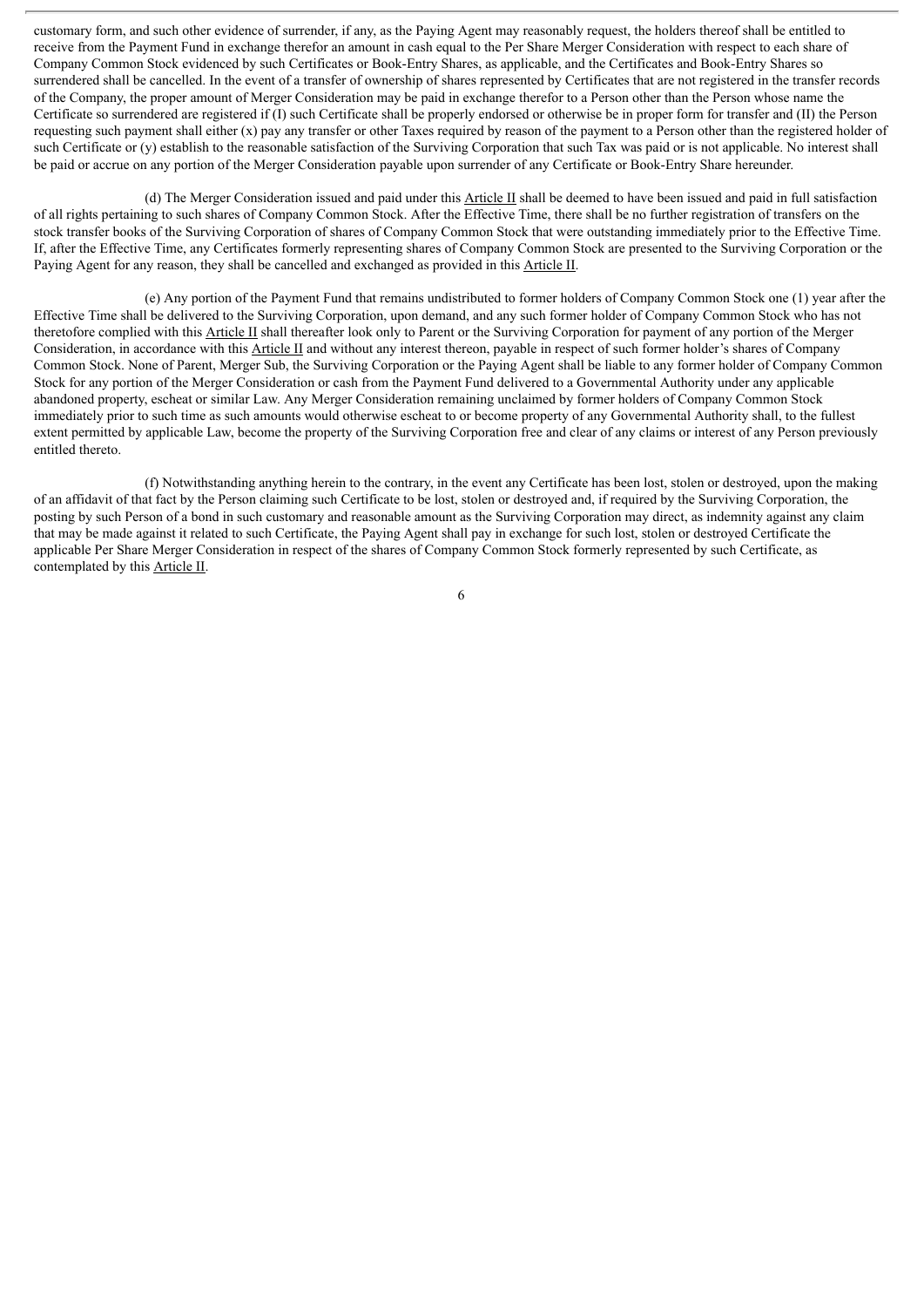customary form, and such other evidence of surrender, if any, as the Paying Agent may reasonably request, the holders thereof shall be entitled to receive from the Payment Fund in exchange therefor an amount in cash equal to the Per Share Merger Consideration with respect to each share of Company Common Stock evidenced by such Certificates or Book-Entry Shares, as applicable, and the Certificates and Book-Entry Shares so surrendered shall be cancelled. In the event of a transfer of ownership of shares represented by Certificates that are not registered in the transfer records of the Company, the proper amount of Merger Consideration may be paid in exchange therefor to a Person other than the Person whose name the Certificate so surrendered are registered if (I) such Certificate shall be properly endorsed or otherwise be in proper form for transfer and (II) the Person requesting such payment shall either (x) pay any transfer or other Taxes required by reason of the payment to a Person other than the registered holder of such Certificate or (y) establish to the reasonable satisfaction of the Surviving Corporation that such Tax was paid or is not applicable. No interest shall be paid or accrue on any portion of the Merger Consideration payable upon surrender of any Certificate or Book-Entry Share hereunder.

(d) The Merger Consideration issued and paid under this Article II shall be deemed to have been issued and paid in full satisfaction of all rights pertaining to such shares of Company Common Stock. After the Effective Time, there shall be no further registration of transfers on the stock transfer books of the Surviving Corporation of shares of Company Common Stock that were outstanding immediately prior to the Effective Time. If, after the Effective Time, any Certificates formerly representing shares of Company Common Stock are presented to the Surviving Corporation or the Paying Agent for any reason, they shall be cancelled and exchanged as provided in this Article II.

(e) Any portion of the Payment Fund that remains undistributed to former holders of Company Common Stock one (1) year after the Effective Time shall be delivered to the Surviving Corporation, upon demand, and any such former holder of Company Common Stock who has not theretofore complied with this Article II shall thereafter look only to Parent or the Surviving Corporation for payment of any portion of the Merger Consideration, in accordance with this Article II and without any interest thereon, payable in respect of such former holder's shares of Company Common Stock. None of Parent, Merger Sub, the Surviving Corporation or the Paying Agent shall be liable to any former holder of Company Common Stock for any portion of the Merger Consideration or cash from the Payment Fund delivered to a Governmental Authority under any applicable abandoned property, escheat or similar Law. Any Merger Consideration remaining unclaimed by former holders of Company Common Stock immediately prior to such time as such amounts would otherwise escheat to or become property of any Governmental Authority shall, to the fullest extent permitted by applicable Law, become the property of the Surviving Corporation free and clear of any claims or interest of any Person previously entitled thereto.

(f) Notwithstanding anything herein to the contrary, in the event any Certificate has been lost, stolen or destroyed, upon the making of an affidavit of that fact by the Person claiming such Certificate to be lost, stolen or destroyed and, if required by the Surviving Corporation, the posting by such Person of a bond in such customary and reasonable amount as the Surviving Corporation may direct, as indemnity against any claim that may be made against it related to such Certificate, the Paying Agent shall pay in exchange for such lost, stolen or destroyed Certificate the applicable Per Share Merger Consideration in respect of the shares of Company Common Stock formerly represented by such Certificate, as contemplated by this Article II.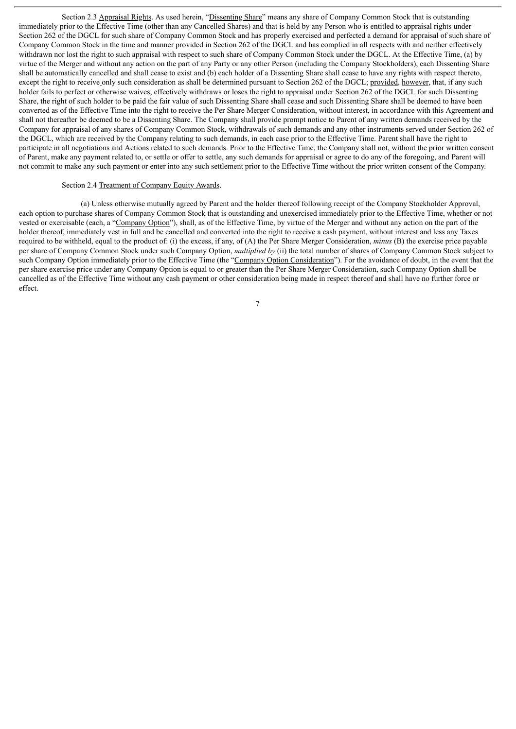Section 2.3 Appraisal Rights. As used herein, "Dissenting Share" means any share of Company Common Stock that is outstanding immediately prior to the Effective Time (other than any Cancelled Shares) and that is held by any Person who is entitled to appraisal rights under Section 262 of the DGCL for such share of Company Common Stock and has properly exercised and perfected a demand for appraisal of such share of Company Common Stock in the time and manner provided in Section 262 of the DGCL and has complied in all respects with and neither effectively withdrawn nor lost the right to such appraisal with respect to such share of Company Common Stock under the DGCL. At the Effective Time, (a) by virtue of the Merger and without any action on the part of any Party or any other Person (including the Company Stockholders), each Dissenting Share shall be automatically cancelled and shall cease to exist and (b) each holder of a Dissenting Share shall cease to have any rights with respect thereto, except the right to receive only such consideration as shall be determined pursuant to Section 262 of the DGCL; provided, however, that, if any such holder fails to perfect or otherwise waives, effectively withdraws or loses the right to appraisal under Section 262 of the DGCL for such Dissenting Share, the right of such holder to be paid the fair value of such Dissenting Share shall cease and such Dissenting Share shall be deemed to have been converted as of the Effective Time into the right to receive the Per Share Merger Consideration, without interest, in accordance with this Agreement and shall not thereafter be deemed to be a Dissenting Share. The Company shall provide prompt notice to Parent of any written demands received by the Company for appraisal of any shares of Company Common Stock, withdrawals of such demands and any other instruments served under Section 262 of the DGCL, which are received by the Company relating to such demands, in each case prior to the Effective Time. Parent shall have the right to participate in all negotiations and Actions related to such demands. Prior to the Effective Time, the Company shall not, without the prior written consent of Parent, make any payment related to, or settle or offer to settle, any such demands for appraisal or agree to do any of the foregoing, and Parent will not commit to make any such payment or enter into any such settlement prior to the Effective Time without the prior written consent of the Company.

Section 2.4 Treatment of Company Equity Awards.

(a) Unless otherwise mutually agreed by Parent and the holder thereof following receipt of the Company Stockholder Approval, each option to purchase shares of Company Common Stock that is outstanding and unexercised immediately prior to the Effective Time, whether or not vested or exercisable (each, a "Company Option"), shall, as of the Effective Time, by virtue of the Merger and without any action on the part of the holder thereof, immediately vest in full and be cancelled and converted into the right to receive a cash payment, without interest and less any Taxes required to be withheld, equal to the product of: (i) the excess, if any, of (A) the Per Share Merger Consideration, *minus* (B) the exercise price payable per share of Company Common Stock under such Company Option, *multiplied by* (ii) the total number of shares of Company Common Stock subject to such Company Option immediately prior to the Effective Time (the "Company Option Consideration"). For the avoidance of doubt, in the event that the per share exercise price under any Company Option is equal to or greater than the Per Share Merger Consideration, such Company Option shall be cancelled as of the Effective Time without any cash payment or other consideration being made in respect thereof and shall have no further force or effect.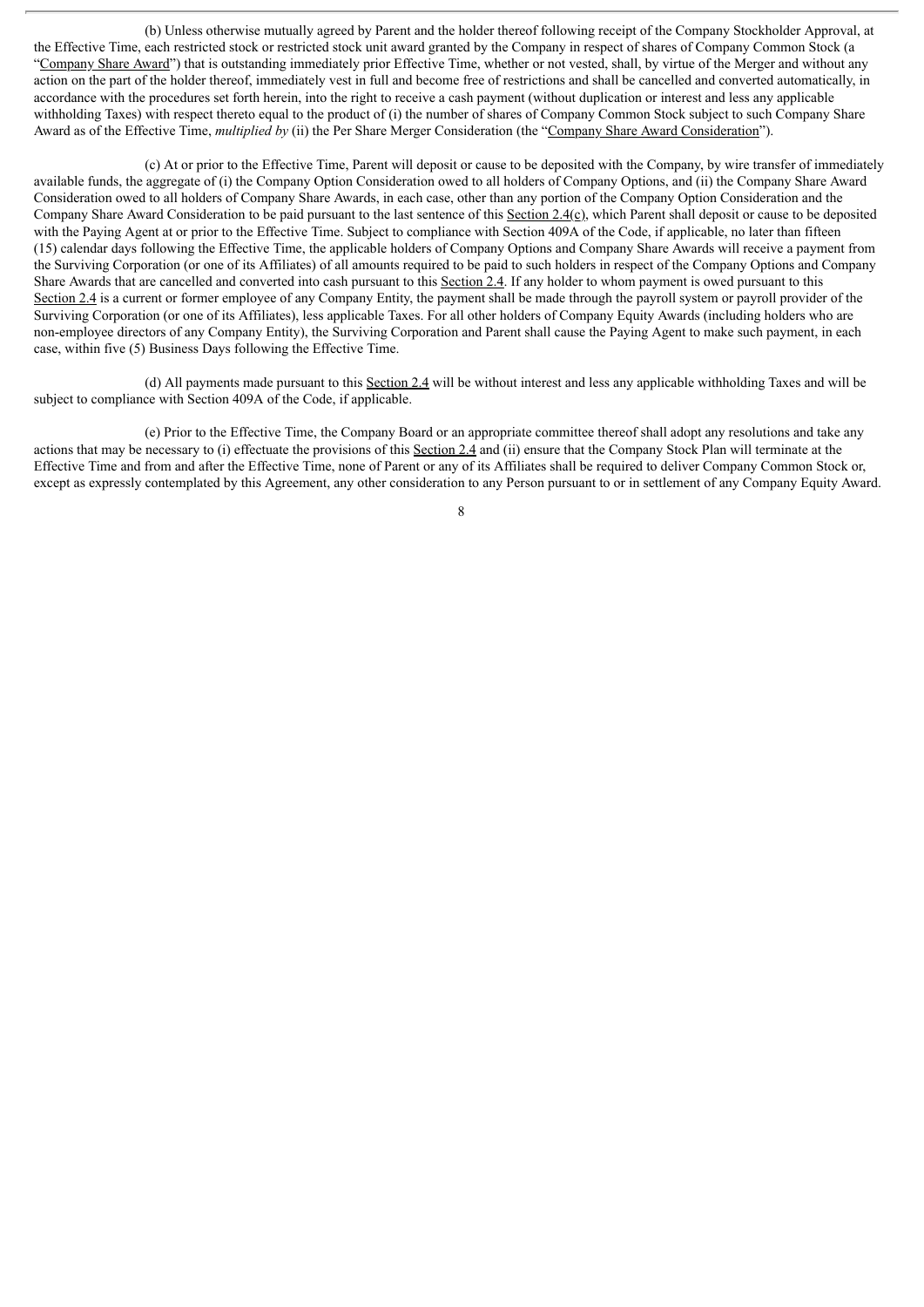(b) Unless otherwise mutually agreed by Parent and the holder thereof following receipt of the Company Stockholder Approval, at the Effective Time, each restricted stock or restricted stock unit award granted by the Company in respect of shares of Company Common Stock (a "Company Share Award") that is outstanding immediately prior Effective Time, whether or not vested, shall, by virtue of the Merger and without any action on the part of the holder thereof, immediately vest in full and become free of restrictions and shall be cancelled and converted automatically, in accordance with the procedures set forth herein, into the right to receive a cash payment (without duplication or interest and less any applicable withholding Taxes) with respect thereto equal to the product of (i) the number of shares of Company Common Stock subject to such Company Share Award as of the Effective Time, *multiplied by* (ii) the Per Share Merger Consideration (the "Company Share Award Consideration").

(c) At or prior to the Effective Time, Parent will deposit or cause to be deposited with the Company, by wire transfer of immediately available funds, the aggregate of (i) the Company Option Consideration owed to all holders of Company Options, and (ii) the Company Share Award Consideration owed to all holders of Company Share Awards, in each case, other than any portion of the Company Option Consideration and the Company Share Award Consideration to be paid pursuant to the last sentence of this Section 2.4(c), which Parent shall deposit or cause to be deposited with the Paying Agent at or prior to the Effective Time. Subject to compliance with Section 409A of the Code, if applicable, no later than fifteen (15) calendar days following the Effective Time, the applicable holders of Company Options and Company Share Awards will receive a payment from the Surviving Corporation (or one of its Affiliates) of all amounts required to be paid to such holders in respect of the Company Options and Company Share Awards that are cancelled and converted into cash pursuant to this Section 2.4. If any holder to whom payment is owed pursuant to this Section 2.4 is a current or former employee of any Company Entity, the payment shall be made through the payroll system or payroll provider of the Surviving Corporation (or one of its Affiliates), less applicable Taxes. For all other holders of Company Equity Awards (including holders who are non-employee directors of any Company Entity), the Surviving Corporation and Parent shall cause the Paying Agent to make such payment, in each case, within five (5) Business Days following the Effective Time.

(d) All payments made pursuant to this Section 2.4 will be without interest and less any applicable withholding Taxes and will be subject to compliance with Section 409A of the Code, if applicable.

(e) Prior to the Effective Time, the Company Board or an appropriate committee thereof shall adopt any resolutions and take any actions that may be necessary to (i) effectuate the provisions of this Section 2.4 and (ii) ensure that the Company Stock Plan will terminate at the Effective Time and from and after the Effective Time, none of Parent or any of its Affiliates shall be required to deliver Company Common Stock or, except as expressly contemplated by this Agreement, any other consideration to any Person pursuant to or in settlement of any Company Equity Award.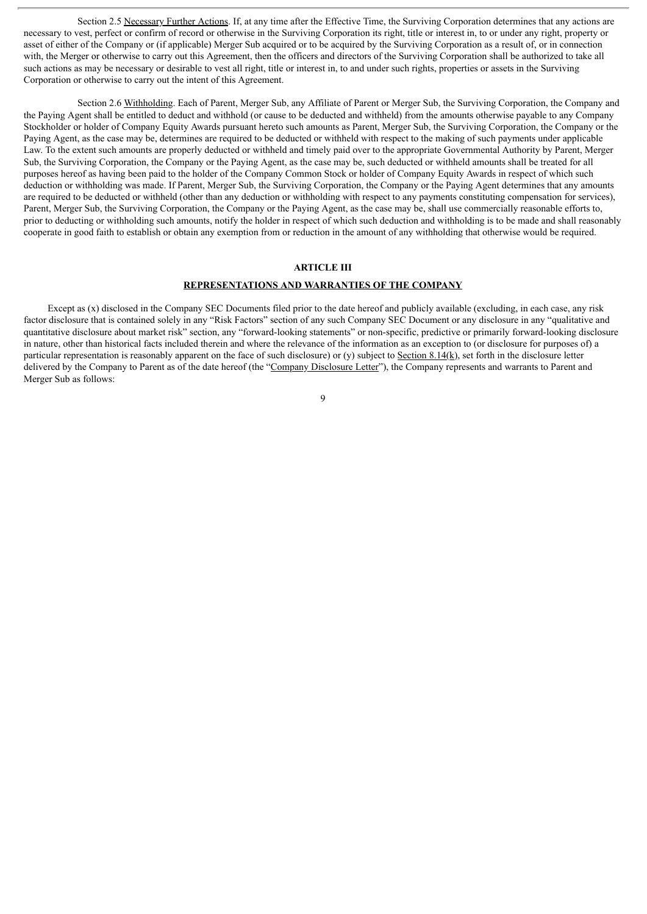Section 2.5 Necessary Further Actions. If, at any time after the Effective Time, the Surviving Corporation determines that any actions are necessary to vest, perfect or confirm of record or otherwise in the Surviving Corporation its right, title or interest in, to or under any right, property or asset of either of the Company or (if applicable) Merger Sub acquired or to be acquired by the Surviving Corporation as a result of, or in connection with, the Merger or otherwise to carry out this Agreement, then the officers and directors of the Surviving Corporation shall be authorized to take all such actions as may be necessary or desirable to vest all right, title or interest in, to and under such rights, properties or assets in the Surviving Corporation or otherwise to carry out the intent of this Agreement.

Section 2.6 Withholding. Each of Parent, Merger Sub, any Affiliate of Parent or Merger Sub, the Surviving Corporation, the Company and the Paying Agent shall be entitled to deduct and withhold (or cause to be deducted and withheld) from the amounts otherwise payable to any Company Stockholder or holder of Company Equity Awards pursuant hereto such amounts as Parent, Merger Sub, the Surviving Corporation, the Company or the Paying Agent, as the case may be, determines are required to be deducted or withheld with respect to the making of such payments under applicable Law. To the extent such amounts are properly deducted or withheld and timely paid over to the appropriate Governmental Authority by Parent, Merger Sub, the Surviving Corporation, the Company or the Paying Agent, as the case may be, such deducted or withheld amounts shall be treated for all purposes hereof as having been paid to the holder of the Company Common Stock or holder of Company Equity Awards in respect of which such deduction or withholding was made. If Parent, Merger Sub, the Surviving Corporation, the Company or the Paying Agent determines that any amounts are required to be deducted or withheld (other than any deduction or withholding with respect to any payments constituting compensation for services), Parent, Merger Sub, the Surviving Corporation, the Company or the Paying Agent, as the case may be, shall use commercially reasonable efforts to, prior to deducting or withholding such amounts, notify the holder in respect of which such deduction and withholding is to be made and shall reasonably cooperate in good faith to establish or obtain any exemption from or reduction in the amount of any withholding that otherwise would be required.

## ARTICLE III

## REPRESENTATIONS AND WARRANTIES OF THE COMPANY

Except as (x) disclosed in the Company SEC Documents filed prior to the date hereof and publicly available (excluding, in each case, any risk factor disclosure that is contained solely in any "Risk Factors" section of any such Company SEC Document or any disclosure in any "qualitative and quantitative disclosure about market risk" section, any "forward-looking statements" or non-specific, predictive or primarily forward-looking disclosure in nature, other than historical facts included therein and where the relevance of the information as an exception to (or disclosure for purposes of) a particular representation is reasonably apparent on the face of such disclosure) or (y) subject to Section 8.14(k), set forth in the disclosure letter delivered by the Company to Parent as of the date hereof (the "Company Disclosure Letter"), the Company represents and warrants to Parent and Merger Sub as follows: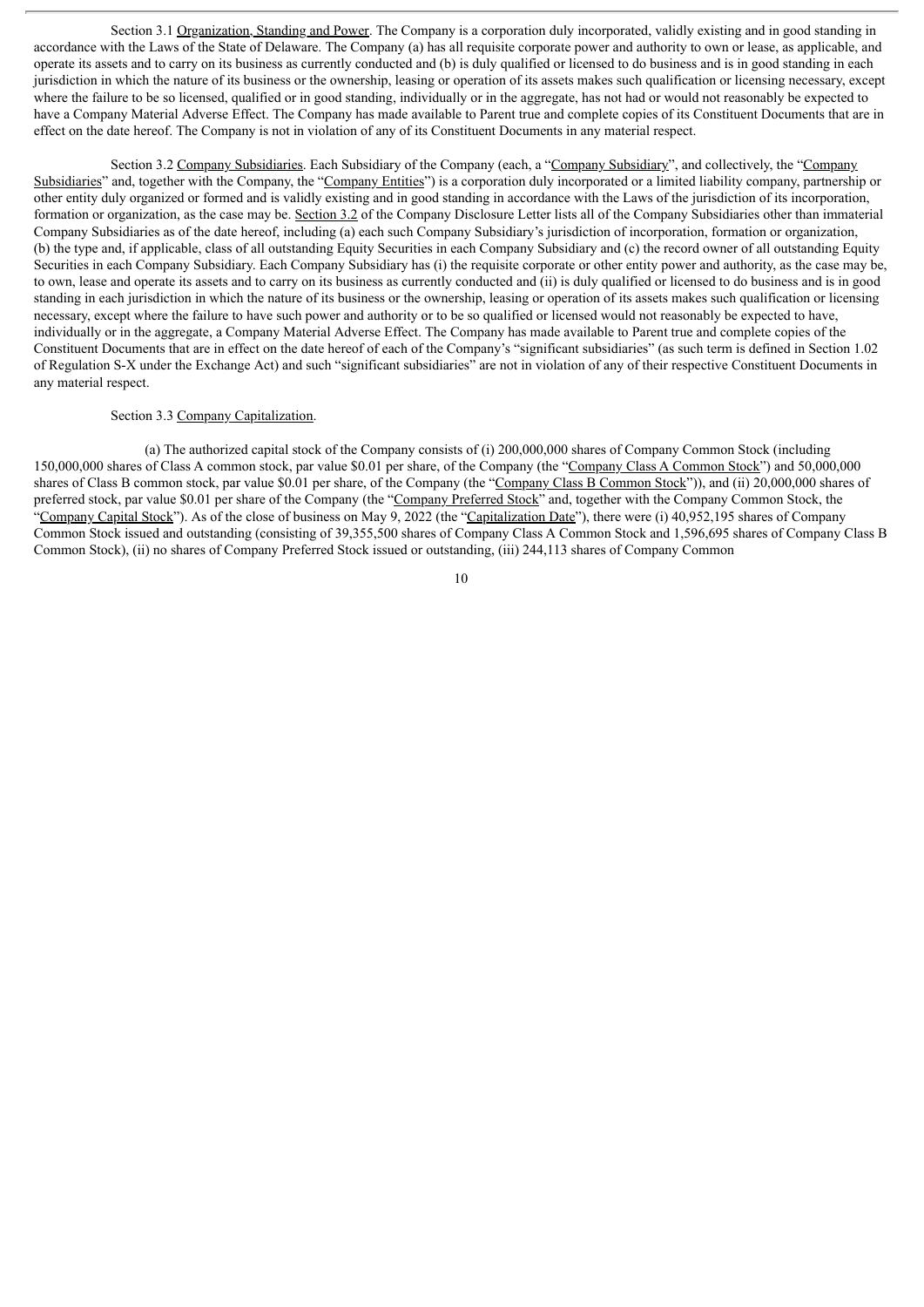Section 3.1 Organization, Standing and Power. The Company is a corporation duly incorporated, validly existing and in good standing in accordance with the Laws of the State of Delaware. The Company (a) has all requisite corporate power and authority to own or lease, as applicable, and operate its assets and to carry on its business as currently conducted and (b) is duly qualified or licensed to do business and is in good standing in each jurisdiction in which the nature of its business or the ownership, leasing or operation of its assets makes such qualification or licensing necessary, except where the failure to be so licensed, qualified or in good standing, individually or in the aggregate, has not had or would not reasonably be expected to have a Company Material Adverse Effect. The Company has made available to Parent true and complete copies of its Constituent Documents that are in effect on the date hereof. The Company is not in violation of any of its Constituent Documents in any material respect.

Section 3.2 Company Subsidiaries. Each Subsidiary of the Company (each, a "Company Subsidiary", and collectively, the "Company Subsidiaries" and, together with the Company, the "Company Entities") is a corporation duly incorporated or a limited liability company, partnership or other entity duly organized or formed and is validly existing and in good standing in accordance with the Laws of the jurisdiction of its incorporation, formation or organization, as the case may be. Section 3.2 of the Company Disclosure Letter lists all of the Company Subsidiaries other than immaterial Company Subsidiaries as of the date hereof, including (a) each such Company Subsidiary's jurisdiction of incorporation, formation or organization, (b) the type and, if applicable, class of all outstanding Equity Securities in each Company Subsidiary and (c) the record owner of all outstanding Equity Securities in each Company Subsidiary. Each Company Subsidiary has (i) the requisite corporate or other entity power and authority, as the case may be, to own, lease and operate its assets and to carry on its business as currently conducted and (ii) is duly qualified or licensed to do business and is in good standing in each jurisdiction in which the nature of its business or the ownership, leasing or operation of its assets makes such qualification or licensing necessary, except where the failure to have such power and authority or to be so qualified or licensed would not reasonably be expected to have, individually or in the aggregate, a Company Material Adverse Effect. The Company has made available to Parent true and complete copies of the Constituent Documents that are in effect on the date hereof of each of the Company's "significant subsidiaries" (as such term is defined in Section 1.02 of Regulation S-X under the Exchange Act) and such "significant subsidiaries" are not in violation of any of their respective Constituent Documents in any material respect.

Section 3.3 Company Capitalization.

(a) The authorized capital stock of the Company consists of (i) 200,000,000 shares of Company Common Stock (including 150,000,000 shares of Class A common stock, par value $0.01 per share, of the Company (the "Company Class A Common Stock") and 50,000,000 shares of Class B common stock, par value $0.01 per share, of the Company (the "Company Class B Common Stock")), and (ii) 20,000,000 shares of preferred stock, par value $0.01 per share of the Company (the "Company Preferred Stock" and, together with the Company Common Stock, the "Company Capital Stock"). As of the close of business on May 9, 2022 (the "Capitalization Date"), there were (i) 40,952,195 shares of Company Common Stock issued and outstanding (consisting of 39,355,500 shares of Company Class A Common Stock and 1,596,695 shares of Company Class B Common Stock), (ii) no shares of Company Preferred Stock issued or outstanding, (iii) 244,113 shares of Company Common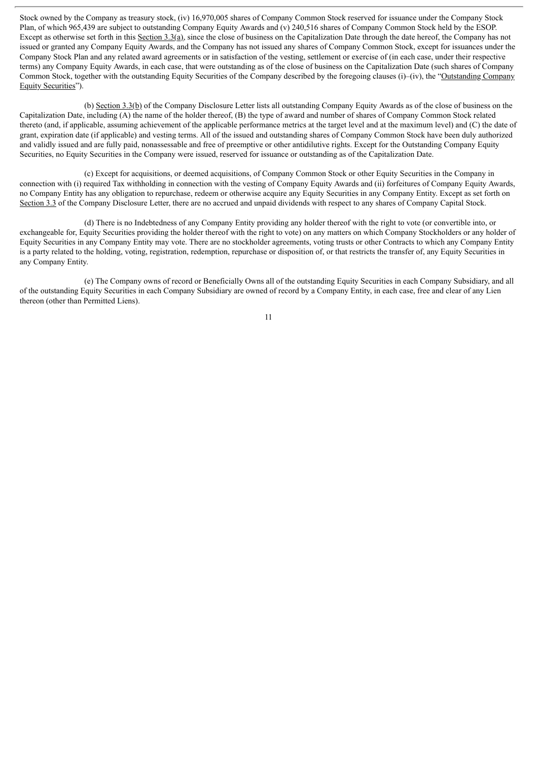Stock owned by the Company as treasury stock, (iv) 16,970,005 shares of Company Common Stock reserved for issuance under the Company Stock Plan, of which 965,439 are subject to outstanding Company Equity Awards and (v) 240,516 shares of Company Common Stock held by the ESOP. Except as otherwise set forth in this Section 3.3(a), since the close of business on the Capitalization Date through the date hereof, the Company has not issued or granted any Company Equity Awards, and the Company has not issued any shares of Company Common Stock, except for issuances under the Company Stock Plan and any related award agreements or in satisfaction of the vesting, settlement or exercise of (in each case, under their respective terms) any Company Equity Awards, in each case, that were outstanding as of the close of business on the Capitalization Date (such shares of Company Common Stock, together with the outstanding Equity Securities of the Company described by the foregoing clauses (i)–(iv), the "Outstanding Company Equity Securities").

(b) Section 3.3(b) of the Company Disclosure Letter lists all outstanding Company Equity Awards as of the close of business on the Capitalization Date, including (A) the name of the holder thereof, (B) the type of award and number of shares of Company Common Stock related thereto (and, if applicable, assuming achievement of the applicable performance metrics at the target level and at the maximum level) and (C) the date of grant, expiration date (if applicable) and vesting terms. All of the issued and outstanding shares of Company Common Stock have been duly authorized and validly issued and are fully paid, nonassessable and free of preemptive or other antidilutive rights. Except for the Outstanding Company Equity Securities, no Equity Securities in the Company were issued, reserved for issuance or outstanding as of the Capitalization Date.

(c) Except for acquisitions, or deemed acquisitions, of Company Common Stock or other Equity Securities in the Company in connection with (i) required Tax withholding in connection with the vesting of Company Equity Awards and (ii) forfeitures of Company Equity Awards, no Company Entity has any obligation to repurchase, redeem or otherwise acquire any Equity Securities in any Company Entity. Except as set forth on Section 3.3 of the Company Disclosure Letter, there are no accrued and unpaid dividends with respect to any shares of Company Capital Stock.

(d) There is no Indebtedness of any Company Entity providing any holder thereof with the right to vote (or convertible into, or exchangeable for, Equity Securities providing the holder thereof with the right to vote) on any matters on which Company Stockholders or any holder of Equity Securities in any Company Entity may vote. There are no stockholder agreements, voting trusts or other Contracts to which any Company Entity is a party related to the holding, voting, registration, redemption, repurchase or disposition of, or that restricts the transfer of, any Equity Securities in any Company Entity.

(e) The Company owns of record or Beneficially Owns all of the outstanding Equity Securities in each Company Subsidiary, and all of the outstanding Equity Securities in each Company Subsidiary are owned of record by a Company Entity, in each case, free and clear of any Lien thereon (other than Permitted Liens).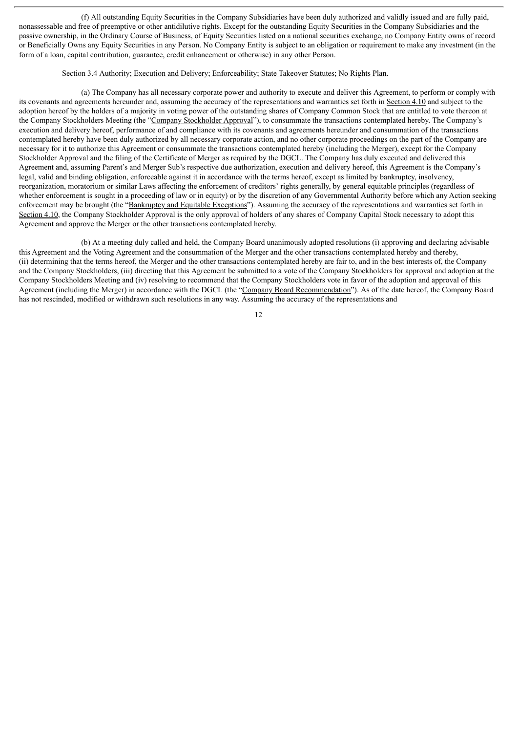(f) All outstanding Equity Securities in the Company Subsidiaries have been duly authorized and validly issued and are fully paid, nonassessable and free of preemptive or other antidilutive rights. Except for the outstanding Equity Securities in the Company Subsidiaries and the passive ownership, in the Ordinary Course of Business, of Equity Securities listed on a national securities exchange, no Company Entity owns of record or Beneficially Owns any Equity Securities in any Person. No Company Entity is subject to an obligation or requirement to make any investment (in the form of a loan, capital contribution, guarantee, credit enhancement or otherwise) in any other Person.

Section 3.4 Authority; Execution and Delivery; Enforceability; State Takeover Statutes; No Rights Plan.

(a) The Company has all necessary corporate power and authority to execute and deliver this Agreement, to perform or comply with its covenants and agreements hereunder and, assuming the accuracy of the representations and warranties set forth in Section 4.10 and subject to the adoption hereof by the holders of a majority in voting power of the outstanding shares of Company Common Stock that are entitled to vote thereon at the Company Stockholders Meeting (the "Company Stockholder Approval"), to consummate the transactions contemplated hereby. The Company's execution and delivery hereof, performance of and compliance with its covenants and agreements hereunder and consummation of the transactions contemplated hereby have been duly authorized by all necessary corporate action, and no other corporate proceedings on the part of the Company are necessary for it to authorize this Agreement or consummate the transactions contemplated hereby (including the Merger), except for the Company Stockholder Approval and the filing of the Certificate of Merger as required by the DGCL. The Company has duly executed and delivered this Agreement and, assuming Parent's and Merger Sub's respective due authorization, execution and delivery hereof, this Agreement is the Company's legal, valid and binding obligation, enforceable against it in accordance with the terms hereof, except as limited by bankruptcy, insolvency, reorganization, moratorium or similar Laws affecting the enforcement of creditors' rights generally, by general equitable principles (regardless of whether enforcement is sought in a proceeding of law or in equity) or by the discretion of any Governmental Authority before which any Action seeking enforcement may be brought (the "Bankruptcy and Equitable Exceptions"). Assuming the accuracy of the representations and warranties set forth in Section 4.10, the Company Stockholder Approval is the only approval of holders of any shares of Company Capital Stock necessary to adopt this Agreement and approve the Merger or the other transactions contemplated hereby.

(b) At a meeting duly called and held, the Company Board unanimously adopted resolutions (i) approving and declaring advisable this Agreement and the Voting Agreement and the consummation of the Merger and the other transactions contemplated hereby and thereby, (ii) determining that the terms hereof, the Merger and the other transactions contemplated hereby are fair to, and in the best interests of, the Company and the Company Stockholders, (iii) directing that this Agreement be submitted to a vote of the Company Stockholders for approval and adoption at the Company Stockholders Meeting and (iv) resolving to recommend that the Company Stockholders vote in favor of the adoption and approval of this Agreement (including the Merger) in accordance with the DGCL (the "Company Board Recommendation"). As of the date hereof, the Company Board has not rescinded, modified or withdrawn such resolutions in any way. Assuming the accuracy of the representations and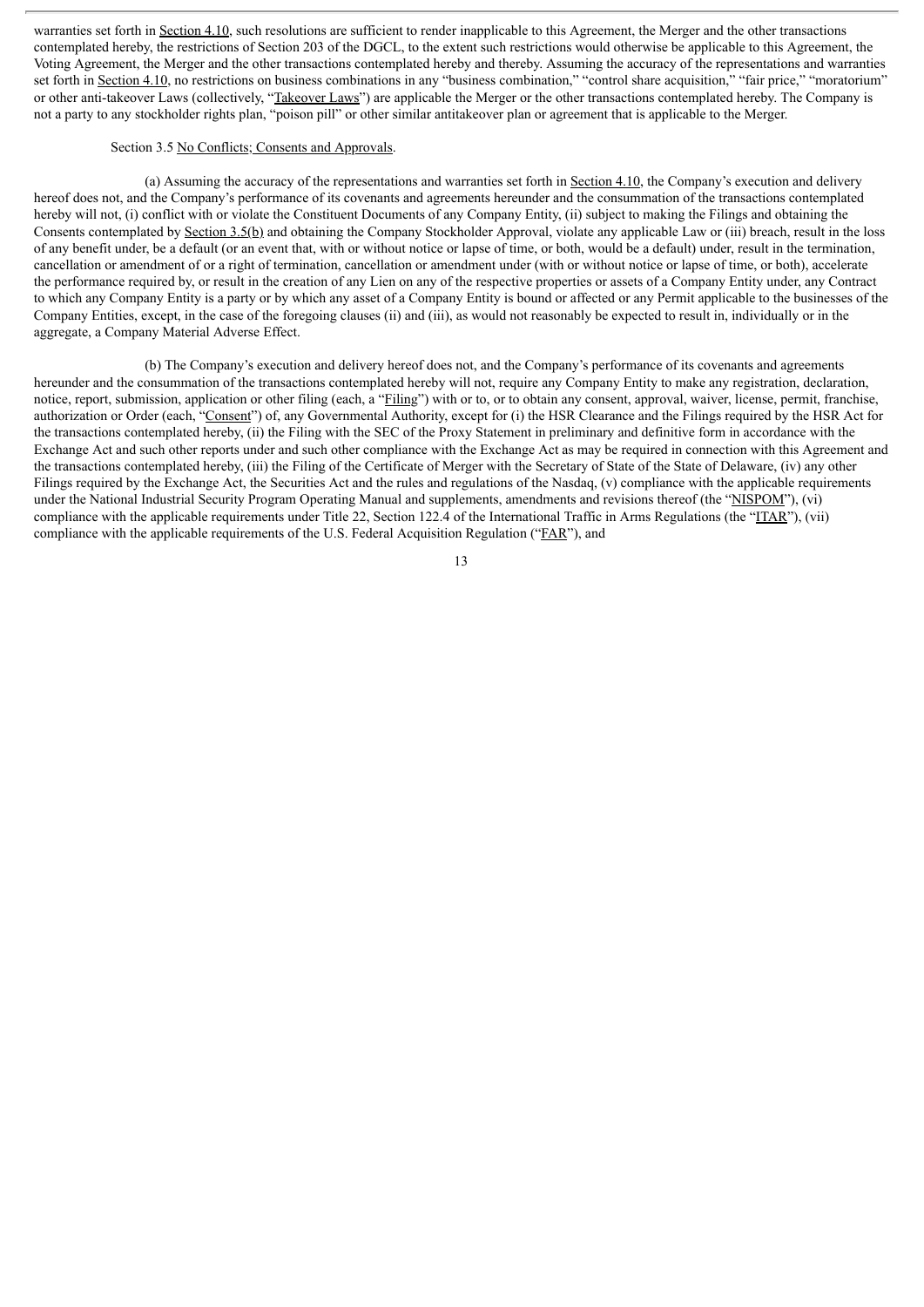warranties set forth in Section 4.10, such resolutions are sufficient to render inapplicable to this Agreement, the Merger and the other transactions contemplated hereby, the restrictions of Section 203 of the DGCL, to the extent such restrictions would otherwise be applicable to this Agreement, the Voting Agreement, the Merger and the other transactions contemplated hereby and thereby. Assuming the accuracy of the representations and warranties set forth in Section 4.10, no restrictions on business combinations in any "business combination," "control share acquisition," "fair price," "moratorium" or other anti-takeover Laws (collectively, "Takeover Laws") are applicable the Merger or the other transactions contemplated hereby. The Company is not a party to any stockholder rights plan, "poison pill" or other similar antitakeover plan or agreement that is applicable to the Merger.

Section 3.5 No Conflicts; Consents and Approvals.

(a) Assuming the accuracy of the representations and warranties set forth in Section 4.10, the Company's execution and delivery hereof does not, and the Company's performance of its covenants and agreements hereunder and the consummation of the transactions contemplated hereby will not, (i) conflict with or violate the Constituent Documents of any Company Entity, (ii) subject to making the Filings and obtaining the Consents contemplated by Section 3.5(b) and obtaining the Company Stockholder Approval, violate any applicable Law or (iii) breach, result in the loss of any benefit under, be a default (or an event that, with or without notice or lapse of time, or both, would be a default) under, result in the termination, cancellation or amendment of or a right of termination, cancellation or amendment under (with or without notice or lapse of time, or both), accelerate the performance required by, or result in the creation of any Lien on any of the respective properties or assets of a Company Entity under, any Contract to which any Company Entity is a party or by which any asset of a Company Entity is bound or affected or any Permit applicable to the businesses of the Company Entities, except, in the case of the foregoing clauses (ii) and (iii), as would not reasonably be expected to result in, individually or in the aggregate, a Company Material Adverse Effect.

(b) The Company's execution and delivery hereof does not, and the Company's performance of its covenants and agreements hereunder and the consummation of the transactions contemplated hereby will not, require any Company Entity to make any registration, declaration, notice, report, submission, application or other filing (each, a "Filing") with or to, or to obtain any consent, approval, waiver, license, permit, franchise, authorization or Order (each, "Consent") of, any Governmental Authority, except for (i) the HSR Clearance and the Filings required by the HSR Act for the transactions contemplated hereby, (ii) the Filing with the SEC of the Proxy Statement in preliminary and definitive form in accordance with the Exchange Act and such other reports under and such other compliance with the Exchange Act as may be required in connection with this Agreement and the transactions contemplated hereby, (iii) the Filing of the Certificate of Merger with the Secretary of State of the State of Delaware, (iv) any other Filings required by the Exchange Act, the Securities Act and the rules and regulations of the Nasdaq, (v) compliance with the applicable requirements under the National Industrial Security Program Operating Manual and supplements, amendments and revisions thereof (the "NISPOM"), (vi) compliance with the applicable requirements under Title 22, Section 122.4 of the International Traffic in Arms Regulations (the "ITAR"), (vii) compliance with the applicable requirements of the U.S. Federal Acquisition Regulation ("FAR"), and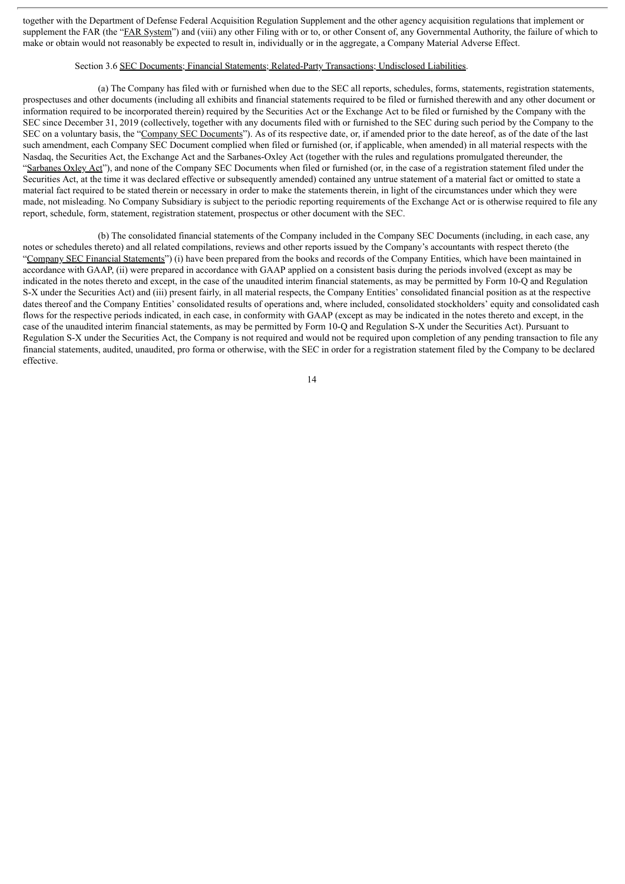together with the Department of Defense Federal Acquisition Regulation Supplement and the other agency acquisition regulations that implement or supplement the FAR (the "FAR System") and (viii) any other Filing with or to, or other Consent of, any Governmental Authority, the failure of which to make or obtain would not reasonably be expected to result in, individually or in the aggregate, a Company Material Adverse Effect.

Section 3.6 SEC Documents; Financial Statements; Related-Party Transactions; Undisclosed Liabilities.

(a) The Company has filed with or furnished when due to the SEC all reports, schedules, forms, statements, registration statements, prospectuses and other documents (including all exhibits and financial statements required to be filed or furnished therewith and any other document or information required to be incorporated therein) required by the Securities Act or the Exchange Act to be filed or furnished by the Company with the SEC since December 31, 2019 (collectively, together with any documents filed with or furnished to the SEC during such period by the Company to the SEC on a voluntary basis, the "Company SEC Documents"). As of its respective date, or, if amended prior to the date hereof, as of the date of the last such amendment, each Company SEC Document complied when filed or furnished (or, if applicable, when amended) in all material respects with the Nasdaq, the Securities Act, the Exchange Act and the Sarbanes-Oxley Act (together with the rules and regulations promulgated thereunder, the "Sarbanes Oxley Act"), and none of the Company SEC Documents when filed or furnished (or, in the case of a registration statement filed under the Securities Act, at the time it was declared effective or subsequently amended) contained any untrue statement of a material fact or omitted to state a material fact required to be stated therein or necessary in order to make the statements therein, in light of the circumstances under which they were made, not misleading. No Company Subsidiary is subject to the periodic reporting requirements of the Exchange Act or is otherwise required to file any report, schedule, form, statement, registration statement, prospectus or other document with the SEC.

(b) The consolidated financial statements of the Company included in the Company SEC Documents (including, in each case, any notes or schedules thereto) and all related compilations, reviews and other reports issued by the Company's accountants with respect thereto (the "Company SEC Financial Statements") (i) have been prepared from the books and records of the Company Entities, which have been maintained in accordance with GAAP, (ii) were prepared in accordance with GAAP applied on a consistent basis during the periods involved (except as may be indicated in the notes thereto and except, in the case of the unaudited interim financial statements, as may be permitted by Form 10-Q and Regulation S-X under the Securities Act) and (iii) present fairly, in all material respects, the Company Entities' consolidated financial position as at the respective dates thereof and the Company Entities' consolidated results of operations and, where included, consolidated stockholders' equity and consolidated cash flows for the respective periods indicated, in each case, in conformity with GAAP (except as may be indicated in the notes thereto and except, in the case of the unaudited interim financial statements, as may be permitted by Form 10-Q and Regulation S-X under the Securities Act). Pursuant to Regulation S-X under the Securities Act, the Company is not required and would not be required upon completion of any pending transaction to file any financial statements, audited, unaudited, pro forma or otherwise, with the SEC in order for a registration statement filed by the Company to be declared effective.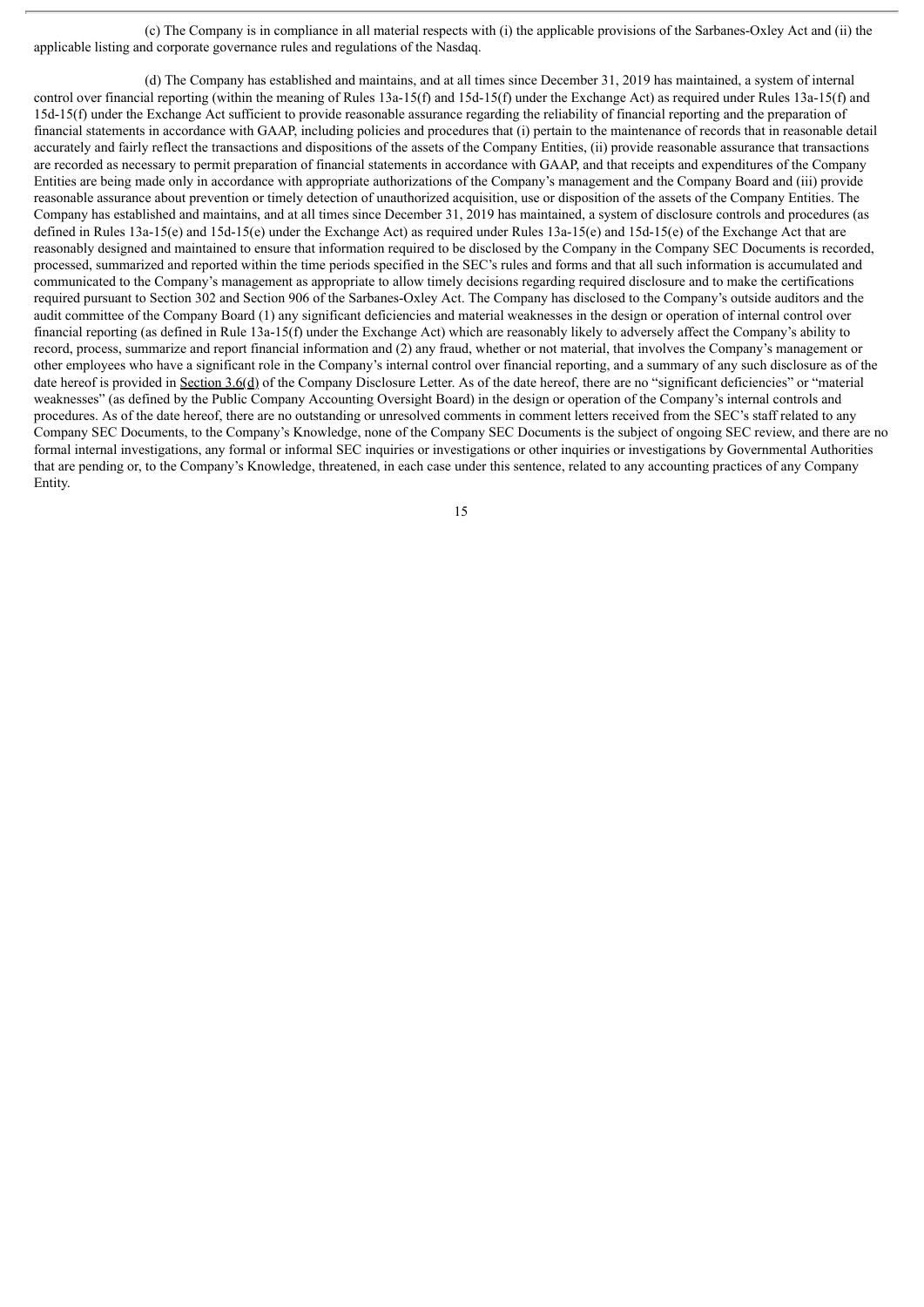(c) The Company is in compliance in all material respects with (i) the applicable provisions of the Sarbanes-Oxley Act and (ii) the applicable listing and corporate governance rules and regulations of the Nasdaq.

(d) The Company has established and maintains, and at all times since December 31, 2019 has maintained, a system of internal control over financial reporting (within the meaning of Rules 13a-15(f) and 15d-15(f) under the Exchange Act) as required under Rules 13a-15(f) and 15d-15(f) under the Exchange Act sufficient to provide reasonable assurance regarding the reliability of financial reporting and the preparation of financial statements in accordance with GAAP, including policies and procedures that (i) pertain to the maintenance of records that in reasonable detail accurately and fairly reflect the transactions and dispositions of the assets of the Company Entities, (ii) provide reasonable assurance that transactions are recorded as necessary to permit preparation of financial statements in accordance with GAAP, and that receipts and expenditures of the Company Entities are being made only in accordance with appropriate authorizations of the Company's management and the Company Board and (iii) provide reasonable assurance about prevention or timely detection of unauthorized acquisition, use or disposition of the assets of the Company Entities. The Company has established and maintains, and at all times since December 31, 2019 has maintained, a system of disclosure controls and procedures (as defined in Rules 13a-15(e) and 15d-15(e) under the Exchange Act) as required under Rules 13a-15(e) and 15d-15(e) of the Exchange Act that are reasonably designed and maintained to ensure that information required to be disclosed by the Company in the Company SEC Documents is recorded, processed, summarized and reported within the time periods specified in the SEC's rules and forms and that all such information is accumulated and communicated to the Company's management as appropriate to allow timely decisions regarding required disclosure and to make the certifications required pursuant to Section 302 and Section 906 of the Sarbanes-Oxley Act. The Company has disclosed to the Company's outside auditors and the audit committee of the Company Board (1) any significant deficiencies and material weaknesses in the design or operation of internal control over financial reporting (as defined in Rule 13a-15(f) under the Exchange Act) which are reasonably likely to adversely affect the Company's ability to record, process, summarize and report financial information and (2) any fraud, whether or not material, that involves the Company's management or other employees who have a significant role in the Company's internal control over financial reporting, and a summary of any such disclosure as of the date hereof is provided in Section 3.6(d) of the Company Disclosure Letter. As of the date hereof, there are no "significant deficiencies" or "material weaknesses" (as defined by the Public Company Accounting Oversight Board) in the design or operation of the Company's internal controls and procedures. As of the date hereof, there are no outstanding or unresolved comments in comment letters received from the SEC's staff related to any Company SEC Documents, to the Company's Knowledge, none of the Company SEC Documents is the subject of ongoing SEC review, and there are no formal internal investigations, any formal or informal SEC inquiries or investigations or other inquiries or investigations by Governmental Authorities that are pending or, to the Company's Knowledge, threatened, in each case under this sentence, related to any accounting practices of any Company Entity.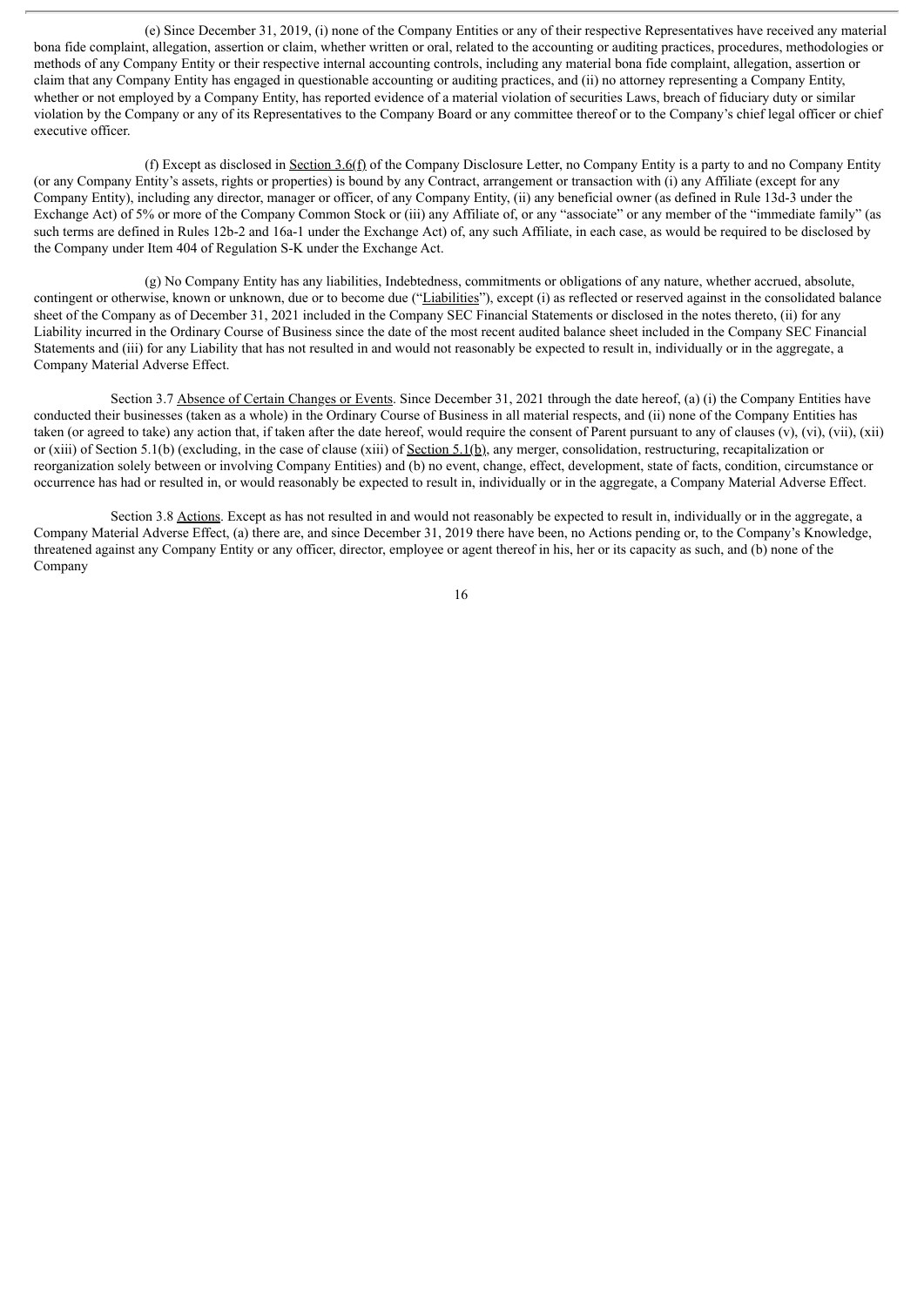(e) Since December 31, 2019, (i) none of the Company Entities or any of their respective Representatives have received any material bona fide complaint, allegation, assertion or claim, whether written or oral, related to the accounting or auditing practices, procedures, methodologies or methods of any Company Entity or their respective internal accounting controls, including any material bona fide complaint, allegation, assertion or claim that any Company Entity has engaged in questionable accounting or auditing practices, and (ii) no attorney representing a Company Entity, whether or not employed by a Company Entity, has reported evidence of a material violation of securities Laws, breach of fiduciary duty or similar violation by the Company or any of its Representatives to the Company Board or any committee thereof or to the Company's chief legal officer or chief executive officer.

(f) Except as disclosed in Section 3.6(f) of the Company Disclosure Letter, no Company Entity is a party to and no Company Entity (or any Company Entity's assets, rights or properties) is bound by any Contract, arrangement or transaction with (i) any Affiliate (except for any Company Entity), including any director, manager or officer, of any Company Entity, (ii) any beneficial owner (as defined in Rule 13d-3 under the Exchange Act) of 5% or more of the Company Common Stock or (iii) any Affiliate of, or any "associate" or any member of the "immediate family" (as such terms are defined in Rules 12b-2 and 16a-1 under the Exchange Act) of, any such Affiliate, in each case, as would be required to be disclosed by the Company under Item 404 of Regulation S-K under the Exchange Act.

(g) No Company Entity has any liabilities, Indebtedness, commitments or obligations of any nature, whether accrued, absolute, contingent or otherwise, known or unknown, due or to become due ("Liabilities"), except (i) as reflected or reserved against in the consolidated balance sheet of the Company as of December 31, 2021 included in the Company SEC Financial Statements or disclosed in the notes thereto, (ii) for any Liability incurred in the Ordinary Course of Business since the date of the most recent audited balance sheet included in the Company SEC Financial Statements and (iii) for any Liability that has not resulted in and would not reasonably be expected to result in, individually or in the aggregate, a Company Material Adverse Effect.

Section 3.7 Absence of Certain Changes or Events. Since December 31, 2021 through the date hereof, (a) (i) the Company Entities have conducted their businesses (taken as a whole) in the Ordinary Course of Business in all material respects, and (ii) none of the Company Entities has taken (or agreed to take) any action that, if taken after the date hereof, would require the consent of Parent pursuant to any of clauses (v), (vi), (vii), (xii) or (xiii) of Section 5.1(b) (excluding, in the case of clause (xiii) of Section 5.1(b), any merger, consolidation, restructuring, recapitalization or reorganization solely between or involving Company Entities) and (b) no event, change, effect, development, state of facts, condition, circumstance or occurrence has had or resulted in, or would reasonably be expected to result in, individually or in the aggregate, a Company Material Adverse Effect.

Section 3.8 Actions. Except as has not resulted in and would not reasonably be expected to result in, individually or in the aggregate, a Company Material Adverse Effect, (a) there are, and since December 31, 2019 there have been, no Actions pending or, to the Company's Knowledge, threatened against any Company Entity or any officer, director, employee or agent thereof in his, her or its capacity as such, and (b) none of the Company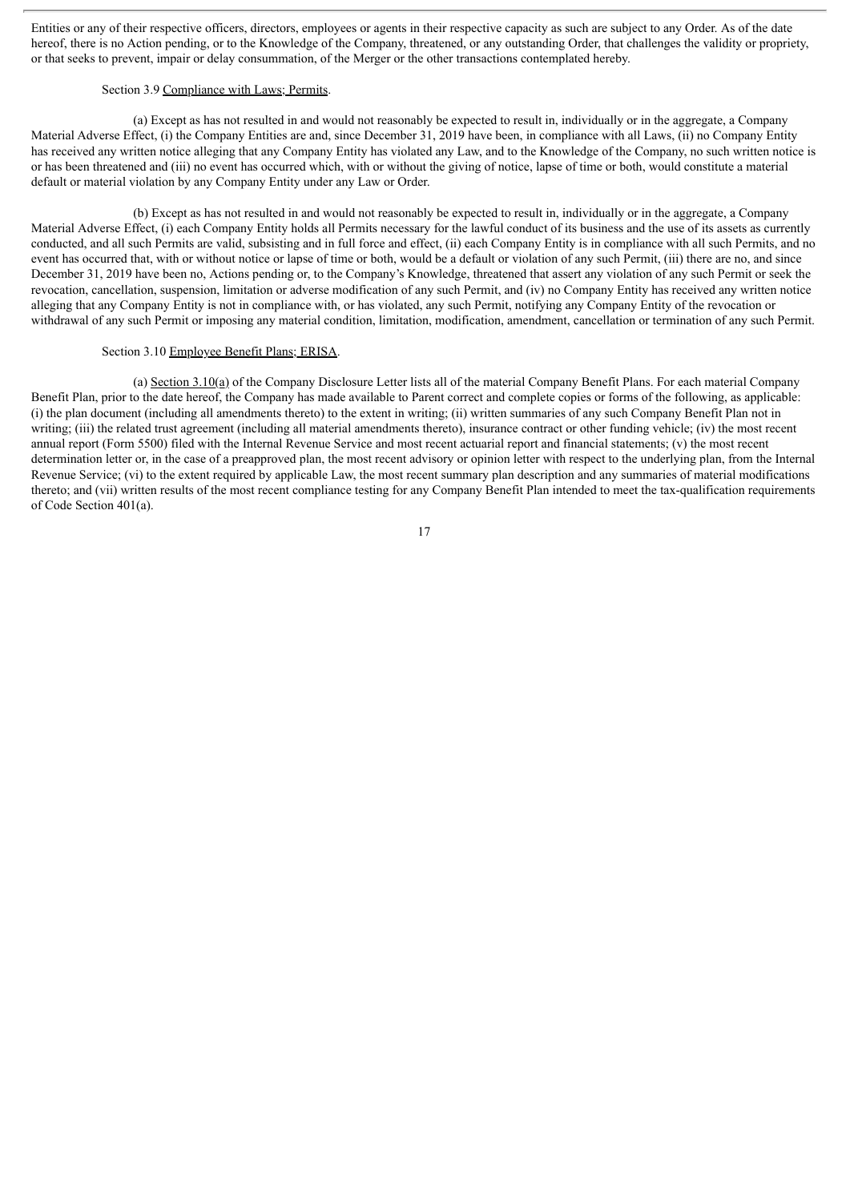Entities or any of their respective officers, directors, employees or agents in their respective capacity as such are subject to any Order. As of the date hereof, there is no Action pending, or to the Knowledge of the Company, threatened, or any outstanding Order, that challenges the validity or propriety, or that seeks to prevent, impair or delay consummation, of the Merger or the other transactions contemplated hereby.

Section 3.9 Compliance with Laws; Permits.

(a) Except as has not resulted in and would not reasonably be expected to result in, individually or in the aggregate, a Company Material Adverse Effect, (i) the Company Entities are and, since December 31, 2019 have been, in compliance with all Laws, (ii) no Company Entity has received any written notice alleging that any Company Entity has violated any Law, and to the Knowledge of the Company, no such written notice is or has been threatened and (iii) no event has occurred which, with or without the giving of notice, lapse of time or both, would constitute a material default or material violation by any Company Entity under any Law or Order.

(b) Except as has not resulted in and would not reasonably be expected to result in, individually or in the aggregate, a Company Material Adverse Effect, (i) each Company Entity holds all Permits necessary for the lawful conduct of its business and the use of its assets as currently conducted, and all such Permits are valid, subsisting and in full force and effect, (ii) each Company Entity is in compliance with all such Permits, and no event has occurred that, with or without notice or lapse of time or both, would be a default or violation of any such Permit, (iii) there are no, and since December 31, 2019 have been no, Actions pending or, to the Company's Knowledge, threatened that assert any violation of any such Permit or seek the revocation, cancellation, suspension, limitation or adverse modification of any such Permit, and (iv) no Company Entity has received any written notice alleging that any Company Entity is not in compliance with, or has violated, any such Permit, notifying any Company Entity of the revocation or withdrawal of any such Permit or imposing any material condition, limitation, modification, amendment, cancellation or termination of any such Permit.

Section 3.10 Employee Benefit Plans; ERISA.

(a) Section 3.10(a) of the Company Disclosure Letter lists all of the material Company Benefit Plans. For each material Company Benefit Plan, prior to the date hereof, the Company has made available to Parent correct and complete copies or forms of the following, as applicable: (i) the plan document (including all amendments thereto) to the extent in writing; (ii) written summaries of any such Company Benefit Plan not in writing; (iii) the related trust agreement (including all material amendments thereto), insurance contract or other funding vehicle; (iv) the most recent annual report (Form 5500) filed with the Internal Revenue Service and most recent actuarial report and financial statements; (v) the most recent determination letter or, in the case of a preapproved plan, the most recent advisory or opinion letter with respect to the underlying plan, from the Internal Revenue Service; (vi) to the extent required by applicable Law, the most recent summary plan description and any summaries of material modifications thereto; and (vii) written results of the most recent compliance testing for any Company Benefit Plan intended to meet the tax-qualification requirements of Code Section 401(a).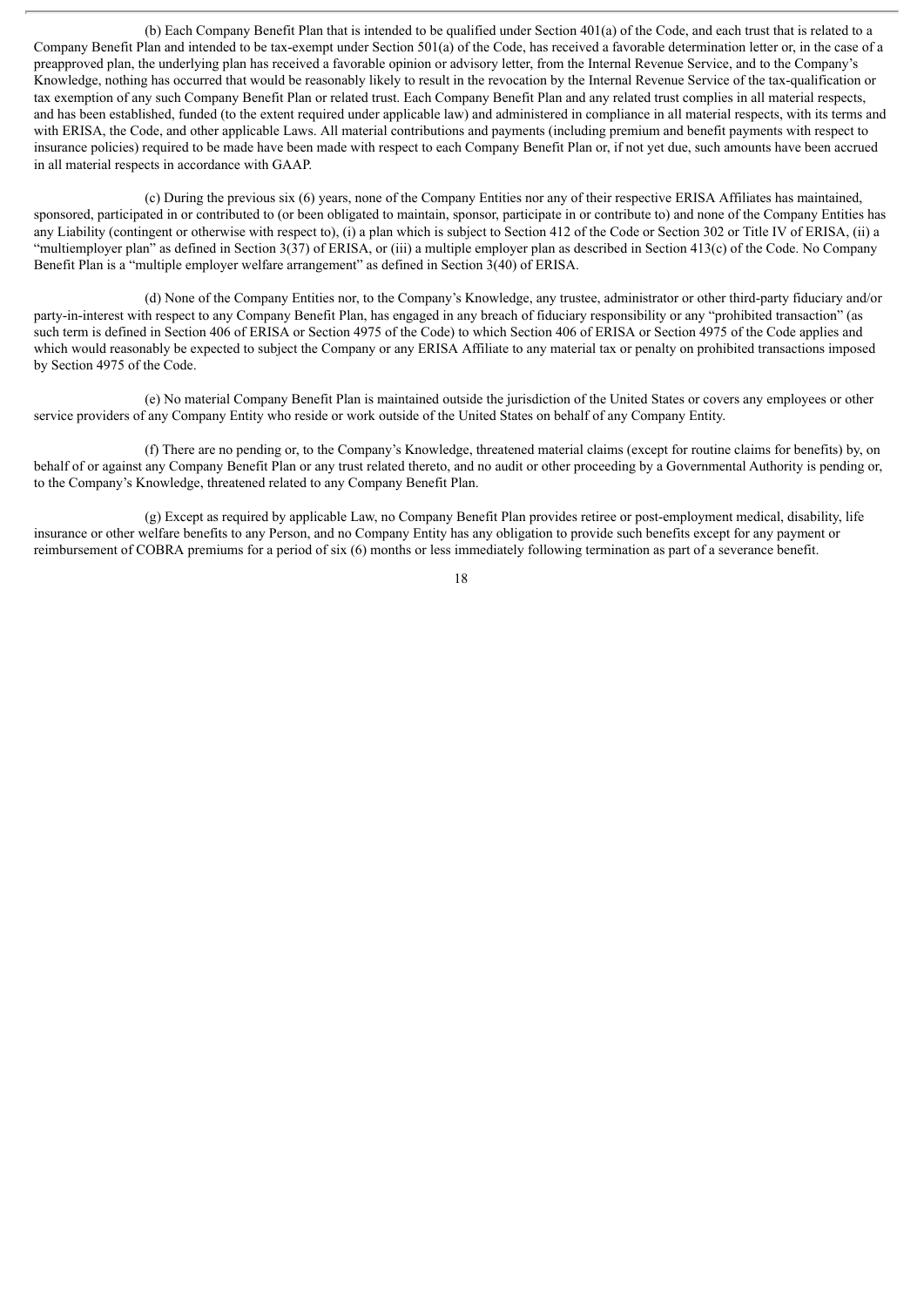(b) Each Company Benefit Plan that is intended to be qualified under Section 401(a) of the Code, and each trust that is related to a Company Benefit Plan and intended to be tax-exempt under Section 501(a) of the Code, has received a favorable determination letter or, in the case of a preapproved plan, the underlying plan has received a favorable opinion or advisory letter, from the Internal Revenue Service, and to the Company's Knowledge, nothing has occurred that would be reasonably likely to result in the revocation by the Internal Revenue Service of the tax-qualification or tax exemption of any such Company Benefit Plan or related trust. Each Company Benefit Plan and any related trust complies in all material respects, and has been established, funded (to the extent required under applicable law) and administered in compliance in all material respects, with its terms and with ERISA, the Code, and other applicable Laws. All material contributions and payments (including premium and benefit payments with respect to insurance policies) required to be made have been made with respect to each Company Benefit Plan or, if not yet due, such amounts have been accrued in all material respects in accordance with GAAP.

(c) During the previous six (6) years, none of the Company Entities nor any of their respective ERISA Affiliates has maintained, sponsored, participated in or contributed to (or been obligated to maintain, sponsor, participate in or contribute to) and none of the Company Entities has any Liability (contingent or otherwise with respect to), (i) a plan which is subject to Section 412 of the Code or Section 302 or Title IV of ERISA, (ii) a "multiemployer plan" as defined in Section 3(37) of ERISA, or (iii) a multiple employer plan as described in Section 413(c) of the Code. No Company Benefit Plan is a "multiple employer welfare arrangement" as defined in Section 3(40) of ERISA.

(d) None of the Company Entities nor, to the Company's Knowledge, any trustee, administrator or other third-party fiduciary and/or party-in-interest with respect to any Company Benefit Plan, has engaged in any breach of fiduciary responsibility or any "prohibited transaction" (as such term is defined in Section 406 of ERISA or Section 4975 of the Code) to which Section 406 of ERISA or Section 4975 of the Code applies and which would reasonably be expected to subject the Company or any ERISA Affiliate to any material tax or penalty on prohibited transactions imposed by Section 4975 of the Code.

(e) No material Company Benefit Plan is maintained outside the jurisdiction of the United States or covers any employees or other service providers of any Company Entity who reside or work outside of the United States on behalf of any Company Entity.

(f) There are no pending or, to the Company's Knowledge, threatened material claims (except for routine claims for benefits) by, on behalf of or against any Company Benefit Plan or any trust related thereto, and no audit or other proceeding by a Governmental Authority is pending or, to the Company's Knowledge, threatened related to any Company Benefit Plan.

(g) Except as required by applicable Law, no Company Benefit Plan provides retiree or post-employment medical, disability, life insurance or other welfare benefits to any Person, and no Company Entity has any obligation to provide such benefits except for any payment or reimbursement of COBRA premiums for a period of six (6) months or less immediately following termination as part of a severance benefit.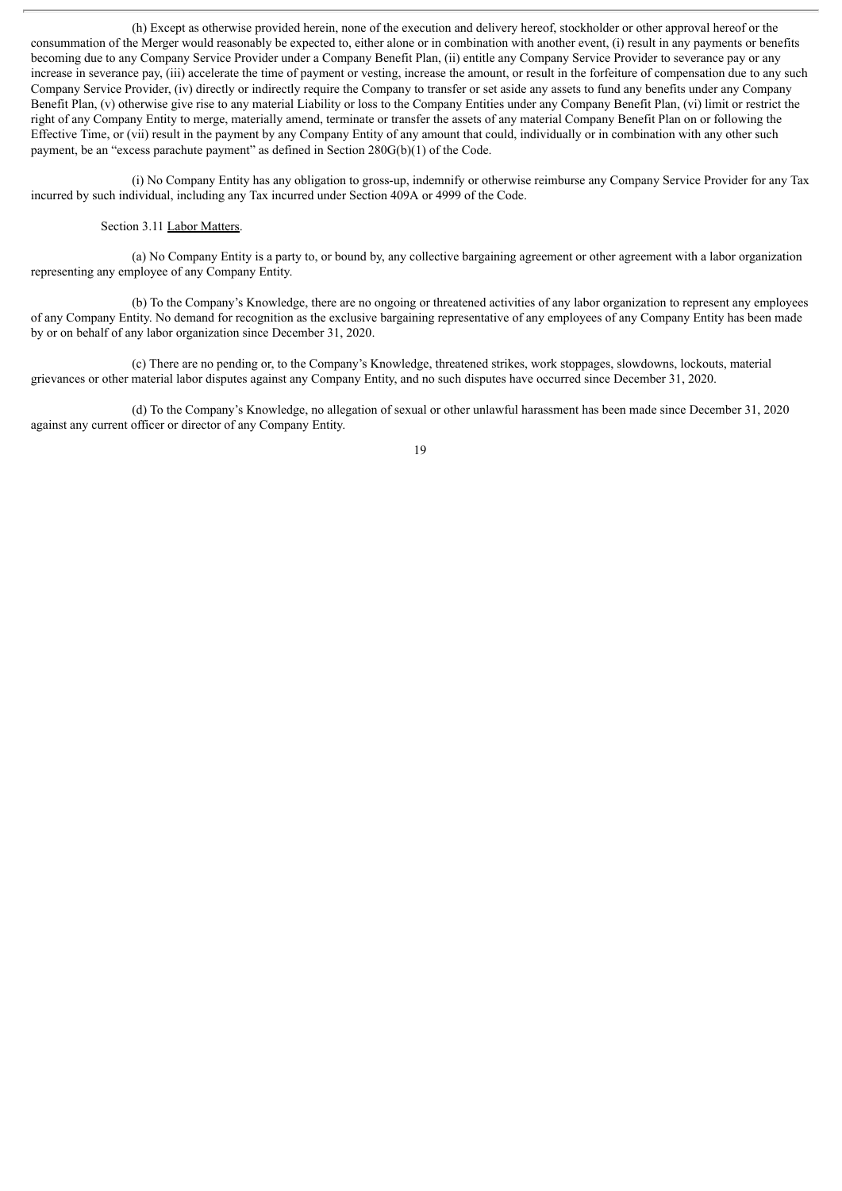(h) Except as otherwise provided herein, none of the execution and delivery hereof, stockholder or other approval hereof or the consummation of the Merger would reasonably be expected to, either alone or in combination with another event, (i) result in any payments or benefits becoming due to any Company Service Provider under a Company Benefit Plan, (ii) entitle any Company Service Provider to severance pay or any increase in severance pay, (iii) accelerate the time of payment or vesting, increase the amount, or result in the forfeiture of compensation due to any such Company Service Provider, (iv) directly or indirectly require the Company to transfer or set aside any assets to fund any benefits under any Company Benefit Plan, (v) otherwise give rise to any material Liability or loss to the Company Entities under any Company Benefit Plan, (vi) limit or restrict the right of any Company Entity to merge, materially amend, terminate or transfer the assets of any material Company Benefit Plan on or following the Effective Time, or (vii) result in the payment by any Company Entity of any amount that could, individually or in combination with any other such payment, be an "excess parachute payment" as defined in Section 280G(b)(1) of the Code.

(i) No Company Entity has any obligation to gross-up, indemnify or otherwise reimburse any Company Service Provider for any Tax incurred by such individual, including any Tax incurred under Section 409A or 4999 of the Code.

Section 3.11 Labor Matters.

(a) No Company Entity is a party to, or bound by, any collective bargaining agreement or other agreement with a labor organization representing any employee of any Company Entity.

(b) To the Company's Knowledge, there are no ongoing or threatened activities of any labor organization to represent any employees of any Company Entity. No demand for recognition as the exclusive bargaining representative of any employees of any Company Entity has been made by or on behalf of any labor organization since December 31, 2020.

(c) There are no pending or, to the Company's Knowledge, threatened strikes, work stoppages, slowdowns, lockouts, material grievances or other material labor disputes against any Company Entity, and no such disputes have occurred since December 31, 2020.

(d) To the Company's Knowledge, no allegation of sexual or other unlawful harassment has been made since December 31, 2020 against any current officer or director of any Company Entity.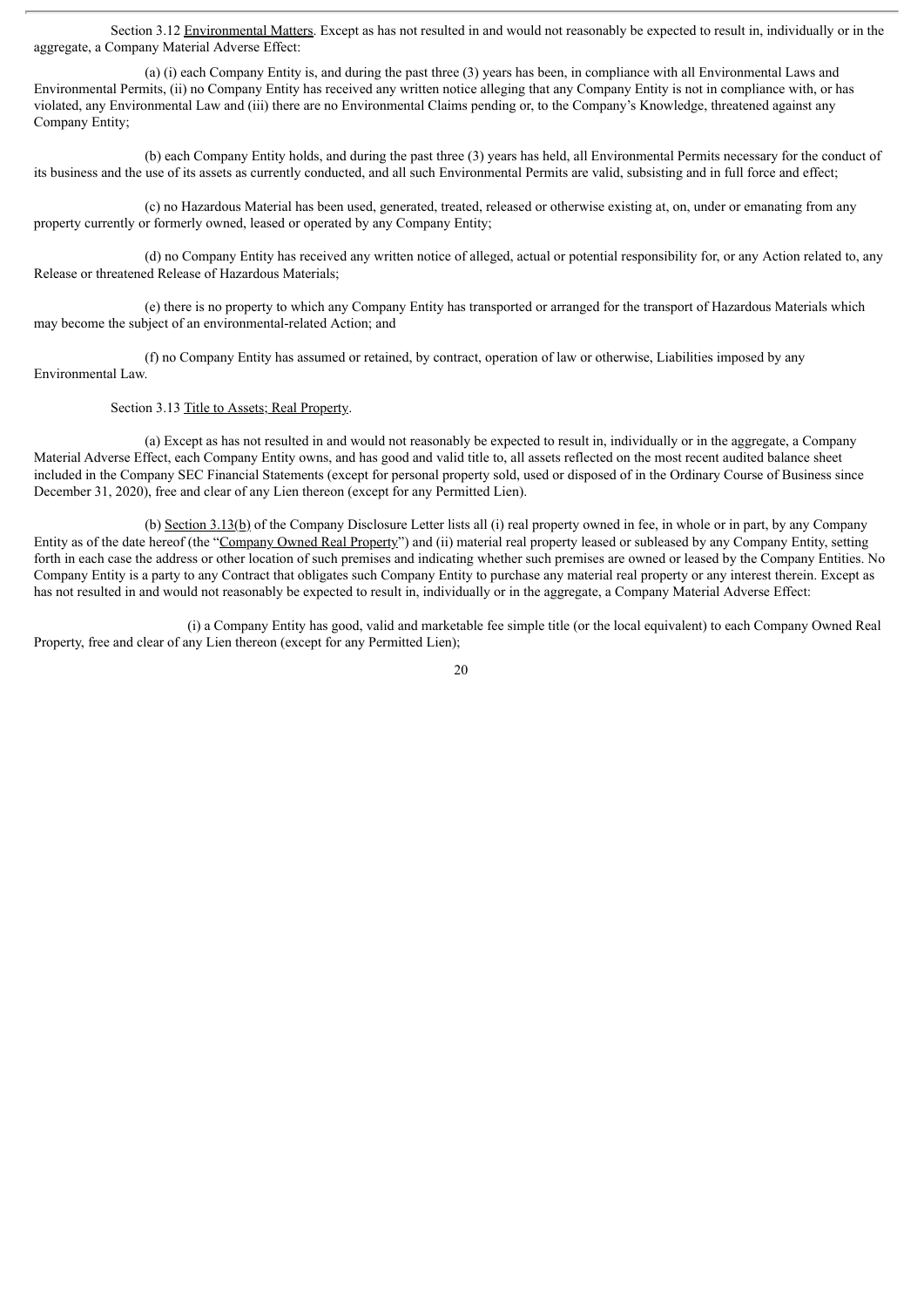Section 3.12 Environmental Matters. Except as has not resulted in and would not reasonably be expected to result in, individually or in the aggregate, a Company Material Adverse Effect:

(a) (i) each Company Entity is, and during the past three (3) years has been, in compliance with all Environmental Laws and Environmental Permits, (ii) no Company Entity has received any written notice alleging that any Company Entity is not in compliance with, or has violated, any Environmental Law and (iii) there are no Environmental Claims pending or, to the Company's Knowledge, threatened against any Company Entity;

(b) each Company Entity holds, and during the past three (3) years has held, all Environmental Permits necessary for the conduct of its business and the use of its assets as currently conducted, and all such Environmental Permits are valid, subsisting and in full force and effect;

(c) no Hazardous Material has been used, generated, treated, released or otherwise existing at, on, under or emanating from any property currently or formerly owned, leased or operated by any Company Entity;

(d) no Company Entity has received any written notice of alleged, actual or potential responsibility for, or any Action related to, any Release or threatened Release of Hazardous Materials;

(e) there is no property to which any Company Entity has transported or arranged for the transport of Hazardous Materials which may become the subject of an environmental-related Action; and

(f) no Company Entity has assumed or retained, by contract, operation of law or otherwise, Liabilities imposed by any Environmental Law.

Section 3.13 Title to Assets; Real Property.

(a) Except as has not resulted in and would not reasonably be expected to result in, individually or in the aggregate, a Company Material Adverse Effect, each Company Entity owns, and has good and valid title to, all assets reflected on the most recent audited balance sheet included in the Company SEC Financial Statements (except for personal property sold, used or disposed of in the Ordinary Course of Business since December 31, 2020), free and clear of any Lien thereon (except for any Permitted Lien).

(b) Section 3.13(b) of the Company Disclosure Letter lists all (i) real property owned in fee, in whole or in part, by any Company Entity as of the date hereof (the "Company Owned Real Property") and (ii) material real property leased or subleased by any Company Entity, setting forth in each case the address or other location of such premises and indicating whether such premises are owned or leased by the Company Entities. No Company Entity is a party to any Contract that obligates such Company Entity to purchase any material real property or any interest therein. Except as has not resulted in and would not reasonably be expected to result in, individually or in the aggregate, a Company Material Adverse Effect:

(i) a Company Entity has good, valid and marketable fee simple title (or the local equivalent) to each Company Owned Real Property, free and clear of any Lien thereon (except for any Permitted Lien);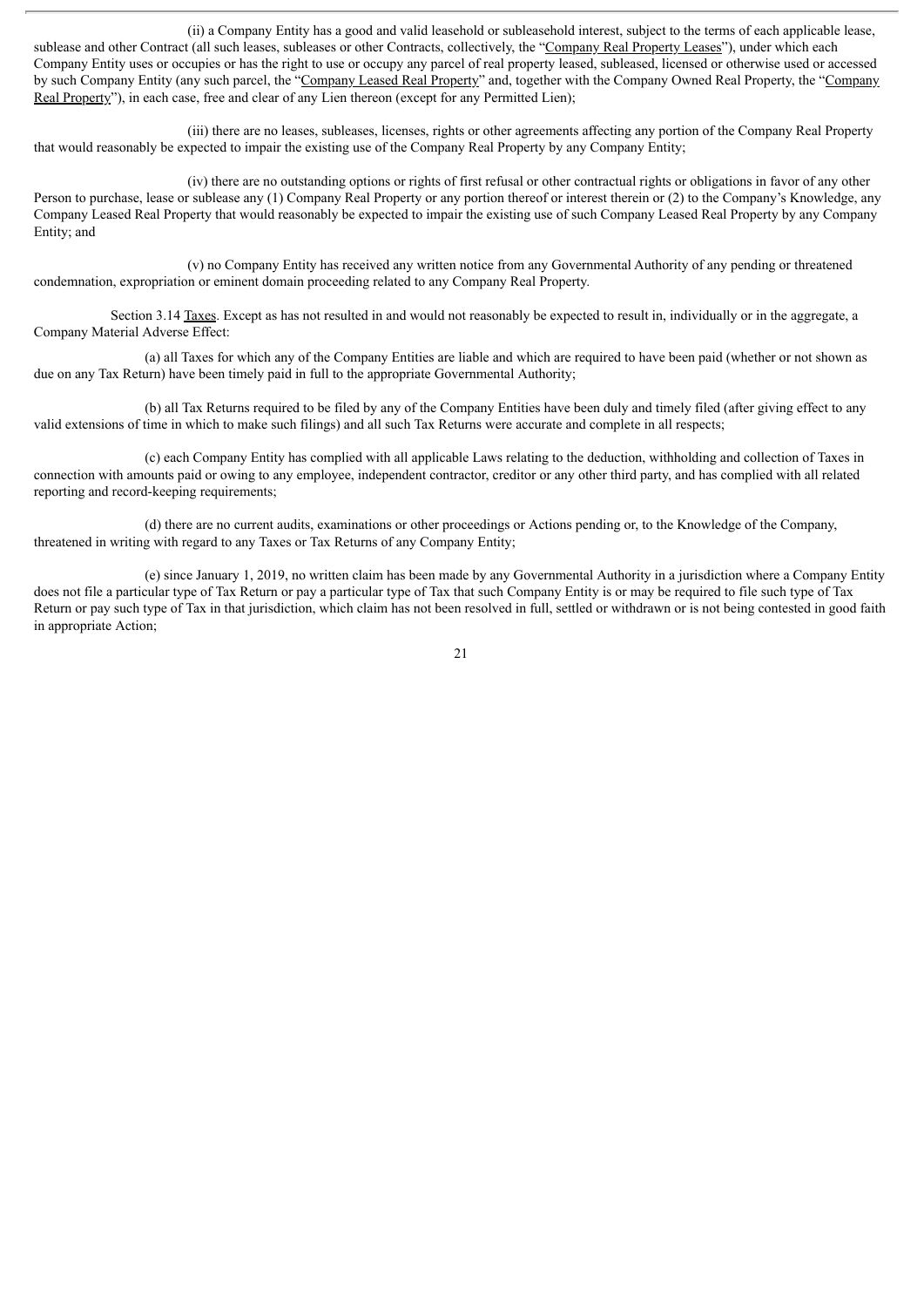(ii) a Company Entity has a good and valid leasehold or subleasehold interest, subject to the terms of each applicable lease, sublease and other Contract (all such leases, subleases or other Contracts, collectively, the "Company Real Property Leases"), under which each Company Entity uses or occupies or has the right to use or occupy any parcel of real property leased, subleased, licensed or otherwise used or accessed by such Company Entity (any such parcel, the "Company Leased Real Property" and, together with the Company Owned Real Property, the "Company Real Property"), in each case, free and clear of any Lien thereon (except for any Permitted Lien);

(iii) there are no leases, subleases, licenses, rights or other agreements affecting any portion of the Company Real Property that would reasonably be expected to impair the existing use of the Company Real Property by any Company Entity;

(iv) there are no outstanding options or rights of first refusal or other contractual rights or obligations in favor of any other Person to purchase, lease or sublease any (1) Company Real Property or any portion thereof or interest therein or (2) to the Company's Knowledge, any Company Leased Real Property that would reasonably be expected to impair the existing use of such Company Leased Real Property by any Company Entity; and

(v) no Company Entity has received any written notice from any Governmental Authority of any pending or threatened condemnation, expropriation or eminent domain proceeding related to any Company Real Property.

Section 3.14 Taxes. Except as has not resulted in and would not reasonably be expected to result in, individually or in the aggregate, a Company Material Adverse Effect:

(a) all Taxes for which any of the Company Entities are liable and which are required to have been paid (whether or not shown as due on any Tax Return) have been timely paid in full to the appropriate Governmental Authority;

(b) all Tax Returns required to be filed by any of the Company Entities have been duly and timely filed (after giving effect to any valid extensions of time in which to make such filings) and all such Tax Returns were accurate and complete in all respects;

(c) each Company Entity has complied with all applicable Laws relating to the deduction, withholding and collection of Taxes in connection with amounts paid or owing to any employee, independent contractor, creditor or any other third party, and has complied with all related reporting and record-keeping requirements;

(d) there are no current audits, examinations or other proceedings or Actions pending or, to the Knowledge of the Company, threatened in writing with regard to any Taxes or Tax Returns of any Company Entity;

(e) since January 1, 2019, no written claim has been made by any Governmental Authority in a jurisdiction where a Company Entity does not file a particular type of Tax Return or pay a particular type of Tax that such Company Entity is or may be required to file such type of Tax Return or pay such type of Tax in that jurisdiction, which claim has not been resolved in full, settled or withdrawn or is not being contested in good faith in appropriate Action;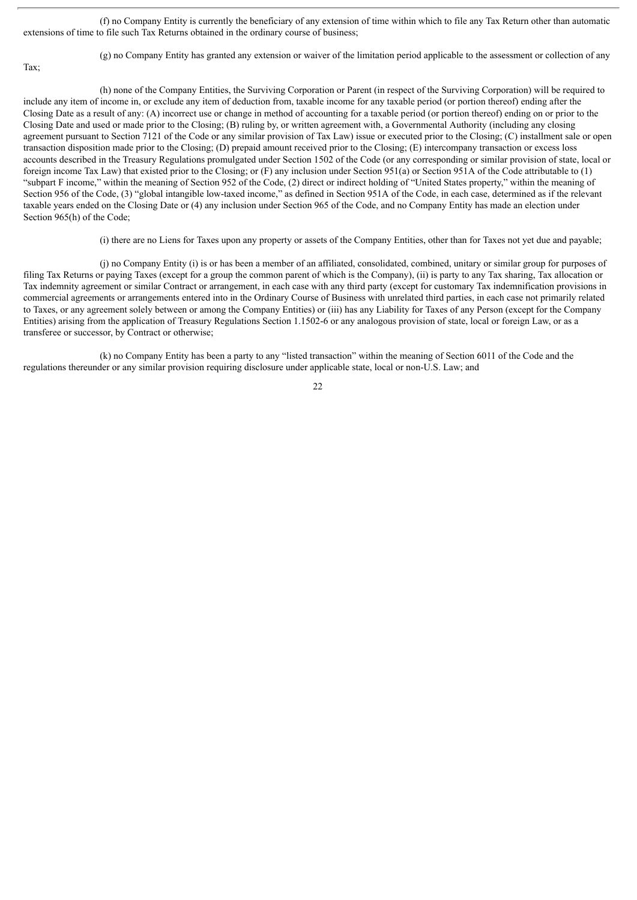(f) no Company Entity is currently the beneficiary of any extension of time within which to file any Tax Return other than automatic extensions of time to file such Tax Returns obtained in the ordinary course of business;

(g) no Company Entity has granted any extension or waiver of the limitation period applicable to the assessment or collection of any Tax;

(h) none of the Company Entities, the Surviving Corporation or Parent (in respect of the Surviving Corporation) will be required to include any item of income in, or exclude any item of deduction from, taxable income for any taxable period (or portion thereof) ending after the Closing Date as a result of any: (A) incorrect use or change in method of accounting for a taxable period (or portion thereof) ending on or prior to the Closing Date and used or made prior to the Closing; (B) ruling by, or written agreement with, a Governmental Authority (including any closing agreement pursuant to Section 7121 of the Code or any similar provision of Tax Law) issue or executed prior to the Closing; (C) installment sale or open transaction disposition made prior to the Closing; (D) prepaid amount received prior to the Closing; (E) intercompany transaction or excess loss accounts described in the Treasury Regulations promulgated under Section 1502 of the Code (or any corresponding or similar provision of state, local or foreign income Tax Law) that existed prior to the Closing; or (F) any inclusion under Section 951(a) or Section 951A of the Code attributable to (1) "subpart F income," within the meaning of Section 952 of the Code, (2) direct or indirect holding of "United States property," within the meaning of Section 956 of the Code, (3) "global intangible low-taxed income," as defined in Section 951A of the Code, in each case, determined as if the relevant taxable years ended on the Closing Date or (4) any inclusion under Section 965 of the Code, and no Company Entity has made an election under Section 965(h) of the Code;

(i) there are no Liens for Taxes upon any property or assets of the Company Entities, other than for Taxes not yet due and payable;

(j) no Company Entity (i) is or has been a member of an affiliated, consolidated, combined, unitary or similar group for purposes of filing Tax Returns or paying Taxes (except for a group the common parent of which is the Company), (ii) is party to any Tax sharing, Tax allocation or Tax indemnity agreement or similar Contract or arrangement, in each case with any third party (except for customary Tax indemnification provisions in commercial agreements or arrangements entered into in the Ordinary Course of Business with unrelated third parties, in each case not primarily related to Taxes, or any agreement solely between or among the Company Entities) or (iii) has any Liability for Taxes of any Person (except for the Company Entities) arising from the application of Treasury Regulations Section 1.1502-6 or any analogous provision of state, local or foreign Law, or as a transferee or successor, by Contract or otherwise;

(k) no Company Entity has been a party to any "listed transaction" within the meaning of Section 6011 of the Code and the regulations thereunder or any similar provision requiring disclosure under applicable state, local or non-U.S. Law; and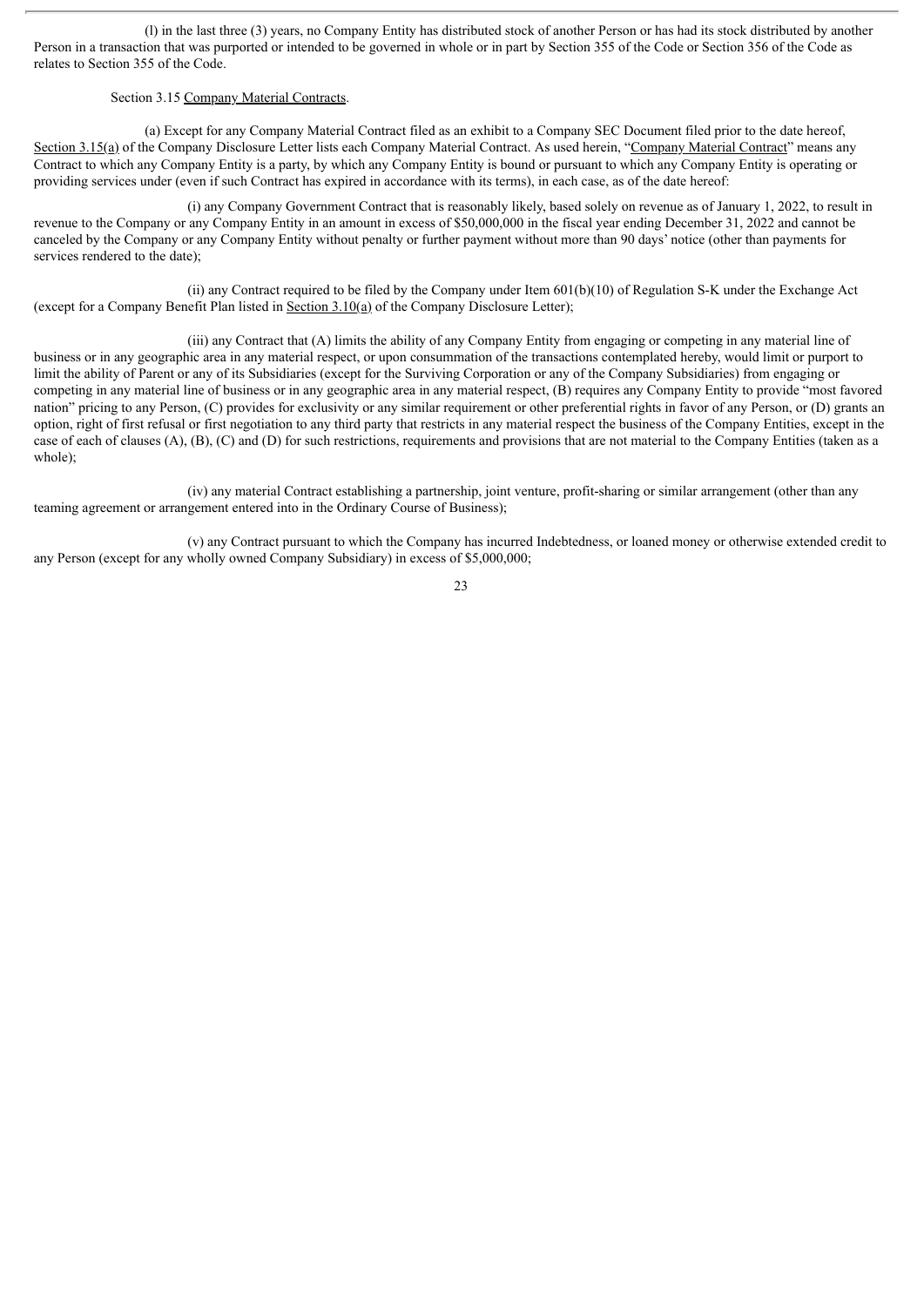(l) in the last three (3) years, no Company Entity has distributed stock of another Person or has had its stock distributed by another Person in a transaction that was purported or intended to be governed in whole or in part by Section 355 of the Code or Section 356 of the Code as relates to Section 355 of the Code.

Section 3.15 Company Material Contracts.

(a) Except for any Company Material Contract filed as an exhibit to a Company SEC Document filed prior to the date hereof, Section 3.15(a) of the Company Disclosure Letter lists each Company Material Contract. As used herein, "Company Material Contract" means any Contract to which any Company Entity is a party, by which any Company Entity is bound or pursuant to which any Company Entity is operating or providing services under (even if such Contract has expired in accordance with its terms), in each case, as of the date hereof:

(i) any Company Government Contract that is reasonably likely, based solely on revenue as of January 1, 2022, to result in revenue to the Company or any Company Entity in an amount in excess of $50,000,000 in the fiscal year ending December 31, 2022 and cannot be canceled by the Company or any Company Entity without penalty or further payment without more than 90 days' notice (other than payments for services rendered to the date);

(ii) any Contract required to be filed by the Company under Item 601(b)(10) of Regulation S-K under the Exchange Act (except for a Company Benefit Plan listed in Section 3.10(a) of the Company Disclosure Letter);

(iii) any Contract that (A) limits the ability of any Company Entity from engaging or competing in any material line of business or in any geographic area in any material respect, or upon consummation of the transactions contemplated hereby, would limit or purport to limit the ability of Parent or any of its Subsidiaries (except for the Surviving Corporation or any of the Company Subsidiaries) from engaging or competing in any material line of business or in any geographic area in any material respect, (B) requires any Company Entity to provide "most favored nation" pricing to any Person, (C) provides for exclusivity or any similar requirement or other preferential rights in favor of any Person, or (D) grants an option, right of first refusal or first negotiation to any third party that restricts in any material respect the business of the Company Entities, except in the case of each of clauses (A), (B), (C) and (D) for such restrictions, requirements and provisions that are not material to the Company Entities (taken as a whole);

(iv) any material Contract establishing a partnership, joint venture, profit-sharing or similar arrangement (other than any teaming agreement or arrangement entered into in the Ordinary Course of Business);

(v) any Contract pursuant to which the Company has incurred Indebtedness, or loaned money or otherwise extended credit to any Person (except for any wholly owned Company Subsidiary) in excess of $5,000,000;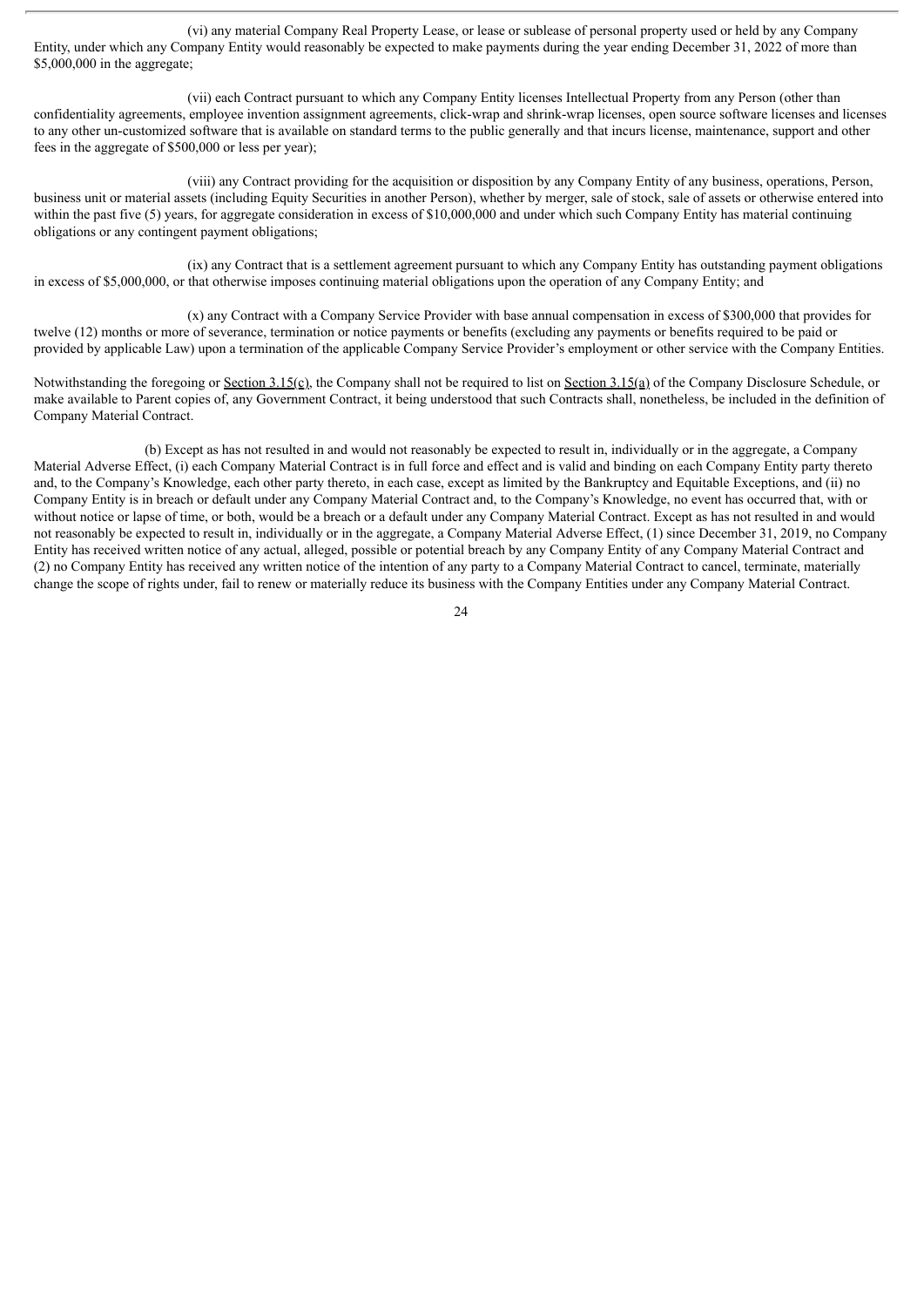(vi) any material Company Real Property Lease, or lease or sublease of personal property used or held by any Company Entity, under which any Company Entity would reasonably be expected to make payments during the year ending December 31, 2022 of more than $5,000,000 in the aggregate;

(vii) each Contract pursuant to which any Company Entity licenses Intellectual Property from any Person (other than confidentiality agreements, employee invention assignment agreements, click-wrap and shrink-wrap licenses, open source software licenses and licenses to any other un-customized software that is available on standard terms to the public generally and that incurs license, maintenance, support and other fees in the aggregate of $500,000 or less per year);

(viii) any Contract providing for the acquisition or disposition by any Company Entity of any business, operations, Person, business unit or material assets (including Equity Securities in another Person), whether by merger, sale of stock, sale of assets or otherwise entered into within the past five (5) years, for aggregate consideration in excess of $10,000,000 and under which such Company Entity has material continuing obligations or any contingent payment obligations;

(ix) any Contract that is a settlement agreement pursuant to which any Company Entity has outstanding payment obligations in excess of $5,000,000, or that otherwise imposes continuing material obligations upon the operation of any Company Entity; and

(x) any Contract with a Company Service Provider with base annual compensation in excess of $300,000 that provides for twelve (12) months or more of severance, termination or notice payments or benefits (excluding any payments or benefits required to be paid or provided by applicable Law) upon a termination of the applicable Company Service Provider's employment or other service with the Company Entities.

Notwithstanding the foregoing or Section 3.15(c), the Company shall not be required to list on Section 3.15(a) of the Company Disclosure Schedule, or make available to Parent copies of, any Government Contract, it being understood that such Contracts shall, nonetheless, be included in the definition of Company Material Contract.

(b) Except as has not resulted in and would not reasonably be expected to result in, individually or in the aggregate, a Company Material Adverse Effect, (i) each Company Material Contract is in full force and effect and is valid and binding on each Company Entity party thereto and, to the Company's Knowledge, each other party thereto, in each case, except as limited by the Bankruptcy and Equitable Exceptions, and (ii) no Company Entity is in breach or default under any Company Material Contract and, to the Company's Knowledge, no event has occurred that, with or without notice or lapse of time, or both, would be a breach or a default under any Company Material Contract. Except as has not resulted in and would not reasonably be expected to result in, individually or in the aggregate, a Company Material Adverse Effect, (1) since December 31, 2019, no Company Entity has received written notice of any actual, alleged, possible or potential breach by any Company Entity of any Company Material Contract and (2) no Company Entity has received any written notice of the intention of any party to a Company Material Contract to cancel, terminate, materially change the scope of rights under, fail to renew or materially reduce its business with the Company Entities under any Company Material Contract.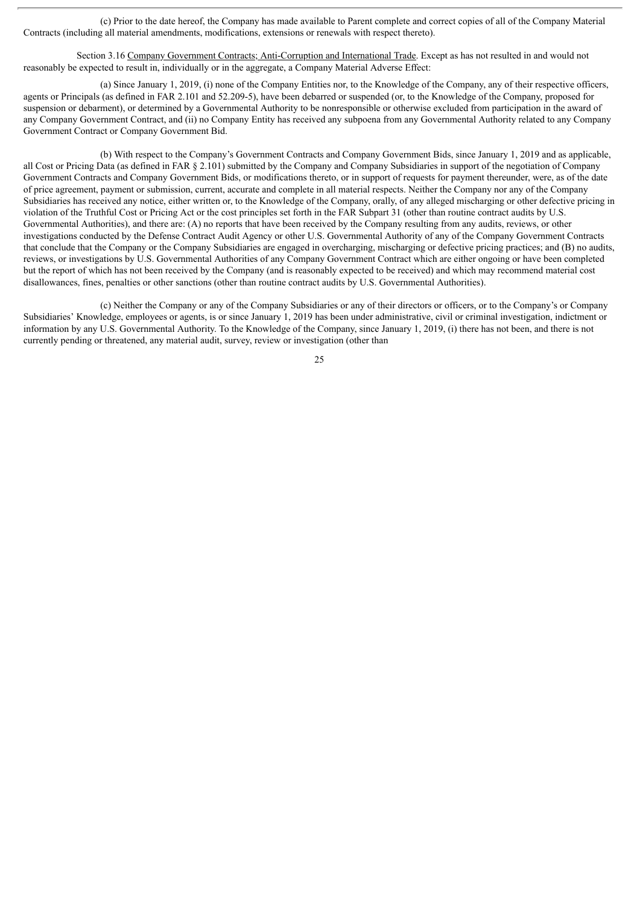(c) Prior to the date hereof, the Company has made available to Parent complete and correct copies of all of the Company Material Contracts (including all material amendments, modifications, extensions or renewals with respect thereto).

Section 3.16 Company Government Contracts; Anti-Corruption and International Trade. Except as has not resulted in and would not reasonably be expected to result in, individually or in the aggregate, a Company Material Adverse Effect:

(a) Since January 1, 2019, (i) none of the Company Entities nor, to the Knowledge of the Company, any of their respective officers, agents or Principals (as defined in FAR 2.101 and 52.209-5), have been debarred or suspended (or, to the Knowledge of the Company, proposed for suspension or debarment), or determined by a Governmental Authority to be nonresponsible or otherwise excluded from participation in the award of any Company Government Contract, and (ii) no Company Entity has received any subpoena from any Governmental Authority related to any Company Government Contract or Company Government Bid.

(b) With respect to the Company's Government Contracts and Company Government Bids, since January 1, 2019 and as applicable, all Cost or Pricing Data (as defined in FAR § 2.101) submitted by the Company and Company Subsidiaries in support of the negotiation of Company Government Contracts and Company Government Bids, or modifications thereto, or in support of requests for payment thereunder, were, as of the date of price agreement, payment or submission, current, accurate and complete in all material respects. Neither the Company nor any of the Company Subsidiaries has received any notice, either written or, to the Knowledge of the Company, orally, of any alleged mischarging or other defective pricing in violation of the Truthful Cost or Pricing Act or the cost principles set forth in the FAR Subpart 31 (other than routine contract audits by U.S. Governmental Authorities), and there are: (A) no reports that have been received by the Company resulting from any audits, reviews, or other investigations conducted by the Defense Contract Audit Agency or other U.S. Governmental Authority of any of the Company Government Contracts that conclude that the Company or the Company Subsidiaries are engaged in overcharging, mischarging or defective pricing practices; and (B) no audits, reviews, or investigations by U.S. Governmental Authorities of any Company Government Contract which are either ongoing or have been completed but the report of which has not been received by the Company (and is reasonably expected to be received) and which may recommend material cost disallowances, fines, penalties or other sanctions (other than routine contract audits by U.S. Governmental Authorities).

(c) Neither the Company or any of the Company Subsidiaries or any of their directors or officers, or to the Company's or Company Subsidiaries' Knowledge, employees or agents, is or since January 1, 2019 has been under administrative, civil or criminal investigation, indictment or information by any U.S. Governmental Authority. To the Knowledge of the Company, since January 1, 2019, (i) there has not been, and there is not currently pending or threatened, any material audit, survey, review or investigation (other than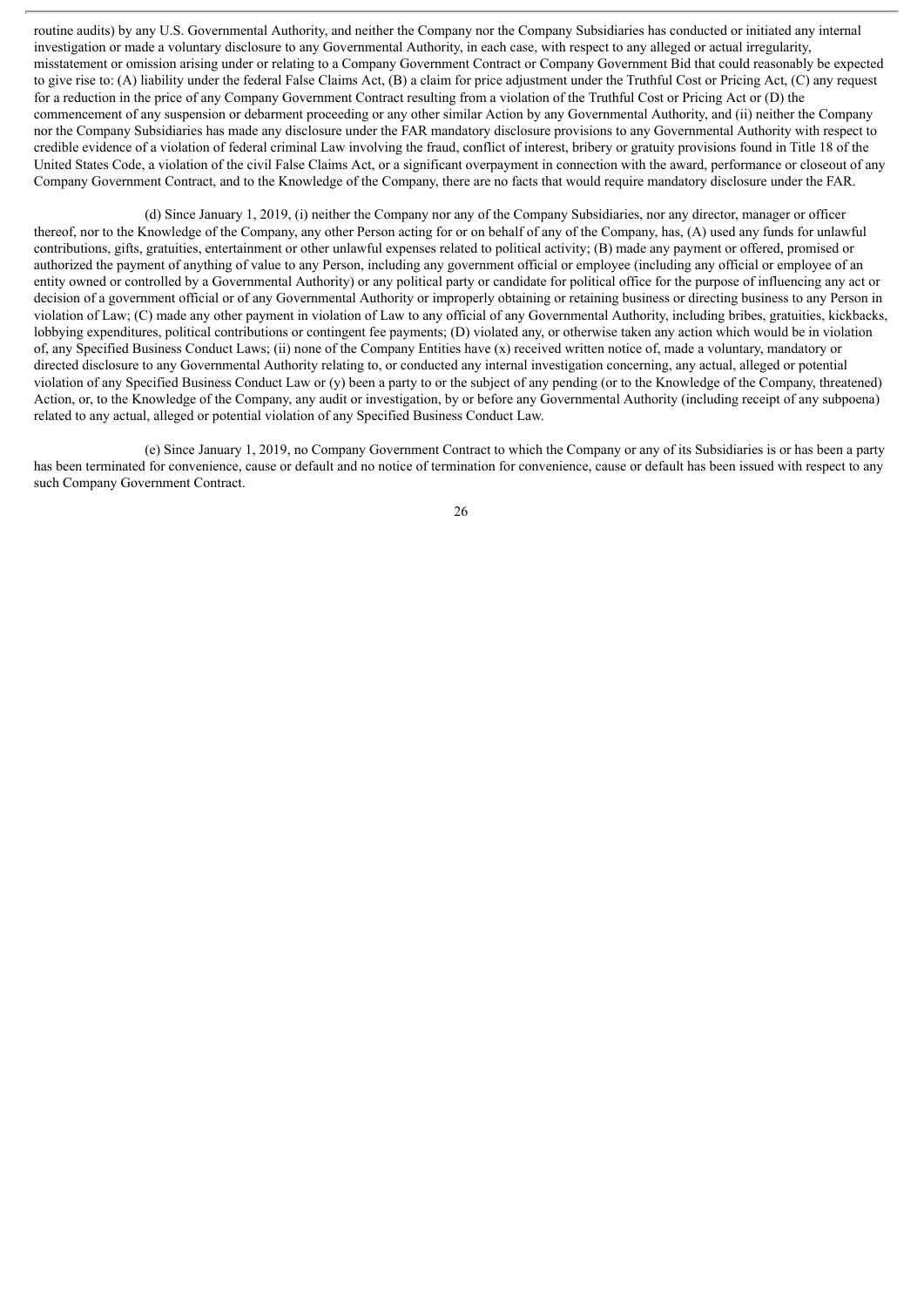routine audits) by any U.S. Governmental Authority, and neither the Company nor the Company Subsidiaries has conducted or initiated any internal investigation or made a voluntary disclosure to any Governmental Authority, in each case, with respect to any alleged or actual irregularity, misstatement or omission arising under or relating to a Company Government Contract or Company Government Bid that could reasonably be expected to give rise to: (A) liability under the federal False Claims Act, (B) a claim for price adjustment under the Truthful Cost or Pricing Act, (C) any request for a reduction in the price of any Company Government Contract resulting from a violation of the Truthful Cost or Pricing Act or (D) the commencement of any suspension or debarment proceeding or any other similar Action by any Governmental Authority, and (ii) neither the Company nor the Company Subsidiaries has made any disclosure under the FAR mandatory disclosure provisions to any Governmental Authority with respect to credible evidence of a violation of federal criminal Law involving the fraud, conflict of interest, bribery or gratuity provisions found in Title 18 of the United States Code, a violation of the civil False Claims Act, or a significant overpayment in connection with the award, performance or closeout of any Company Government Contract, and to the Knowledge of the Company, there are no facts that would require mandatory disclosure under the FAR.

(d) Since January 1, 2019, (i) neither the Company nor any of the Company Subsidiaries, nor any director, manager or officer thereof, nor to the Knowledge of the Company, any other Person acting for or on behalf of any of the Company, has, (A) used any funds for unlawful contributions, gifts, gratuities, entertainment or other unlawful expenses related to political activity; (B) made any payment or offered, promised or authorized the payment of anything of value to any Person, including any government official or employee (including any official or employee of an entity owned or controlled by a Governmental Authority) or any political party or candidate for political office for the purpose of influencing any act or decision of a government official or of any Governmental Authority or improperly obtaining or retaining business or directing business to any Person in violation of Law; (C) made any other payment in violation of Law to any official of any Governmental Authority, including bribes, gratuities, kickbacks, lobbying expenditures, political contributions or contingent fee payments; (D) violated any, or otherwise taken any action which would be in violation of, any Specified Business Conduct Laws; (ii) none of the Company Entities have (x) received written notice of, made a voluntary, mandatory or directed disclosure to any Governmental Authority relating to, or conducted any internal investigation concerning, any actual, alleged or potential violation of any Specified Business Conduct Law or (y) been a party to or the subject of any pending (or to the Knowledge of the Company, threatened) Action, or, to the Knowledge of the Company, any audit or investigation, by or before any Governmental Authority (including receipt of any subpoena) related to any actual, alleged or potential violation of any Specified Business Conduct Law.

(e) Since January 1, 2019, no Company Government Contract to which the Company or any of its Subsidiaries is or has been a party has been terminated for convenience, cause or default and no notice of termination for convenience, cause or default has been issued with respect to any such Company Government Contract.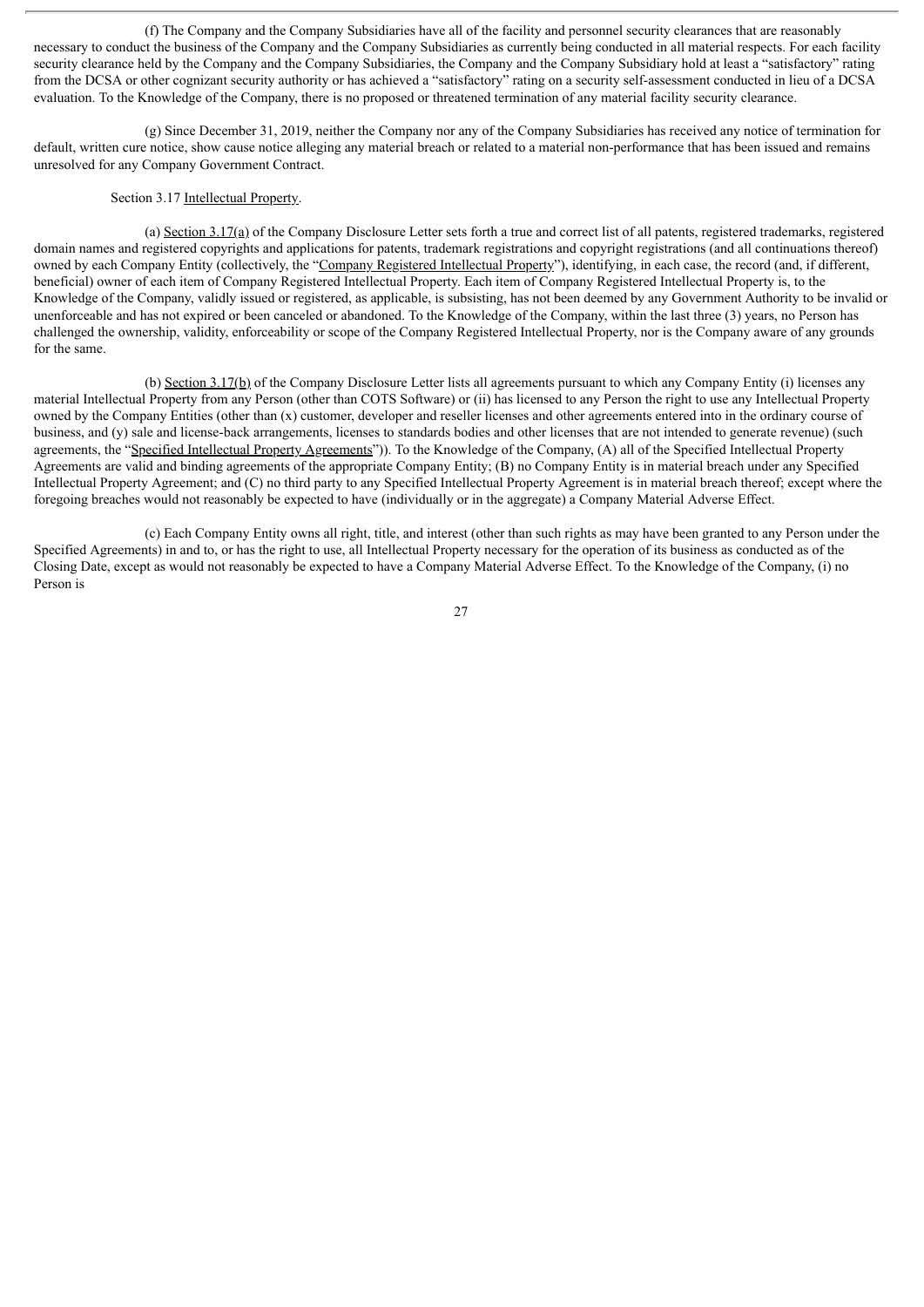(f) The Company and the Company Subsidiaries have all of the facility and personnel security clearances that are reasonably necessary to conduct the business of the Company and the Company Subsidiaries as currently being conducted in all material respects. For each facility security clearance held by the Company and the Company Subsidiaries, the Company and the Company Subsidiary hold at least a "satisfactory" rating from the DCSA or other cognizant security authority or has achieved a "satisfactory" rating on a security self-assessment conducted in lieu of a DCSA evaluation. To the Knowledge of the Company, there is no proposed or threatened termination of any material facility security clearance.

(g) Since December 31, 2019, neither the Company nor any of the Company Subsidiaries has received any notice of termination for default, written cure notice, show cause notice alleging any material breach or related to a material non-performance that has been issued and remains unresolved for any Company Government Contract.

Section 3.17 Intellectual Property.

(a) Section 3.17(a) of the Company Disclosure Letter sets forth a true and correct list of all patents, registered trademarks, registered domain names and registered copyrights and applications for patents, trademark registrations and copyright registrations (and all continuations thereof) owned by each Company Entity (collectively, the "Company Registered Intellectual Property"), identifying, in each case, the record (and, if different, beneficial) owner of each item of Company Registered Intellectual Property. Each item of Company Registered Intellectual Property is, to the Knowledge of the Company, validly issued or registered, as applicable, is subsisting, has not been deemed by any Government Authority to be invalid or unenforceable and has not expired or been canceled or abandoned. To the Knowledge of the Company, within the last three (3) years, no Person has challenged the ownership, validity, enforceability or scope of the Company Registered Intellectual Property, nor is the Company aware of any grounds for the same.

(b) Section 3.17(b) of the Company Disclosure Letter lists all agreements pursuant to which any Company Entity (i) licenses any material Intellectual Property from any Person (other than COTS Software) or (ii) has licensed to any Person the right to use any Intellectual Property owned by the Company Entities (other than (x) customer, developer and reseller licenses and other agreements entered into in the ordinary course of business, and (y) sale and license-back arrangements, licenses to standards bodies and other licenses that are not intended to generate revenue) (such agreements, the "Specified Intellectual Property Agreements")). To the Knowledge of the Company, (A) all of the Specified Intellectual Property Agreements are valid and binding agreements of the appropriate Company Entity; (B) no Company Entity is in material breach under any Specified Intellectual Property Agreement; and (C) no third party to any Specified Intellectual Property Agreement is in material breach thereof; except where the foregoing breaches would not reasonably be expected to have (individually or in the aggregate) a Company Material Adverse Effect.

(c) Each Company Entity owns all right, title, and interest (other than such rights as may have been granted to any Person under the Specified Agreements) in and to, or has the right to use, all Intellectual Property necessary for the operation of its business as conducted as of the Closing Date, except as would not reasonably be expected to have a Company Material Adverse Effect. To the Knowledge of the Company, (i) no Person is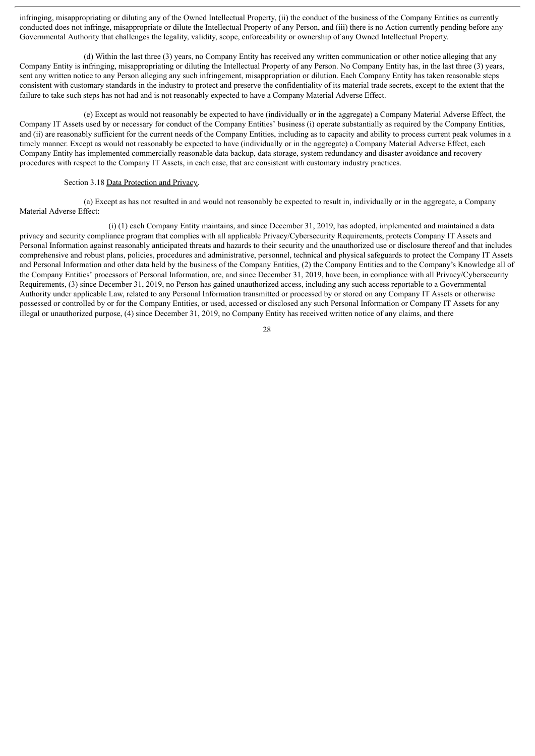infringing, misappropriating or diluting any of the Owned Intellectual Property, (ii) the conduct of the business of the Company Entities as currently conducted does not infringe, misappropriate or dilute the Intellectual Property of any Person, and (iii) there is no Action currently pending before any Governmental Authority that challenges the legality, validity, scope, enforceability or ownership of any Owned Intellectual Property.

(d) Within the last three (3) years, no Company Entity has received any written communication or other notice alleging that any Company Entity is infringing, misappropriating or diluting the Intellectual Property of any Person. No Company Entity has, in the last three (3) years, sent any written notice to any Person alleging any such infringement, misappropriation or dilution. Each Company Entity has taken reasonable steps consistent with customary standards in the industry to protect and preserve the confidentiality of its material trade secrets, except to the extent that the failure to take such steps has not had and is not reasonably expected to have a Company Material Adverse Effect.

(e) Except as would not reasonably be expected to have (individually or in the aggregate) a Company Material Adverse Effect, the Company IT Assets used by or necessary for conduct of the Company Entities' business (i) operate substantially as required by the Company Entities, and (ii) are reasonably sufficient for the current needs of the Company Entities, including as to capacity and ability to process current peak volumes in a timely manner. Except as would not reasonably be expected to have (individually or in the aggregate) a Company Material Adverse Effect, each Company Entity has implemented commercially reasonable data backup, data storage, system redundancy and disaster avoidance and recovery procedures with respect to the Company IT Assets, in each case, that are consistent with customary industry practices.

Section 3.18 Data Protection and Privacy.

(a) Except as has not resulted in and would not reasonably be expected to result in, individually or in the aggregate, a Company Material Adverse Effect:

(i) (1) each Company Entity maintains, and since December 31, 2019, has adopted, implemented and maintained a data privacy and security compliance program that complies with all applicable Privacy/Cybersecurity Requirements, protects Company IT Assets and Personal Information against reasonably anticipated threats and hazards to their security and the unauthorized use or disclosure thereof and that includes comprehensive and robust plans, policies, procedures and administrative, personnel, technical and physical safeguards to protect the Company IT Assets and Personal Information and other data held by the business of the Company Entities, (2) the Company Entities and to the Company's Knowledge all of the Company Entities' processors of Personal Information, are, and since December 31, 2019, have been, in compliance with all Privacy/Cybersecurity Requirements, (3) since December 31, 2019, no Person has gained unauthorized access, including any such access reportable to a Governmental Authority under applicable Law, related to any Personal Information transmitted or processed by or stored on any Company IT Assets or otherwise possessed or controlled by or for the Company Entities, or used, accessed or disclosed any such Personal Information or Company IT Assets for any illegal or unauthorized purpose, (4) since December 31, 2019, no Company Entity has received written notice of any claims, and there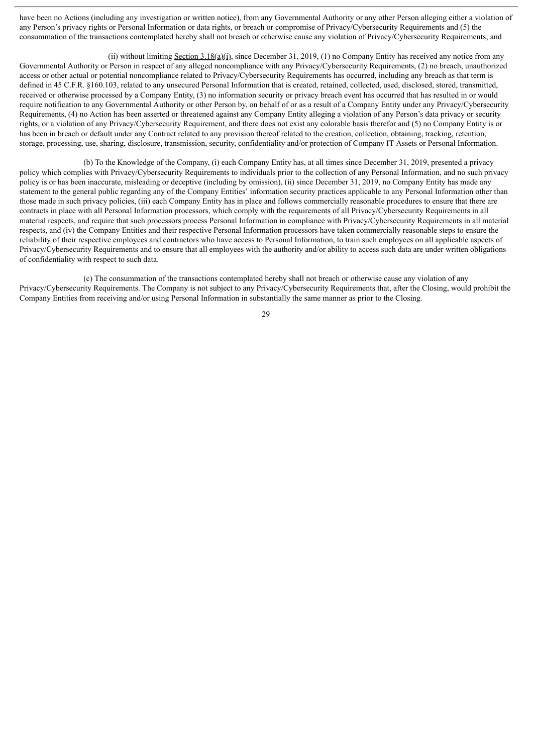have been no Actions (including any investigation or written notice), from any Governmental Authority or any other Person alleging either a violation of any Person's privacy rights or Personal Information or data rights, or breach or compromise of Privacy/Cybersecurity Requirements and (5) the consummation of the transactions contemplated hereby shall not breach or otherwise cause any violation of Privacy/Cybersecurity Requirements; and

(ii) without limiting Section 3.18(a)(i), since December 31, 2019, (1) no Company Entity has received any notice from any Governmental Authority or Person in respect of any alleged noncompliance with any Privacy/Cybersecurity Requirements, (2) no breach, unauthorized access or other actual or potential noncompliance related to Privacy/Cybersecurity Requirements has occurred, including any breach as that term is defined in 45 C.F.R. §160.103, related to any unsecured Personal Information that is created, retained, collected, used, disclosed, stored, transmitted, received or otherwise processed by a Company Entity, (3) no information security or privacy breach event has occurred that has resulted in or would require notification to any Governmental Authority or other Person by, on behalf of or as a result of a Company Entity under any Privacy/Cybersecurity Requirements, (4) no Action has been asserted or threatened against any Company Entity alleging a violation of any Person's data privacy or security rights, or a violation of any Privacy/Cybersecurity Requirement, and there does not exist any colorable basis therefor and (5) no Company Entity is or has been in breach or default under any Contract related to any provision thereof related to the creation, collection, obtaining, tracking, retention, storage, processing, use, sharing, disclosure, transmission, security, confidentiality and/or protection of Company IT Assets or Personal Information.

(b) To the Knowledge of the Company, (i) each Company Entity has, at all times since December 31, 2019, presented a privacy policy which complies with Privacy/Cybersecurity Requirements to individuals prior to the collection of any Personal Information, and no such privacy policy is or has been inaccurate, misleading or deceptive (including by omission), (ii) since December 31, 2019, no Company Entity has made any statement to the general public regarding any of the Company Entities' information security practices applicable to any Personal Information other than those made in such privacy policies, (iii) each Company Entity has in place and follows commercially reasonable procedures to ensure that there are contracts in place with all Personal Information processors, which comply with the requirements of all Privacy/Cybersecurity Requirements in all material respects, and require that such processors process Personal Information in compliance with Privacy/Cybersecurity Requirements in all material respects, and (iv) the Company Entities and their respective Personal Information processors have taken commercially reasonable steps to ensure the reliability of their respective employees and contractors who have access to Personal Information, to train such employees on all applicable aspects of Privacy/Cybersecurity Requirements and to ensure that all employees with the authority and/or ability to access such data are under written obligations of confidentiality with respect to such data.

(c) The consummation of the transactions contemplated hereby shall not breach or otherwise cause any violation of any Privacy/Cybersecurity Requirements. The Company is not subject to any Privacy/Cybersecurity Requirements that, after the Closing, would prohibit the Company Entities from receiving and/or using Personal Information in substantially the same manner as prior to the Closing.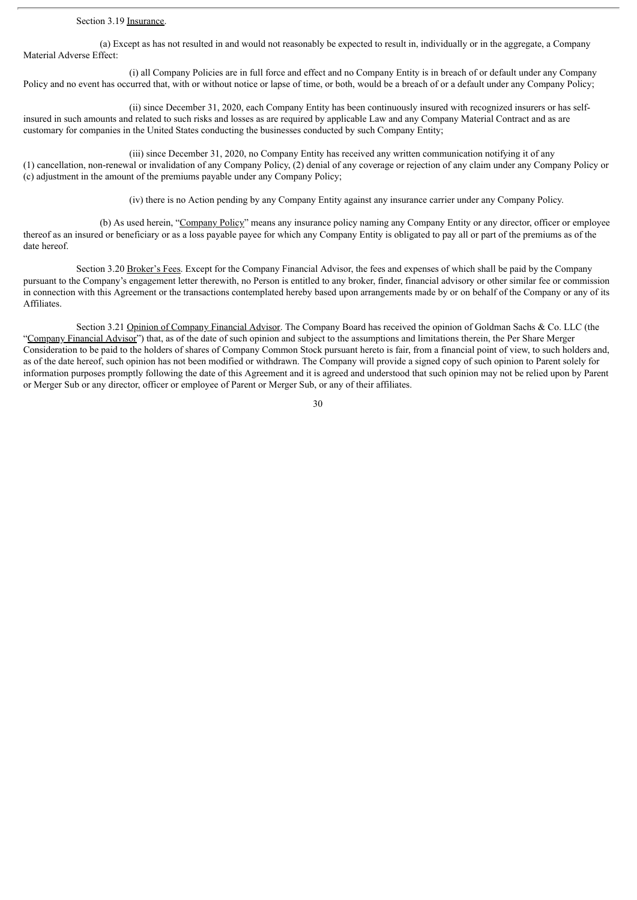Section 3.19 <u>Insurance</u>.

(a) Except as has not resulted in and would not reasonably be expected to result in, individually or in the aggregate, a Company Material Adverse Effect:

(i) all Company Policies are in full force and effect and no Company Entity is in breach of or default under any Company Policy and no event has occurred that, with or without notice or lapse of time, or both, would be a breach of or a default under any Company Policy;

(ii) since December 31, 2020, each Company Entity has been continuously insured with recognized insurers or has self-insured in such amounts and related to such risks and losses as are required by applicable Law and any Company Material Contract and as are customary for companies in the United States conducting the businesses conducted by such Company Entity;

(iii) since December 31, 2020, no Company Entity has received any written communication notifying it of any (1) cancellation, non-renewal or invalidation of any Company Policy, (2) denial of any coverage or rejection of any claim under any Company Policy or (c) adjustment in the amount of the premiums payable under any Company Policy;

(iv) there is no Action pending by any Company Entity against any insurance carrier under any Company Policy.

(b) As used herein, "<u>Company Policy</u>" means any insurance policy naming any Company Entity or any director, officer or employee thereof as an insured or beneficiary or as a loss payable payee for which any Company Entity is obligated to pay all or part of the premiums as of the date hereof.

Section 3.20 <u>Broker's Fees</u>. Except for the Company Financial Advisor, the fees and expenses of which shall be paid by the Company pursuant to the Company's engagement letter therewith, no Person is entitled to any broker, finder, financial advisory or other similar fee or commission in connection with this Agreement or the transactions contemplated hereby based upon arrangements made by or on behalf of the Company or any of its Affiliates.

Section 3.21 <u>Opinion of Company Financial Advisor</u>. The Company Board has received the opinion of Goldman Sachs & Co. LLC (the "<u>Company Financial Advisor</u>") that, as of the date of such opinion and subject to the assumptions and limitations therein, the Per Share Merger Consideration to be paid to the holders of shares of Company Common Stock pursuant hereto is fair, from a financial point of view, to such holders and, as of the date hereof, such opinion has not been modified or withdrawn. The Company will provide a signed copy of such opinion to Parent solely for information purposes promptly following the date of this Agreement and it is agreed and understood that such opinion may not be relied upon by Parent or Merger Sub or any director, officer or employee of Parent or Merger Sub, or any of their affiliates.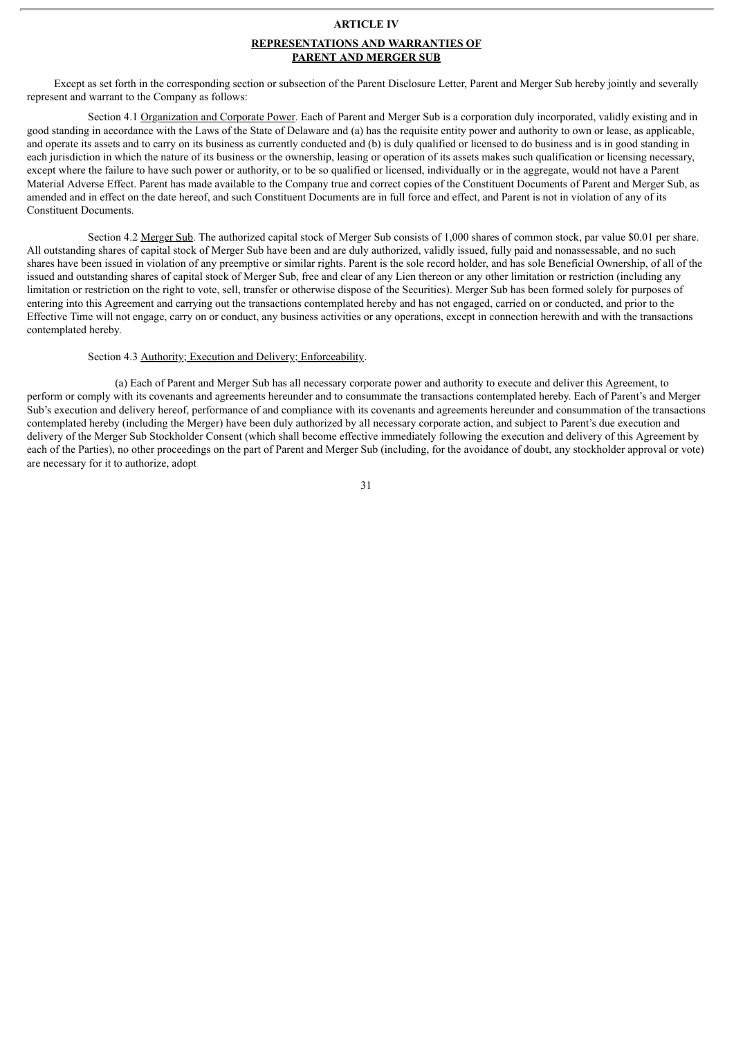# ARTICLE IV

## REPRESENTATIONS AND WARRANTIES OF PARENT AND MERGER SUB

Except as set forth in the corresponding section or subsection of the Parent Disclosure Letter, Parent and Merger Sub hereby jointly and severally represent and warrant to the Company as follows:

Section 4.1 Organization and Corporate Power. Each of Parent and Merger Sub is a corporation duly incorporated, validly existing and in good standing in accordance with the Laws of the State of Delaware and (a) has the requisite entity power and authority to own or lease, as applicable, and operate its assets and to carry on its business as currently conducted and (b) is duly qualified or licensed to do business and is in good standing in each jurisdiction in which the nature of its business or the ownership, leasing or operation of its assets makes such qualification or licensing necessary, except where the failure to have such power or authority, or to be so qualified or licensed, individually or in the aggregate, would not have a Parent Material Adverse Effect. Parent has made available to the Company true and correct copies of the Constituent Documents of Parent and Merger Sub, as amended and in effect on the date hereof, and such Constituent Documents are in full force and effect, and Parent is not in violation of any of its Constituent Documents.

Section 4.2 Merger Sub. The authorized capital stock of Merger Sub consists of 1,000 shares of common stock, par value $0.01 per share. All outstanding shares of capital stock of Merger Sub have been and are duly authorized, validly issued, fully paid and nonassessable, and no such shares have been issued in violation of any preemptive or similar rights. Parent is the sole record holder, and has sole Beneficial Ownership, of all of the issued and outstanding shares of capital stock of Merger Sub, free and clear of any Lien thereon or any other limitation or restriction (including any limitation or restriction on the right to vote, sell, transfer or otherwise dispose of the Securities). Merger Sub has been formed solely for purposes of entering into this Agreement and carrying out the transactions contemplated hereby and has not engaged, carried on or conducted, and prior to the Effective Time will not engage, carry on or conduct, any business activities or any operations, except in connection herewith and with the transactions contemplated hereby.

Section 4.3 Authority; Execution and Delivery; Enforceability.

(a) Each of Parent and Merger Sub has all necessary corporate power and authority to execute and deliver this Agreement, to perform or comply with its covenants and agreements hereunder and to consummate the transactions contemplated hereby. Each of Parent's and Merger Sub's execution and delivery hereof, performance of and compliance with its covenants and agreements hereunder and consummation of the transactions contemplated hereby (including the Merger) have been duly authorized by all necessary corporate action, and subject to Parent's due execution and delivery of the Merger Sub Stockholder Consent (which shall become effective immediately following the execution and delivery of this Agreement by each of the Parties), no other proceedings on the part of Parent and Merger Sub (including, for the avoidance of doubt, any stockholder approval or vote) are necessary for it to authorize, adopt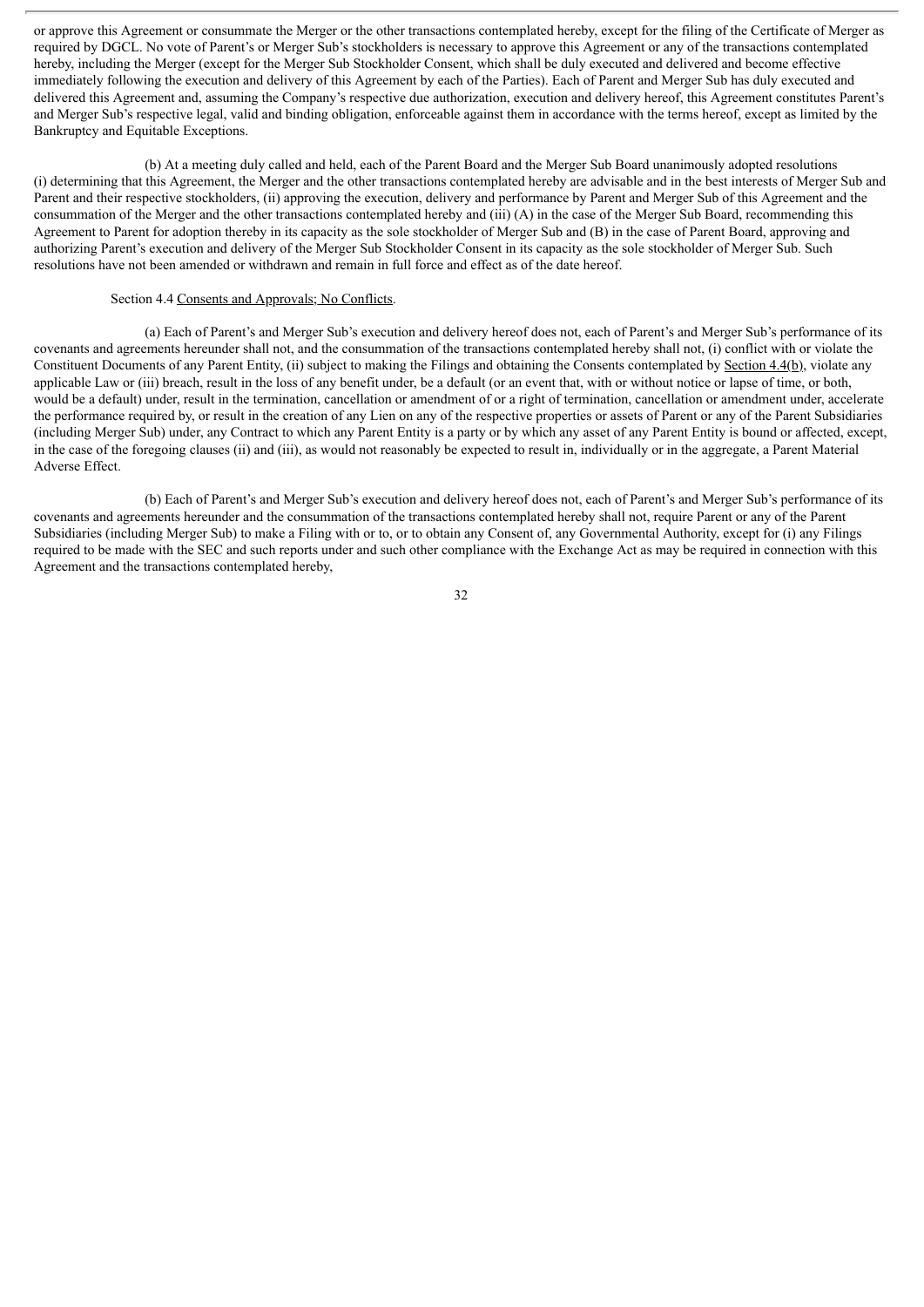or approve this Agreement or consummate the Merger or the other transactions contemplated hereby, except for the filing of the Certificate of Merger as required by DGCL. No vote of Parent's or Merger Sub's stockholders is necessary to approve this Agreement or any of the transactions contemplated hereby, including the Merger (except for the Merger Sub Stockholder Consent, which shall be duly executed and delivered and become effective immediately following the execution and delivery of this Agreement by each of the Parties). Each of Parent and Merger Sub has duly executed and delivered this Agreement and, assuming the Company's respective due authorization, execution and delivery hereof, this Agreement constitutes Parent's and Merger Sub's respective legal, valid and binding obligation, enforceable against them in accordance with the terms hereof, except as limited by the Bankruptcy and Equitable Exceptions.

(b) At a meeting duly called and held, each of the Parent Board and the Merger Sub Board unanimously adopted resolutions (i) determining that this Agreement, the Merger and the other transactions contemplated hereby are advisable and in the best interests of Merger Sub and Parent and their respective stockholders, (ii) approving the execution, delivery and performance by Parent and Merger Sub of this Agreement and the consummation of the Merger and the other transactions contemplated hereby and (iii) (A) in the case of the Merger Sub Board, recommending this Agreement to Parent for adoption thereby in its capacity as the sole stockholder of Merger Sub and (B) in the case of Parent Board, approving and authorizing Parent's execution and delivery of the Merger Sub Stockholder Consent in its capacity as the sole stockholder of Merger Sub. Such resolutions have not been amended or withdrawn and remain in full force and effect as of the date hereof.

Section 4.4 Consents and Approvals; No Conflicts.

(a) Each of Parent's and Merger Sub's execution and delivery hereof does not, each of Parent's and Merger Sub's performance of its covenants and agreements hereunder shall not, and the consummation of the transactions contemplated hereby shall not, (i) conflict with or violate the Constituent Documents of any Parent Entity, (ii) subject to making the Filings and obtaining the Consents contemplated by Section 4.4(b), violate any applicable Law or (iii) breach, result in the loss of any benefit under, be a default (or an event that, with or without notice or lapse of time, or both, would be a default) under, result in the termination, cancellation or amendment of or a right of termination, cancellation or amendment under, accelerate the performance required by, or result in the creation of any Lien on any of the respective properties or assets of Parent or any of the Parent Subsidiaries (including Merger Sub) under, any Contract to which any Parent Entity is a party or by which any asset of any Parent Entity is bound or affected, except, in the case of the foregoing clauses (ii) and (iii), as would not reasonably be expected to result in, individually or in the aggregate, a Parent Material Adverse Effect.

(b) Each of Parent's and Merger Sub's execution and delivery hereof does not, each of Parent's and Merger Sub's performance of its covenants and agreements hereunder and the consummation of the transactions contemplated hereby shall not, require Parent or any of the Parent Subsidiaries (including Merger Sub) to make a Filing with or to, or to obtain any Consent of, any Governmental Authority, except for (i) any Filings required to be made with the SEC and such reports under and such other compliance with the Exchange Act as may be required in connection with this Agreement and the transactions contemplated hereby,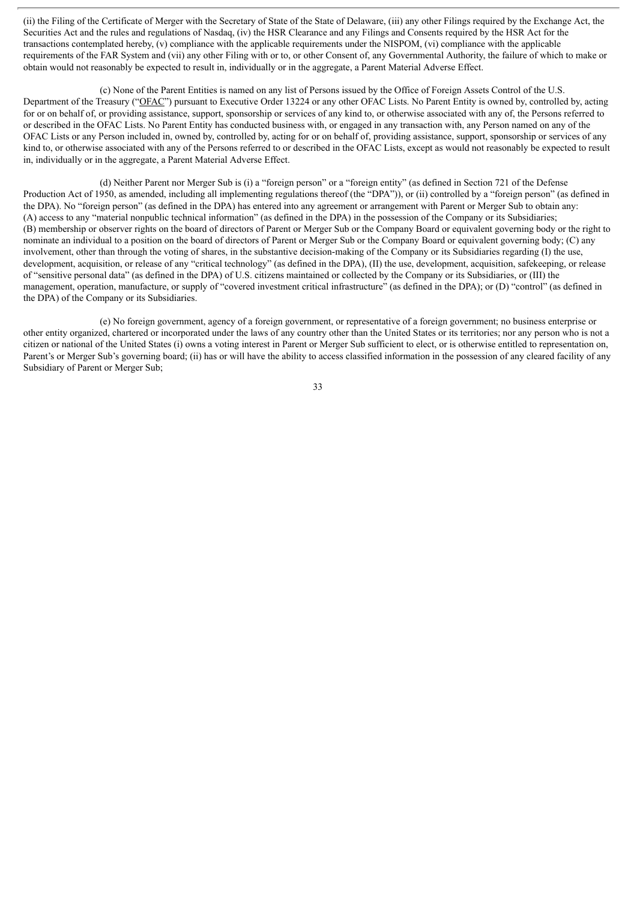(ii) the Filing of the Certificate of Merger with the Secretary of State of the State of Delaware, (iii) any other Filings required by the Exchange Act, the Securities Act and the rules and regulations of Nasdaq, (iv) the HSR Clearance and any Filings and Consents required by the HSR Act for the transactions contemplated hereby, (v) compliance with the applicable requirements under the NISPOM, (vi) compliance with the applicable requirements of the FAR System and (vii) any other Filing with or to, or other Consent of, any Governmental Authority, the failure of which to make or obtain would not reasonably be expected to result in, individually or in the aggregate, a Parent Material Adverse Effect.

(c) None of the Parent Entities is named on any list of Persons issued by the Office of Foreign Assets Control of the U.S. Department of the Treasury ("OFAC") pursuant to Executive Order 13224 or any other OFAC Lists. No Parent Entity is owned by, controlled by, acting for or on behalf of, or providing assistance, support, sponsorship or services of any kind to, or otherwise associated with any of, the Persons referred to or described in the OFAC Lists. No Parent Entity has conducted business with, or engaged in any transaction with, any Person named on any of the OFAC Lists or any Person included in, owned by, controlled by, acting for or on behalf of, providing assistance, support, sponsorship or services of any kind to, or otherwise associated with any of the Persons referred to or described in the OFAC Lists, except as would not reasonably be expected to result in, individually or in the aggregate, a Parent Material Adverse Effect.

(d) Neither Parent nor Merger Sub is (i) a "foreign person" or a "foreign entity" (as defined in Section 721 of the Defense Production Act of 1950, as amended, including all implementing regulations thereof (the "DPA")), or (ii) controlled by a "foreign person" (as defined in the DPA). No "foreign person" (as defined in the DPA) has entered into any agreement or arrangement with Parent or Merger Sub to obtain any: (A) access to any "material nonpublic technical information" (as defined in the DPA) in the possession of the Company or its Subsidiaries; (B) membership or observer rights on the board of directors of Parent or Merger Sub or the Company Board or equivalent governing body or the right to nominate an individual to a position on the board of directors of Parent or Merger Sub or the Company Board or equivalent governing body; (C) any involvement, other than through the voting of shares, in the substantive decision-making of the Company or its Subsidiaries regarding (I) the use, development, acquisition, or release of any "critical technology" (as defined in the DPA), (II) the use, development, acquisition, safekeeping, or release of "sensitive personal data" (as defined in the DPA) of U.S. citizens maintained or collected by the Company or its Subsidiaries, or (III) the management, operation, manufacture, or supply of "covered investment critical infrastructure" (as defined in the DPA); or (D) "control" (as defined in the DPA) of the Company or its Subsidiaries.

(e) No foreign government, agency of a foreign government, or representative of a foreign government; no business enterprise or other entity organized, chartered or incorporated under the laws of any country other than the United States or its territories; nor any person who is not a citizen or national of the United States (i) owns a voting interest in Parent or Merger Sub sufficient to elect, or is otherwise entitled to representation on, Parent's or Merger Sub's governing board; (ii) has or will have the ability to access classified information in the possession of any cleared facility of any Subsidiary of Parent or Merger Sub;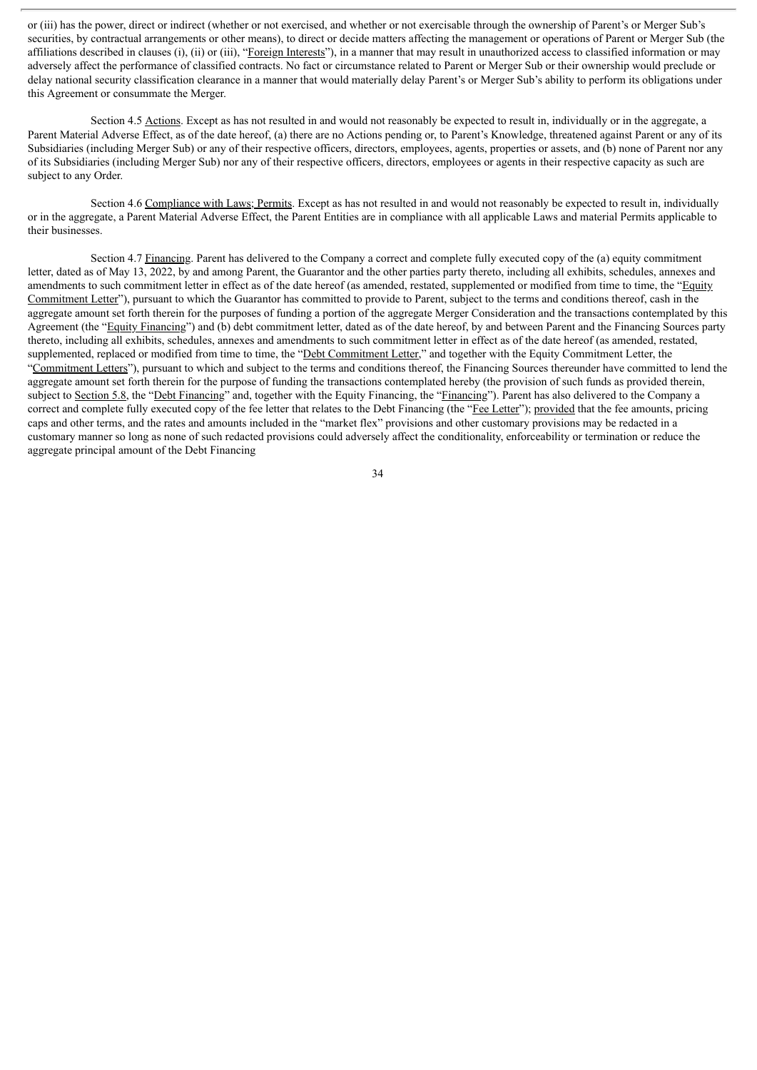or (iii) has the power, direct or indirect (whether or not exercised, and whether or not exercisable through the ownership of Parent's or Merger Sub's securities, by contractual arrangements or other means), to direct or decide matters affecting the management or operations of Parent or Merger Sub (the affiliations described in clauses (i), (ii) or (iii), "Foreign Interests"), in a manner that may result in unauthorized access to classified information or may adversely affect the performance of classified contracts. No fact or circumstance related to Parent or Merger Sub or their ownership would preclude or delay national security classification clearance in a manner that would materially delay Parent's or Merger Sub's ability to perform its obligations under this Agreement or consummate the Merger.

Section 4.5 Actions. Except as has not resulted in and would not reasonably be expected to result in, individually or in the aggregate, a Parent Material Adverse Effect, as of the date hereof, (a) there are no Actions pending or, to Parent's Knowledge, threatened against Parent or any of its Subsidiaries (including Merger Sub) or any of their respective officers, directors, employees, agents, properties or assets, and (b) none of Parent nor any of its Subsidiaries (including Merger Sub) nor any of their respective officers, directors, employees or agents in their respective capacity as such are subject to any Order.

Section 4.6 Compliance with Laws; Permits. Except as has not resulted in and would not reasonably be expected to result in, individually or in the aggregate, a Parent Material Adverse Effect, the Parent Entities are in compliance with all applicable Laws and material Permits applicable to their businesses.

Section 4.7 Financing. Parent has delivered to the Company a correct and complete fully executed copy of the (a) equity commitment letter, dated as of May 13, 2022, by and among Parent, the Guarantor and the other parties party thereto, including all exhibits, schedules, annexes and amendments to such commitment letter in effect as of the date hereof (as amended, restated, supplemented or modified from time to time, the "Equity Commitment Letter"), pursuant to which the Guarantor has committed to provide to Parent, subject to the terms and conditions thereof, cash in the aggregate amount set forth therein for the purposes of funding a portion of the aggregate Merger Consideration and the transactions contemplated by this Agreement (the "Equity Financing") and (b) debt commitment letter, dated as of the date hereof, by and between Parent and the Financing Sources party thereto, including all exhibits, schedules, annexes and amendments to such commitment letter in effect as of the date hereof (as amended, restated, supplemented, replaced or modified from time to time, the "Debt Commitment Letter," and together with the Equity Commitment Letter, the "Commitment Letters"), pursuant to which and subject to the terms and conditions thereof, the Financing Sources thereunder have committed to lend the aggregate amount set forth therein for the purpose of funding the transactions contemplated hereby (the provision of such funds as provided therein, subject to Section 5.8, the "Debt Financing" and, together with the Equity Financing, the "Financing"). Parent has also delivered to the Company a correct and complete fully executed copy of the fee letter that relates to the Debt Financing (the "Fee Letter"); provided that the fee amounts, pricing caps and other terms, and the rates and amounts included in the "market flex" provisions and other customary provisions may be redacted in a customary manner so long as none of such redacted provisions could adversely affect the conditionality, enforceability or termination or reduce the aggregate principal amount of the Debt Financing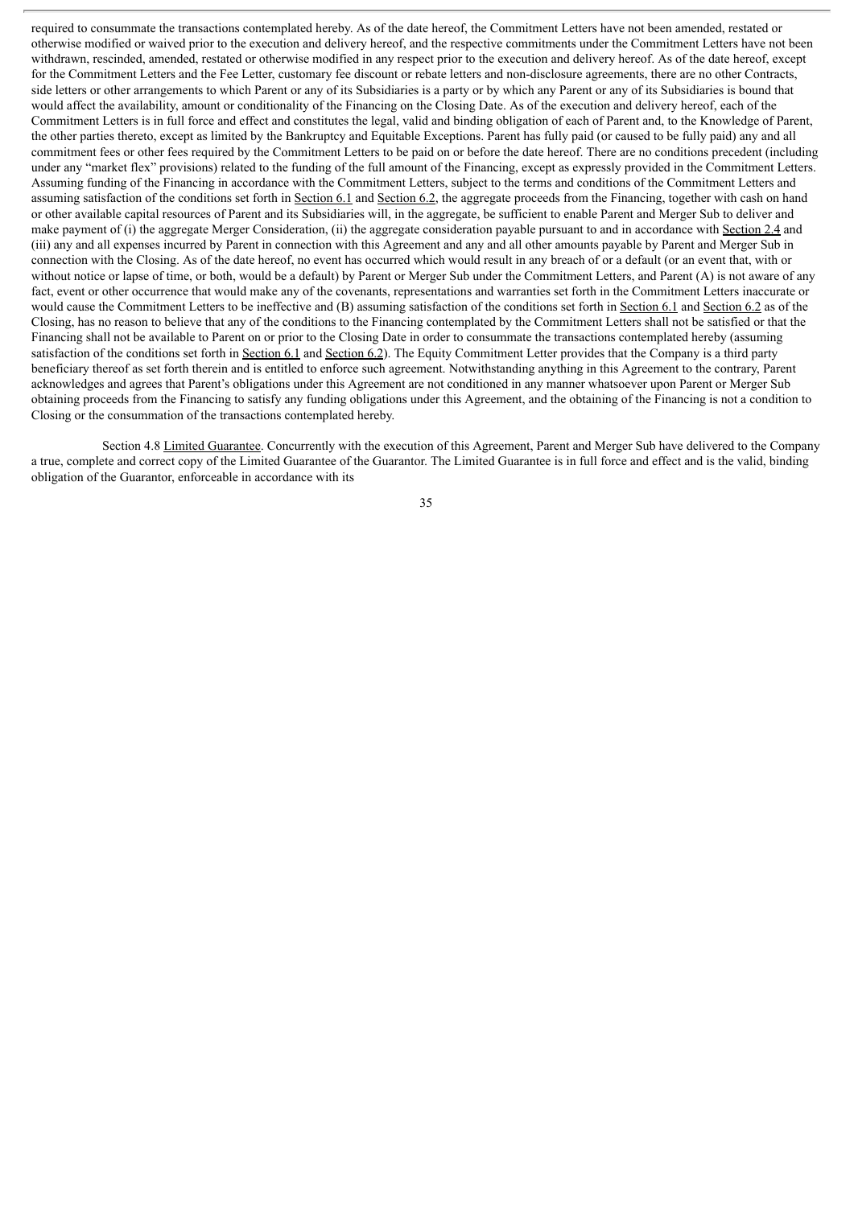required to consummate the transactions contemplated hereby. As of the date hereof, the Commitment Letters have not been amended, restated or otherwise modified or waived prior to the execution and delivery hereof, and the respective commitments under the Commitment Letters have not been withdrawn, rescinded, amended, restated or otherwise modified in any respect prior to the execution and delivery hereof. As of the date hereof, except for the Commitment Letters and the Fee Letter, customary fee discount or rebate letters and non-disclosure agreements, there are no other Contracts, side letters or other arrangements to which Parent or any of its Subsidiaries is a party or by which any Parent or any of its Subsidiaries is bound that would affect the availability, amount or conditionality of the Financing on the Closing Date. As of the execution and delivery hereof, each of the Commitment Letters is in full force and effect and constitutes the legal, valid and binding obligation of each of Parent and, to the Knowledge of Parent, the other parties thereto, except as limited by the Bankruptcy and Equitable Exceptions. Parent has fully paid (or caused to be fully paid) any and all commitment fees or other fees required by the Commitment Letters to be paid on or before the date hereof. There are no conditions precedent (including under any "market flex" provisions) related to the funding of the full amount of the Financing, except as expressly provided in the Commitment Letters. Assuming funding of the Financing in accordance with the Commitment Letters, subject to the terms and conditions of the Commitment Letters and assuming satisfaction of the conditions set forth in Section 6.1 and Section 6.2, the aggregate proceeds from the Financing, together with cash on hand or other available capital resources of Parent and its Subsidiaries will, in the aggregate, be sufficient to enable Parent and Merger Sub to deliver and make payment of (i) the aggregate Merger Consideration, (ii) the aggregate consideration payable pursuant to and in accordance with Section 2.4 and (iii) any and all expenses incurred by Parent in connection with this Agreement and any and all other amounts payable by Parent and Merger Sub in connection with the Closing. As of the date hereof, no event has occurred which would result in any breach of or a default (or an event that, with or without notice or lapse of time, or both, would be a default) by Parent or Merger Sub under the Commitment Letters, and Parent (A) is not aware of any fact, event or other occurrence that would make any of the covenants, representations and warranties set forth in the Commitment Letters inaccurate or would cause the Commitment Letters to be ineffective and (B) assuming satisfaction of the conditions set forth in Section 6.1 and Section 6.2 as of the Closing, has no reason to believe that any of the conditions to the Financing contemplated by the Commitment Letters shall not be satisfied or that the Financing shall not be available to Parent on or prior to the Closing Date in order to consummate the transactions contemplated hereby (assuming satisfaction of the conditions set forth in Section 6.1 and Section 6.2). The Equity Commitment Letter provides that the Company is a third party beneficiary thereof as set forth therein and is entitled to enforce such agreement. Notwithstanding anything in this Agreement to the contrary, Parent acknowledges and agrees that Parent's obligations under this Agreement are not conditioned in any manner whatsoever upon Parent or Merger Sub obtaining proceeds from the Financing to satisfy any funding obligations under this Agreement, and the obtaining of the Financing is not a condition to Closing or the consummation of the transactions contemplated hereby.

Section 4.8 Limited Guarantee. Concurrently with the execution of this Agreement, Parent and Merger Sub have delivered to the Company a true, complete and correct copy of the Limited Guarantee of the Guarantor. The Limited Guarantee is in full force and effect and is the valid, binding obligation of the Guarantor, enforceable in accordance with its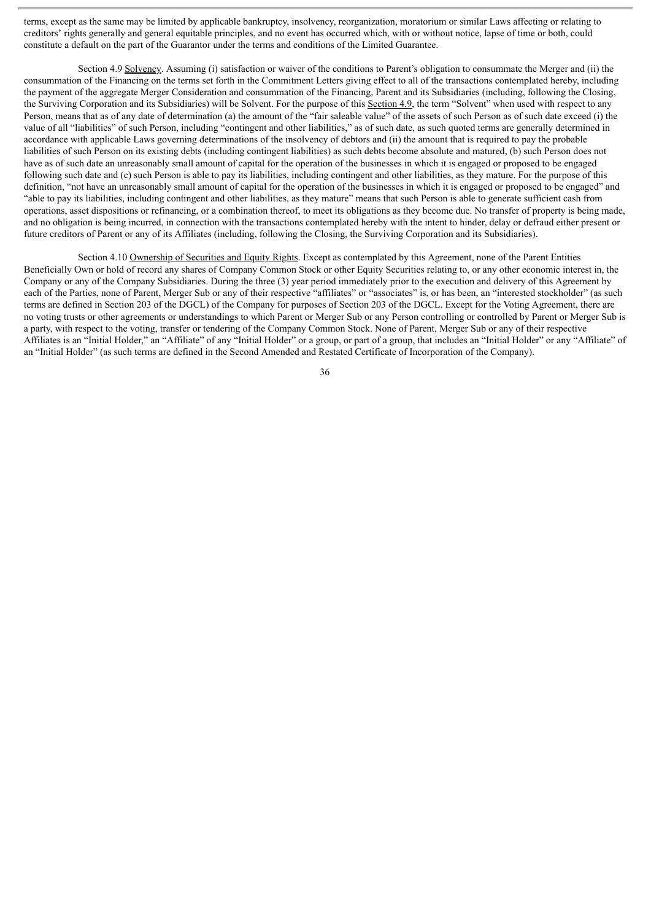terms, except as the same may be limited by applicable bankruptcy, insolvency, reorganization, moratorium or similar Laws affecting or relating to creditors' rights generally and general equitable principles, and no event has occurred which, with or without notice, lapse of time or both, could constitute a default on the part of the Guarantor under the terms and conditions of the Limited Guarantee.

Section 4.9 Solvency. Assuming (i) satisfaction or waiver of the conditions to Parent's obligation to consummate the Merger and (ii) the consummation of the Financing on the terms set forth in the Commitment Letters giving effect to all of the transactions contemplated hereby, including the payment of the aggregate Merger Consideration and consummation of the Financing, Parent and its Subsidiaries (including, following the Closing, the Surviving Corporation and its Subsidiaries) will be Solvent. For the purpose of this Section 4.9, the term "Solvent" when used with respect to any Person, means that as of any date of determination (a) the amount of the "fair saleable value" of the assets of such Person as of such date exceed (i) the value of all "liabilities" of such Person, including "contingent and other liabilities," as of such date, as such quoted terms are generally determined in accordance with applicable Laws governing determinations of the insolvency of debtors and (ii) the amount that is required to pay the probable liabilities of such Person on its existing debts (including contingent liabilities) as such debts become absolute and matured, (b) such Person does not have as of such date an unreasonably small amount of capital for the operation of the businesses in which it is engaged or proposed to be engaged following such date and (c) such Person is able to pay its liabilities, including contingent and other liabilities, as they mature. For the purpose of this definition, "not have an unreasonably small amount of capital for the operation of the businesses in which it is engaged or proposed to be engaged" and "able to pay its liabilities, including contingent and other liabilities, as they mature" means that such Person is able to generate sufficient cash from operations, asset dispositions or refinancing, or a combination thereof, to meet its obligations as they become due. No transfer of property is being made, and no obligation is being incurred, in connection with the transactions contemplated hereby with the intent to hinder, delay or defraud either present or future creditors of Parent or any of its Affiliates (including, following the Closing, the Surviving Corporation and its Subsidiaries).

Section 4.10 Ownership of Securities and Equity Rights. Except as contemplated by this Agreement, none of the Parent Entities Beneficially Own or hold of record any shares of Company Common Stock or other Equity Securities relating to, or any other economic interest in, the Company or any of the Company Subsidiaries. During the three (3) year period immediately prior to the execution and delivery of this Agreement by each of the Parties, none of Parent, Merger Sub or any of their respective "affiliates" or "associates" is, or has been, an "interested stockholder" (as such terms are defined in Section 203 of the DGCL) of the Company for purposes of Section 203 of the DGCL. Except for the Voting Agreement, there are no voting trusts or other agreements or understandings to which Parent or Merger Sub or any Person controlling or controlled by Parent or Merger Sub is a party, with respect to the voting, transfer or tendering of the Company Common Stock. None of Parent, Merger Sub or any of their respective Affiliates is an "Initial Holder," an "Affiliate" of any "Initial Holder" or a group, or part of a group, that includes an "Initial Holder" or any "Affiliate" of an "Initial Holder" (as such terms are defined in the Second Amended and Restated Certificate of Incorporation of the Company).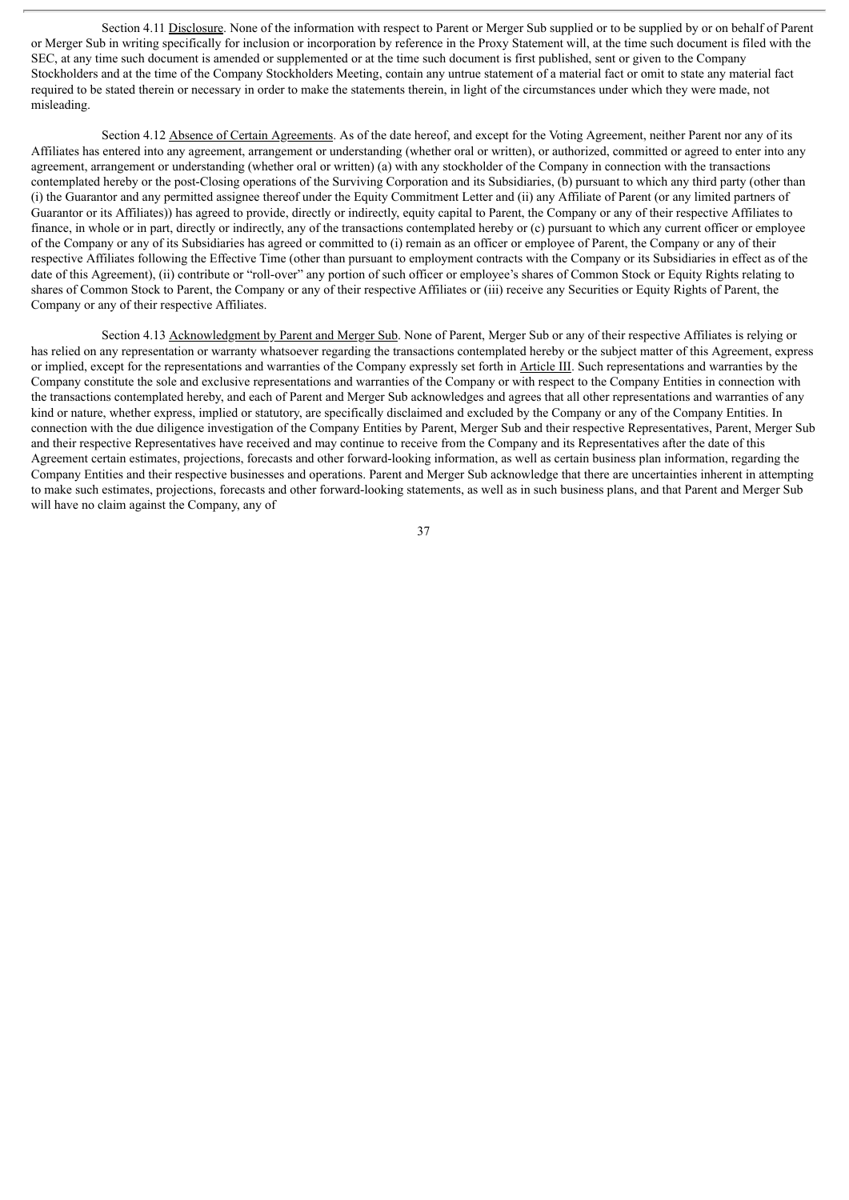Section 4.11 Disclosure. None of the information with respect to Parent or Merger Sub supplied or to be supplied by or on behalf of Parent or Merger Sub in writing specifically for inclusion or incorporation by reference in the Proxy Statement will, at the time such document is filed with the SEC, at any time such document is amended or supplemented or at the time such document is first published, sent or given to the Company Stockholders and at the time of the Company Stockholders Meeting, contain any untrue statement of a material fact or omit to state any material fact required to be stated therein or necessary in order to make the statements therein, in light of the circumstances under which they were made, not misleading.

Section 4.12 Absence of Certain Agreements. As of the date hereof, and except for the Voting Agreement, neither Parent nor any of its Affiliates has entered into any agreement, arrangement or understanding (whether oral or written), or authorized, committed or agreed to enter into any agreement, arrangement or understanding (whether oral or written) (a) with any stockholder of the Company in connection with the transactions contemplated hereby or the post-Closing operations of the Surviving Corporation and its Subsidiaries, (b) pursuant to which any third party (other than (i) the Guarantor and any permitted assignee thereof under the Equity Commitment Letter and (ii) any Affiliate of Parent (or any limited partners of Guarantor or its Affiliates)) has agreed to provide, directly or indirectly, equity capital to Parent, the Company or any of their respective Affiliates to finance, in whole or in part, directly or indirectly, any of the transactions contemplated hereby or (c) pursuant to which any current officer or employee of the Company or any of its Subsidiaries has agreed or committed to (i) remain as an officer or employee of Parent, the Company or any of their respective Affiliates following the Effective Time (other than pursuant to employment contracts with the Company or its Subsidiaries in effect as of the date of this Agreement), (ii) contribute or "roll-over" any portion of such officer or employee's shares of Common Stock or Equity Rights relating to shares of Common Stock to Parent, the Company or any of their respective Affiliates or (iii) receive any Securities or Equity Rights of Parent, the Company or any of their respective Affiliates.

Section 4.13 Acknowledgment by Parent and Merger Sub. None of Parent, Merger Sub or any of their respective Affiliates is relying or has relied on any representation or warranty whatsoever regarding the transactions contemplated hereby or the subject matter of this Agreement, express or implied, except for the representations and warranties of the Company expressly set forth in Article III. Such representations and warranties by the Company constitute the sole and exclusive representations and warranties of the Company or with respect to the Company Entities in connection with the transactions contemplated hereby, and each of Parent and Merger Sub acknowledges and agrees that all other representations and warranties of any kind or nature, whether express, implied or statutory, are specifically disclaimed and excluded by the Company or any of the Company Entities. In connection with the due diligence investigation of the Company Entities by Parent, Merger Sub and their respective Representatives, Parent, Merger Sub and their respective Representatives have received and may continue to receive from the Company and its Representatives after the date of this Agreement certain estimates, projections, forecasts and other forward-looking information, as well as certain business plan information, regarding the Company Entities and their respective businesses and operations. Parent and Merger Sub acknowledge that there are uncertainties inherent in attempting to make such estimates, projections, forecasts and other forward-looking statements, as well as in such business plans, and that Parent and Merger Sub will have no claim against the Company, any of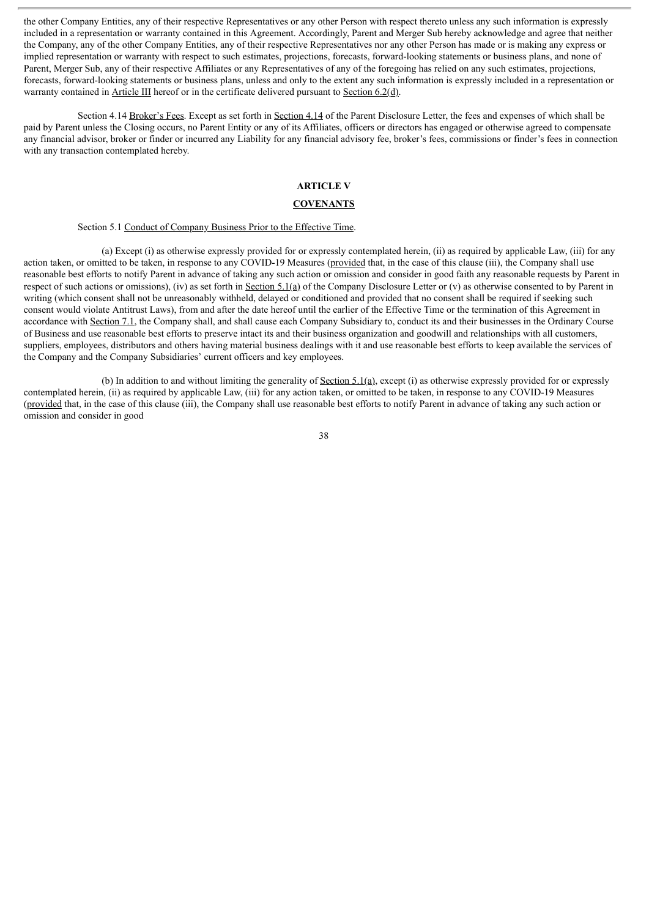the other Company Entities, any of their respective Representatives or any other Person with respect thereto unless any such information is expressly included in a representation or warranty contained in this Agreement. Accordingly, Parent and Merger Sub hereby acknowledge and agree that neither the Company, any of the other Company Entities, any of their respective Representatives nor any other Person has made or is making any express or implied representation or warranty with respect to such estimates, projections, forecasts, forward-looking statements or business plans, and none of Parent, Merger Sub, any of their respective Affiliates or any Representatives of any of the foregoing has relied on any such estimates, projections, forecasts, forward-looking statements or business plans, unless and only to the extent any such information is expressly included in a representation or warranty contained in Article III hereof or in the certificate delivered pursuant to Section 6.2(d).

Section 4.14 Broker's Fees. Except as set forth in Section 4.14 of the Parent Disclosure Letter, the fees and expenses of which shall be paid by Parent unless the Closing occurs, no Parent Entity or any of its Affiliates, officers or directors has engaged or otherwise agreed to compensate any financial advisor, broker or finder or incurred any Liability for any financial advisory fee, broker's fees, commissions or finder's fees in connection with any transaction contemplated hereby.

## ARTICLE V

## COVENANTS

Section 5.1 Conduct of Company Business Prior to the Effective Time.

(a) Except (i) as otherwise expressly provided for or expressly contemplated herein, (ii) as required by applicable Law, (iii) for any action taken, or omitted to be taken, in response to any COVID-19 Measures (provided that, in the case of this clause (iii), the Company shall use reasonable best efforts to notify Parent in advance of taking any such action or omission and consider in good faith any reasonable requests by Parent in respect of such actions or omissions), (iv) as set forth in Section 5.1(a) of the Company Disclosure Letter or (v) as otherwise consented to by Parent in writing (which consent shall not be unreasonably withheld, delayed or conditioned and provided that no consent shall be required if seeking such consent would violate Antitrust Laws), from and after the date hereof until the earlier of the Effective Time or the termination of this Agreement in accordance with Section 7.1, the Company shall, and shall cause each Company Subsidiary to, conduct its and their businesses in the Ordinary Course of Business and use reasonable best efforts to preserve intact its and their business organization and goodwill and relationships with all customers, suppliers, employees, distributors and others having material business dealings with it and use reasonable best efforts to keep available the services of the Company and the Company Subsidiaries' current officers and key employees.

(b) In addition to and without limiting the generality of Section 5.1(a), except (i) as otherwise expressly provided for or expressly contemplated herein, (ii) as required by applicable Law, (iii) for any action taken, or omitted to be taken, in response to any COVID-19 Measures (provided that, in the case of this clause (iii), the Company shall use reasonable best efforts to notify Parent in advance of taking any such action or omission and consider in good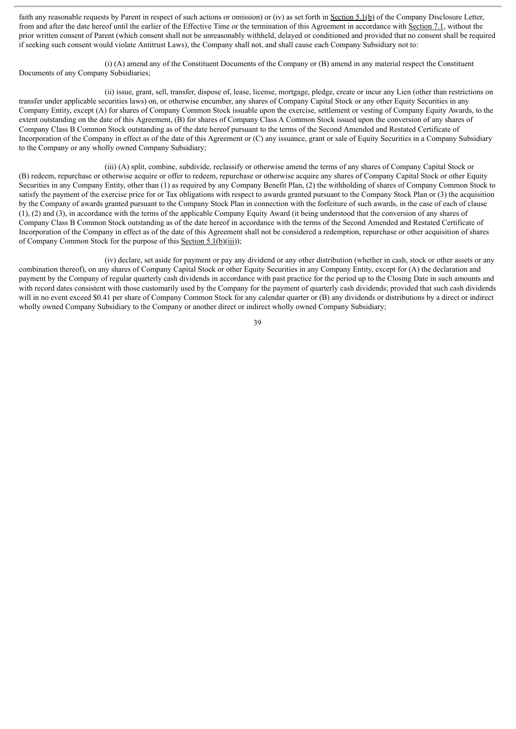faith any reasonable requests by Parent in respect of such actions or omission) or (iv) as set forth in Section 5.1(b) of the Company Disclosure Letter, from and after the date hereof until the earlier of the Effective Time or the termination of this Agreement in accordance with Section 7.1, without the prior written consent of Parent (which consent shall not be unreasonably withheld, delayed or conditioned and provided that no consent shall be required if seeking such consent would violate Antitrust Laws), the Company shall not, and shall cause each Company Subsidiary not to:

(i) (A) amend any of the Constituent Documents of the Company or (B) amend in any material respect the Constituent Documents of any Company Subsidiaries;

(ii) issue, grant, sell, transfer, dispose of, lease, license, mortgage, pledge, create or incur any Lien (other than restrictions on transfer under applicable securities laws) on, or otherwise encumber, any shares of Company Capital Stock or any other Equity Securities in any Company Entity, except (A) for shares of Company Common Stock issuable upon the exercise, settlement or vesting of Company Equity Awards, to the extent outstanding on the date of this Agreement, (B) for shares of Company Class A Common Stock issued upon the conversion of any shares of Company Class B Common Stock outstanding as of the date hereof pursuant to the terms of the Second Amended and Restated Certificate of Incorporation of the Company in effect as of the date of this Agreement or (C) any issuance, grant or sale of Equity Securities in a Company Subsidiary to the Company or any wholly owned Company Subsidiary;

(iii) (A) split, combine, subdivide, reclassify or otherwise amend the terms of any shares of Company Capital Stock or (B) redeem, repurchase or otherwise acquire or offer to redeem, repurchase or otherwise acquire any shares of Company Capital Stock or other Equity Securities in any Company Entity, other than (1) as required by any Company Benefit Plan, (2) the withholding of shares of Company Common Stock to satisfy the payment of the exercise price for or Tax obligations with respect to awards granted pursuant to the Company Stock Plan or (3) the acquisition by the Company of awards granted pursuant to the Company Stock Plan in connection with the forfeiture of such awards, in the case of each of clause (1), (2) and (3), in accordance with the terms of the applicable Company Equity Award (it being understood that the conversion of any shares of Company Class B Common Stock outstanding as of the date hereof in accordance with the terms of the Second Amended and Restated Certificate of Incorporation of the Company in effect as of the date of this Agreement shall not be considered a redemption, repurchase or other acquisition of shares of Company Common Stock for the purpose of this Section 5.1(b)(iii));

(iv) declare, set aside for payment or pay any dividend or any other distribution (whether in cash, stock or other assets or any combination thereof), on any shares of Company Capital Stock or other Equity Securities in any Company Entity, except for (A) the declaration and payment by the Company of regular quarterly cash dividends in accordance with past practice for the period up to the Closing Date in such amounts and with record dates consistent with those customarily used by the Company for the payment of quarterly cash dividends; provided that such cash dividends will in no event exceed \$0.41 per share of Company Common Stock for any calendar quarter or (B) any dividends or distributions by a direct or indirect wholly owned Company Subsidiary to the Company or another direct or indirect wholly owned Company Subsidiary;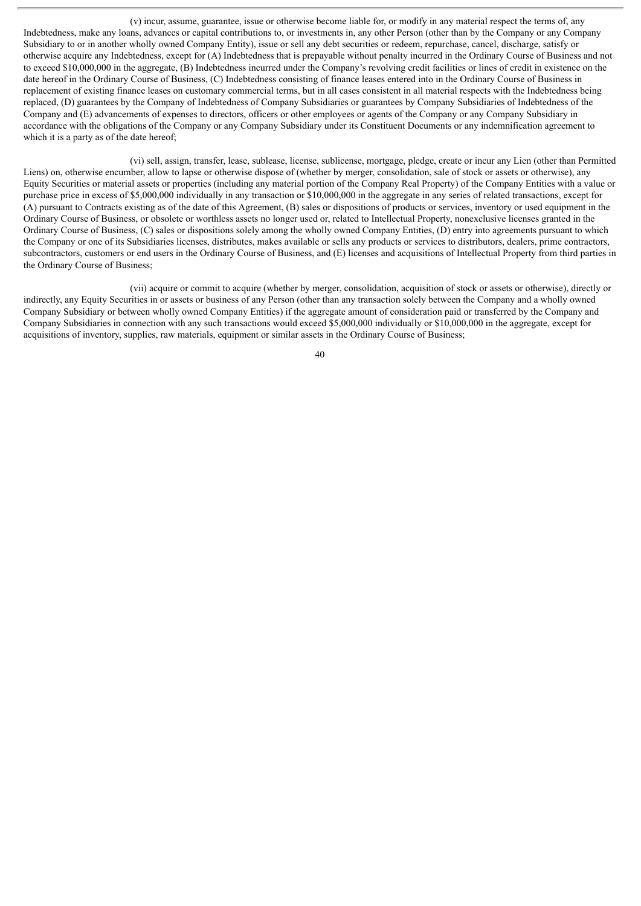(v) incur, assume, guarantee, issue or otherwise become liable for, or modify in any material respect the terms of, any Indebtedness, make any loans, advances or capital contributions to, or investments in, any other Person (other than by the Company or any Company Subsidiary to or in another wholly owned Company Entity), issue or sell any debt securities or redeem, repurchase, cancel, discharge, satisfy or otherwise acquire any Indebtedness, except for (A) Indebtedness that is prepayable without penalty incurred in the Ordinary Course of Business and not to exceed $10,000,000 in the aggregate, (B) Indebtedness incurred under the Company's revolving credit facilities or lines of credit in existence on the date hereof in the Ordinary Course of Business, (C) Indebtedness consisting of finance leases entered into in the Ordinary Course of Business in replacement of existing finance leases on customary commercial terms, but in all cases consistent in all material respects with the Indebtedness being replaced, (D) guarantees by the Company of Indebtedness of Company Subsidiaries or guarantees by Company Subsidiaries of Indebtedness of the Company and (E) advancements of expenses to directors, officers or other employees or agents of the Company or any Company Subsidiary in accordance with the obligations of the Company or any Company Subsidiary under its Constituent Documents or any indemnification agreement to which it is a party as of the date hereof;

(vi) sell, assign, transfer, lease, sublease, license, sublicense, mortgage, pledge, create or incur any Lien (other than Permitted Liens) on, otherwise encumber, allow to lapse or otherwise dispose of (whether by merger, consolidation, sale of stock or assets or otherwise), any Equity Securities or material assets or properties (including any material portion of the Company Real Property) of the Company Entities with a value or purchase price in excess of $5,000,000 individually in any transaction or $10,000,000 in the aggregate in any series of related transactions, except for (A) pursuant to Contracts existing as of the date of this Agreement, (B) sales or dispositions of products or services, inventory or used equipment in the Ordinary Course of Business, or obsolete or worthless assets no longer used or, related to Intellectual Property, nonexclusive licenses granted in the Ordinary Course of Business, (C) sales or dispositions solely among the wholly owned Company Entities, (D) entry into agreements pursuant to which the Company or one of its Subsidiaries licenses, distributes, makes available or sells any products or services to distributors, dealers, prime contractors, subcontractors, customers or end users in the Ordinary Course of Business, and (E) licenses and acquisitions of Intellectual Property from third parties in the Ordinary Course of Business;

(vii) acquire or commit to acquire (whether by merger, consolidation, acquisition of stock or assets or otherwise), directly or indirectly, any Equity Securities in or assets or business of any Person (other than any transaction solely between the Company and a wholly owned Company Subsidiary or between wholly owned Company Entities) if the aggregate amount of consideration paid or transferred by the Company and Company Subsidiaries in connection with any such transactions would exceed $5,000,000 individually or $10,000,000 in the aggregate, except for acquisitions of inventory, supplies, raw materials, equipment or similar assets in the Ordinary Course of Business;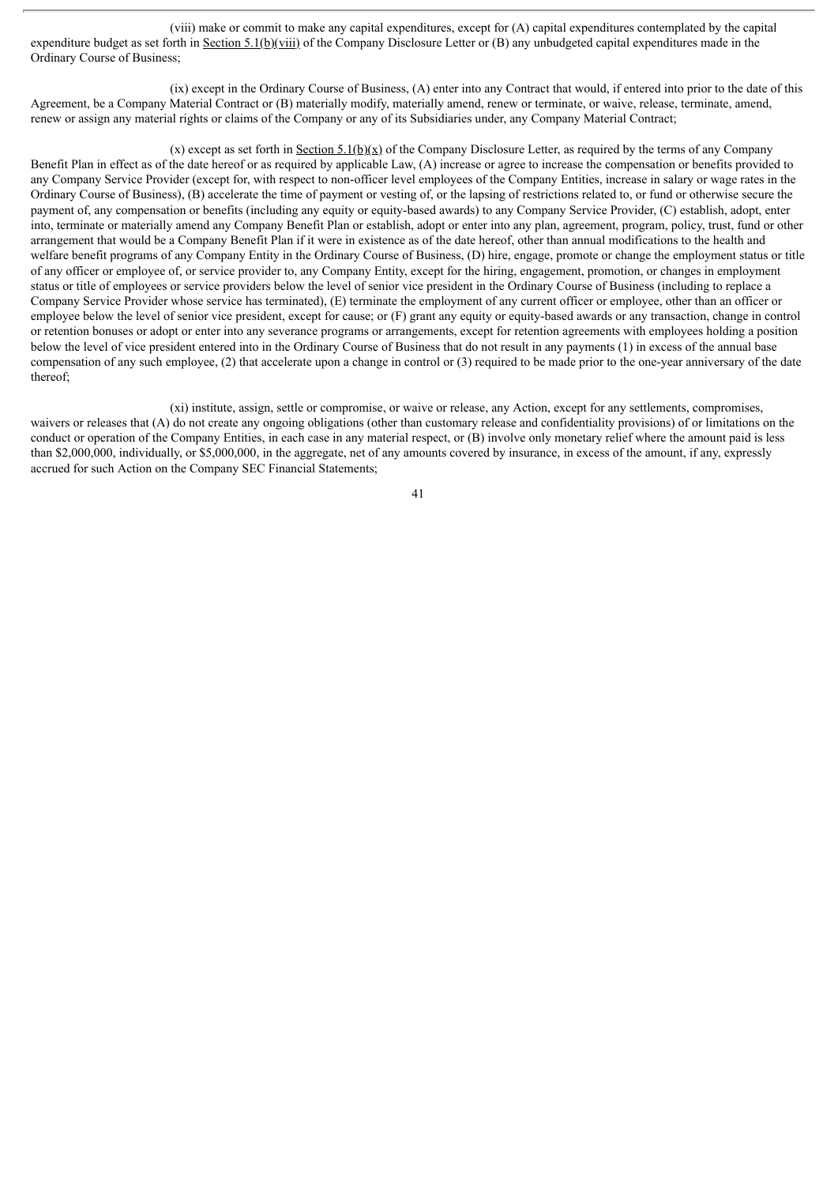(viii) make or commit to make any capital expenditures, except for (A) capital expenditures contemplated by the capital expenditure budget as set forth in Section 5.1(b)(viii) of the Company Disclosure Letter or (B) any unbudgeted capital expenditures made in the Ordinary Course of Business;

(ix) except in the Ordinary Course of Business, (A) enter into any Contract that would, if entered into prior to the date of this Agreement, be a Company Material Contract or (B) materially modify, materially amend, renew or terminate, or waive, release, terminate, amend, renew or assign any material rights or claims of the Company or any of its Subsidiaries under, any Company Material Contract;

(x) except as set forth in Section 5.1(b)(x) of the Company Disclosure Letter, as required by the terms of any Company Benefit Plan in effect as of the date hereof or as required by applicable Law, (A) increase or agree to increase the compensation or benefits provided to any Company Service Provider (except for, with respect to non-officer level employees of the Company Entities, increase in salary or wage rates in the Ordinary Course of Business), (B) accelerate the time of payment or vesting of, or the lapsing of restrictions related to, or fund or otherwise secure the payment of, any compensation or benefits (including any equity or equity-based awards) to any Company Service Provider, (C) establish, adopt, enter into, terminate or materially amend any Company Benefit Plan or establish, adopt or enter into any plan, agreement, program, policy, trust, fund or other arrangement that would be a Company Benefit Plan if it were in existence as of the date hereof, other than annual modifications to the health and welfare benefit programs of any Company Entity in the Ordinary Course of Business, (D) hire, engage, promote or change the employment status or title of any officer or employee of, or service provider to, any Company Entity, except for the hiring, engagement, promotion, or changes in employment status or title of employees or service providers below the level of senior vice president in the Ordinary Course of Business (including to replace a Company Service Provider whose service has terminated), (E) terminate the employment of any current officer or employee, other than an officer or employee below the level of senior vice president, except for cause; or (F) grant any equity or equity-based awards or any transaction, change in control or retention bonuses or adopt or enter into any severance programs or arrangements, except for retention agreements with employees holding a position below the level of vice president entered into in the Ordinary Course of Business that do not result in any payments (1) in excess of the annual base compensation of any such employee, (2) that accelerate upon a change in control or (3) required to be made prior to the one-year anniversary of the date thereof;

(xi) institute, assign, settle or compromise, or waive or release, any Action, except for any settlements, compromises, waivers or releases that (A) do not create any ongoing obligations (other than customary release and confidentiality provisions) of or limitations on the conduct or operation of the Company Entities, in each case in any material respect, or (B) involve only monetary relief where the amount paid is less than $2,000,000, individually, or $5,000,000, in the aggregate, net of any amounts covered by insurance, in excess of the amount, if any, expressly accrued for such Action on the Company SEC Financial Statements;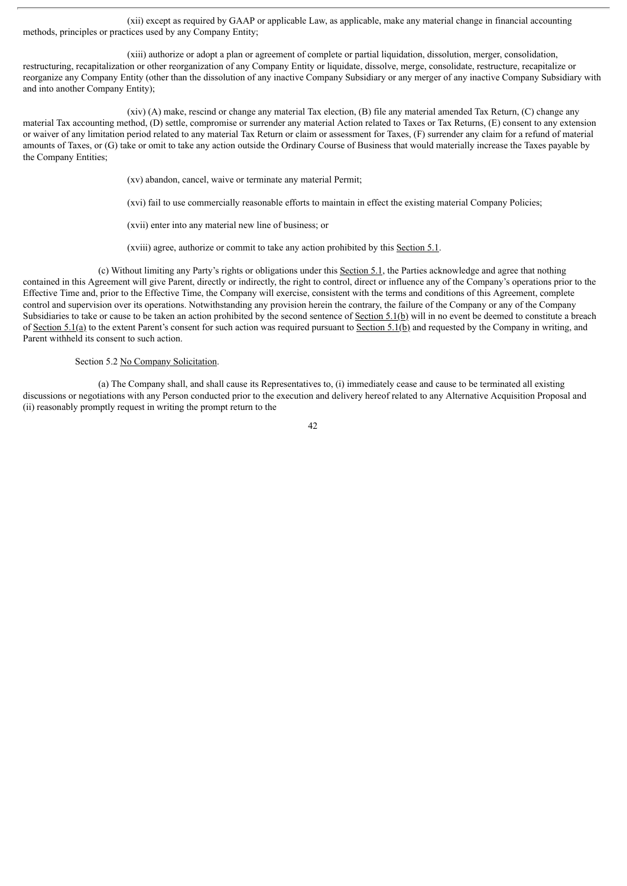(xii) except as required by GAAP or applicable Law, as applicable, make any material change in financial accounting methods, principles or practices used by any Company Entity;

(xiii) authorize or adopt a plan or agreement of complete or partial liquidation, dissolution, merger, consolidation, restructuring, recapitalization or other reorganization of any Company Entity or liquidate, dissolve, merge, consolidate, restructure, recapitalize or reorganize any Company Entity (other than the dissolution of any inactive Company Subsidiary or any merger of any inactive Company Subsidiary with and into another Company Entity);

(xiv) (A) make, rescind or change any material Tax election, (B) file any material amended Tax Return, (C) change any material Tax accounting method, (D) settle, compromise or surrender any material Action related to Taxes or Tax Returns, (E) consent to any extension or waiver of any limitation period related to any material Tax Return or claim or assessment for Taxes, (F) surrender any claim for a refund of material amounts of Taxes, or (G) take or omit to take any action outside the Ordinary Course of Business that would materially increase the Taxes payable by the Company Entities;

(xv) abandon, cancel, waive or terminate any material Permit;

(xvi) fail to use commercially reasonable efforts to maintain in effect the existing material Company Policies;

(xvii) enter into any material new line of business; or

(xviii) agree, authorize or commit to take any action prohibited by this Section 5.1.

(c) Without limiting any Party's rights or obligations under this Section 5.1, the Parties acknowledge and agree that nothing contained in this Agreement will give Parent, directly or indirectly, the right to control, direct or influence any of the Company's operations prior to the Effective Time and, prior to the Effective Time, the Company will exercise, consistent with the terms and conditions of this Agreement, complete control and supervision over its operations. Notwithstanding any provision herein the contrary, the failure of the Company or any of the Company Subsidiaries to take or cause to be taken an action prohibited by the second sentence of Section 5.1(b) will in no event be deemed to constitute a breach of Section 5.1(a) to the extent Parent's consent for such action was required pursuant to Section 5.1(b) and requested by the Company in writing, and Parent withheld its consent to such action.

Section 5.2 No Company Solicitation.

(a) The Company shall, and shall cause its Representatives to, (i) immediately cease and cause to be terminated all existing discussions or negotiations with any Person conducted prior to the execution and delivery hereof related to any Alternative Acquisition Proposal and (ii) reasonably promptly request in writing the prompt return to the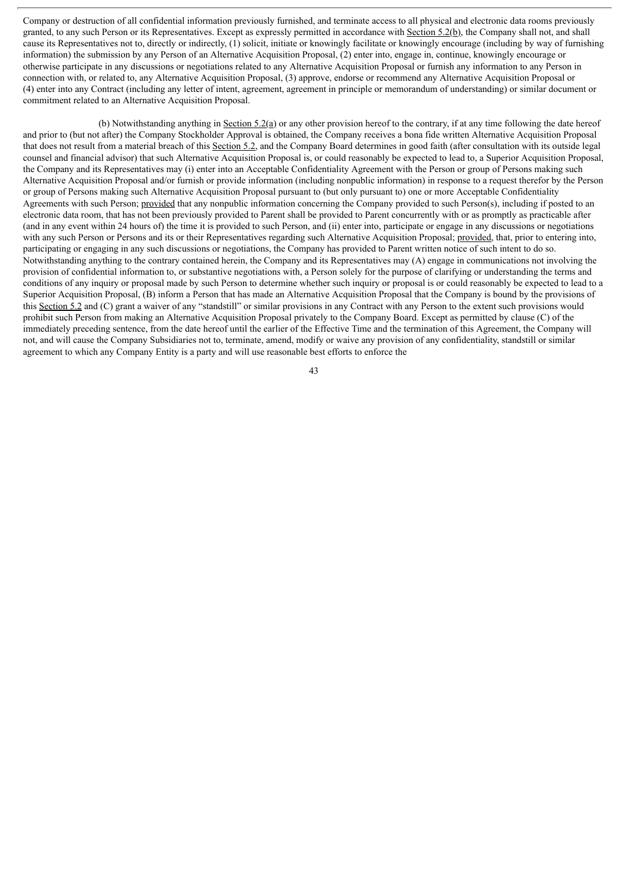Company or destruction of all confidential information previously furnished, and terminate access to all physical and electronic data rooms previously granted, to any such Person or its Representatives. Except as expressly permitted in accordance with Section 5.2(b), the Company shall not, and shall cause its Representatives not to, directly or indirectly, (1) solicit, initiate or knowingly facilitate or knowingly encourage (including by way of furnishing information) the submission by any Person of an Alternative Acquisition Proposal, (2) enter into, engage in, continue, knowingly encourage or otherwise participate in any discussions or negotiations related to any Alternative Acquisition Proposal or furnish any information to any Person in connection with, or related to, any Alternative Acquisition Proposal, (3) approve, endorse or recommend any Alternative Acquisition Proposal or (4) enter into any Contract (including any letter of intent, agreement, agreement in principle or memorandum of understanding) or similar document or commitment related to an Alternative Acquisition Proposal.

(b) Notwithstanding anything in Section 5.2(a) or any other provision hereof to the contrary, if at any time following the date hereof and prior to (but not after) the Company Stockholder Approval is obtained, the Company receives a bona fide written Alternative Acquisition Proposal that does not result from a material breach of this Section 5.2, and the Company Board determines in good faith (after consultation with its outside legal counsel and financial advisor) that such Alternative Acquisition Proposal is, or could reasonably be expected to lead to, a Superior Acquisition Proposal, the Company and its Representatives may (i) enter into an Acceptable Confidentiality Agreement with the Person or group of Persons making such Alternative Acquisition Proposal and/or furnish or provide information (including nonpublic information) in response to a request therefor by the Person or group of Persons making such Alternative Acquisition Proposal pursuant to (but only pursuant to) one or more Acceptable Confidentiality Agreements with such Person; provided that any nonpublic information concerning the Company provided to such Person(s), including if posted to an electronic data room, that has not been previously provided to Parent shall be provided to Parent concurrently with or as promptly as practicable after (and in any event within 24 hours of) the time it is provided to such Person, and (ii) enter into, participate or engage in any discussions or negotiations with any such Person or Persons and its or their Representatives regarding such Alternative Acquisition Proposal; provided, that, prior to entering into, participating or engaging in any such discussions or negotiations, the Company has provided to Parent written notice of such intent to do so. Notwithstanding anything to the contrary contained herein, the Company and its Representatives may (A) engage in communications not involving the provision of confidential information to, or substantive negotiations with, a Person solely for the purpose of clarifying or understanding the terms and conditions of any inquiry or proposal made by such Person to determine whether such inquiry or proposal is or could reasonably be expected to lead to a Superior Acquisition Proposal, (B) inform a Person that has made an Alternative Acquisition Proposal that the Company is bound by the provisions of this Section 5.2 and (C) grant a waiver of any "standstill" or similar provisions in any Contract with any Person to the extent such provisions would prohibit such Person from making an Alternative Acquisition Proposal privately to the Company Board. Except as permitted by clause (C) of the immediately preceding sentence, from the date hereof until the earlier of the Effective Time and the termination of this Agreement, the Company will not, and will cause the Company Subsidiaries not to, terminate, amend, modify or waive any provision of any confidentiality, standstill or similar agreement to which any Company Entity is a party and will use reasonable best efforts to enforce the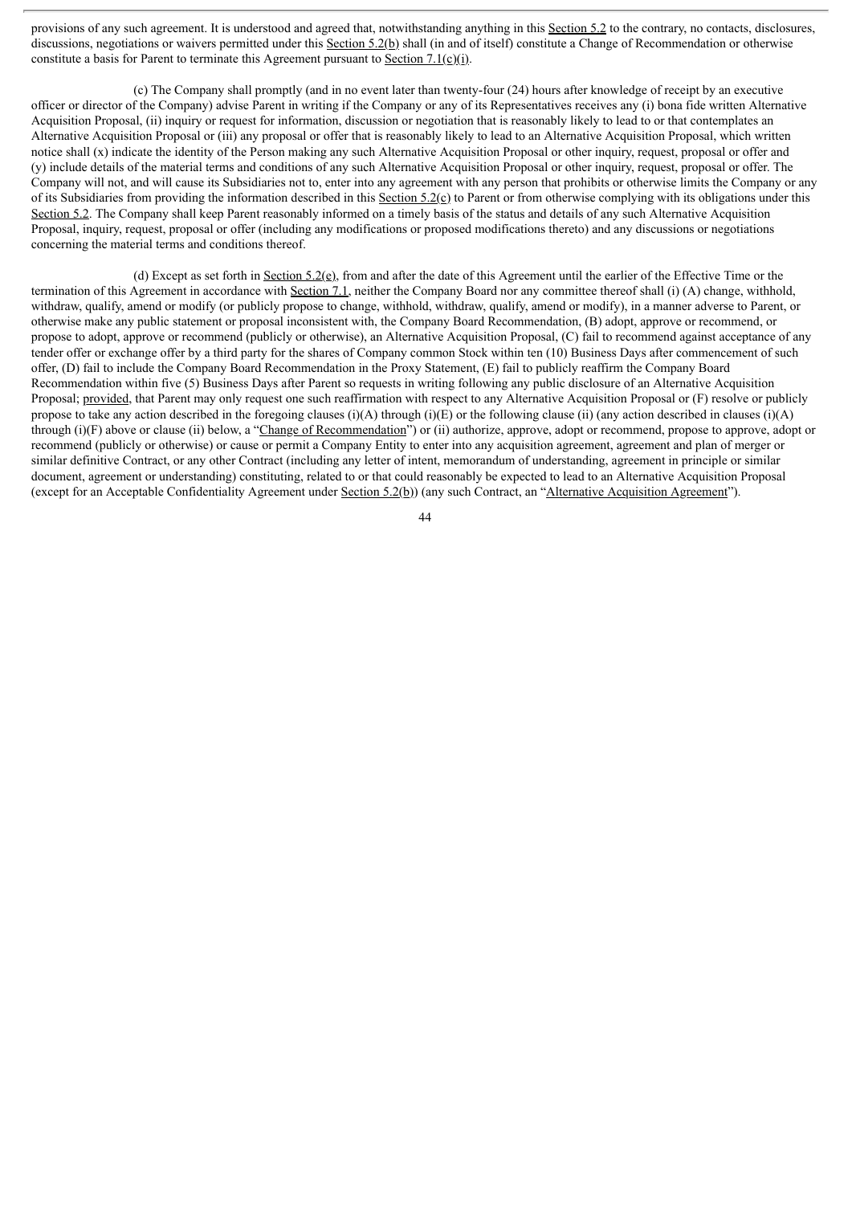provisions of any such agreement. It is understood and agreed that, notwithstanding anything in this Section 5.2 to the contrary, no contacts, disclosures, discussions, negotiations or waivers permitted under this Section 5.2(b) shall (in and of itself) constitute a Change of Recommendation or otherwise constitute a basis for Parent to terminate this Agreement pursuant to Section 7.1(c)(i).

(c) The Company shall promptly (and in no event later than twenty-four (24) hours after knowledge of receipt by an executive officer or director of the Company) advise Parent in writing if the Company or any of its Representatives receives any (i) bona fide written Alternative Acquisition Proposal, (ii) inquiry or request for information, discussion or negotiation that is reasonably likely to lead to or that contemplates an Alternative Acquisition Proposal or (iii) any proposal or offer that is reasonably likely to lead to an Alternative Acquisition Proposal, which written notice shall (x) indicate the identity of the Person making any such Alternative Acquisition Proposal or other inquiry, request, proposal or offer and (y) include details of the material terms and conditions of any such Alternative Acquisition Proposal or other inquiry, request, proposal or offer. The Company will not, and will cause its Subsidiaries not to, enter into any agreement with any person that prohibits or otherwise limits the Company or any of its Subsidiaries from providing the information described in this Section 5.2(c) to Parent or from otherwise complying with its obligations under this Section 5.2. The Company shall keep Parent reasonably informed on a timely basis of the status and details of any such Alternative Acquisition Proposal, inquiry, request, proposal or offer (including any modifications or proposed modifications thereto) and any discussions or negotiations concerning the material terms and conditions thereof.

(d) Except as set forth in Section 5.2(e), from and after the date of this Agreement until the earlier of the Effective Time or the termination of this Agreement in accordance with Section 7.1, neither the Company Board nor any committee thereof shall (i) (A) change, withhold, withdraw, qualify, amend or modify (or publicly propose to change, withhold, withdraw, qualify, amend or modify), in a manner adverse to Parent, or otherwise make any public statement or proposal inconsistent with, the Company Board Recommendation, (B) adopt, approve or recommend, or propose to adopt, approve or recommend (publicly or otherwise), an Alternative Acquisition Proposal, (C) fail to recommend against acceptance of any tender offer or exchange offer by a third party for the shares of Company common Stock within ten (10) Business Days after commencement of such offer, (D) fail to include the Company Board Recommendation in the Proxy Statement, (E) fail to publicly reaffirm the Company Board Recommendation within five (5) Business Days after Parent so requests in writing following any public disclosure of an Alternative Acquisition Proposal; provided, that Parent may only request one such reaffirmation with respect to any Alternative Acquisition Proposal or (F) resolve or publicly propose to take any action described in the foregoing clauses (i)(A) through (i)(E) or the following clause (ii) (any action described in clauses (i)(A) through (i)(F) above or clause (ii) below, a "Change of Recommendation") or (ii) authorize, approve, adopt or recommend, propose to approve, adopt or recommend (publicly or otherwise) or cause or permit a Company Entity to enter into any acquisition agreement, agreement and plan of merger or similar definitive Contract, or any other Contract (including any letter of intent, memorandum of understanding, agreement in principle or similar document, agreement or understanding) constituting, related to or that could reasonably be expected to lead to an Alternative Acquisition Proposal (except for an Acceptable Confidentiality Agreement under Section 5.2(b)) (any such Contract, an "Alternative Acquisition Agreement").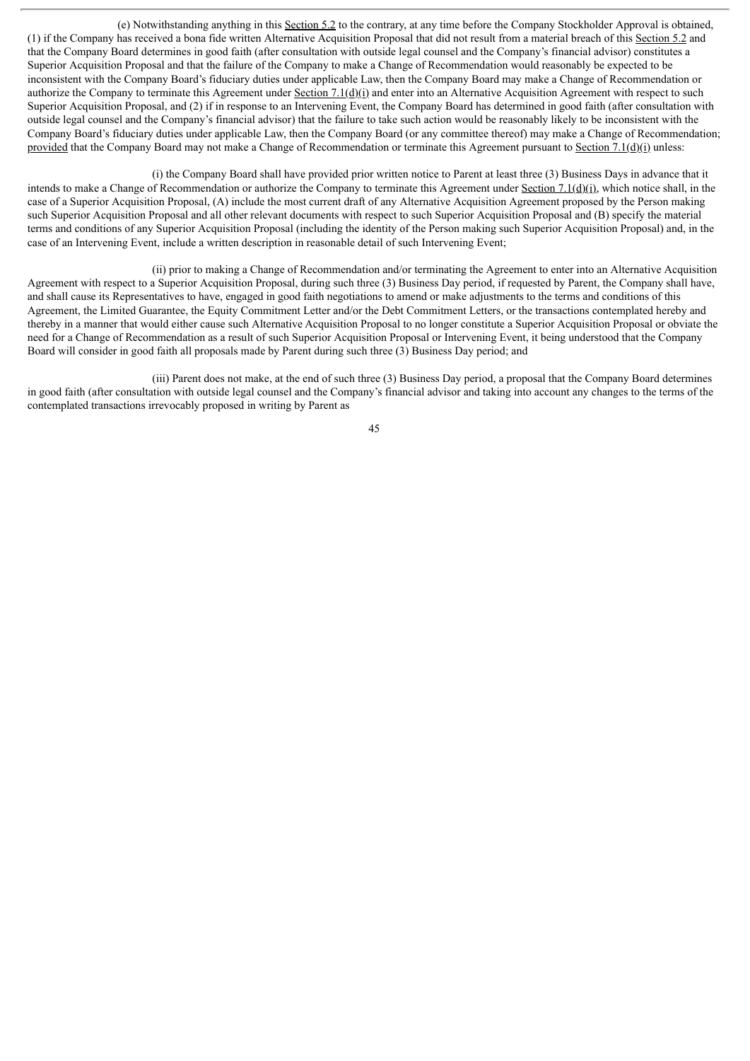(e) Notwithstanding anything in this Section 5.2 to the contrary, at any time before the Company Stockholder Approval is obtained, (1) if the Company has received a bona fide written Alternative Acquisition Proposal that did not result from a material breach of this Section 5.2 and that the Company Board determines in good faith (after consultation with outside legal counsel and the Company's financial advisor) constitutes a Superior Acquisition Proposal and that the failure of the Company to make a Change of Recommendation would reasonably be expected to be inconsistent with the Company Board's fiduciary duties under applicable Law, then the Company Board may make a Change of Recommendation or authorize the Company to terminate this Agreement under Section 7.1(d)(i) and enter into an Alternative Acquisition Agreement with respect to such Superior Acquisition Proposal, and (2) if in response to an Intervening Event, the Company Board has determined in good faith (after consultation with outside legal counsel and the Company's financial advisor) that the failure to take such action would be reasonably likely to be inconsistent with the Company Board's fiduciary duties under applicable Law, then the Company Board (or any committee thereof) may make a Change of Recommendation; provided that the Company Board may not make a Change of Recommendation or terminate this Agreement pursuant to Section 7.1(d)(i) unless:

(i) the Company Board shall have provided prior written notice to Parent at least three (3) Business Days in advance that it intends to make a Change of Recommendation or authorize the Company to terminate this Agreement under Section 7.1(d)(i), which notice shall, in the case of a Superior Acquisition Proposal, (A) include the most current draft of any Alternative Acquisition Agreement proposed by the Person making such Superior Acquisition Proposal and all other relevant documents with respect to such Superior Acquisition Proposal and (B) specify the material terms and conditions of any Superior Acquisition Proposal (including the identity of the Person making such Superior Acquisition Proposal) and, in the case of an Intervening Event, include a written description in reasonable detail of such Intervening Event;

(ii) prior to making a Change of Recommendation and/or terminating the Agreement to enter into an Alternative Acquisition Agreement with respect to a Superior Acquisition Proposal, during such three (3) Business Day period, if requested by Parent, the Company shall have, and shall cause its Representatives to have, engaged in good faith negotiations to amend or make adjustments to the terms and conditions of this Agreement, the Limited Guarantee, the Equity Commitment Letter and/or the Debt Commitment Letters, or the transactions contemplated hereby and thereby in a manner that would either cause such Alternative Acquisition Proposal to no longer constitute a Superior Acquisition Proposal or obviate the need for a Change of Recommendation as a result of such Superior Acquisition Proposal or Intervening Event, it being understood that the Company Board will consider in good faith all proposals made by Parent during such three (3) Business Day period; and

(iii) Parent does not make, at the end of such three (3) Business Day period, a proposal that the Company Board determines in good faith (after consultation with outside legal counsel and the Company's financial advisor and taking into account any changes to the terms of the contemplated transactions irrevocably proposed in writing by Parent as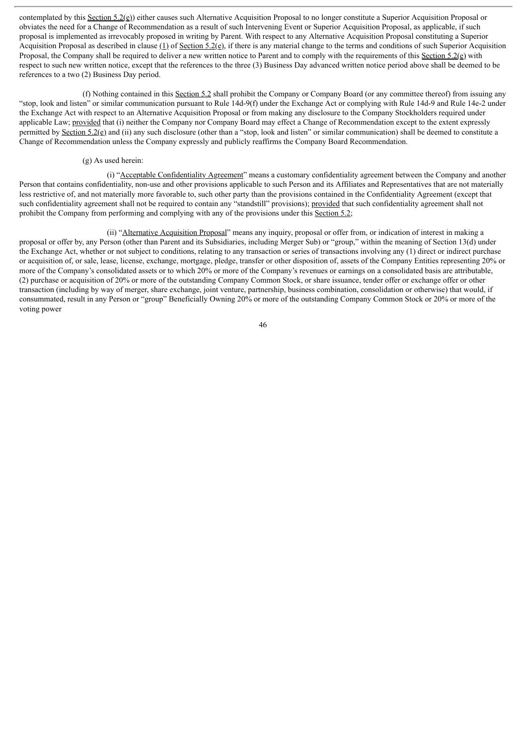contemplated by this Section 5.2(e)) either causes such Alternative Acquisition Proposal to no longer constitute a Superior Acquisition Proposal or obviates the need for a Change of Recommendation as a result of such Intervening Event or Superior Acquisition Proposal, as applicable, if such proposal is implemented as irrevocably proposed in writing by Parent. With respect to any Alternative Acquisition Proposal constituting a Superior Acquisition Proposal as described in clause (1) of Section 5.2(e), if there is any material change to the terms and conditions of such Superior Acquisition Proposal, the Company shall be required to deliver a new written notice to Parent and to comply with the requirements of this Section 5.2(e) with respect to such new written notice, except that the references to the three (3) Business Day advanced written notice period above shall be deemed to be references to a two (2) Business Day period.

(f) Nothing contained in this Section 5.2 shall prohibit the Company or Company Board (or any committee thereof) from issuing any "stop, look and listen" or similar communication pursuant to Rule 14d-9(f) under the Exchange Act or complying with Rule 14d-9 and Rule 14e-2 under the Exchange Act with respect to an Alternative Acquisition Proposal or from making any disclosure to the Company Stockholders required under applicable Law; provided that (i) neither the Company nor Company Board may effect a Change of Recommendation except to the extent expressly permitted by Section 5.2(e) and (ii) any such disclosure (other than a "stop, look and listen" or similar communication) shall be deemed to constitute a Change of Recommendation unless the Company expressly and publicly reaffirms the Company Board Recommendation.

(g) As used herein:

(i) "Acceptable Confidentiality Agreement" means a customary confidentiality agreement between the Company and another Person that contains confidentiality, non-use and other provisions applicable to such Person and its Affiliates and Representatives that are not materially less restrictive of, and not materially more favorable to, such other party than the provisions contained in the Confidentiality Agreement (except that such confidentiality agreement shall not be required to contain any "standstill" provisions); provided that such confidentiality agreement shall not prohibit the Company from performing and complying with any of the provisions under this Section 5.2;

(ii) "Alternative Acquisition Proposal" means any inquiry, proposal or offer from, or indication of interest in making a proposal or offer by, any Person (other than Parent and its Subsidiaries, including Merger Sub) or "group," within the meaning of Section 13(d) under the Exchange Act, whether or not subject to conditions, relating to any transaction or series of transactions involving any (1) direct or indirect purchase or acquisition of, or sale, lease, license, exchange, mortgage, pledge, transfer or other disposition of, assets of the Company Entities representing 20% or more of the Company's consolidated assets or to which 20% or more of the Company's revenues or earnings on a consolidated basis are attributable, (2) purchase or acquisition of 20% or more of the outstanding Company Common Stock, or share issuance, tender offer or exchange offer or other transaction (including by way of merger, share exchange, joint venture, partnership, business combination, consolidation or otherwise) that would, if consummated, result in any Person or "group" Beneficially Owning 20% or more of the outstanding Company Common Stock or 20% or more of the voting power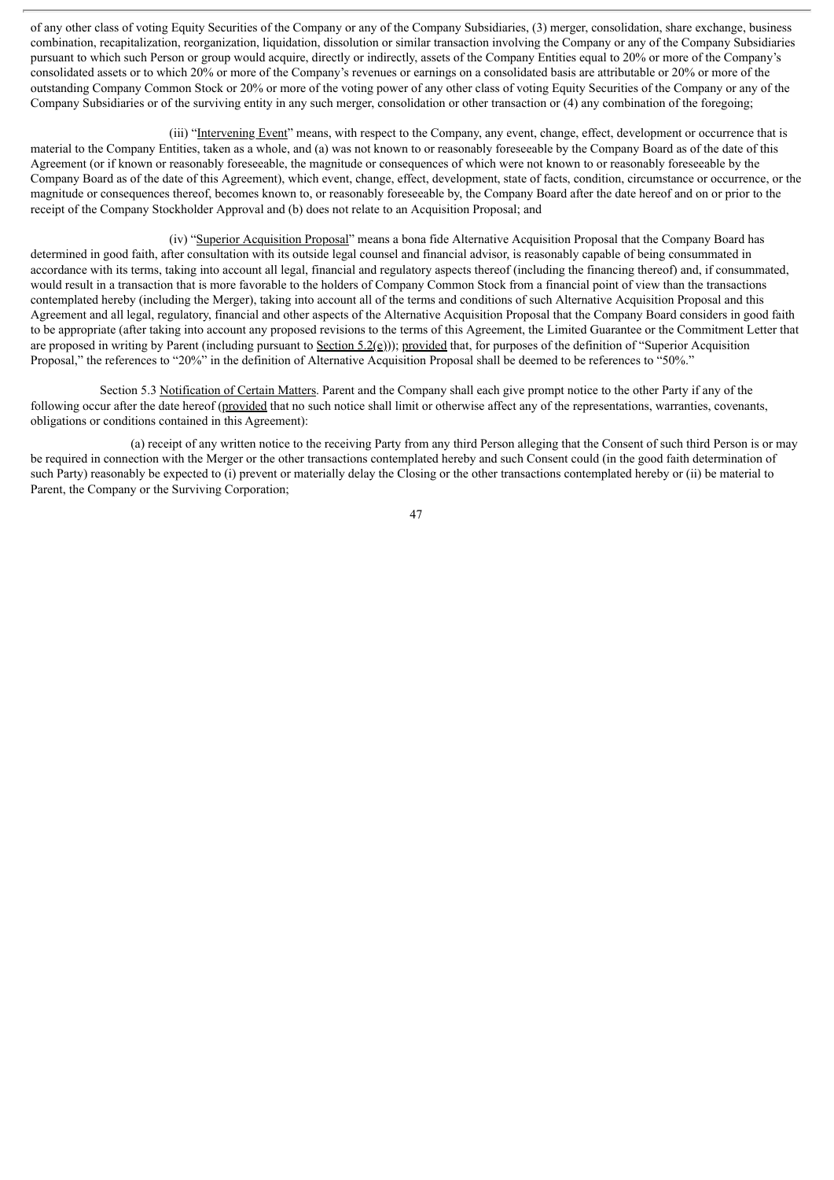of any other class of voting Equity Securities of the Company or any of the Company Subsidiaries, (3) merger, consolidation, share exchange, business combination, recapitalization, reorganization, liquidation, dissolution or similar transaction involving the Company or any of the Company Subsidiaries pursuant to which such Person or group would acquire, directly or indirectly, assets of the Company Entities equal to 20% or more of the Company's consolidated assets or to which 20% or more of the Company's revenues or earnings on a consolidated basis are attributable or 20% or more of the outstanding Company Common Stock or 20% or more of the voting power of any other class of voting Equity Securities of the Company or any of the Company Subsidiaries or of the surviving entity in any such merger, consolidation or other transaction or (4) any combination of the foregoing;

(iii) "Intervening Event" means, with respect to the Company, any event, change, effect, development or occurrence that is material to the Company Entities, taken as a whole, and (a) was not known to or reasonably foreseeable by the Company Board as of the date of this Agreement (or if known or reasonably foreseeable, the magnitude or consequences of which were not known to or reasonably foreseeable by the Company Board as of the date of this Agreement), which event, change, effect, development, state of facts, condition, circumstance or occurrence, or the magnitude or consequences thereof, becomes known to, or reasonably foreseeable by, the Company Board after the date hereof and on or prior to the receipt of the Company Stockholder Approval and (b) does not relate to an Acquisition Proposal; and

(iv) "Superior Acquisition Proposal" means a bona fide Alternative Acquisition Proposal that the Company Board has determined in good faith, after consultation with its outside legal counsel and financial advisor, is reasonably capable of being consummated in accordance with its terms, taking into account all legal, financial and regulatory aspects thereof (including the financing thereof) and, if consummated, would result in a transaction that is more favorable to the holders of Company Common Stock from a financial point of view than the transactions contemplated hereby (including the Merger), taking into account all of the terms and conditions of such Alternative Acquisition Proposal and this Agreement and all legal, regulatory, financial and other aspects of the Alternative Acquisition Proposal that the Company Board considers in good faith to be appropriate (after taking into account any proposed revisions to the terms of this Agreement, the Limited Guarantee or the Commitment Letter that are proposed in writing by Parent (including pursuant to Section 5.2(e))); provided that, for purposes of the definition of "Superior Acquisition Proposal," the references to "20%" in the definition of Alternative Acquisition Proposal shall be deemed to be references to "50%."

Section 5.3 Notification of Certain Matters. Parent and the Company shall each give prompt notice to the other Party if any of the following occur after the date hereof (provided that no such notice shall limit or otherwise affect any of the representations, warranties, covenants, obligations or conditions contained in this Agreement):

(a) receipt of any written notice to the receiving Party from any third Person alleging that the Consent of such third Person is or may be required in connection with the Merger or the other transactions contemplated hereby and such Consent could (in the good faith determination of such Party) reasonably be expected to (i) prevent or materially delay the Closing or the other transactions contemplated hereby or (ii) be material to Parent, the Company or the Surviving Corporation;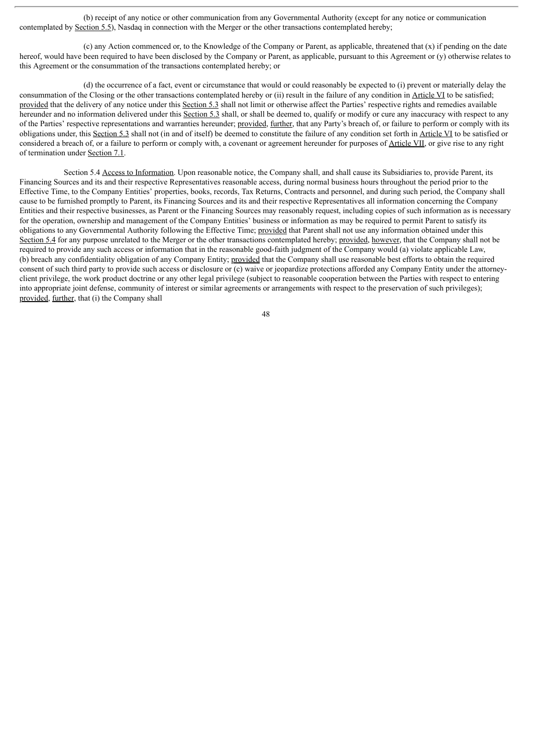(b) receipt of any notice or other communication from any Governmental Authority (except for any notice or communication contemplated by Section 5.5), Nasdaq in connection with the Merger or the other transactions contemplated hereby;

(c) any Action commenced or, to the Knowledge of the Company or Parent, as applicable, threatened that (x) if pending on the date hereof, would have been required to have been disclosed by the Company or Parent, as applicable, pursuant to this Agreement or (y) otherwise relates to this Agreement or the consummation of the transactions contemplated hereby; or

(d) the occurrence of a fact, event or circumstance that would or could reasonably be expected to (i) prevent or materially delay the consummation of the Closing or the other transactions contemplated hereby or (ii) result in the failure of any condition in Article VI to be satisfied; provided that the delivery of any notice under this Section 5.3 shall not limit or otherwise affect the Parties' respective rights and remedies available hereunder and no information delivered under this Section 5.3 shall, or shall be deemed to, qualify or modify or cure any inaccuracy with respect to any of the Parties' respective representations and warranties hereunder; provided, further, that any Party's breach of, or failure to perform or comply with its obligations under, this Section 5.3 shall not (in and of itself) be deemed to constitute the failure of any condition set forth in Article VI to be satisfied or considered a breach of, or a failure to perform or comply with, a covenant or agreement hereunder for purposes of Article VII, or give rise to any right of termination under Section 7.1.

Section 5.4 Access to Information. Upon reasonable notice, the Company shall, and shall cause its Subsidiaries to, provide Parent, its Financing Sources and its and their respective Representatives reasonable access, during normal business hours throughout the period prior to the Effective Time, to the Company Entities' properties, books, records, Tax Returns, Contracts and personnel, and during such period, the Company shall cause to be furnished promptly to Parent, its Financing Sources and its and their respective Representatives all information concerning the Company Entities and their respective businesses, as Parent or the Financing Sources may reasonably request, including copies of such information as is necessary for the operation, ownership and management of the Company Entities' business or information as may be required to permit Parent to satisfy its obligations to any Governmental Authority following the Effective Time; provided that Parent shall not use any information obtained under this Section 5.4 for any purpose unrelated to the Merger or the other transactions contemplated hereby; provided, however, that the Company shall not be required to provide any such access or information that in the reasonable good-faith judgment of the Company would (a) violate applicable Law, (b) breach any confidentiality obligation of any Company Entity; provided that the Company shall use reasonable best efforts to obtain the required consent of such third party to provide such access or disclosure or (c) waive or jeopardize protections afforded any Company Entity under the attorney-client privilege, the work product doctrine or any other legal privilege (subject to reasonable cooperation between the Parties with respect to entering into appropriate joint defense, community of interest or similar agreements or arrangements with respect to the preservation of such privileges); provided, further, that (i) the Company shall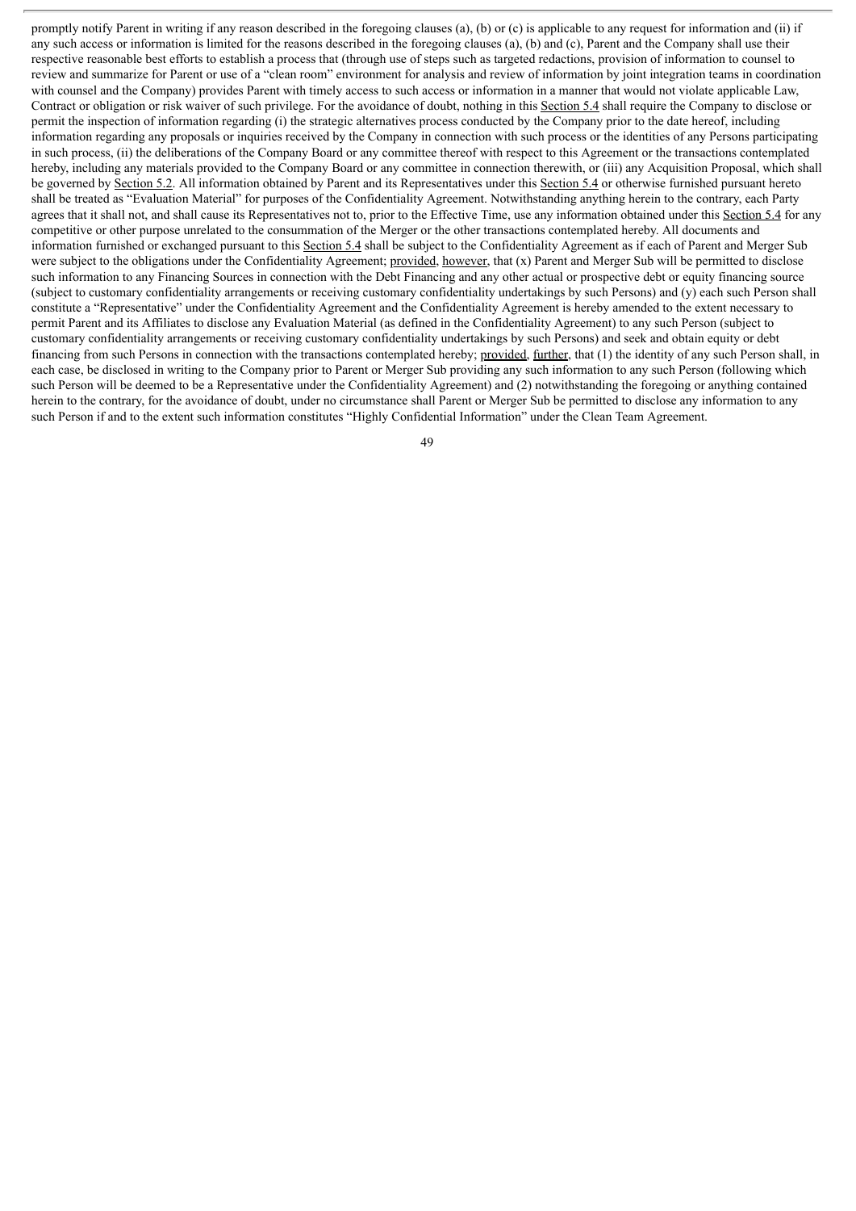promptly notify Parent in writing if any reason described in the foregoing clauses (a), (b) or (c) is applicable to any request for information and (ii) if any such access or information is limited for the reasons described in the foregoing clauses (a), (b) and (c), Parent and the Company shall use their respective reasonable best efforts to establish a process that (through use of steps such as targeted redactions, provision of information to counsel to review and summarize for Parent or use of a "clean room" environment for analysis and review of information by joint integration teams in coordination with counsel and the Company) provides Parent with timely access to such access or information in a manner that would not violate applicable Law, Contract or obligation or risk waiver of such privilege. For the avoidance of doubt, nothing in this Section 5.4 shall require the Company to disclose or permit the inspection of information regarding (i) the strategic alternatives process conducted by the Company prior to the date hereof, including information regarding any proposals or inquiries received by the Company in connection with such process or the identities of any Persons participating in such process, (ii) the deliberations of the Company Board or any committee thereof with respect to this Agreement or the transactions contemplated hereby, including any materials provided to the Company Board or any committee in connection therewith, or (iii) any Acquisition Proposal, which shall be governed by Section 5.2. All information obtained by Parent and its Representatives under this Section 5.4 or otherwise furnished pursuant hereto shall be treated as "Evaluation Material" for purposes of the Confidentiality Agreement. Notwithstanding anything herein to the contrary, each Party agrees that it shall not, and shall cause its Representatives not to, prior to the Effective Time, use any information obtained under this Section 5.4 for any competitive or other purpose unrelated to the consummation of the Merger or the other transactions contemplated hereby. All documents and information furnished or exchanged pursuant to this Section 5.4 shall be subject to the Confidentiality Agreement as if each of Parent and Merger Sub were subject to the obligations under the Confidentiality Agreement; provided, however, that (x) Parent and Merger Sub will be permitted to disclose such information to any Financing Sources in connection with the Debt Financing and any other actual or prospective debt or equity financing source (subject to customary confidentiality arrangements or receiving customary confidentiality undertakings by such Persons) and (y) each such Person shall constitute a "Representative" under the Confidentiality Agreement and the Confidentiality Agreement is hereby amended to the extent necessary to permit Parent and its Affiliates to disclose any Evaluation Material (as defined in the Confidentiality Agreement) to any such Person (subject to customary confidentiality arrangements or receiving customary confidentiality undertakings by such Persons) and seek and obtain equity or debt financing from such Persons in connection with the transactions contemplated hereby; provided, further, that (1) the identity of any such Person shall, in each case, be disclosed in writing to the Company prior to Parent or Merger Sub providing any such information to any such Person (following which such Person will be deemed to be a Representative under the Confidentiality Agreement) and (2) notwithstanding the foregoing or anything contained herein to the contrary, for the avoidance of doubt, under no circumstance shall Parent or Merger Sub be permitted to disclose any information to any such Person if and to the extent such information constitutes "Highly Confidential Information" under the Clean Team Agreement.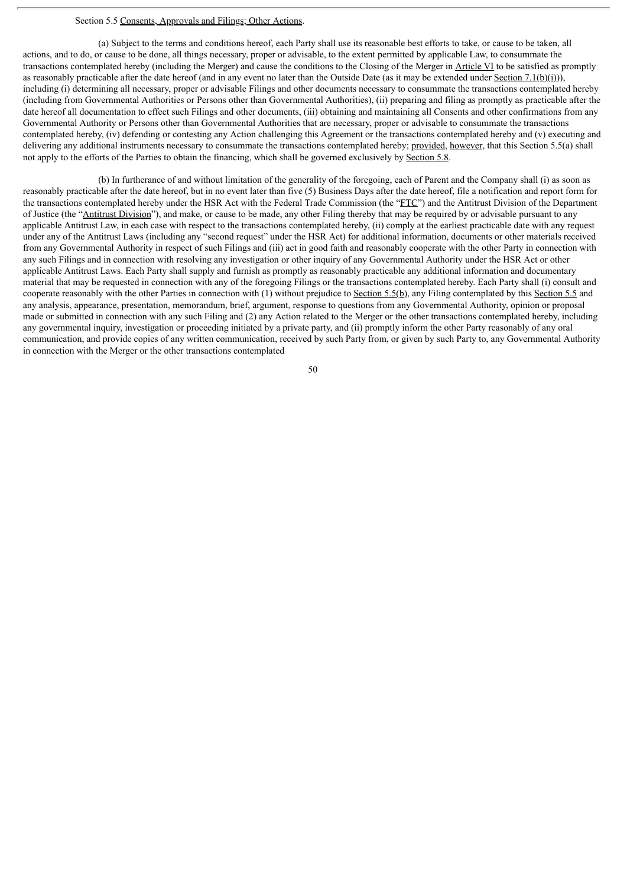Section 5.5 Consents, Approvals and Filings; Other Actions.

(a) Subject to the terms and conditions hereof, each Party shall use its reasonable best efforts to take, or cause to be taken, all actions, and to do, or cause to be done, all things necessary, proper or advisable, to the extent permitted by applicable Law, to consummate the transactions contemplated hereby (including the Merger) and cause the conditions to the Closing of the Merger in Article VI to be satisfied as promptly as reasonably practicable after the date hereof (and in any event no later than the Outside Date (as it may be extended under Section 7.1(b)(i))), including (i) determining all necessary, proper or advisable Filings and other documents necessary to consummate the transactions contemplated hereby (including from Governmental Authorities or Persons other than Governmental Authorities), (ii) preparing and filing as promptly as practicable after the date hereof all documentation to effect such Filings and other documents, (iii) obtaining and maintaining all Consents and other confirmations from any Governmental Authority or Persons other than Governmental Authorities that are necessary, proper or advisable to consummate the transactions contemplated hereby, (iv) defending or contesting any Action challenging this Agreement or the transactions contemplated hereby and (v) executing and delivering any additional instruments necessary to consummate the transactions contemplated hereby; provided, however, that this Section 5.5(a) shall not apply to the efforts of the Parties to obtain the financing, which shall be governed exclusively by Section 5.8.

(b) In furtherance of and without limitation of the generality of the foregoing, each of Parent and the Company shall (i) as soon as reasonably practicable after the date hereof, but in no event later than five (5) Business Days after the date hereof, file a notification and report form for the transactions contemplated hereby under the HSR Act with the Federal Trade Commission (the "FTC") and the Antitrust Division of the Department of Justice (the "Antitrust Division"), and make, or cause to be made, any other Filing thereby that may be required by or advisable pursuant to any applicable Antitrust Law, in each case with respect to the transactions contemplated hereby, (ii) comply at the earliest practicable date with any request under any of the Antitrust Laws (including any "second request" under the HSR Act) for additional information, documents or other materials received from any Governmental Authority in respect of such Filings and (iii) act in good faith and reasonably cooperate with the other Party in connection with any such Filings and in connection with resolving any investigation or other inquiry of any Governmental Authority under the HSR Act or other applicable Antitrust Laws. Each Party shall supply and furnish as promptly as reasonably practicable any additional information and documentary material that may be requested in connection with any of the foregoing Filings or the transactions contemplated hereby. Each Party shall (i) consult and cooperate reasonably with the other Parties in connection with (1) without prejudice to Section 5.5(b), any Filing contemplated by this Section 5.5 and any analysis, appearance, presentation, memorandum, brief, argument, response to questions from any Governmental Authority, opinion or proposal made or submitted in connection with any such Filing and (2) any Action related to the Merger or the other transactions contemplated hereby, including any governmental inquiry, investigation or proceeding initiated by a private party, and (ii) promptly inform the other Party reasonably of any oral communication, and provide copies of any written communication, received by such Party from, or given by such Party to, any Governmental Authority in connection with the Merger or the other transactions contemplated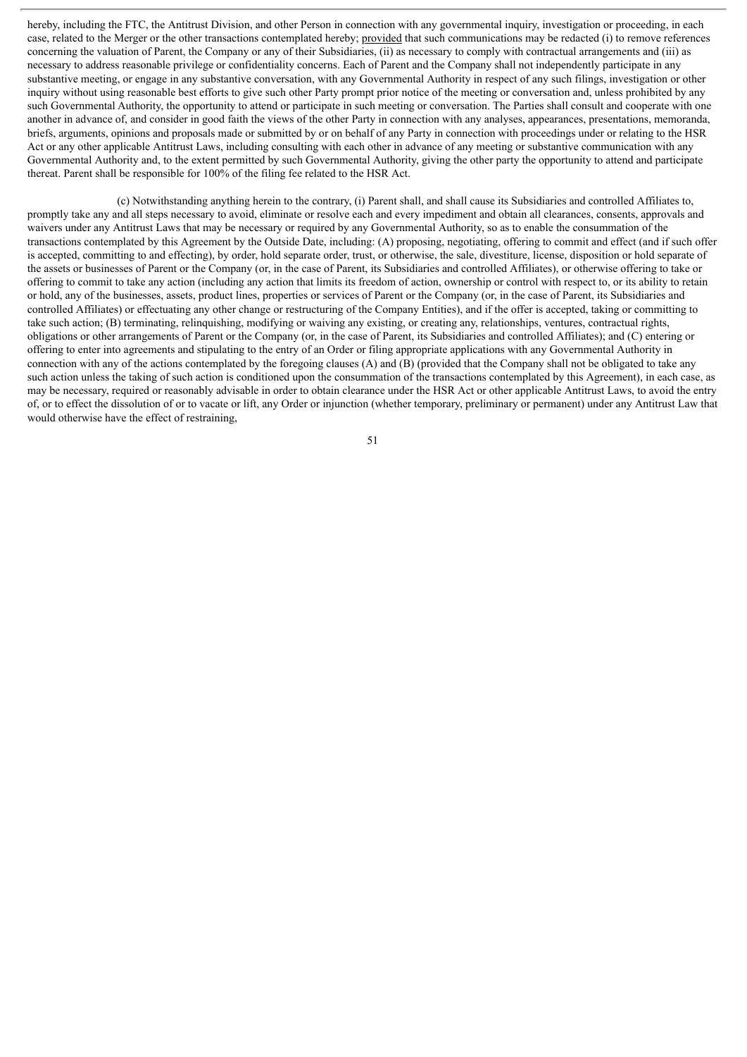hereby, including the FTC, the Antitrust Division, and other Person in connection with any governmental inquiry, investigation or proceeding, in each case, related to the Merger or the other transactions contemplated hereby; provided that such communications may be redacted (i) to remove references concerning the valuation of Parent, the Company or any of their Subsidiaries, (ii) as necessary to comply with contractual arrangements and (iii) as necessary to address reasonable privilege or confidentiality concerns. Each of Parent and the Company shall not independently participate in any substantive meeting, or engage in any substantive conversation, with any Governmental Authority in respect of any such filings, investigation or other inquiry without using reasonable best efforts to give such other Party prompt prior notice of the meeting or conversation and, unless prohibited by any such Governmental Authority, the opportunity to attend or participate in such meeting or conversation. The Parties shall consult and cooperate with one another in advance of, and consider in good faith the views of the other Party in connection with any analyses, appearances, presentations, memoranda, briefs, arguments, opinions and proposals made or submitted by or on behalf of any Party in connection with proceedings under or relating to the HSR Act or any other applicable Antitrust Laws, including consulting with each other in advance of any meeting or substantive communication with any Governmental Authority and, to the extent permitted by such Governmental Authority, giving the other party the opportunity to attend and participate thereat. Parent shall be responsible for 100% of the filing fee related to the HSR Act.

(c) Notwithstanding anything herein to the contrary, (i) Parent shall, and shall cause its Subsidiaries and controlled Affiliates to, promptly take any and all steps necessary to avoid, eliminate or resolve each and every impediment and obtain all clearances, consents, approvals and waivers under any Antitrust Laws that may be necessary or required by any Governmental Authority, so as to enable the consummation of the transactions contemplated by this Agreement by the Outside Date, including: (A) proposing, negotiating, offering to commit and effect (and if such offer is accepted, committing to and effecting), by order, hold separate order, trust, or otherwise, the sale, divestiture, license, disposition or hold separate of the assets or businesses of Parent or the Company (or, in the case of Parent, its Subsidiaries and controlled Affiliates), or otherwise offering to take or offering to commit to take any action (including any action that limits its freedom of action, ownership or control with respect to, or its ability to retain or hold, any of the businesses, assets, product lines, properties or services of Parent or the Company (or, in the case of Parent, its Subsidiaries and controlled Affiliates) or effectuating any other change or restructuring of the Company Entities), and if the offer is accepted, taking or committing to take such action; (B) terminating, relinquishing, modifying or waiving any existing, or creating any, relationships, ventures, contractual rights, obligations or other arrangements of Parent or the Company (or, in the case of Parent, its Subsidiaries and controlled Affiliates); and (C) entering or offering to enter into agreements and stipulating to the entry of an Order or filing appropriate applications with any Governmental Authority in connection with any of the actions contemplated by the foregoing clauses (A) and (B) (provided that the Company shall not be obligated to take any such action unless the taking of such action is conditioned upon the consummation of the transactions contemplated by this Agreement), in each case, as may be necessary, required or reasonably advisable in order to obtain clearance under the HSR Act or other applicable Antitrust Laws, to avoid the entry of, or to effect the dissolution of or to vacate or lift, any Order or injunction (whether temporary, preliminary or permanent) under any Antitrust Law that would otherwise have the effect of restraining,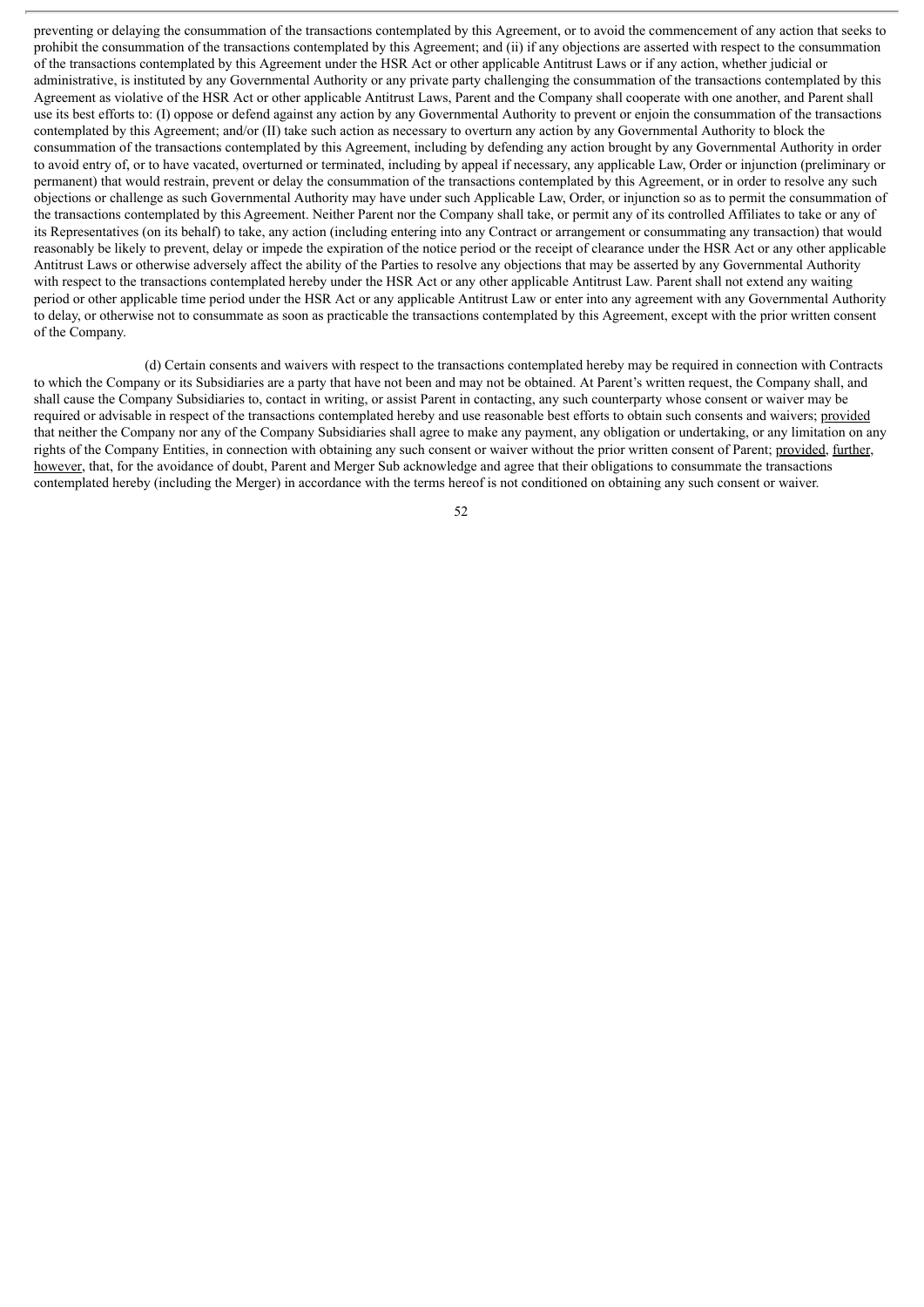preventing or delaying the consummation of the transactions contemplated by this Agreement, or to avoid the commencement of any action that seeks to prohibit the consummation of the transactions contemplated by this Agreement; and (ii) if any objections are asserted with respect to the consummation of the transactions contemplated by this Agreement under the HSR Act or other applicable Antitrust Laws or if any action, whether judicial or administrative, is instituted by any Governmental Authority or any private party challenging the consummation of the transactions contemplated by this Agreement as violative of the HSR Act or other applicable Antitrust Laws, Parent and the Company shall cooperate with one another, and Parent shall use its best efforts to: (I) oppose or defend against any action by any Governmental Authority to prevent or enjoin the consummation of the transactions contemplated by this Agreement; and/or (II) take such action as necessary to overturn any action by any Governmental Authority to block the consummation of the transactions contemplated by this Agreement, including by defending any action brought by any Governmental Authority in order to avoid entry of, or to have vacated, overturned or terminated, including by appeal if necessary, any applicable Law, Order or injunction (preliminary or permanent) that would restrain, prevent or delay the consummation of the transactions contemplated by this Agreement, or in order to resolve any such objections or challenge as such Governmental Authority may have under such Applicable Law, Order, or injunction so as to permit the consummation of the transactions contemplated by this Agreement. Neither Parent nor the Company shall take, or permit any of its controlled Affiliates to take or any of its Representatives (on its behalf) to take, any action (including entering into any Contract or arrangement or consummating any transaction) that would reasonably be likely to prevent, delay or impede the expiration of the notice period or the receipt of clearance under the HSR Act or any other applicable Antitrust Laws or otherwise adversely affect the ability of the Parties to resolve any objections that may be asserted by any Governmental Authority with respect to the transactions contemplated hereby under the HSR Act or any other applicable Antitrust Law. Parent shall not extend any waiting period or other applicable time period under the HSR Act or any applicable Antitrust Law or enter into any agreement with any Governmental Authority to delay, or otherwise not to consummate as soon as practicable the transactions contemplated by this Agreement, except with the prior written consent of the Company.

(d) Certain consents and waivers with respect to the transactions contemplated hereby may be required in connection with Contracts to which the Company or its Subsidiaries are a party that have not been and may not be obtained. At Parent's written request, the Company shall, and shall cause the Company Subsidiaries to, contact in writing, or assist Parent in contacting, any such counterparty whose consent or waiver may be required or advisable in respect of the transactions contemplated hereby and use reasonable best efforts to obtain such consents and waivers; provided that neither the Company nor any of the Company Subsidiaries shall agree to make any payment, any obligation or undertaking, or any limitation on any rights of the Company Entities, in connection with obtaining any such consent or waiver without the prior written consent of Parent; provided, further, however, that, for the avoidance of doubt, Parent and Merger Sub acknowledge and agree that their obligations to consummate the transactions contemplated hereby (including the Merger) in accordance with the terms hereof is not conditioned on obtaining any such consent or waiver.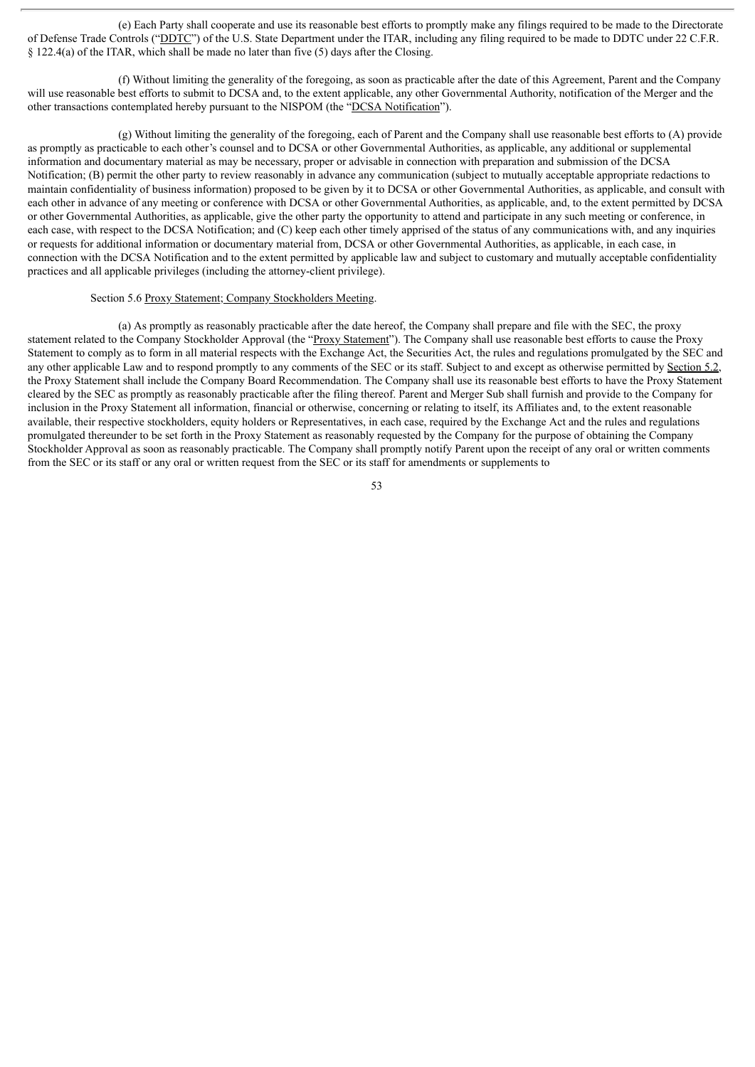(e) Each Party shall cooperate and use its reasonable best efforts to promptly make any filings required to be made to the Directorate of Defense Trade Controls ("DDTC") of the U.S. State Department under the ITAR, including any filing required to be made to DDTC under 22 C.F.R. § 122.4(a) of the ITAR, which shall be made no later than five (5) days after the Closing.

(f) Without limiting the generality of the foregoing, as soon as practicable after the date of this Agreement, Parent and the Company will use reasonable best efforts to submit to DCSA and, to the extent applicable, any other Governmental Authority, notification of the Merger and the other transactions contemplated hereby pursuant to the NISPOM (the "DCSA Notification").

(g) Without limiting the generality of the foregoing, each of Parent and the Company shall use reasonable best efforts to (A) provide as promptly as practicable to each other's counsel and to DCSA or other Governmental Authorities, as applicable, any additional or supplemental information and documentary material as may be necessary, proper or advisable in connection with preparation and submission of the DCSA Notification; (B) permit the other party to review reasonably in advance any communication (subject to mutually acceptable appropriate redactions to maintain confidentiality of business information) proposed to be given by it to DCSA or other Governmental Authorities, as applicable, and consult with each other in advance of any meeting or conference with DCSA or other Governmental Authorities, as applicable, and, to the extent permitted by DCSA or other Governmental Authorities, as applicable, give the other party the opportunity to attend and participate in any such meeting or conference, in each case, with respect to the DCSA Notification; and (C) keep each other timely apprised of the status of any communications with, and any inquiries or requests for additional information or documentary material from, DCSA or other Governmental Authorities, as applicable, in each case, in connection with the DCSA Notification and to the extent permitted by applicable law and subject to customary and mutually acceptable confidentiality practices and all applicable privileges (including the attorney-client privilege).

Section 5.6 Proxy Statement; Company Stockholders Meeting.

(a) As promptly as reasonably practicable after the date hereof, the Company shall prepare and file with the SEC, the proxy statement related to the Company Stockholder Approval (the "Proxy Statement"). The Company shall use reasonable best efforts to cause the Proxy Statement to comply as to form in all material respects with the Exchange Act, the Securities Act, the rules and regulations promulgated by the SEC and any other applicable Law and to respond promptly to any comments of the SEC or its staff. Subject to and except as otherwise permitted by Section 5.2, the Proxy Statement shall include the Company Board Recommendation. The Company shall use its reasonable best efforts to have the Proxy Statement cleared by the SEC as promptly as reasonably practicable after the filing thereof. Parent and Merger Sub shall furnish and provide to the Company for inclusion in the Proxy Statement all information, financial or otherwise, concerning or relating to itself, its Affiliates and, to the extent reasonable available, their respective stockholders, equity holders or Representatives, in each case, required by the Exchange Act and the rules and regulations promulgated thereunder to be set forth in the Proxy Statement as reasonably requested by the Company for the purpose of obtaining the Company Stockholder Approval as soon as reasonably practicable. The Company shall promptly notify Parent upon the receipt of any oral or written comments from the SEC or its staff or any oral or written request from the SEC or its staff for amendments or supplements to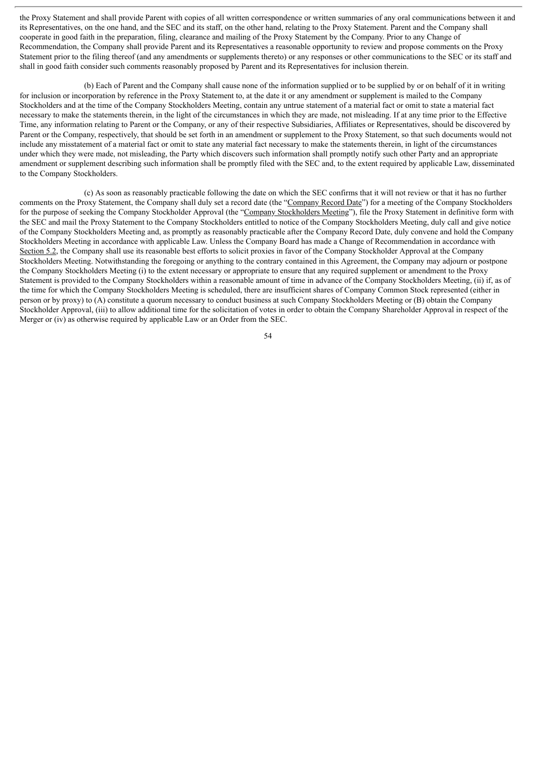the Proxy Statement and shall provide Parent with copies of all written correspondence or written summaries of any oral communications between it and its Representatives, on the one hand, and the SEC and its staff, on the other hand, relating to the Proxy Statement. Parent and the Company shall cooperate in good faith in the preparation, filing, clearance and mailing of the Proxy Statement by the Company. Prior to any Change of Recommendation, the Company shall provide Parent and its Representatives a reasonable opportunity to review and propose comments on the Proxy Statement prior to the filing thereof (and any amendments or supplements thereto) or any responses or other communications to the SEC or its staff and shall in good faith consider such comments reasonably proposed by Parent and its Representatives for inclusion therein.

(b) Each of Parent and the Company shall cause none of the information supplied or to be supplied by or on behalf of it in writing for inclusion or incorporation by reference in the Proxy Statement to, at the date it or any amendment or supplement is mailed to the Company Stockholders and at the time of the Company Stockholders Meeting, contain any untrue statement of a material fact or omit to state a material fact necessary to make the statements therein, in the light of the circumstances in which they are made, not misleading. If at any time prior to the Effective Time, any information relating to Parent or the Company, or any of their respective Subsidiaries, Affiliates or Representatives, should be discovered by Parent or the Company, respectively, that should be set forth in an amendment or supplement to the Proxy Statement, so that such documents would not include any misstatement of a material fact or omit to state any material fact necessary to make the statements therein, in light of the circumstances under which they were made, not misleading, the Party which discovers such information shall promptly notify such other Party and an appropriate amendment or supplement describing such information shall be promptly filed with the SEC and, to the extent required by applicable Law, disseminated to the Company Stockholders.

(c) As soon as reasonably practicable following the date on which the SEC confirms that it will not review or that it has no further comments on the Proxy Statement, the Company shall duly set a record date (the "Company Record Date") for a meeting of the Company Stockholders for the purpose of seeking the Company Stockholder Approval (the "Company Stockholders Meeting"), file the Proxy Statement in definitive form with the SEC and mail the Proxy Statement to the Company Stockholders entitled to notice of the Company Stockholders Meeting, duly call and give notice of the Company Stockholders Meeting and, as promptly as reasonably practicable after the Company Record Date, duly convene and hold the Company Stockholders Meeting in accordance with applicable Law. Unless the Company Board has made a Change of Recommendation in accordance with Section 5.2, the Company shall use its reasonable best efforts to solicit proxies in favor of the Company Stockholder Approval at the Company Stockholders Meeting. Notwithstanding the foregoing or anything to the contrary contained in this Agreement, the Company may adjourn or postpone the Company Stockholders Meeting (i) to the extent necessary or appropriate to ensure that any required supplement or amendment to the Proxy Statement is provided to the Company Stockholders within a reasonable amount of time in advance of the Company Stockholders Meeting, (ii) if, as of the time for which the Company Stockholders Meeting is scheduled, there are insufficient shares of Company Common Stock represented (either in person or by proxy) to (A) constitute a quorum necessary to conduct business at such Company Stockholders Meeting or (B) obtain the Company Stockholder Approval, (iii) to allow additional time for the solicitation of votes in order to obtain the Company Shareholder Approval in respect of the Merger or (iv) as otherwise required by applicable Law or an Order from the SEC.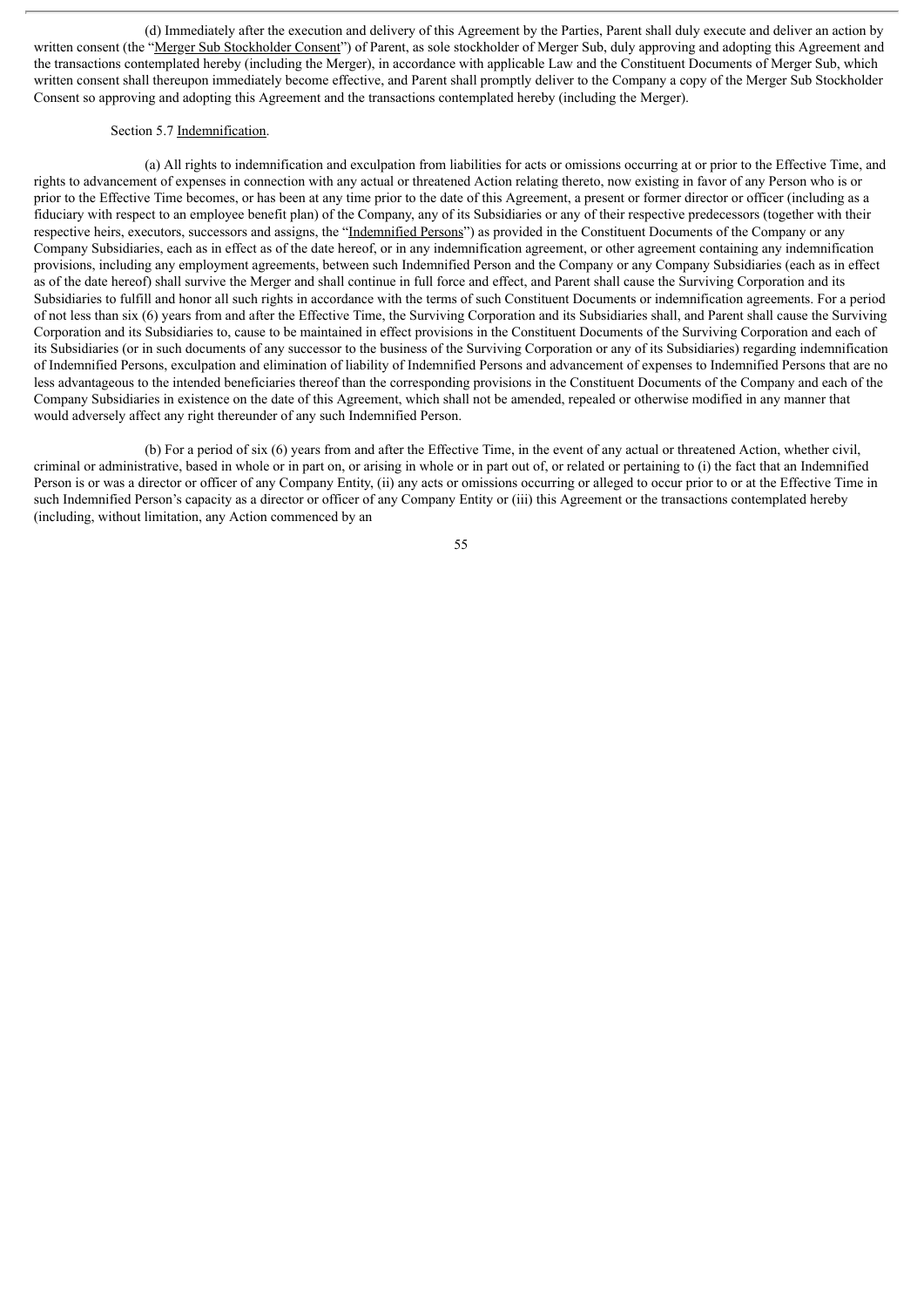(d) Immediately after the execution and delivery of this Agreement by the Parties, Parent shall duly execute and deliver an action by written consent (the "Merger Sub Stockholder Consent") of Parent, as sole stockholder of Merger Sub, duly approving and adopting this Agreement and the transactions contemplated hereby (including the Merger), in accordance with applicable Law and the Constituent Documents of Merger Sub, which written consent shall thereupon immediately become effective, and Parent shall promptly deliver to the Company a copy of the Merger Sub Stockholder Consent so approving and adopting this Agreement and the transactions contemplated hereby (including the Merger).

Section 5.7 Indemnification.

(a) All rights to indemnification and exculpation from liabilities for acts or omissions occurring at or prior to the Effective Time, and rights to advancement of expenses in connection with any actual or threatened Action relating thereto, now existing in favor of any Person who is or prior to the Effective Time becomes, or has been at any time prior to the date of this Agreement, a present or former director or officer (including as a fiduciary with respect to an employee benefit plan) of the Company, any of its Subsidiaries or any of their respective predecessors (together with their respective heirs, executors, successors and assigns, the "Indemnified Persons") as provided in the Constituent Documents of the Company or any Company Subsidiaries, each as in effect as of the date hereof, or in any indemnification agreement, or other agreement containing any indemnification provisions, including any employment agreements, between such Indemnified Person and the Company or any Company Subsidiaries (each as in effect as of the date hereof) shall survive the Merger and shall continue in full force and effect, and Parent shall cause the Surviving Corporation and its Subsidiaries to fulfill and honor all such rights in accordance with the terms of such Constituent Documents or indemnification agreements. For a period of not less than six (6) years from and after the Effective Time, the Surviving Corporation and its Subsidiaries shall, and Parent shall cause the Surviving Corporation and its Subsidiaries to, cause to be maintained in effect provisions in the Constituent Documents of the Surviving Corporation and each of its Subsidiaries (or in such documents of any successor to the business of the Surviving Corporation or any of its Subsidiaries) regarding indemnification of Indemnified Persons, exculpation and elimination of liability of Indemnified Persons and advancement of expenses to Indemnified Persons that are no less advantageous to the intended beneficiaries thereof than the corresponding provisions in the Constituent Documents of the Company and each of the Company Subsidiaries in existence on the date of this Agreement, which shall not be amended, repealed or otherwise modified in any manner that would adversely affect any right thereunder of any such Indemnified Person.

(b) For a period of six (6) years from and after the Effective Time, in the event of any actual or threatened Action, whether civil, criminal or administrative, based in whole or in part on, or arising in whole or in part out of, or related or pertaining to (i) the fact that an Indemnified Person is or was a director or officer of any Company Entity, (ii) any acts or omissions occurring or alleged to occur prior to or at the Effective Time in such Indemnified Person's capacity as a director or officer of any Company Entity or (iii) this Agreement or the transactions contemplated hereby (including, without limitation, any Action commenced by an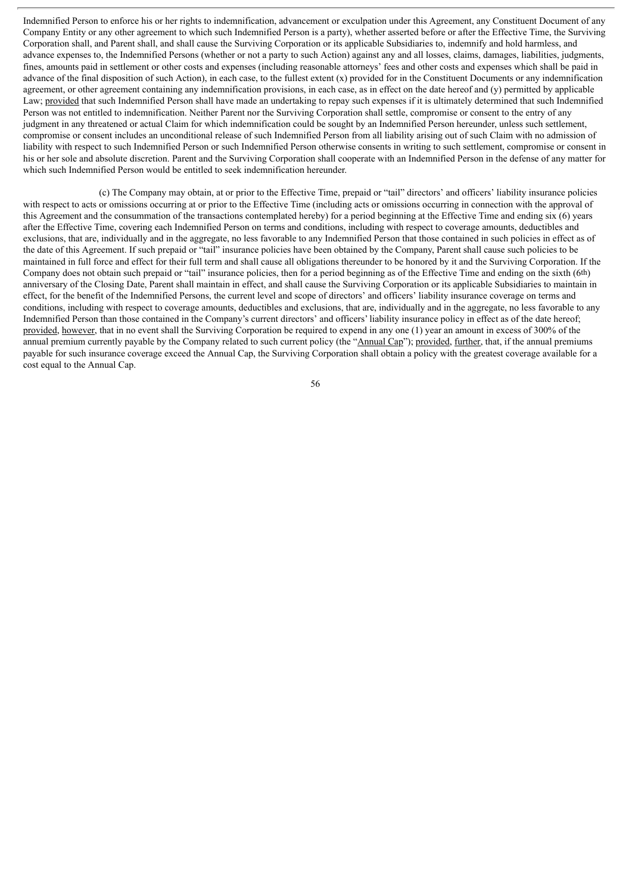Indemnified Person to enforce his or her rights to indemnification, advancement or exculpation under this Agreement, any Constituent Document of any Company Entity or any other agreement to which such Indemnified Person is a party), whether asserted before or after the Effective Time, the Surviving Corporation shall, and Parent shall, and shall cause the Surviving Corporation or its applicable Subsidiaries to, indemnify and hold harmless, and advance expenses to, the Indemnified Persons (whether or not a party to such Action) against any and all losses, claims, damages, liabilities, judgments, fines, amounts paid in settlement or other costs and expenses (including reasonable attorneys' fees and other costs and expenses which shall be paid in advance of the final disposition of such Action), in each case, to the fullest extent (x) provided for in the Constituent Documents or any indemnification agreement, or other agreement containing any indemnification provisions, in each case, as in effect on the date hereof and (y) permitted by applicable Law; provided that such Indemnified Person shall have made an undertaking to repay such expenses if it is ultimately determined that such Indemnified Person was not entitled to indemnification. Neither Parent nor the Surviving Corporation shall settle, compromise or consent to the entry of any judgment in any threatened or actual Claim for which indemnification could be sought by an Indemnified Person hereunder, unless such settlement, compromise or consent includes an unconditional release of such Indemnified Person from all liability arising out of such Claim with no admission of liability with respect to such Indemnified Person or such Indemnified Person otherwise consents in writing to such settlement, compromise or consent in his or her sole and absolute discretion. Parent and the Surviving Corporation shall cooperate with an Indemnified Person in the defense of any matter for which such Indemnified Person would be entitled to seek indemnification hereunder.

(c) The Company may obtain, at or prior to the Effective Time, prepaid or "tail" directors' and officers' liability insurance policies with respect to acts or omissions occurring at or prior to the Effective Time (including acts or omissions occurring in connection with the approval of this Agreement and the consummation of the transactions contemplated hereby) for a period beginning at the Effective Time and ending six (6) years after the Effective Time, covering each Indemnified Person on terms and conditions, including with respect to coverage amounts, deductibles and exclusions, that are, individually and in the aggregate, no less favorable to any Indemnified Person that those contained in such policies in effect as of the date of this Agreement. If such prepaid or "tail" insurance policies have been obtained by the Company, Parent shall cause such policies to be maintained in full force and effect for their full term and shall cause all obligations thereunder to be honored by it and the Surviving Corporation. If the Company does not obtain such prepaid or "tail" insurance policies, then for a period beginning as of the Effective Time and ending on the sixth (6th) anniversary of the Closing Date, Parent shall maintain in effect, and shall cause the Surviving Corporation or its applicable Subsidiaries to maintain in effect, for the benefit of the Indemnified Persons, the current level and scope of directors' and officers' liability insurance coverage on terms and conditions, including with respect to coverage amounts, deductibles and exclusions, that are, individually and in the aggregate, no less favorable to any Indemnified Person than those contained in the Company's current directors' and officers' liability insurance policy in effect as of the date hereof; provided, however, that in no event shall the Surviving Corporation be required to expend in any one (1) year an amount in excess of 300% of the annual premium currently payable by the Company related to such current policy (the "Annual Cap"); provided, further, that, if the annual premiums payable for such insurance coverage exceed the Annual Cap, the Surviving Corporation shall obtain a policy with the greatest coverage available for a cost equal to the Annual Cap.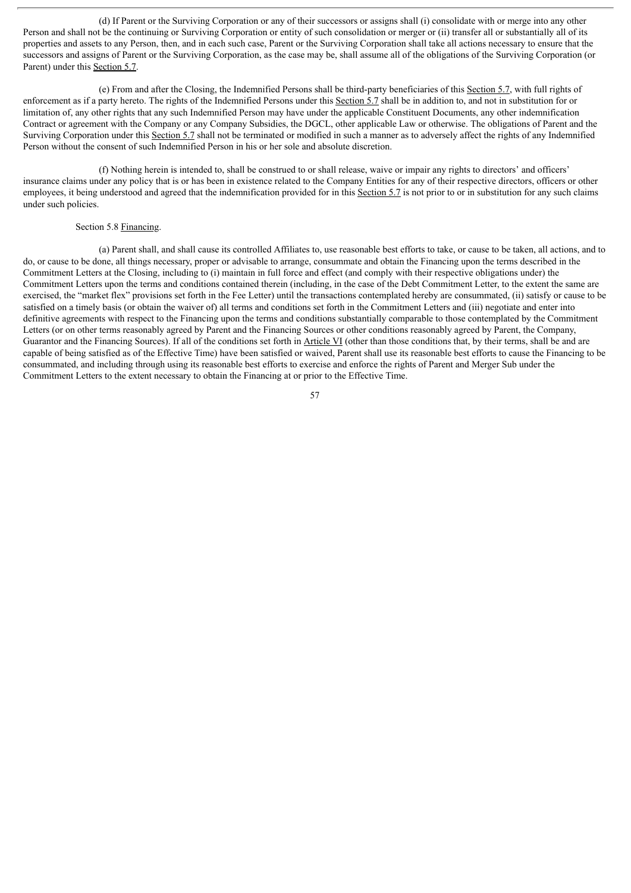(d) If Parent or the Surviving Corporation or any of their successors or assigns shall (i) consolidate with or merge into any other Person and shall not be the continuing or Surviving Corporation or entity of such consolidation or merger or (ii) transfer all or substantially all of its properties and assets to any Person, then, and in each such case, Parent or the Surviving Corporation shall take all actions necessary to ensure that the successors and assigns of Parent or the Surviving Corporation, as the case may be, shall assume all of the obligations of the Surviving Corporation (or Parent) under this Section 5.7.

(e) From and after the Closing, the Indemnified Persons shall be third-party beneficiaries of this Section 5.7, with full rights of enforcement as if a party hereto. The rights of the Indemnified Persons under this Section 5.7 shall be in addition to, and not in substitution for or limitation of, any other rights that any such Indemnified Person may have under the applicable Constituent Documents, any other indemnification Contract or agreement with the Company or any Company Subsidies, the DGCL, other applicable Law or otherwise. The obligations of Parent and the Surviving Corporation under this Section 5.7 shall not be terminated or modified in such a manner as to adversely affect the rights of any Indemnified Person without the consent of such Indemnified Person in his or her sole and absolute discretion.

(f) Nothing herein is intended to, shall be construed to or shall release, waive or impair any rights to directors' and officers' insurance claims under any policy that is or has been in existence related to the Company Entities for any of their respective directors, officers or other employees, it being understood and agreed that the indemnification provided for in this Section 5.7 is not prior to or in substitution for any such claims under such policies.

Section 5.8 Financing.

(a) Parent shall, and shall cause its controlled Affiliates to, use reasonable best efforts to take, or cause to be taken, all actions, and to do, or cause to be done, all things necessary, proper or advisable to arrange, consummate and obtain the Financing upon the terms described in the Commitment Letters at the Closing, including to (i) maintain in full force and effect (and comply with their respective obligations under) the Commitment Letters upon the terms and conditions contained therein (including, in the case of the Debt Commitment Letter, to the extent the same are exercised, the "market flex" provisions set forth in the Fee Letter) until the transactions contemplated hereby are consummated, (ii) satisfy or cause to be satisfied on a timely basis (or obtain the waiver of) all terms and conditions set forth in the Commitment Letters and (iii) negotiate and enter into definitive agreements with respect to the Financing upon the terms and conditions substantially comparable to those contemplated by the Commitment Letters (or on other terms reasonably agreed by Parent and the Financing Sources or other conditions reasonably agreed by Parent, the Company, Guarantor and the Financing Sources). If all of the conditions set forth in Article VI (other than those conditions that, by their terms, shall be and are capable of being satisfied as of the Effective Time) have been satisfied or waived, Parent shall use its reasonable best efforts to cause the Financing to be consummated, and including through using its reasonable best efforts to exercise and enforce the rights of Parent and Merger Sub under the Commitment Letters to the extent necessary to obtain the Financing at or prior to the Effective Time.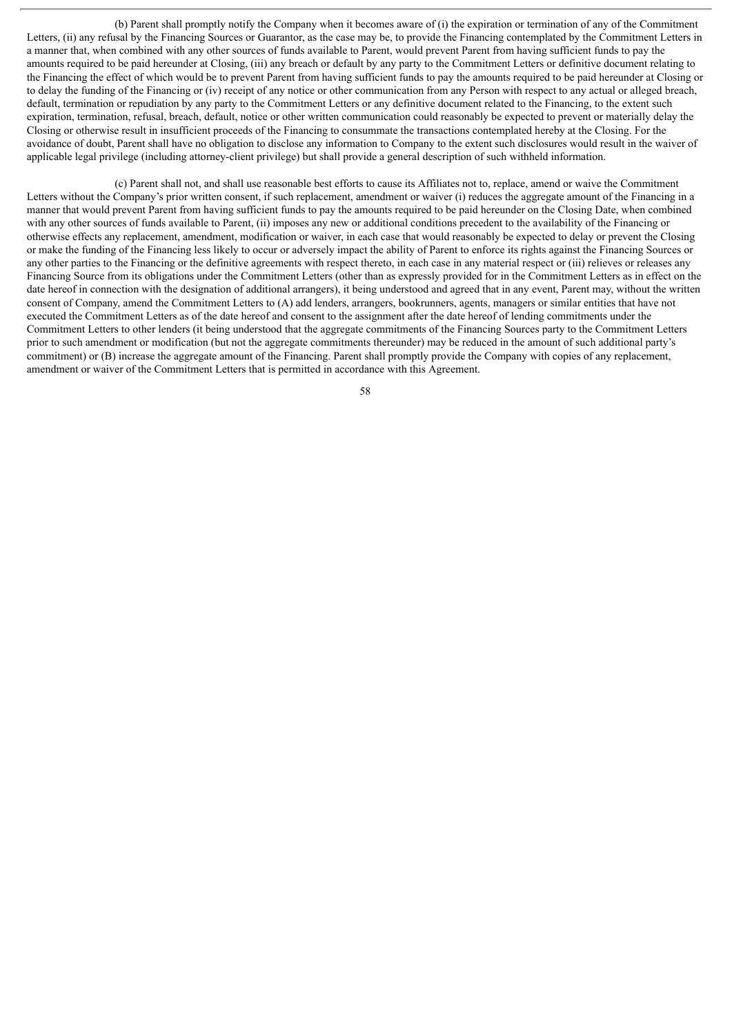(b) Parent shall promptly notify the Company when it becomes aware of (i) the expiration or termination of any of the Commitment Letters, (ii) any refusal by the Financing Sources or Guarantor, as the case may be, to provide the Financing contemplated by the Commitment Letters in a manner that, when combined with any other sources of funds available to Parent, would prevent Parent from having sufficient funds to pay the amounts required to be paid hereunder at Closing, (iii) any breach or default by any party to the Commitment Letters or definitive document relating to the Financing the effect of which would be to prevent Parent from having sufficient funds to pay the amounts required to be paid hereunder at Closing or to delay the funding of the Financing or (iv) receipt of any notice or other communication from any Person with respect to any actual or alleged breach, default, termination or repudiation by any party to the Commitment Letters or any definitive document related to the Financing, to the extent such expiration, termination, refusal, breach, default, notice or other written communication could reasonably be expected to prevent or materially delay the Closing or otherwise result in insufficient proceeds of the Financing to consummate the transactions contemplated hereby at the Closing. For the avoidance of doubt, Parent shall have no obligation to disclose any information to Company to the extent such disclosures would result in the waiver of applicable legal privilege (including attorney-client privilege) but shall provide a general description of such withheld information.

(c) Parent shall not, and shall use reasonable best efforts to cause its Affiliates not to, replace, amend or waive the Commitment Letters without the Company's prior written consent, if such replacement, amendment or waiver (i) reduces the aggregate amount of the Financing in a manner that would prevent Parent from having sufficient funds to pay the amounts required to be paid hereunder on the Closing Date, when combined with any other sources of funds available to Parent, (ii) imposes any new or additional conditions precedent to the availability of the Financing or otherwise effects any replacement, amendment, modification or waiver, in each case that would reasonably be expected to delay or prevent the Closing or make the funding of the Financing less likely to occur or adversely impact the ability of Parent to enforce its rights against the Financing Sources or any other parties to the Financing or the definitive agreements with respect thereto, in each case in any material respect or (iii) relieves or releases any Financing Source from its obligations under the Commitment Letters (other than as expressly provided for in the Commitment Letters as in effect on the date hereof in connection with the designation of additional arrangers), it being understood and agreed that in any event, Parent may, without the written consent of Company, amend the Commitment Letters to (A) add lenders, arrangers, bookrunners, agents, managers or similar entities that have not executed the Commitment Letters as of the date hereof and consent to the assignment after the date hereof of lending commitments under the Commitment Letters to other lenders (it being understood that the aggregate commitments of the Financing Sources party to the Commitment Letters prior to such amendment or modification (but not the aggregate commitments thereunder) may be reduced in the amount of such additional party's commitment) or (B) increase the aggregate amount of the Financing. Parent shall promptly provide the Company with copies of any replacement, amendment or waiver of the Commitment Letters that is permitted in accordance with this Agreement.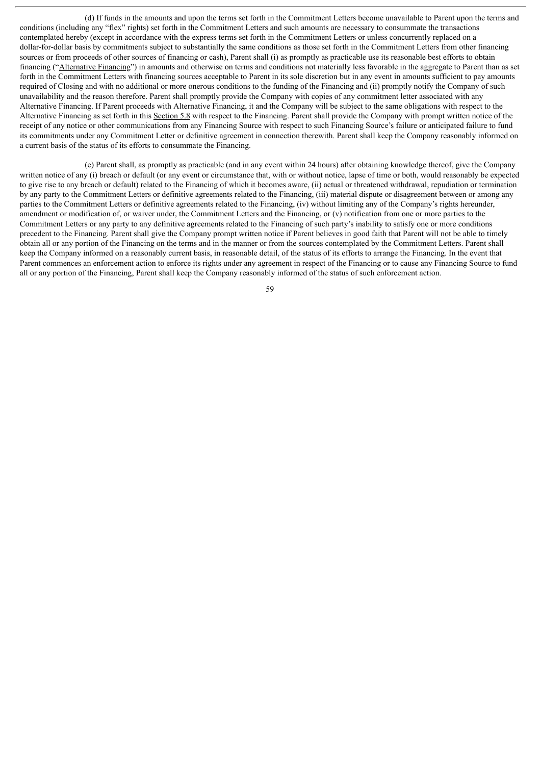(d) If funds in the amounts and upon the terms set forth in the Commitment Letters become unavailable to Parent upon the terms and conditions (including any "flex" rights) set forth in the Commitment Letters and such amounts are necessary to consummate the transactions contemplated hereby (except in accordance with the express terms set forth in the Commitment Letters or unless concurrently replaced on a dollar-for-dollar basis by commitments subject to substantially the same conditions as those set forth in the Commitment Letters from other financing sources or from proceeds of other sources of financing or cash), Parent shall (i) as promptly as practicable use its reasonable best efforts to obtain financing ("Alternative Financing") in amounts and otherwise on terms and conditions not materially less favorable in the aggregate to Parent than as set forth in the Commitment Letters with financing sources acceptable to Parent in its sole discretion but in any event in amounts sufficient to pay amounts required of Closing and with no additional or more onerous conditions to the funding of the Financing and (ii) promptly notify the Company of such unavailability and the reason therefore. Parent shall promptly provide the Company with copies of any commitment letter associated with any Alternative Financing. If Parent proceeds with Alternative Financing, it and the Company will be subject to the same obligations with respect to the Alternative Financing as set forth in this Section 5.8 with respect to the Financing. Parent shall provide the Company with prompt written notice of the receipt of any notice or other communications from any Financing Source with respect to such Financing Source's failure or anticipated failure to fund its commitments under any Commitment Letter or definitive agreement in connection therewith. Parent shall keep the Company reasonably informed on a current basis of the status of its efforts to consummate the Financing.

(e) Parent shall, as promptly as practicable (and in any event within 24 hours) after obtaining knowledge thereof, give the Company written notice of any (i) breach or default (or any event or circumstance that, with or without notice, lapse of time or both, would reasonably be expected to give rise to any breach or default) related to the Financing of which it becomes aware, (ii) actual or threatened withdrawal, repudiation or termination by any party to the Commitment Letters or definitive agreements related to the Financing, (iii) material dispute or disagreement between or among any parties to the Commitment Letters or definitive agreements related to the Financing, (iv) without limiting any of the Company's rights hereunder, amendment or modification of, or waiver under, the Commitment Letters and the Financing, or (v) notification from one or more parties to the Commitment Letters or any party to any definitive agreements related to the Financing of such party's inability to satisfy one or more conditions precedent to the Financing. Parent shall give the Company prompt written notice if Parent believes in good faith that Parent will not be able to timely obtain all or any portion of the Financing on the terms and in the manner or from the sources contemplated by the Commitment Letters. Parent shall keep the Company informed on a reasonably current basis, in reasonable detail, of the status of its efforts to arrange the Financing. In the event that Parent commences an enforcement action to enforce its rights under any agreement in respect of the Financing or to cause any Financing Source to fund all or any portion of the Financing, Parent shall keep the Company reasonably informed of the status of such enforcement action.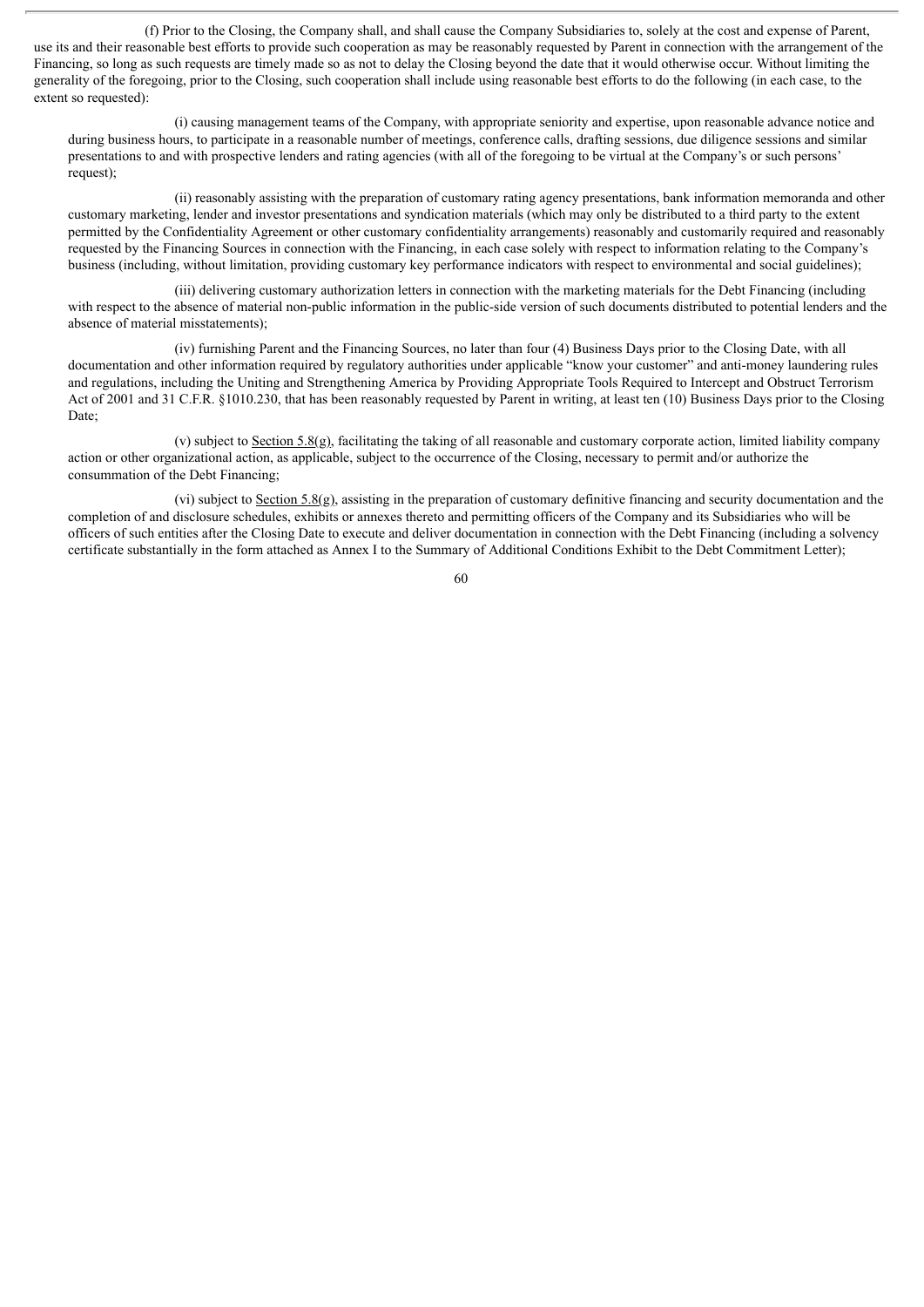(f) Prior to the Closing, the Company shall, and shall cause the Company Subsidiaries to, solely at the cost and expense of Parent, use its and their reasonable best efforts to provide such cooperation as may be reasonably requested by Parent in connection with the arrangement of the Financing, so long as such requests are timely made so as not to delay the Closing beyond the date that it would otherwise occur. Without limiting the generality of the foregoing, prior to the Closing, such cooperation shall include using reasonable best efforts to do the following (in each case, to the extent so requested):

(i) causing management teams of the Company, with appropriate seniority and expertise, upon reasonable advance notice and during business hours, to participate in a reasonable number of meetings, conference calls, drafting sessions, due diligence sessions and similar presentations to and with prospective lenders and rating agencies (with all of the foregoing to be virtual at the Company's or such persons' request);

(ii) reasonably assisting with the preparation of customary rating agency presentations, bank information memoranda and other customary marketing, lender and investor presentations and syndication materials (which may only be distributed to a third party to the extent permitted by the Confidentiality Agreement or other customary confidentiality arrangements) reasonably and customarily required and reasonably requested by the Financing Sources in connection with the Financing, in each case solely with respect to information relating to the Company's business (including, without limitation, providing customary key performance indicators with respect to environmental and social guidelines);

(iii) delivering customary authorization letters in connection with the marketing materials for the Debt Financing (including with respect to the absence of material non-public information in the public-side version of such documents distributed to potential lenders and the absence of material misstatements);

(iv) furnishing Parent and the Financing Sources, no later than four (4) Business Days prior to the Closing Date, with all documentation and other information required by regulatory authorities under applicable "know your customer" and anti-money laundering rules and regulations, including the Uniting and Strengthening America by Providing Appropriate Tools Required to Intercept and Obstruct Terrorism Act of 2001 and 31 C.F.R. §1010.230, that has been reasonably requested by Parent in writing, at least ten (10) Business Days prior to the Closing Date;

(v) subject to Section 5.8(g), facilitating the taking of all reasonable and customary corporate action, limited liability company action or other organizational action, as applicable, subject to the occurrence of the Closing, necessary to permit and/or authorize the consummation of the Debt Financing;

(vi) subject to Section 5.8(g), assisting in the preparation of customary definitive financing and security documentation and the completion of and disclosure schedules, exhibits or annexes thereto and permitting officers of the Company and its Subsidiaries who will be officers of such entities after the Closing Date to execute and deliver documentation in connection with the Debt Financing (including a solvency certificate substantially in the form attached as Annex I to the Summary of Additional Conditions Exhibit to the Debt Commitment Letter);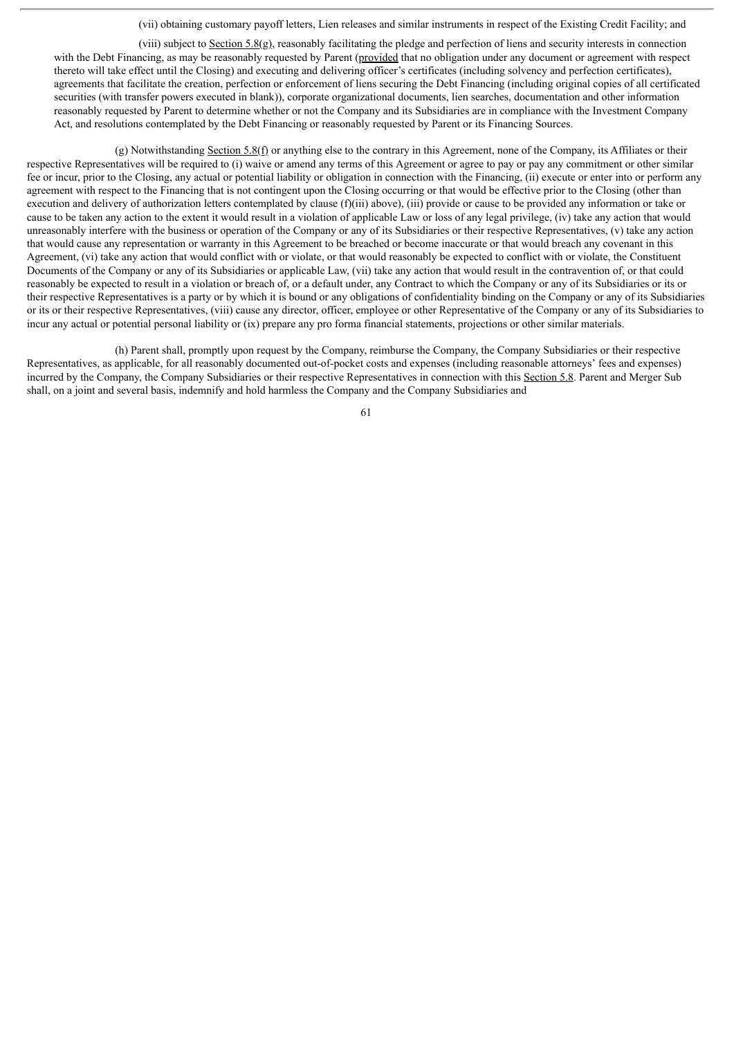(vii) obtaining customary payoff letters, Lien releases and similar instruments in respect of the Existing Credit Facility; and

(viii) subject to Section 5.8(g), reasonably facilitating the pledge and perfection of liens and security interests in connection with the Debt Financing, as may be reasonably requested by Parent (provided that no obligation under any document or agreement with respect thereto will take effect until the Closing) and executing and delivering officer's certificates (including solvency and perfection certificates), agreements that facilitate the creation, perfection or enforcement of liens securing the Debt Financing (including original copies of all certificated securities (with transfer powers executed in blank)), corporate organizational documents, lien searches, documentation and other information reasonably requested by Parent to determine whether or not the Company and its Subsidiaries are in compliance with the Investment Company Act, and resolutions contemplated by the Debt Financing or reasonably requested by Parent or its Financing Sources.

(g) Notwithstanding Section 5.8(f) or anything else to the contrary in this Agreement, none of the Company, its Affiliates or their respective Representatives will be required to (i) waive or amend any terms of this Agreement or agree to pay or pay any commitment or other similar fee or incur, prior to the Closing, any actual or potential liability or obligation in connection with the Financing, (ii) execute or enter into or perform any agreement with respect to the Financing that is not contingent upon the Closing occurring or that would be effective prior to the Closing (other than execution and delivery of authorization letters contemplated by clause (f)(iii) above), (iii) provide or cause to be provided any information or take or cause to be taken any action to the extent it would result in a violation of applicable Law or loss of any legal privilege, (iv) take any action that would unreasonably interfere with the business or operation of the Company or any of its Subsidiaries or their respective Representatives, (v) take any action that would cause any representation or warranty in this Agreement to be breached or become inaccurate or that would breach any covenant in this Agreement, (vi) take any action that would conflict with or violate, or that would reasonably be expected to conflict with or violate, the Constituent Documents of the Company or any of its Subsidiaries or applicable Law, (vii) take any action that would result in the contravention of, or that could reasonably be expected to result in a violation or breach of, or a default under, any Contract to which the Company or any of its Subsidiaries or its or their respective Representatives is a party or by which it is bound or any obligations of confidentiality binding on the Company or any of its Subsidiaries or its or their respective Representatives, (viii) cause any director, officer, employee or other Representative of the Company or any of its Subsidiaries to incur any actual or potential personal liability or (ix) prepare any pro forma financial statements, projections or other similar materials.

(h) Parent shall, promptly upon request by the Company, reimburse the Company, the Company Subsidiaries or their respective Representatives, as applicable, for all reasonably documented out-of-pocket costs and expenses (including reasonable attorneys' fees and expenses) incurred by the Company, the Company Subsidiaries or their respective Representatives in connection with this Section 5.8. Parent and Merger Sub shall, on a joint and several basis, indemnify and hold harmless the Company and the Company Subsidiaries and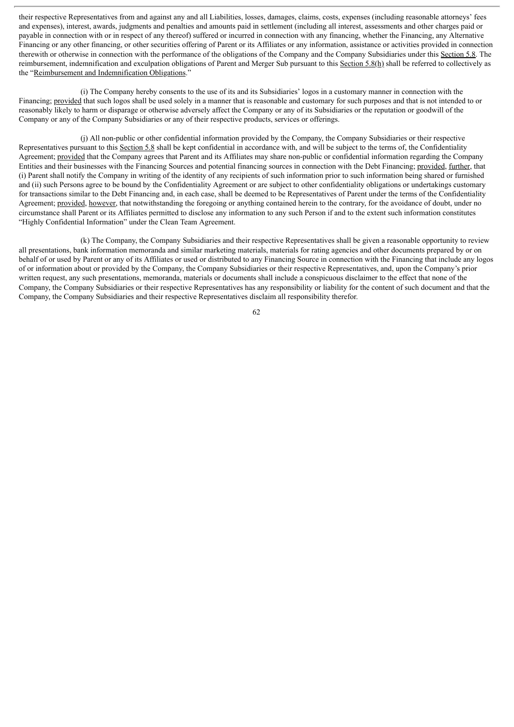their respective Representatives from and against any and all Liabilities, losses, damages, claims, costs, expenses (including reasonable attorneys' fees and expenses), interest, awards, judgments and penalties and amounts paid in settlement (including all interest, assessments and other charges paid or payable in connection with or in respect of any thereof) suffered or incurred in connection with any financing, whether the Financing, any Alternative Financing or any other financing, or other securities offering of Parent or its Affiliates or any information, assistance or activities provided in connection therewith or otherwise in connection with the performance of the obligations of the Company and the Company Subsidiaries under this Section 5.8. The reimbursement, indemnification and exculpation obligations of Parent and Merger Sub pursuant to this Section 5.8(h) shall be referred to collectively as the "Reimbursement and Indemnification Obligations."

(i) The Company hereby consents to the use of its and its Subsidiaries' logos in a customary manner in connection with the Financing; provided that such logos shall be used solely in a manner that is reasonable and customary for such purposes and that is not intended to or reasonably likely to harm or disparage or otherwise adversely affect the Company or any of its Subsidiaries or the reputation or goodwill of the Company or any of the Company Subsidiaries or any of their respective products, services or offerings.

(j) All non-public or other confidential information provided by the Company, the Company Subsidiaries or their respective Representatives pursuant to this Section 5.8 shall be kept confidential in accordance with, and will be subject to the terms of, the Confidentiality Agreement; provided that the Company agrees that Parent and its Affiliates may share non-public or confidential information regarding the Company Entities and their businesses with the Financing Sources and potential financing sources in connection with the Debt Financing; provided, further, that (i) Parent shall notify the Company in writing of the identity of any recipients of such information prior to such information being shared or furnished and (ii) such Persons agree to be bound by the Confidentiality Agreement or are subject to other confidentiality obligations or undertakings customary for transactions similar to the Debt Financing and, in each case, shall be deemed to be Representatives of Parent under the terms of the Confidentiality Agreement; provided, however, that notwithstanding the foregoing or anything contained herein to the contrary, for the avoidance of doubt, under no circumstance shall Parent or its Affiliates permitted to disclose any information to any such Person if and to the extent such information constitutes "Highly Confidential Information" under the Clean Team Agreement.

(k) The Company, the Company Subsidiaries and their respective Representatives shall be given a reasonable opportunity to review all presentations, bank information memoranda and similar marketing materials, materials for rating agencies and other documents prepared by or on behalf of or used by Parent or any of its Affiliates or used or distributed to any Financing Source in connection with the Financing that include any logos of or information about or provided by the Company, the Company Subsidiaries or their respective Representatives, and, upon the Company's prior written request, any such presentations, memoranda, materials or documents shall include a conspicuous disclaimer to the effect that none of the Company, the Company Subsidiaries or their respective Representatives has any responsibility or liability for the content of such document and that the Company, the Company Subsidiaries and their respective Representatives disclaim all responsibility therefor.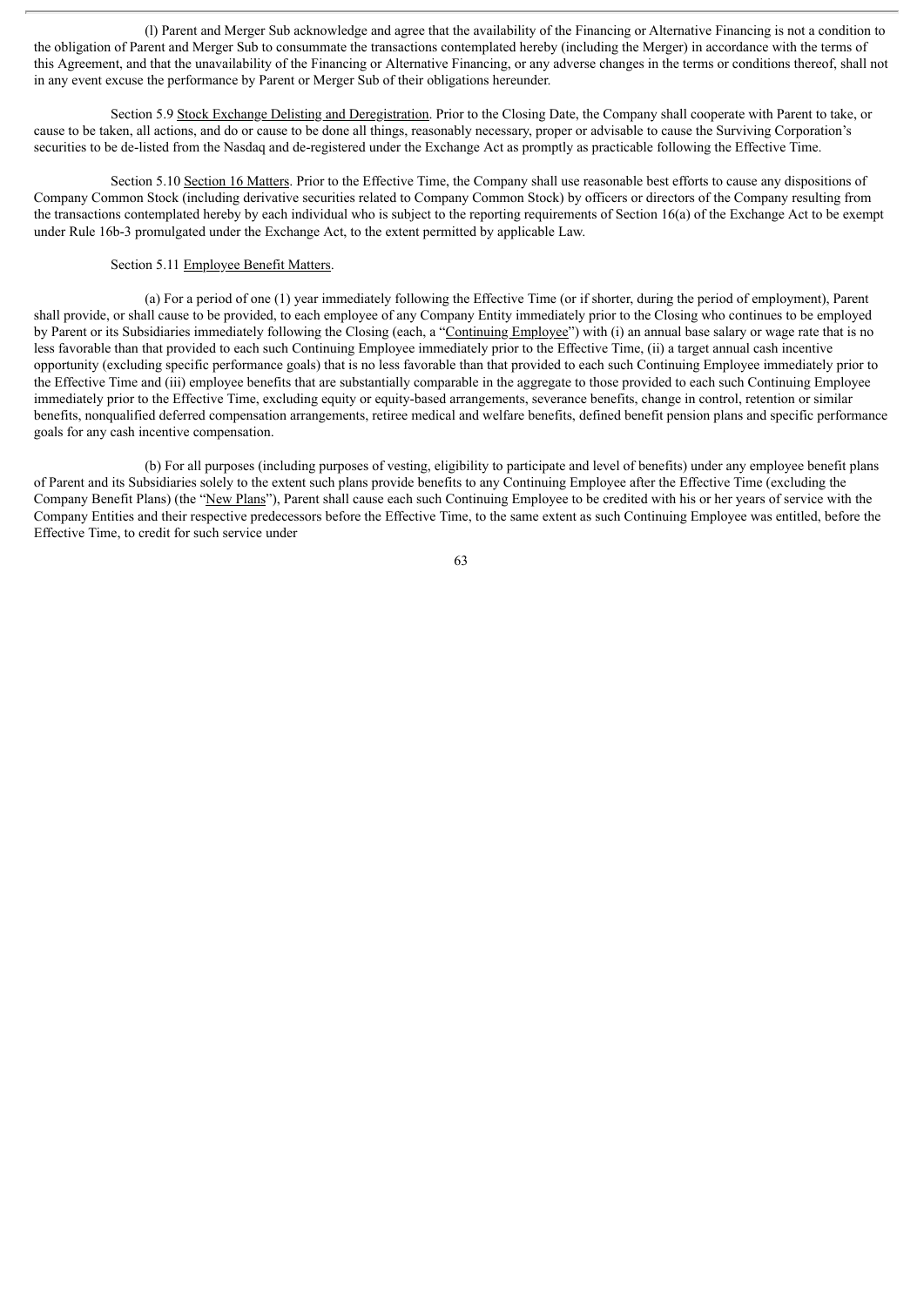(l) Parent and Merger Sub acknowledge and agree that the availability of the Financing or Alternative Financing is not a condition to the obligation of Parent and Merger Sub to consummate the transactions contemplated hereby (including the Merger) in accordance with the terms of this Agreement, and that the unavailability of the Financing or Alternative Financing, or any adverse changes in the terms or conditions thereof, shall not in any event excuse the performance by Parent or Merger Sub of their obligations hereunder.

Section 5.9 Stock Exchange Delisting and Deregistration. Prior to the Closing Date, the Company shall cooperate with Parent to take, or cause to be taken, all actions, and do or cause to be done all things, reasonably necessary, proper or advisable to cause the Surviving Corporation's securities to be de-listed from the Nasdaq and de-registered under the Exchange Act as promptly as practicable following the Effective Time.

Section 5.10 Section 16 Matters. Prior to the Effective Time, the Company shall use reasonable best efforts to cause any dispositions of Company Common Stock (including derivative securities related to Company Common Stock) by officers or directors of the Company resulting from the transactions contemplated hereby by each individual who is subject to the reporting requirements of Section 16(a) of the Exchange Act to be exempt under Rule 16b-3 promulgated under the Exchange Act, to the extent permitted by applicable Law.

Section 5.11 Employee Benefit Matters.

(a) For a period of one (1) year immediately following the Effective Time (or if shorter, during the period of employment), Parent shall provide, or shall cause to be provided, to each employee of any Company Entity immediately prior to the Closing who continues to be employed by Parent or its Subsidiaries immediately following the Closing (each, a "Continuing Employee") with (i) an annual base salary or wage rate that is no less favorable than that provided to each such Continuing Employee immediately prior to the Effective Time, (ii) a target annual cash incentive opportunity (excluding specific performance goals) that is no less favorable than that provided to each such Continuing Employee immediately prior to the Effective Time and (iii) employee benefits that are substantially comparable in the aggregate to those provided to each such Continuing Employee immediately prior to the Effective Time, excluding equity or equity-based arrangements, severance benefits, change in control, retention or similar benefits, nonqualified deferred compensation arrangements, retiree medical and welfare benefits, defined benefit pension plans and specific performance goals for any cash incentive compensation.

(b) For all purposes (including purposes of vesting, eligibility to participate and level of benefits) under any employee benefit plans of Parent and its Subsidiaries solely to the extent such plans provide benefits to any Continuing Employee after the Effective Time (excluding the Company Benefit Plans) (the "New Plans"), Parent shall cause each such Continuing Employee to be credited with his or her years of service with the Company Entities and their respective predecessors before the Effective Time, to the same extent as such Continuing Employee was entitled, before the Effective Time, to credit for such service under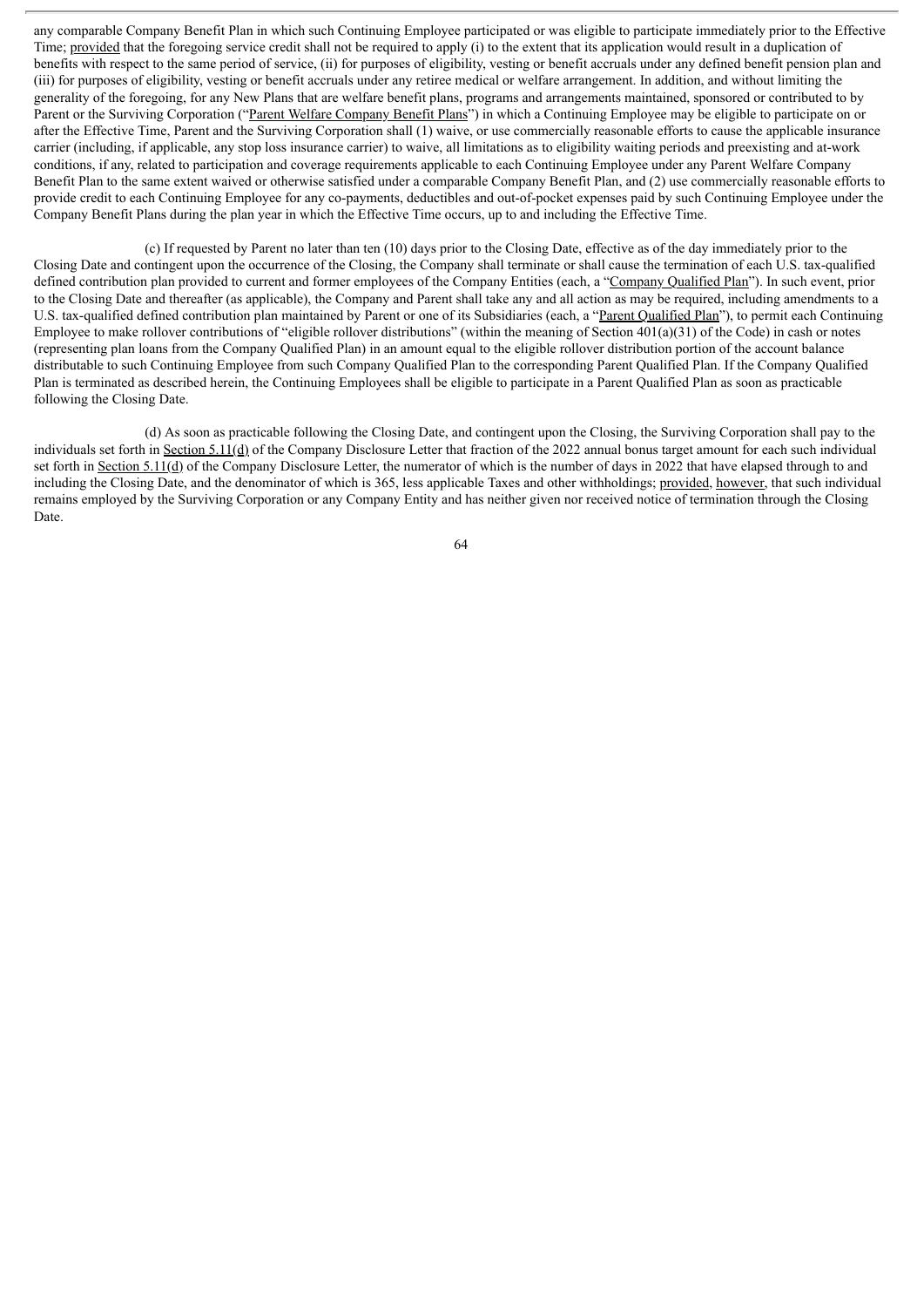any comparable Company Benefit Plan in which such Continuing Employee participated or was eligible to participate immediately prior to the Effective Time; provided that the foregoing service credit shall not be required to apply (i) to the extent that its application would result in a duplication of benefits with respect to the same period of service, (ii) for purposes of eligibility, vesting or benefit accruals under any defined benefit pension plan and (iii) for purposes of eligibility, vesting or benefit accruals under any retiree medical or welfare arrangement. In addition, and without limiting the generality of the foregoing, for any New Plans that are welfare benefit plans, programs and arrangements maintained, sponsored or contributed to by Parent or the Surviving Corporation ("Parent Welfare Company Benefit Plans") in which a Continuing Employee may be eligible to participate on or after the Effective Time, Parent and the Surviving Corporation shall (1) waive, or use commercially reasonable efforts to cause the applicable insurance carrier (including, if applicable, any stop loss insurance carrier) to waive, all limitations as to eligibility waiting periods and preexisting and at-work conditions, if any, related to participation and coverage requirements applicable to each Continuing Employee under any Parent Welfare Company Benefit Plan to the same extent waived or otherwise satisfied under a comparable Company Benefit Plan, and (2) use commercially reasonable efforts to provide credit to each Continuing Employee for any co-payments, deductibles and out-of-pocket expenses paid by such Continuing Employee under the Company Benefit Plans during the plan year in which the Effective Time occurs, up to and including the Effective Time.

(c) If requested by Parent no later than ten (10) days prior to the Closing Date, effective as of the day immediately prior to the Closing Date and contingent upon the occurrence of the Closing, the Company shall terminate or shall cause the termination of each U.S. tax-qualified defined contribution plan provided to current and former employees of the Company Entities (each, a "Company Qualified Plan"). In such event, prior to the Closing Date and thereafter (as applicable), the Company and Parent shall take any and all action as may be required, including amendments to a U.S. tax-qualified defined contribution plan maintained by Parent or one of its Subsidiaries (each, a "Parent Qualified Plan"), to permit each Continuing Employee to make rollover contributions of "eligible rollover distributions" (within the meaning of Section 401(a)(31) of the Code) in cash or notes (representing plan loans from the Company Qualified Plan) in an amount equal to the eligible rollover distribution portion of the account balance distributable to such Continuing Employee from such Company Qualified Plan to the corresponding Parent Qualified Plan. If the Company Qualified Plan is terminated as described herein, the Continuing Employees shall be eligible to participate in a Parent Qualified Plan as soon as practicable following the Closing Date.

(d) As soon as practicable following the Closing Date, and contingent upon the Closing, the Surviving Corporation shall pay to the individuals set forth in Section 5.11(d) of the Company Disclosure Letter that fraction of the 2022 annual bonus target amount for each such individual set forth in Section 5.11(d) of the Company Disclosure Letter, the numerator of which is the number of days in 2022 that have elapsed through to and including the Closing Date, and the denominator of which is 365, less applicable Taxes and other withholdings; provided, however, that such individual remains employed by the Surviving Corporation or any Company Entity and has neither given nor received notice of termination through the Closing Date.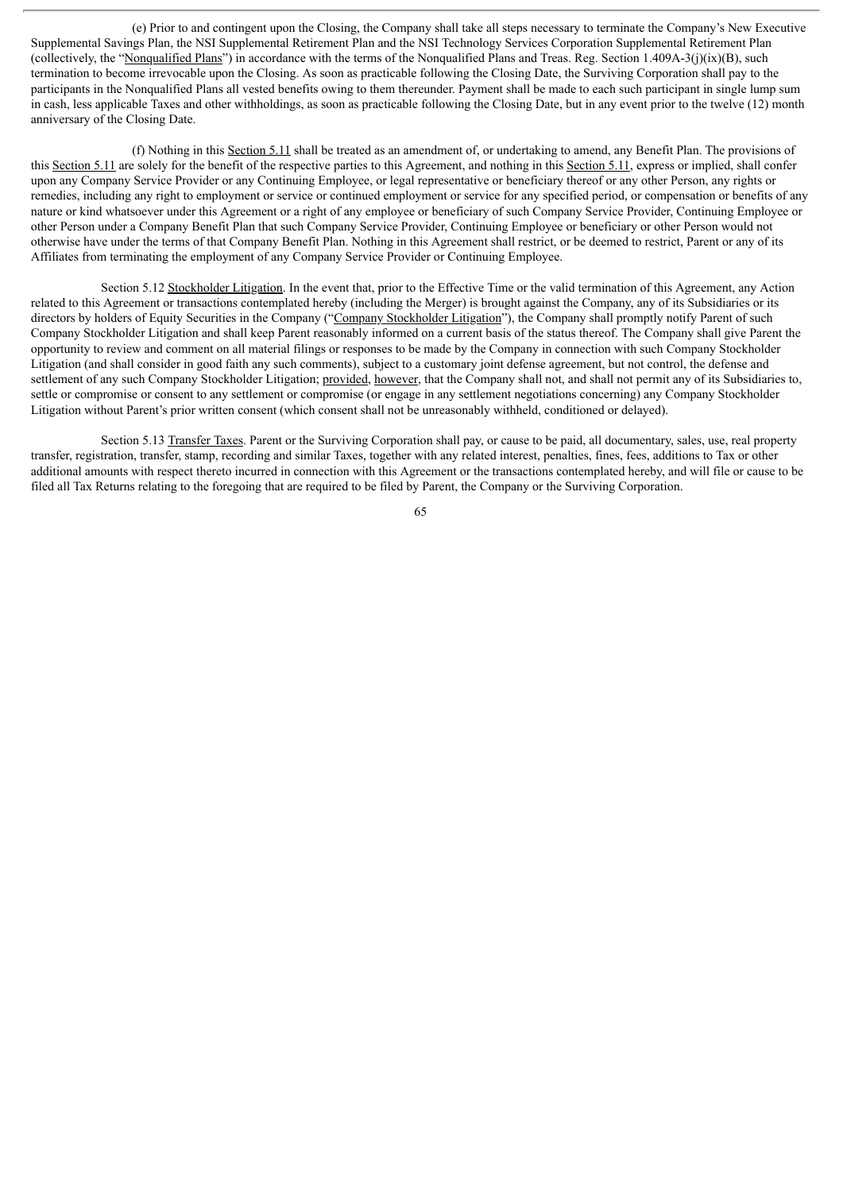(e) Prior to and contingent upon the Closing, the Company shall take all steps necessary to terminate the Company's New Executive Supplemental Savings Plan, the NSI Supplemental Retirement Plan and the NSI Technology Services Corporation Supplemental Retirement Plan (collectively, the "Nonqualified Plans") in accordance with the terms of the Nonqualified Plans and Treas. Reg. Section 1.409A-3(j)(ix)(B), such termination to become irrevocable upon the Closing. As soon as practicable following the Closing Date, the Surviving Corporation shall pay to the participants in the Nonqualified Plans all vested benefits owing to them thereunder. Payment shall be made to each such participant in single lump sum in cash, less applicable Taxes and other withholdings, as soon as practicable following the Closing Date, but in any event prior to the twelve (12) month anniversary of the Closing Date.

(f) Nothing in this Section 5.11 shall be treated as an amendment of, or undertaking to amend, any Benefit Plan. The provisions of this Section 5.11 are solely for the benefit of the respective parties to this Agreement, and nothing in this Section 5.11, express or implied, shall confer upon any Company Service Provider or any Continuing Employee, or legal representative or beneficiary thereof or any other Person, any rights or remedies, including any right to employment or service or continued employment or service for any specified period, or compensation or benefits of any nature or kind whatsoever under this Agreement or a right of any employee or beneficiary of such Company Service Provider, Continuing Employee or other Person under a Company Benefit Plan that such Company Service Provider, Continuing Employee or beneficiary or other Person would not otherwise have under the terms of that Company Benefit Plan. Nothing in this Agreement shall restrict, or be deemed to restrict, Parent or any of its Affiliates from terminating the employment of any Company Service Provider or Continuing Employee.

Section 5.12 Stockholder Litigation. In the event that, prior to the Effective Time or the valid termination of this Agreement, any Action related to this Agreement or transactions contemplated hereby (including the Merger) is brought against the Company, any of its Subsidiaries or its directors by holders of Equity Securities in the Company ("Company Stockholder Litigation"), the Company shall promptly notify Parent of such Company Stockholder Litigation and shall keep Parent reasonably informed on a current basis of the status thereof. The Company shall give Parent the opportunity to review and comment on all material filings or responses to be made by the Company in connection with such Company Stockholder Litigation (and shall consider in good faith any such comments), subject to a customary joint defense agreement, but not control, the defense and settlement of any such Company Stockholder Litigation; provided, however, that the Company shall not, and shall not permit any of its Subsidiaries to, settle or compromise or consent to any settlement or compromise (or engage in any settlement negotiations concerning) any Company Stockholder Litigation without Parent's prior written consent (which consent shall not be unreasonably withheld, conditioned or delayed).

Section 5.13 Transfer Taxes. Parent or the Surviving Corporation shall pay, or cause to be paid, all documentary, sales, use, real property transfer, registration, transfer, stamp, recording and similar Taxes, together with any related interest, penalties, fines, fees, additions to Tax or other additional amounts with respect thereto incurred in connection with this Agreement or the transactions contemplated hereby, and will file or cause to be filed all Tax Returns relating to the foregoing that are required to be filed by Parent, the Company or the Surviving Corporation.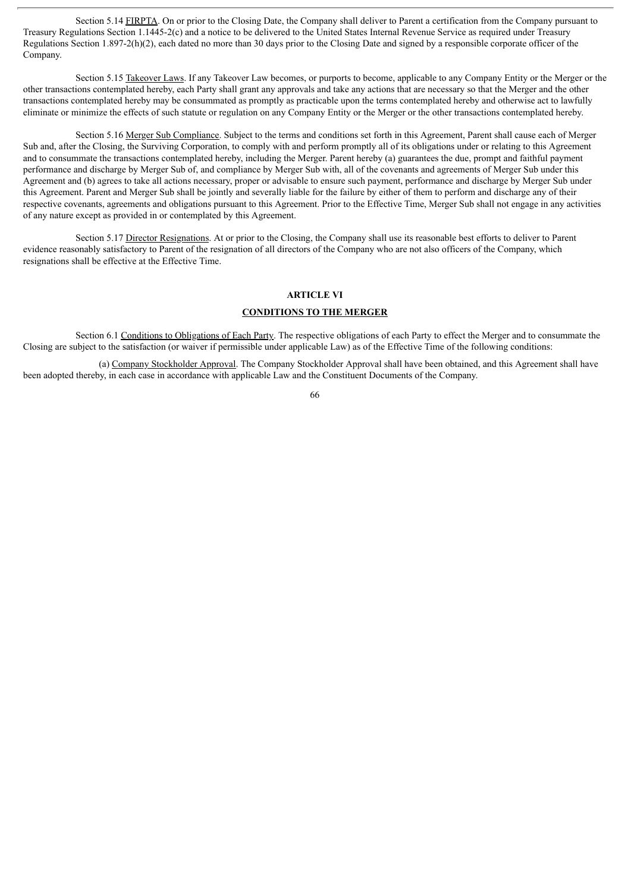Section 5.14 FIRPTA. On or prior to the Closing Date, the Company shall deliver to Parent a certification from the Company pursuant to Treasury Regulations Section 1.1445-2(c) and a notice to be delivered to the United States Internal Revenue Service as required under Treasury Regulations Section 1.897-2(h)(2), each dated no more than 30 days prior to the Closing Date and signed by a responsible corporate officer of the Company.

Section 5.15 Takeover Laws. If any Takeover Law becomes, or purports to become, applicable to any Company Entity or the Merger or the other transactions contemplated hereby, each Party shall grant any approvals and take any actions that are necessary so that the Merger and the other transactions contemplated hereby may be consummated as promptly as practicable upon the terms contemplated hereby and otherwise act to lawfully eliminate or minimize the effects of such statute or regulation on any Company Entity or the Merger or the other transactions contemplated hereby.

Section 5.16 Merger Sub Compliance. Subject to the terms and conditions set forth in this Agreement, Parent shall cause each of Merger Sub and, after the Closing, the Surviving Corporation, to comply with and perform promptly all of its obligations under or relating to this Agreement and to consummate the transactions contemplated hereby, including the Merger. Parent hereby (a) guarantees the due, prompt and faithful payment performance and discharge by Merger Sub of, and compliance by Merger Sub with, all of the covenants and agreements of Merger Sub under this Agreement and (b) agrees to take all actions necessary, proper or advisable to ensure such payment, performance and discharge by Merger Sub under this Agreement. Parent and Merger Sub shall be jointly and severally liable for the failure by either of them to perform and discharge any of their respective covenants, agreements and obligations pursuant to this Agreement. Prior to the Effective Time, Merger Sub shall not engage in any activities of any nature except as provided in or contemplated by this Agreement.

Section 5.17 Director Resignations. At or prior to the Closing, the Company shall use its reasonable best efforts to deliver to Parent evidence reasonably satisfactory to Parent of the resignation of all directors of the Company who are not also officers of the Company, which resignations shall be effective at the Effective Time.

## ARTICLE VI

## CONDITIONS TO THE MERGER

Section 6.1 Conditions to Obligations of Each Party. The respective obligations of each Party to effect the Merger and to consummate the Closing are subject to the satisfaction (or waiver if permissible under applicable Law) as of the Effective Time of the following conditions:

(a) Company Stockholder Approval. The Company Stockholder Approval shall have been obtained, and this Agreement shall have been adopted thereby, in each case in accordance with applicable Law and the Constituent Documents of the Company.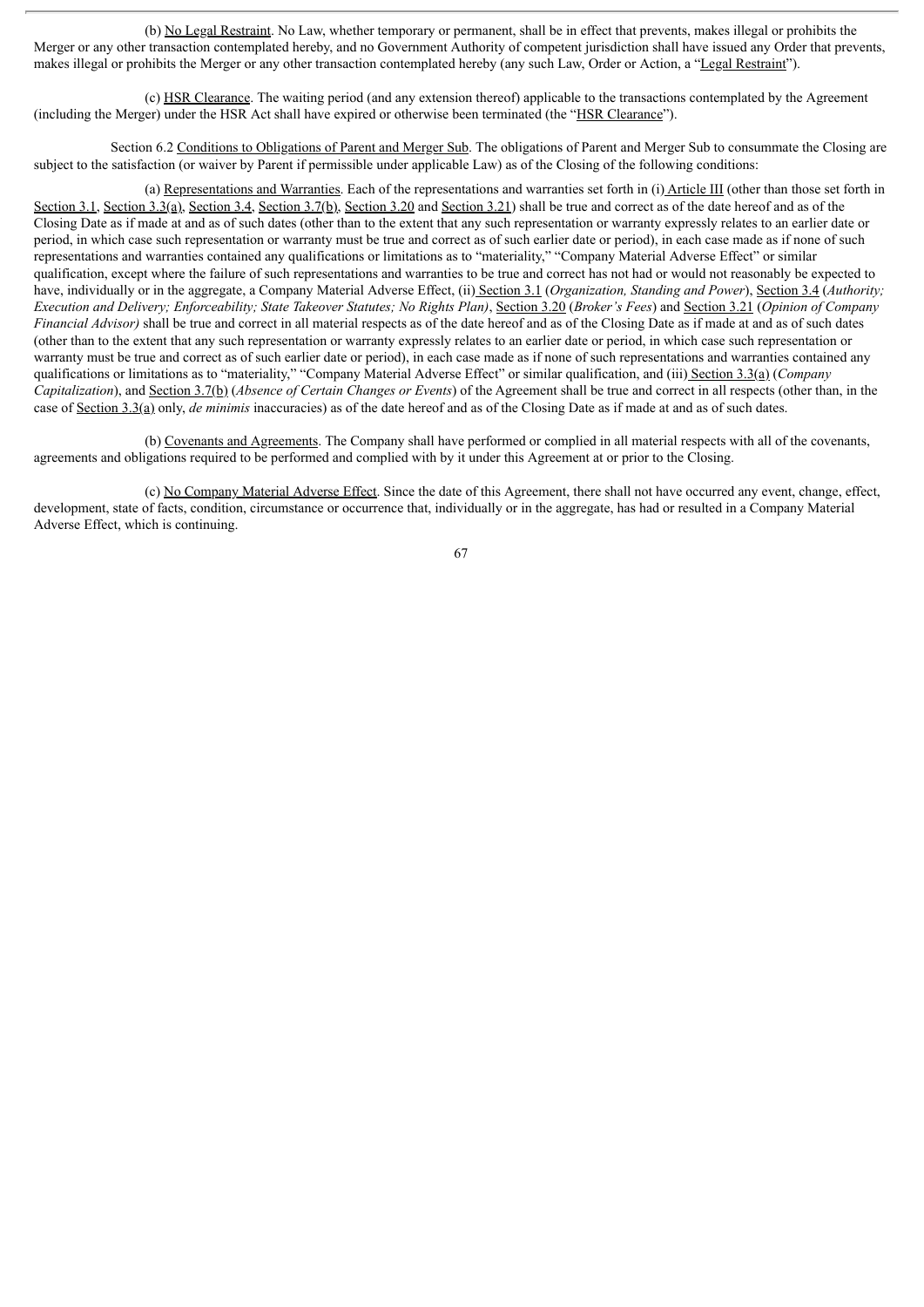(b) No Legal Restraint. No Law, whether temporary or permanent, shall be in effect that prevents, makes illegal or prohibits the Merger or any other transaction contemplated hereby, and no Government Authority of competent jurisdiction shall have issued any Order that prevents, makes illegal or prohibits the Merger or any other transaction contemplated hereby (any such Law, Order or Action, a "Legal Restraint").

(c) HSR Clearance. The waiting period (and any extension thereof) applicable to the transactions contemplated by the Agreement (including the Merger) under the HSR Act shall have expired or otherwise been terminated (the "HSR Clearance").

Section 6.2 Conditions to Obligations of Parent and Merger Sub. The obligations of Parent and Merger Sub to consummate the Closing are subject to the satisfaction (or waiver by Parent if permissible under applicable Law) as of the Closing of the following conditions:

(a) Representations and Warranties. Each of the representations and warranties set forth in (i) Article III (other than those set forth in Section 3.1, Section 3.3(a), Section 3.4, Section 3.7(b), Section 3.20 and Section 3.21) shall be true and correct as of the date hereof and as of the Closing Date as if made at and as of such dates (other than to the extent that any such representation or warranty expressly relates to an earlier date or period, in which case such representation or warranty must be true and correct as of such earlier date or period), in each case made as if none of such representations and warranties contained any qualifications or limitations as to "materiality," "Company Material Adverse Effect" or similar qualification, except where the failure of such representations and warranties to be true and correct has not had or would not reasonably be expected to have, individually or in the aggregate, a Company Material Adverse Effect, (ii) Section 3.1 (*Organization, Standing and Power*), Section 3.4 (*Authority; Execution and Delivery; Enforceability; State Takeover Statutes; No Rights Plan)*, Section 3.20 (*Broker's Fees*) and Section 3.21 (*Opinion of Company Financial Advisor)* shall be true and correct in all material respects as of the date hereof and as of the Closing Date as if made at and as of such dates (other than to the extent that any such representation or warranty expressly relates to an earlier date or period, in which case such representation or warranty must be true and correct as of such earlier date or period), in each case made as if none of such representations and warranties contained any qualifications or limitations as to "materiality," "Company Material Adverse Effect" or similar qualification, and (iii) Section 3.3(a) (*Company Capitalization*), and Section 3.7(b) (*Absence of Certain Changes or Events*) of the Agreement shall be true and correct in all respects (other than, in the case of Section 3.3(a) only, *de minimis* inaccuracies) as of the date hereof and as of the Closing Date as if made at and as of such dates.

(b) Covenants and Agreements. The Company shall have performed or complied in all material respects with all of the covenants, agreements and obligations required to be performed and complied with by it under this Agreement at or prior to the Closing.

(c) No Company Material Adverse Effect. Since the date of this Agreement, there shall not have occurred any event, change, effect, development, state of facts, condition, circumstance or occurrence that, individually or in the aggregate, has had or resulted in a Company Material Adverse Effect, which is continuing.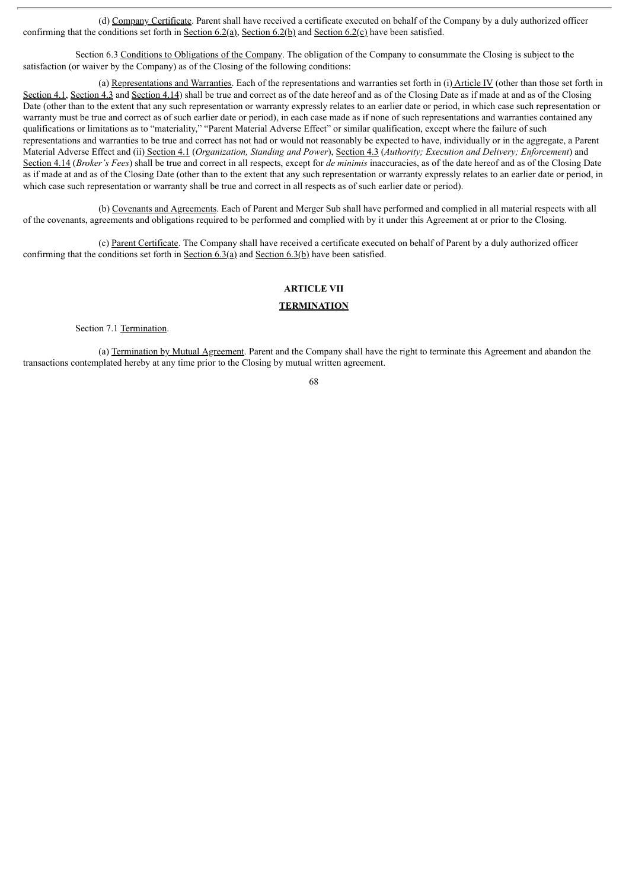(d) Company Certificate. Parent shall have received a certificate executed on behalf of the Company by a duly authorized officer confirming that the conditions set forth in Section 6.2(a), Section 6.2(b) and Section 6.2(c) have been satisfied.

Section 6.3 Conditions to Obligations of the Company. The obligation of the Company to consummate the Closing is subject to the satisfaction (or waiver by the Company) as of the Closing of the following conditions:

(a) Representations and Warranties. Each of the representations and warranties set forth in (i) Article IV (other than those set forth in Section 4.1, Section 4.3 and Section 4.14) shall be true and correct as of the date hereof and as of the Closing Date as if made at and as of the Closing Date (other than to the extent that any such representation or warranty expressly relates to an earlier date or period, in which case such representation or warranty must be true and correct as of such earlier date or period), in each case made as if none of such representations and warranties contained any qualifications or limitations as to "materiality," "Parent Material Adverse Effect" or similar qualification, except where the failure of such representations and warranties to be true and correct has not had or would not reasonably be expected to have, individually or in the aggregate, a Parent Material Adverse Effect and (ii) Section 4.1 (*Organization, Standing and Power*), Section 4.3 (*Authority; Execution and Delivery; Enforcement*) and Section 4.14 (*Broker's Fees*) shall be true and correct in all respects, except for *de minimis* inaccuracies, as of the date hereof and as of the Closing Date as if made at and as of the Closing Date (other than to the extent that any such representation or warranty expressly relates to an earlier date or period, in which case such representation or warranty shall be true and correct in all respects as of such earlier date or period).

(b) Covenants and Agreements. Each of Parent and Merger Sub shall have performed and complied in all material respects with all of the covenants, agreements and obligations required to be performed and complied with by it under this Agreement at or prior to the Closing.

(c) Parent Certificate. The Company shall have received a certificate executed on behalf of Parent by a duly authorized officer confirming that the conditions set forth in Section 6.3(a) and Section 6.3(b) have been satisfied.

## ARTICLE VII

## TERMINATION

Section 7.1 Termination.

(a) Termination by Mutual Agreement. Parent and the Company shall have the right to terminate this Agreement and abandon the transactions contemplated hereby at any time prior to the Closing by mutual written agreement.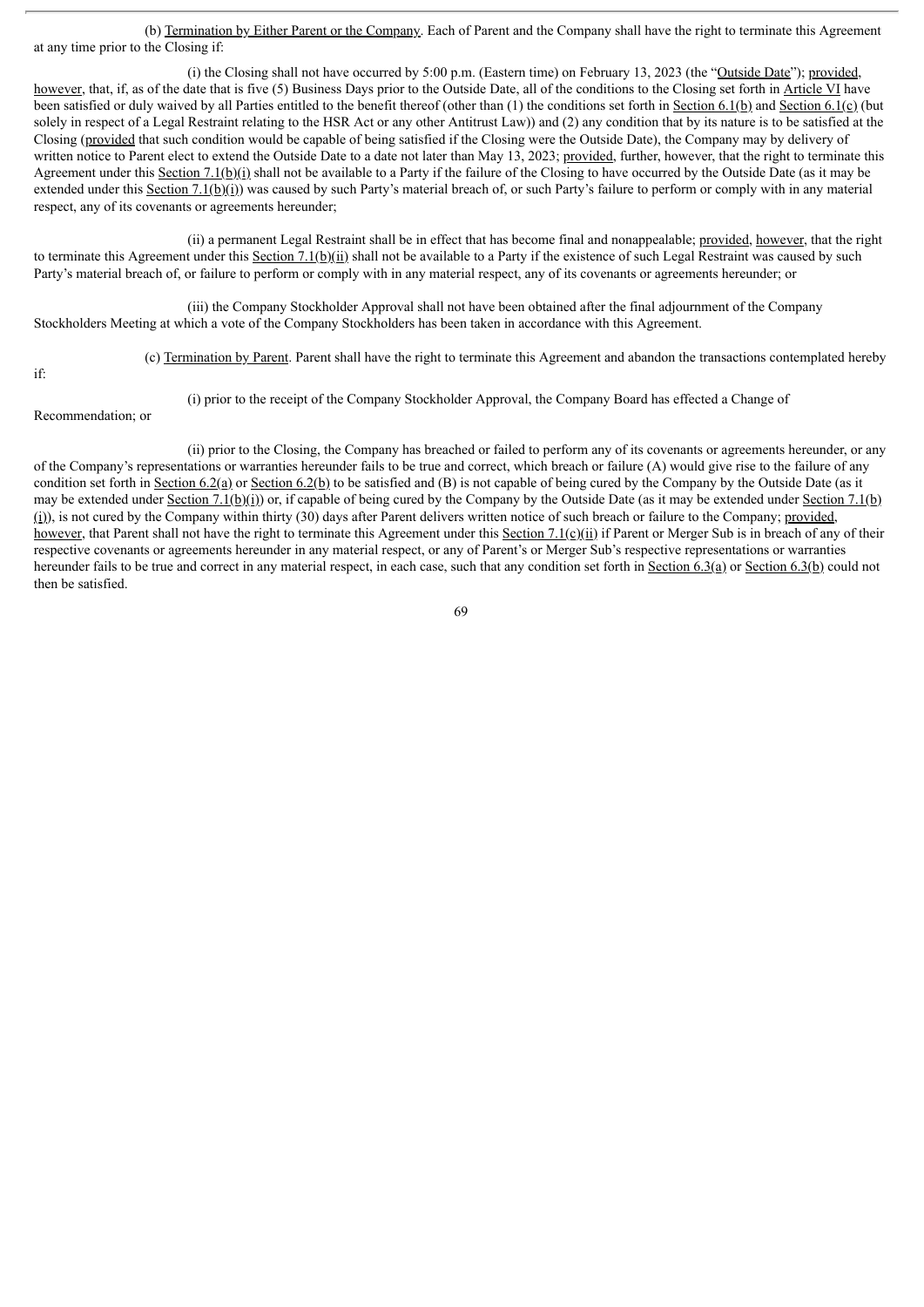(b) Termination by Either Parent or the Company. Each of Parent and the Company shall have the right to terminate this Agreement at any time prior to the Closing if:

(i) the Closing shall not have occurred by 5:00 p.m. (Eastern time) on February 13, 2023 (the "Outside Date"); provided, however, that, if, as of the date that is five (5) Business Days prior to the Outside Date, all of the conditions to the Closing set forth in Article VI have been satisfied or duly waived by all Parties entitled to the benefit thereof (other than (1) the conditions set forth in Section 6.1(b) and Section 6.1(c) (but solely in respect of a Legal Restraint relating to the HSR Act or any other Antitrust Law)) and (2) any condition that by its nature is to be satisfied at the Closing (provided that such condition would be capable of being satisfied if the Closing were the Outside Date), the Company may by delivery of written notice to Parent elect to extend the Outside Date to a date not later than May 13, 2023; provided, further, however, that the right to terminate this Agreement under this Section 7.1(b)(i) shall not be available to a Party if the failure of the Closing to have occurred by the Outside Date (as it may be extended under this Section 7.1(b)(i)) was caused by such Party's material breach of, or such Party's failure to perform or comply with in any material respect, any of its covenants or agreements hereunder;

(ii) a permanent Legal Restraint shall be in effect that has become final and nonappealable; provided, however, that the right to terminate this Agreement under this Section 7.1(b)(ii) shall not be available to a Party if the existence of such Legal Restraint was caused by such Party's material breach of, or failure to perform or comply with in any material respect, any of its covenants or agreements hereunder; or

(iii) the Company Stockholder Approval shall not have been obtained after the final adjournment of the Company Stockholders Meeting at which a vote of the Company Stockholders has been taken in accordance with this Agreement.

(c) Termination by Parent. Parent shall have the right to terminate this Agreement and abandon the transactions contemplated hereby if:

(i) prior to the receipt of the Company Stockholder Approval, the Company Board has effected a Change of Recommendation; or

(ii) prior to the Closing, the Company has breached or failed to perform any of its covenants or agreements hereunder, or any of the Company's representations or warranties hereunder fails to be true and correct, which breach or failure (A) would give rise to the failure of any condition set forth in Section 6.2(a) or Section 6.2(b) to be satisfied and (B) is not capable of being cured by the Company by the Outside Date (as it may be extended under Section 7.1(b)(i)) or, if capable of being cured by the Company by the Outside Date (as it may be extended under Section 7.1(b)(i)), is not cured by the Company within thirty (30) days after Parent delivers written notice of such breach or failure to the Company; provided, however, that Parent shall not have the right to terminate this Agreement under this Section 7.1(c)(ii) if Parent or Merger Sub is in breach of any of their respective covenants or agreements hereunder in any material respect, or any of Parent's or Merger Sub's respective representations or warranties hereunder fails to be true and correct in any material respect, in each case, such that any condition set forth in Section 6.3(a) or Section 6.3(b) could not then be satisfied.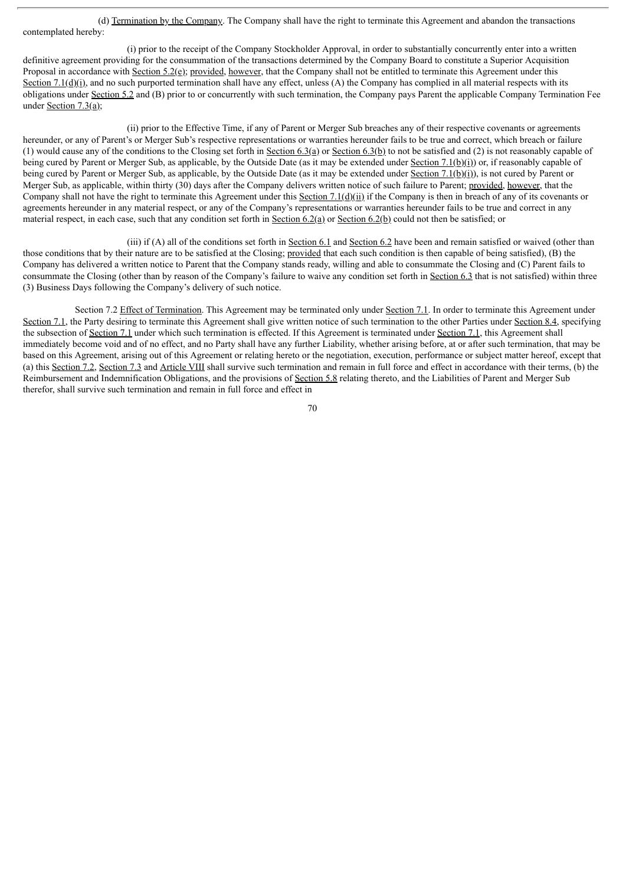(d) Termination by the Company. The Company shall have the right to terminate this Agreement and abandon the transactions contemplated hereby:

(i) prior to the receipt of the Company Stockholder Approval, in order to substantially concurrently enter into a written definitive agreement providing for the consummation of the transactions determined by the Company Board to constitute a Superior Acquisition Proposal in accordance with Section 5.2(e); provided, however, that the Company shall not be entitled to terminate this Agreement under this Section 7.1(d)(i), and no such purported termination shall have any effect, unless (A) the Company has complied in all material respects with its obligations under Section 5.2 and (B) prior to or concurrently with such termination, the Company pays Parent the applicable Company Termination Fee under Section 7.3(a);

(ii) prior to the Effective Time, if any of Parent or Merger Sub breaches any of their respective covenants or agreements hereunder, or any of Parent's or Merger Sub's respective representations or warranties hereunder fails to be true and correct, which breach or failure (1) would cause any of the conditions to the Closing set forth in Section 6.3(a) or Section 6.3(b) to not be satisfied and (2) is not reasonably capable of being cured by Parent or Merger Sub, as applicable, by the Outside Date (as it may be extended under Section 7.1(b)(i)) or, if reasonably capable of being cured by Parent or Merger Sub, as applicable, by the Outside Date (as it may be extended under Section 7.1(b)(i)), is not cured by Parent or Merger Sub, as applicable, within thirty (30) days after the Company delivers written notice of such failure to Parent; provided, however, that the Company shall not have the right to terminate this Agreement under this Section 7.1(d)(ii) if the Company is then in breach of any of its covenants or agreements hereunder in any material respect, or any of the Company's representations or warranties hereunder fails to be true and correct in any material respect, in each case, such that any condition set forth in Section 6.2(a) or Section 6.2(b) could not then be satisfied; or

(iii) if (A) all of the conditions set forth in Section 6.1 and Section 6.2 have been and remain satisfied or waived (other than those conditions that by their nature are to be satisfied at the Closing; provided that each such condition is then capable of being satisfied), (B) the Company has delivered a written notice to Parent that the Company stands ready, willing and able to consummate the Closing and (C) Parent fails to consummate the Closing (other than by reason of the Company's failure to waive any condition set forth in Section 6.3 that is not satisfied) within three (3) Business Days following the Company's delivery of such notice.

Section 7.2 Effect of Termination. This Agreement may be terminated only under Section 7.1. In order to terminate this Agreement under Section 7.1, the Party desiring to terminate this Agreement shall give written notice of such termination to the other Parties under Section 8.4, specifying the subsection of Section 7.1 under which such termination is effected. If this Agreement is terminated under Section 7.1, this Agreement shall immediately become void and of no effect, and no Party shall have any further Liability, whether arising before, at or after such termination, that may be based on this Agreement, arising out of this Agreement or relating hereto or the negotiation, execution, performance or subject matter hereof, except that (a) this Section 7.2, Section 7.3 and Article VIII shall survive such termination and remain in full force and effect in accordance with their terms, (b) the Reimbursement and Indemnification Obligations, and the provisions of Section 5.8 relating thereto, and the Liabilities of Parent and Merger Sub therefor, shall survive such termination and remain in full force and effect in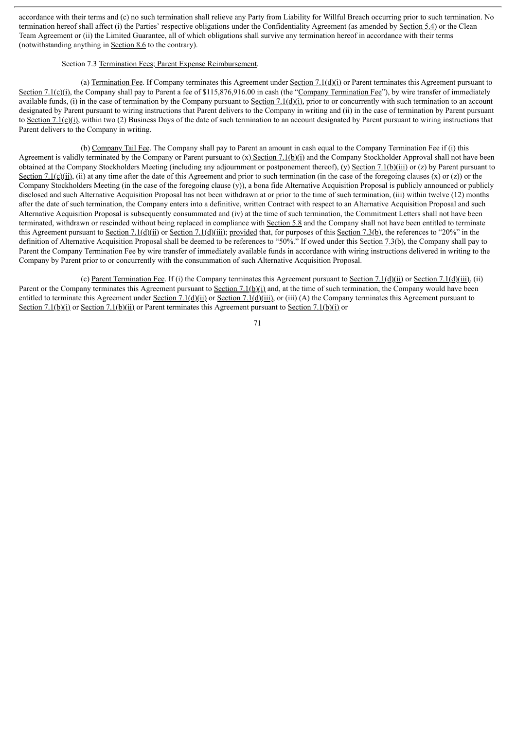accordance with their terms and (c) no such termination shall relieve any Party from Liability for Willful Breach occurring prior to such termination. No termination hereof shall affect (i) the Parties' respective obligations under the Confidentiality Agreement (as amended by Section 5.4) or the Clean Team Agreement or (ii) the Limited Guarantee, all of which obligations shall survive any termination hereof in accordance with their terms (notwithstanding anything in Section 8.6 to the contrary).

Section 7.3 Termination Fees; Parent Expense Reimbursement.

(a) Termination Fee. If Company terminates this Agreement under Section 7.1(d)(i) or Parent terminates this Agreement pursuant to Section 7.1(c)(i), the Company shall pay to Parent a fee of $115,876,916.00 in cash (the "Company Termination Fee"), by wire transfer of immediately available funds, (i) in the case of termination by the Company pursuant to Section 7.1(d)(i), prior to or concurrently with such termination to an account designated by Parent pursuant to wiring instructions that Parent delivers to the Company in writing and (ii) in the case of termination by Parent pursuant to Section 7.1(c)(i), within two (2) Business Days of the date of such termination to an account designated by Parent pursuant to wiring instructions that Parent delivers to the Company in writing.

(b) Company Tail Fee. The Company shall pay to Parent an amount in cash equal to the Company Termination Fee if (i) this Agreement is validly terminated by the Company or Parent pursuant to (x) Section 7.1(b)(i) and the Company Stockholder Approval shall not have been obtained at the Company Stockholders Meeting (including any adjournment or postponement thereof), (y) Section 7.1(b)(iii) or (z) by Parent pursuant to Section 7.1(c)(ii), (ii) at any time after the date of this Agreement and prior to such termination (in the case of the foregoing clauses (x) or (z)) or the Company Stockholders Meeting (in the case of the foregoing clause (y)), a bona fide Alternative Acquisition Proposal is publicly announced or publicly disclosed and such Alternative Acquisition Proposal has not been withdrawn at or prior to the time of such termination, (iii) within twelve (12) months after the date of such termination, the Company enters into a definitive, written Contract with respect to an Alternative Acquisition Proposal and such Alternative Acquisition Proposal is subsequently consummated and (iv) at the time of such termination, the Commitment Letters shall not have been terminated, withdrawn or rescinded without being replaced in compliance with Section 5.8 and the Company shall not have been entitled to terminate this Agreement pursuant to Section 7.1(d)(ii) or Section 7.1(d)(iii); provided that, for purposes of this Section 7.3(b), the references to "20%" in the definition of Alternative Acquisition Proposal shall be deemed to be references to "50%." If owed under this Section 7.3(b), the Company shall pay to Parent the Company Termination Fee by wire transfer of immediately available funds in accordance with wiring instructions delivered in writing to the Company by Parent prior to or concurrently with the consummation of such Alternative Acquisition Proposal.

(c) Parent Termination Fee. If (i) the Company terminates this Agreement pursuant to Section 7.1(d)(ii) or Section 7.1(d)(iii), (ii) Parent or the Company terminates this Agreement pursuant to Section 7.1(b)(i) and, at the time of such termination, the Company would have been entitled to terminate this Agreement under Section 7.1(d)(ii) or Section 7.1(d)(iii), or (iii) (A) the Company terminates this Agreement pursuant to Section 7.1(b)(i) or Section 7.1(b)(ii) or Parent terminates this Agreement pursuant to Section 7.1(b)(i) or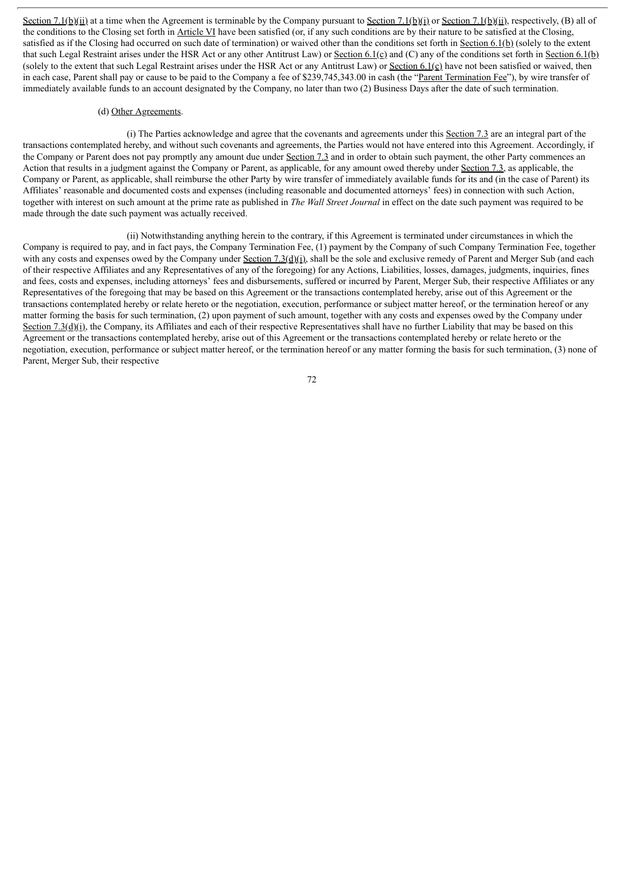Section 7.1(b)(ii) at a time when the Agreement is terminable by the Company pursuant to Section 7.1(b)(i) or Section 7.1(b)(ii), respectively, (B) all of the conditions to the Closing set forth in Article VI have been satisfied (or, if any such conditions are by their nature to be satisfied at the Closing, satisfied as if the Closing had occurred on such date of termination) or waived other than the conditions set forth in Section 6.1(b) (solely to the extent that such Legal Restraint arises under the HSR Act or any other Antitrust Law) or Section 6.1(c) and (C) any of the conditions set forth in Section 6.1(b) (solely to the extent that such Legal Restraint arises under the HSR Act or any Antitrust Law) or Section 6.1(c) have not been satisfied or waived, then in each case, Parent shall pay or cause to be paid to the Company a fee of $239,745,343.00 in cash (the "Parent Termination Fee"), by wire transfer of immediately available funds to an account designated by the Company, no later than two (2) Business Days after the date of such termination.

(d) Other Agreements.

(i) The Parties acknowledge and agree that the covenants and agreements under this Section 7.3 are an integral part of the transactions contemplated hereby, and without such covenants and agreements, the Parties would not have entered into this Agreement. Accordingly, if the Company or Parent does not pay promptly any amount due under Section 7.3 and in order to obtain such payment, the other Party commences an Action that results in a judgment against the Company or Parent, as applicable, for any amount owed thereby under Section 7.3, as applicable, the Company or Parent, as applicable, shall reimburse the other Party by wire transfer of immediately available funds for its and (in the case of Parent) its Affiliates' reasonable and documented costs and expenses (including reasonable and documented attorneys' fees) in connection with such Action, together with interest on such amount at the prime rate as published in *The Wall Street Journal* in effect on the date such payment was required to be made through the date such payment was actually received.

(ii) Notwithstanding anything herein to the contrary, if this Agreement is terminated under circumstances in which the Company is required to pay, and in fact pays, the Company Termination Fee, (1) payment by the Company of such Company Termination Fee, together with any costs and expenses owed by the Company under Section 7.3(d)(i), shall be the sole and exclusive remedy of Parent and Merger Sub (and each of their respective Affiliates and any Representatives of any of the foregoing) for any Actions, Liabilities, losses, damages, judgments, inquiries, fines and fees, costs and expenses, including attorneys' fees and disbursements, suffered or incurred by Parent, Merger Sub, their respective Affiliates or any Representatives of the foregoing that may be based on this Agreement or the transactions contemplated hereby, arise out of this Agreement or the transactions contemplated hereby or relate hereto or the negotiation, execution, performance or subject matter hereof, or the termination hereof or any matter forming the basis for such termination, (2) upon payment of such amount, together with any costs and expenses owed by the Company under Section 7.3(d)(i), the Company, its Affiliates and each of their respective Representatives shall have no further Liability that may be based on this Agreement or the transactions contemplated hereby, arise out of this Agreement or the transactions contemplated hereby or relate hereto or the negotiation, execution, performance or subject matter hereof, or the termination hereof or any matter forming the basis for such termination, (3) none of Parent, Merger Sub, their respective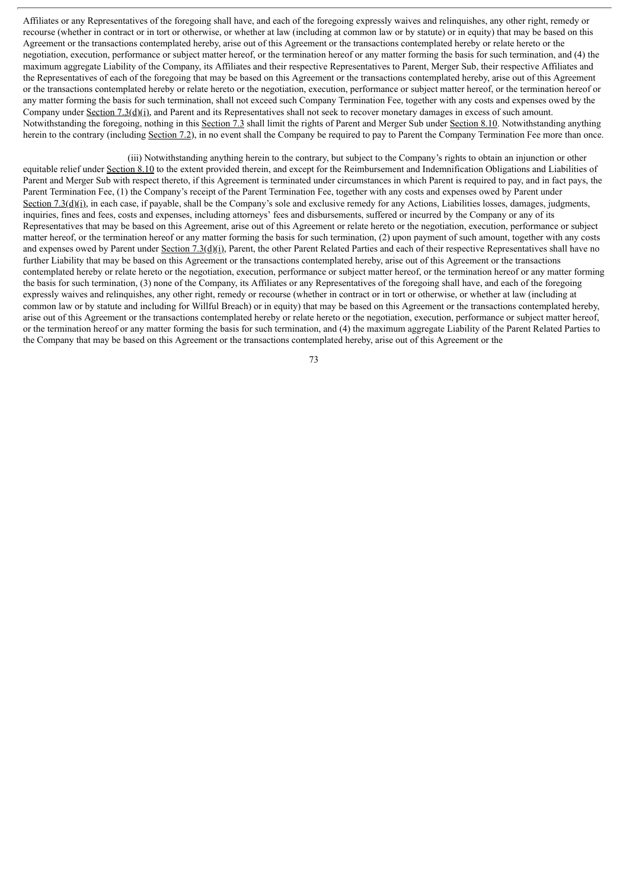Affiliates or any Representatives of the foregoing shall have, and each of the foregoing expressly waives and relinquishes, any other right, remedy or recourse (whether in contract or in tort or otherwise, or whether at law (including at common law or by statute) or in equity) that may be based on this Agreement or the transactions contemplated hereby, arise out of this Agreement or the transactions contemplated hereby or relate hereto or the negotiation, execution, performance or subject matter hereof, or the termination hereof or any matter forming the basis for such termination, and (4) the maximum aggregate Liability of the Company, its Affiliates and their respective Representatives to Parent, Merger Sub, their respective Affiliates and the Representatives of each of the foregoing that may be based on this Agreement or the transactions contemplated hereby, arise out of this Agreement or the transactions contemplated hereby or relate hereto or the negotiation, execution, performance or subject matter hereof, or the termination hereof or any matter forming the basis for such termination, shall not exceed such Company Termination Fee, together with any costs and expenses owed by the Company under Section 7.3(d)(i), and Parent and its Representatives shall not seek to recover monetary damages in excess of such amount. Notwithstanding the foregoing, nothing in this Section 7.3 shall limit the rights of Parent and Merger Sub under Section 8.10. Notwithstanding anything herein to the contrary (including Section 7.2), in no event shall the Company be required to pay to Parent the Company Termination Fee more than once.

(iii) Notwithstanding anything herein to the contrary, but subject to the Company's rights to obtain an injunction or other equitable relief under Section 8.10 to the extent provided therein, and except for the Reimbursement and Indemnification Obligations and Liabilities of Parent and Merger Sub with respect thereto, if this Agreement is terminated under circumstances in which Parent is required to pay, and in fact pays, the Parent Termination Fee, (1) the Company's receipt of the Parent Termination Fee, together with any costs and expenses owed by Parent under Section 7.3(d)(i), in each case, if payable, shall be the Company's sole and exclusive remedy for any Actions, Liabilities losses, damages, judgments, inquiries, fines and fees, costs and expenses, including attorneys' fees and disbursements, suffered or incurred by the Company or any of its Representatives that may be based on this Agreement, arise out of this Agreement or relate hereto or the negotiation, execution, performance or subject matter hereof, or the termination hereof or any matter forming the basis for such termination, (2) upon payment of such amount, together with any costs and expenses owed by Parent under Section 7.3(d)(i), Parent, the other Parent Related Parties and each of their respective Representatives shall have no further Liability that may be based on this Agreement or the transactions contemplated hereby, arise out of this Agreement or the transactions contemplated hereby or relate hereto or the negotiation, execution, performance or subject matter hereof, or the termination hereof or any matter forming the basis for such termination, (3) none of the Company, its Affiliates or any Representatives of the foregoing shall have, and each of the foregoing expressly waives and relinquishes, any other right, remedy or recourse (whether in contract or in tort or otherwise, or whether at law (including at common law or by statute and including for Willful Breach) or in equity) that may be based on this Agreement or the transactions contemplated hereby, arise out of this Agreement or the transactions contemplated hereby or relate hereto or the negotiation, execution, performance or subject matter hereof, or the termination hereof or any matter forming the basis for such termination, and (4) the maximum aggregate Liability of the Parent Related Parties to the Company that may be based on this Agreement or the transactions contemplated hereby, arise out of this Agreement or the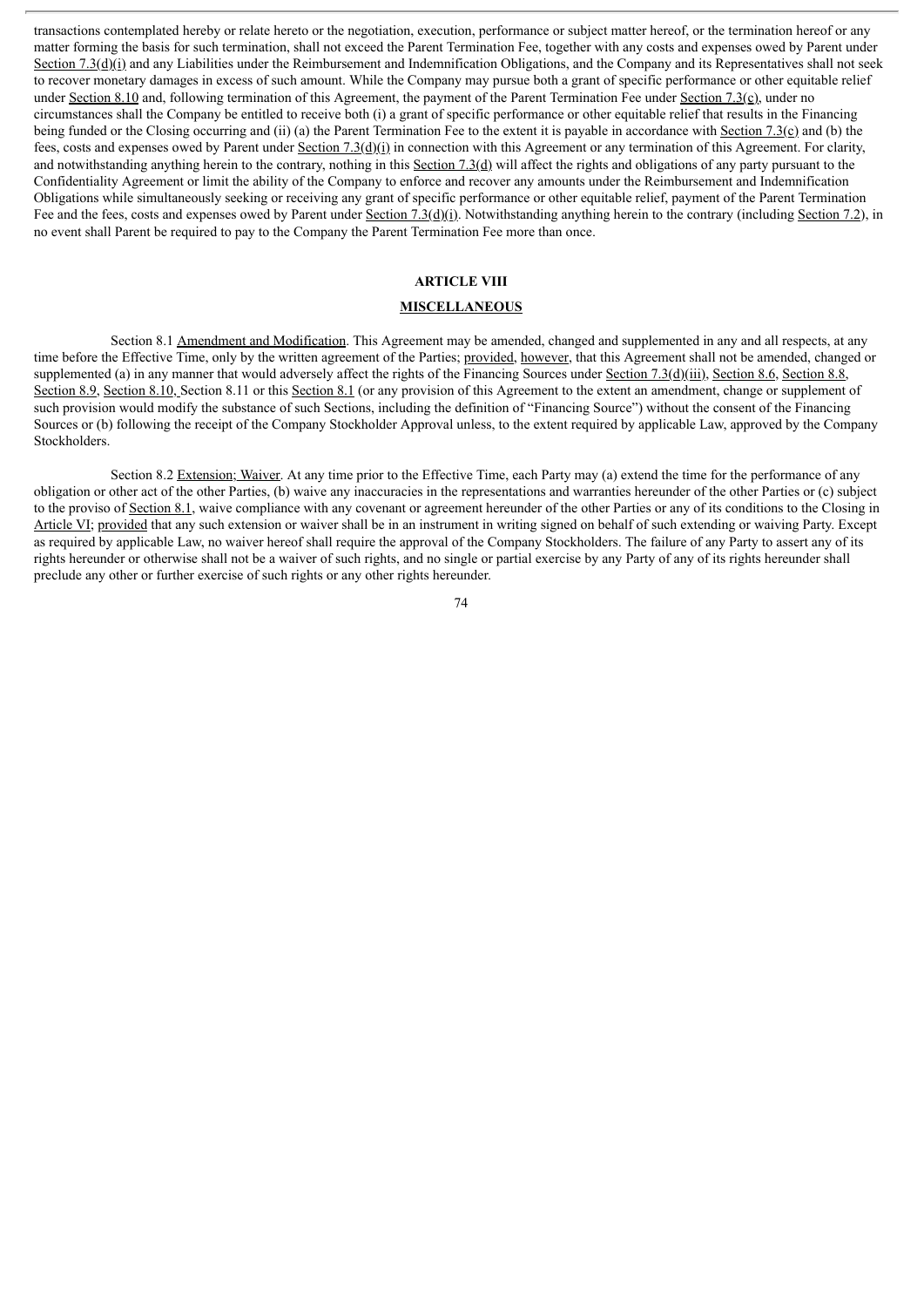transactions contemplated hereby or relate hereto or the negotiation, execution, performance or subject matter hereof, or the termination hereof or any matter forming the basis for such termination, shall not exceed the Parent Termination Fee, together with any costs and expenses owed by Parent under Section 7.3(d)(i) and any Liabilities under the Reimbursement and Indemnification Obligations, and the Company and its Representatives shall not seek to recover monetary damages in excess of such amount. While the Company may pursue both a grant of specific performance or other equitable relief under Section 8.10 and, following termination of this Agreement, the payment of the Parent Termination Fee under Section 7.3(c), under no circumstances shall the Company be entitled to receive both (i) a grant of specific performance or other equitable relief that results in the Financing being funded or the Closing occurring and (ii) (a) the Parent Termination Fee to the extent it is payable in accordance with Section 7.3(c) and (b) the fees, costs and expenses owed by Parent under Section 7.3(d)(i) in connection with this Agreement or any termination of this Agreement. For clarity, and notwithstanding anything herein to the contrary, nothing in this Section 7.3(d) will affect the rights and obligations of any party pursuant to the Confidentiality Agreement or limit the ability of the Company to enforce and recover any amounts under the Reimbursement and Indemnification Obligations while simultaneously seeking or receiving any grant of specific performance or other equitable relief, payment of the Parent Termination Fee and the fees, costs and expenses owed by Parent under Section 7.3(d)(i). Notwithstanding anything herein to the contrary (including Section 7.2), in no event shall Parent be required to pay to the Company the Parent Termination Fee more than once.

## ARTICLE VIII

## MISCELLANEOUS

Section 8.1 Amendment and Modification. This Agreement may be amended, changed and supplemented in any and all respects, at any time before the Effective Time, only by the written agreement of the Parties; provided, however, that this Agreement shall not be amended, changed or supplemented (a) in any manner that would adversely affect the rights of the Financing Sources under Section 7.3(d)(iii), Section 8.6, Section 8.8, Section 8.9, Section 8.10, Section 8.11 or this Section 8.1 (or any provision of this Agreement to the extent an amendment, change or supplement of such provision would modify the substance of such Sections, including the definition of "Financing Source") without the consent of the Financing Sources or (b) following the receipt of the Company Stockholder Approval unless, to the extent required by applicable Law, approved by the Company Stockholders.

Section 8.2 Extension; Waiver. At any time prior to the Effective Time, each Party may (a) extend the time for the performance of any obligation or other act of the other Parties, (b) waive any inaccuracies in the representations and warranties hereunder of the other Parties or (c) subject to the proviso of Section 8.1, waive compliance with any covenant or agreement hereunder of the other Parties or any of its conditions to the Closing in Article VI; provided that any such extension or waiver shall be in an instrument in writing signed on behalf of such extending or waiving Party. Except as required by applicable Law, no waiver hereof shall require the approval of the Company Stockholders. The failure of any Party to assert any of its rights hereunder or otherwise shall not be a waiver of such rights, and no single or partial exercise by any Party of any of its rights hereunder shall preclude any other or further exercise of such rights or any other rights hereunder.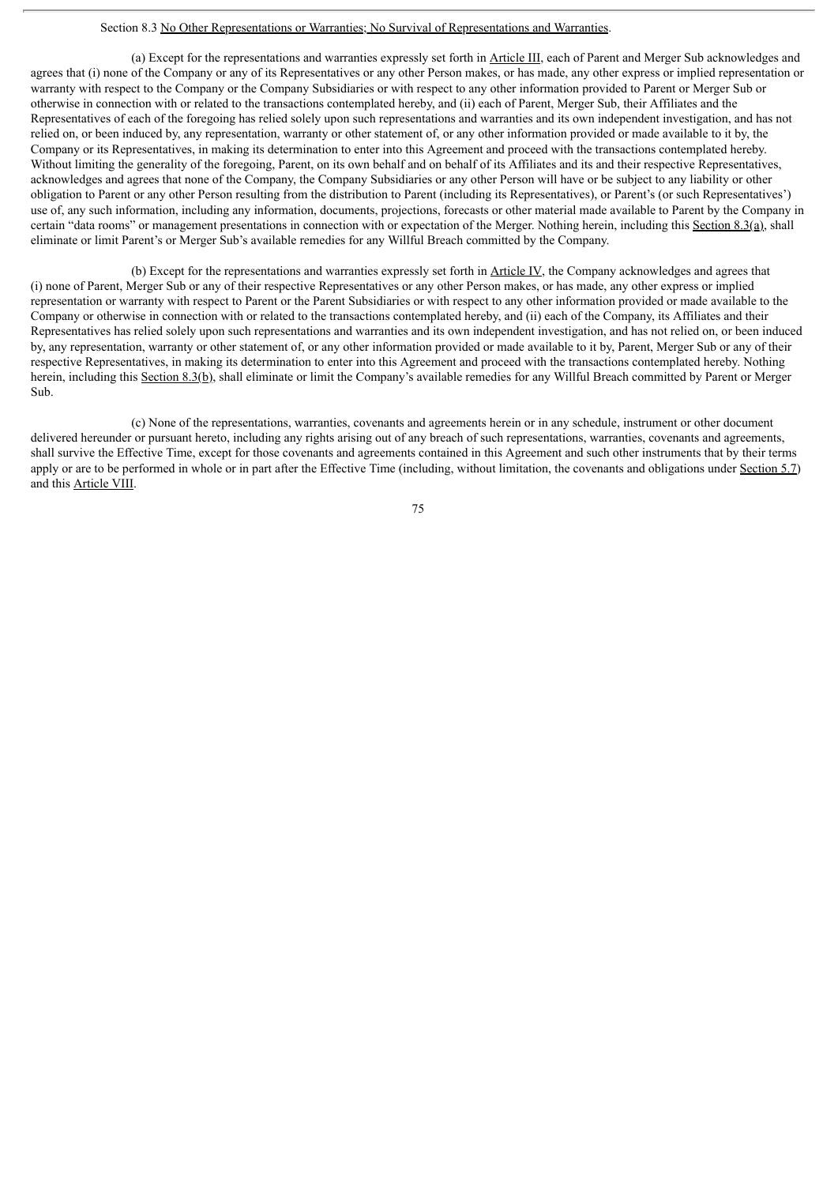Section 8.3 No Other Representations or Warranties; No Survival of Representations and Warranties.

(a) Except for the representations and warranties expressly set forth in Article III, each of Parent and Merger Sub acknowledges and agrees that (i) none of the Company or any of its Representatives or any other Person makes, or has made, any other express or implied representation or warranty with respect to the Company or the Company Subsidiaries or with respect to any other information provided to Parent or Merger Sub or otherwise in connection with or related to the transactions contemplated hereby, and (ii) each of Parent, Merger Sub, their Affiliates and the Representatives of each of the foregoing has relied solely upon such representations and warranties and its own independent investigation, and has not relied on, or been induced by, any representation, warranty or other statement of, or any other information provided or made available to it by, the Company or its Representatives, in making its determination to enter into this Agreement and proceed with the transactions contemplated hereby. Without limiting the generality of the foregoing, Parent, on its own behalf and on behalf of its Affiliates and its and their respective Representatives, acknowledges and agrees that none of the Company, the Company Subsidiaries or any other Person will have or be subject to any liability or other obligation to Parent or any other Person resulting from the distribution to Parent (including its Representatives), or Parent's (or such Representatives') use of, any such information, including any information, documents, projections, forecasts or other material made available to Parent by the Company in certain "data rooms" or management presentations in connection with or expectation of the Merger. Nothing herein, including this Section 8.3(a), shall eliminate or limit Parent's or Merger Sub's available remedies for any Willful Breach committed by the Company.

(b) Except for the representations and warranties expressly set forth in Article IV, the Company acknowledges and agrees that (i) none of Parent, Merger Sub or any of their respective Representatives or any other Person makes, or has made, any other express or implied representation or warranty with respect to Parent or the Parent Subsidiaries or with respect to any other information provided or made available to the Company or otherwise in connection with or related to the transactions contemplated hereby, and (ii) each of the Company, its Affiliates and their Representatives has relied solely upon such representations and warranties and its own independent investigation, and has not relied on, or been induced by, any representation, warranty or other statement of, or any other information provided or made available to it by, Parent, Merger Sub or any of their respective Representatives, in making its determination to enter into this Agreement and proceed with the transactions contemplated hereby. Nothing herein, including this Section 8.3(b), shall eliminate or limit the Company's available remedies for any Willful Breach committed by Parent or Merger Sub.

(c) None of the representations, warranties, covenants and agreements herein or in any schedule, instrument or other document delivered hereunder or pursuant hereto, including any rights arising out of any breach of such representations, warranties, covenants and agreements, shall survive the Effective Time, except for those covenants and agreements contained in this Agreement and such other instruments that by their terms apply or are to be performed in whole or in part after the Effective Time (including, without limitation, the covenants and obligations under Section 5.7) and this Article VIII.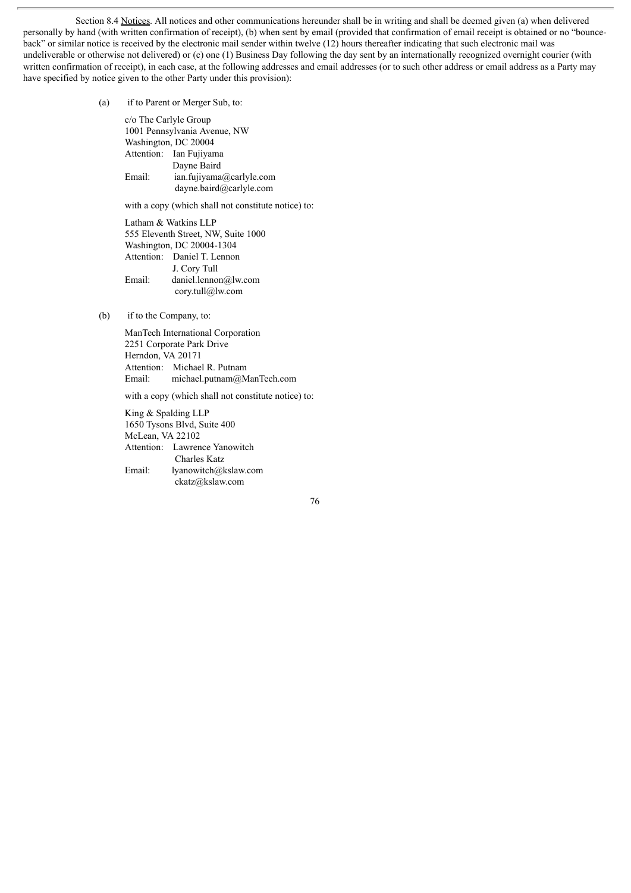Section 8.4 Notices. All notices and other communications hereunder shall be in writing and shall be deemed given (a) when delivered personally by hand (with written confirmation of receipt), (b) when sent by email (provided that confirmation of email receipt is obtained or no "bounce-back" or similar notice is received by the electronic mail sender within twelve (12) hours thereafter indicating that such electronic mail was undeliverable or otherwise not delivered) or (c) one (1) Business Day following the day sent by an internationally recognized overnight courier (with written confirmation of receipt), in each case, at the following addresses and email addresses (or to such other address or email address as a Party may have specified by notice given to the other Party under this provision):

(a) if to Parent or Merger Sub, to:

c/o The Carlyle Group
1001 Pennsylvania Avenue, NW
Washington, DC 20004
Attention: Ian Fujiyama
Dayne Baird
Email: ian.fujiyama@carlyle.com
dayne.baird@carlyle.com

with a copy (which shall not constitute notice) to:

Latham & Watkins LLP
555 Eleventh Street, NW, Suite 1000
Washington, DC 20004-1304
Attention: Daniel T. Lennon
J. Cory Tull
Email: daniel.lennon@lw.com
cory.tull@lw.com

(b) if to the Company, to:

ManTech International Corporation
2251 Corporate Park Drive
Herndon, VA 20171
Attention: Michael R. Putnam
Email: michael.putnam@ManTech.com

with a copy (which shall not constitute notice) to:

King & Spalding LLP
1650 Tysons Blvd, Suite 400
McLean, VA 22102
Attention: Lawrence Yanowitch
Charles Katz
Email: lyanowitch@kslaw.com
ckatz@kslaw.com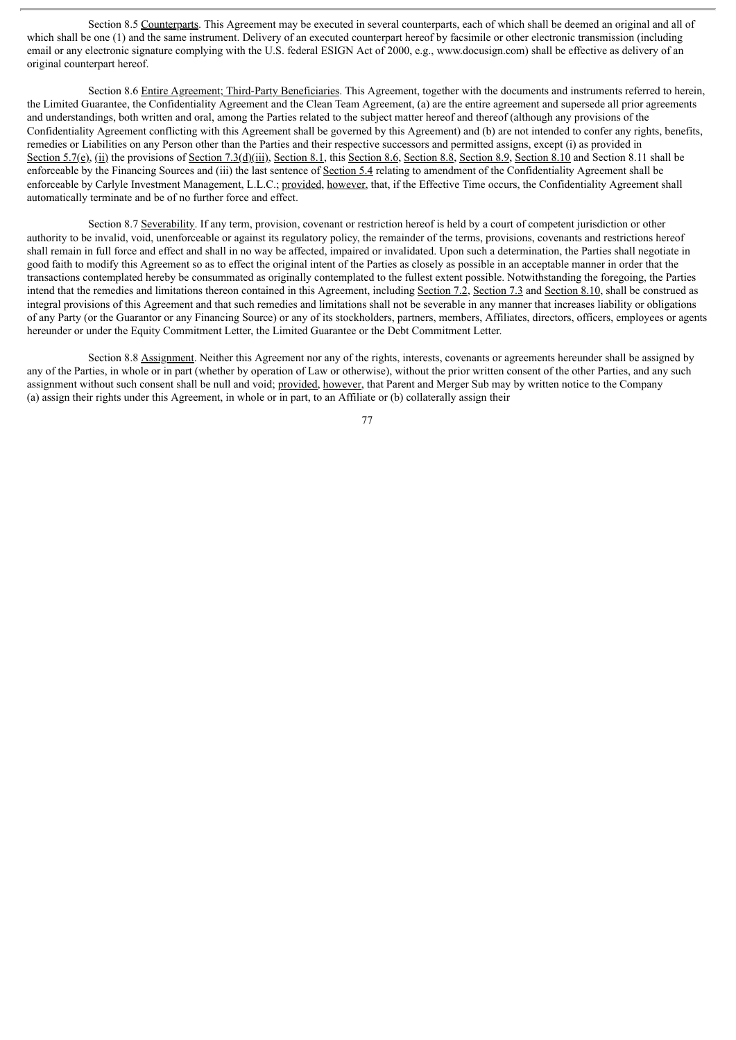Section 8.5 Counterparts. This Agreement may be executed in several counterparts, each of which shall be deemed an original and all of which shall be one (1) and the same instrument. Delivery of an executed counterpart hereof by facsimile or other electronic transmission (including email or any electronic signature complying with the U.S. federal ESIGN Act of 2000, e.g., www.docusign.com) shall be effective as delivery of an original counterpart hereof.

Section 8.6 Entire Agreement; Third-Party Beneficiaries. This Agreement, together with the documents and instruments referred to herein, the Limited Guarantee, the Confidentiality Agreement and the Clean Team Agreement, (a) are the entire agreement and supersede all prior agreements and understandings, both written and oral, among the Parties related to the subject matter hereof and thereof (although any provisions of the Confidentiality Agreement conflicting with this Agreement shall be governed by this Agreement) and (b) are not intended to confer any rights, benefits, remedies or Liabilities on any Person other than the Parties and their respective successors and permitted assigns, except (i) as provided in Section 5.7(e), (ii) the provisions of Section 7.3(d)(iii), Section 8.1, this Section 8.6, Section 8.8, Section 8.9, Section 8.10 and Section 8.11 shall be enforceable by the Financing Sources and (iii) the last sentence of Section 5.4 relating to amendment of the Confidentiality Agreement shall be enforceable by Carlyle Investment Management, L.L.C.; provided, however, that, if the Effective Time occurs, the Confidentiality Agreement shall automatically terminate and be of no further force and effect.

Section 8.7 Severability. If any term, provision, covenant or restriction hereof is held by a court of competent jurisdiction or other authority to be invalid, void, unenforceable or against its regulatory policy, the remainder of the terms, provisions, covenants and restrictions hereof shall remain in full force and effect and shall in no way be affected, impaired or invalidated. Upon such a determination, the Parties shall negotiate in good faith to modify this Agreement so as to effect the original intent of the Parties as closely as possible in an acceptable manner in order that the transactions contemplated hereby be consummated as originally contemplated to the fullest extent possible. Notwithstanding the foregoing, the Parties intend that the remedies and limitations thereon contained in this Agreement, including Section 7.2, Section 7.3 and Section 8.10, shall be construed as integral provisions of this Agreement and that such remedies and limitations shall not be severable in any manner that increases liability or obligations of any Party (or the Guarantor or any Financing Source) or any of its stockholders, partners, members, Affiliates, directors, officers, employees or agents hereunder or under the Equity Commitment Letter, the Limited Guarantee or the Debt Commitment Letter.

Section 8.8 Assignment. Neither this Agreement nor any of the rights, interests, covenants or agreements hereunder shall be assigned by any of the Parties, in whole or in part (whether by operation of Law or otherwise), without the prior written consent of the other Parties, and any such assignment without such consent shall be null and void; provided, however, that Parent and Merger Sub may by written notice to the Company (a) assign their rights under this Agreement, in whole or in part, to an Affiliate or (b) collaterally assign their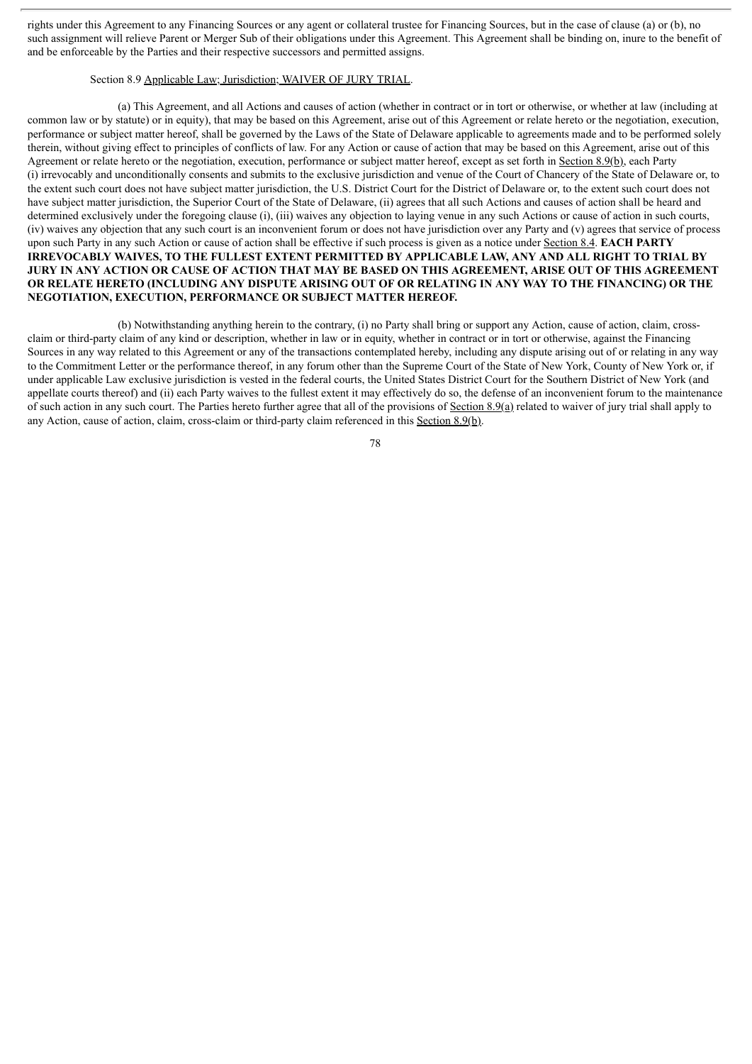rights under this Agreement to any Financing Sources or any agent or collateral trustee for Financing Sources, but in the case of clause (a) or (b), no such assignment will relieve Parent or Merger Sub of their obligations under this Agreement. This Agreement shall be binding on, inure to the benefit of and be enforceable by the Parties and their respective successors and permitted assigns.

Section 8.9 Applicable Law; Jurisdiction; WAIVER OF JURY TRIAL.

(a) This Agreement, and all Actions and causes of action (whether in contract or in tort or otherwise, or whether at law (including at common law or by statute) or in equity), that may be based on this Agreement, arise out of this Agreement or relate hereto or the negotiation, execution, performance or subject matter hereof, shall be governed by the Laws of the State of Delaware applicable to agreements made and to be performed solely therein, without giving effect to principles of conflicts of law. For any Action or cause of action that may be based on this Agreement, arise out of this Agreement or relate hereto or the negotiation, execution, performance or subject matter hereof, except as set forth in Section 8.9(b), each Party (i) irrevocably and unconditionally consents and submits to the exclusive jurisdiction and venue of the Court of Chancery of the State of Delaware or, to the extent such court does not have subject matter jurisdiction, the U.S. District Court for the District of Delaware or, to the extent such court does not have subject matter jurisdiction, the Superior Court of the State of Delaware, (ii) agrees that all such Actions and causes of action shall be heard and determined exclusively under the foregoing clause (i), (iii) waives any objection to laying venue in any such Actions or cause of action in such courts, (iv) waives any objection that any such court is an inconvenient forum or does not have jurisdiction over any Party and (v) agrees that service of process upon such Party in any such Action or cause of action shall be effective if such process is given as a notice under Section 8.4. **EACH PARTY IRREVOCABLY WAIVES, TO THE FULLEST EXTENT PERMITTED BY APPLICABLE LAW, ANY AND ALL RIGHT TO TRIAL BY JURY IN ANY ACTION OR CAUSE OF ACTION THAT MAY BE BASED ON THIS AGREEMENT, ARISE OUT OF THIS AGREEMENT OR RELATE HERETO (INCLUDING ANY DISPUTE ARISING OUT OF OR RELATING IN ANY WAY TO THE FINANCING) OR THE NEGOTIATION, EXECUTION, PERFORMANCE OR SUBJECT MATTER HEREOF.**

(b) Notwithstanding anything herein to the contrary, (i) no Party shall bring or support any Action, cause of action, claim, cross-claim or third-party claim of any kind or description, whether in law or in equity, whether in contract or in tort or otherwise, against the Financing Sources in any way related to this Agreement or any of the transactions contemplated hereby, including any dispute arising out of or relating in any way to the Commitment Letter or the performance thereof, in any forum other than the Supreme Court of the State of New York, County of New York or, if under applicable Law exclusive jurisdiction is vested in the federal courts, the United States District Court for the Southern District of New York (and appellate courts thereof) and (ii) each Party waives to the fullest extent it may effectively do so, the defense of an inconvenient forum to the maintenance of such action in any such court. The Parties hereto further agree that all of the provisions of Section 8.9(a) related to waiver of jury trial shall apply to any Action, cause of action, claim, cross-claim or third-party claim referenced in this Section 8.9(b).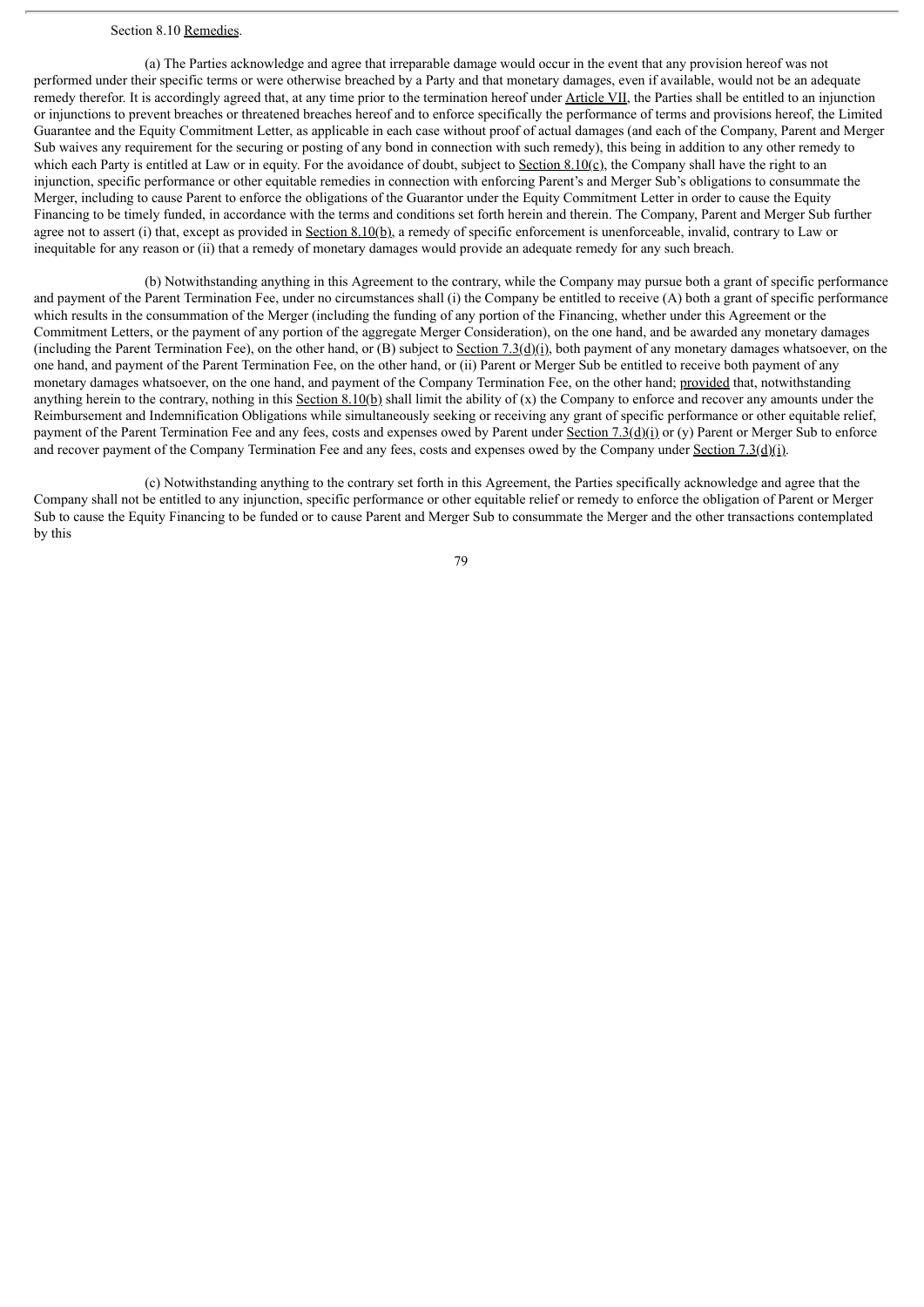Section 8.10 Remedies.

(a) The Parties acknowledge and agree that irreparable damage would occur in the event that any provision hereof was not performed under their specific terms or were otherwise breached by a Party and that monetary damages, even if available, would not be an adequate remedy therefor. It is accordingly agreed that, at any time prior to the termination hereof under Article VII, the Parties shall be entitled to an injunction or injunctions to prevent breaches or threatened breaches hereof and to enforce specifically the performance of terms and provisions hereof, the Limited Guarantee and the Equity Commitment Letter, as applicable in each case without proof of actual damages (and each of the Company, Parent and Merger Sub waives any requirement for the securing or posting of any bond in connection with such remedy), this being in addition to any other remedy to which each Party is entitled at Law or in equity. For the avoidance of doubt, subject to Section 8.10(c), the Company shall have the right to an injunction, specific performance or other equitable remedies in connection with enforcing Parent's and Merger Sub's obligations to consummate the Merger, including to cause Parent to enforce the obligations of the Guarantor under the Equity Commitment Letter in order to cause the Equity Financing to be timely funded, in accordance with the terms and conditions set forth herein and therein. The Company, Parent and Merger Sub further agree not to assert (i) that, except as provided in Section 8.10(b), a remedy of specific enforcement is unenforceable, invalid, contrary to Law or inequitable for any reason or (ii) that a remedy of monetary damages would provide an adequate remedy for any such breach.

(b) Notwithstanding anything in this Agreement to the contrary, while the Company may pursue both a grant of specific performance and payment of the Parent Termination Fee, under no circumstances shall (i) the Company be entitled to receive (A) both a grant of specific performance which results in the consummation of the Merger (including the funding of any portion of the Financing, whether under this Agreement or the Commitment Letters, or the payment of any portion of the aggregate Merger Consideration), on the one hand, and be awarded any monetary damages (including the Parent Termination Fee), on the other hand, or (B) subject to Section 7.3(d)(i), both payment of any monetary damages whatsoever, on the one hand, and payment of the Parent Termination Fee, on the other hand, or (ii) Parent or Merger Sub be entitled to receive both payment of any monetary damages whatsoever, on the one hand, and payment of the Company Termination Fee, on the other hand; provided that, notwithstanding anything herein to the contrary, nothing in this Section 8.10(b) shall limit the ability of (x) the Company to enforce and recover any amounts under the Reimbursement and Indemnification Obligations while simultaneously seeking or receiving any grant of specific performance or other equitable relief, payment of the Parent Termination Fee and any fees, costs and expenses owed by Parent under Section 7.3(d)(i) or (y) Parent or Merger Sub to enforce and recover payment of the Company Termination Fee and any fees, costs and expenses owed by the Company under Section 7.3(d)(i).

(c) Notwithstanding anything to the contrary set forth in this Agreement, the Parties specifically acknowledge and agree that the Company shall not be entitled to any injunction, specific performance or other equitable relief or remedy to enforce the obligation of Parent or Merger Sub to cause the Equity Financing to be funded or to cause Parent and Merger Sub to consummate the Merger and the other transactions contemplated by this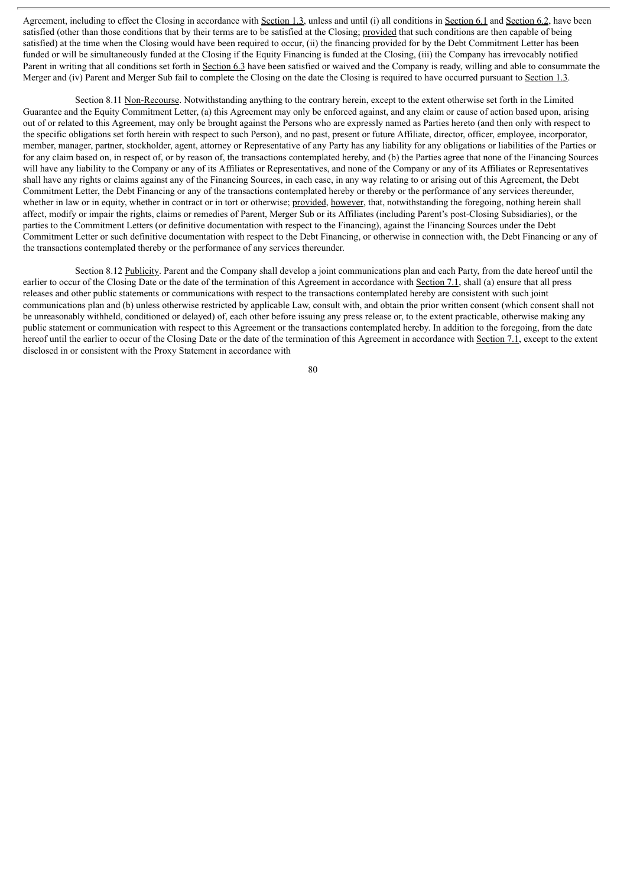Agreement, including to effect the Closing in accordance with Section 1.3, unless and until (i) all conditions in Section 6.1 and Section 6.2, have been satisfied (other than those conditions that by their terms are to be satisfied at the Closing; provided that such conditions are then capable of being satisfied) at the time when the Closing would have been required to occur, (ii) the financing provided for by the Debt Commitment Letter has been funded or will be simultaneously funded at the Closing if the Equity Financing is funded at the Closing, (iii) the Company has irrevocably notified Parent in writing that all conditions set forth in Section 6.3 have been satisfied or waived and the Company is ready, willing and able to consummate the Merger and (iv) Parent and Merger Sub fail to complete the Closing on the date the Closing is required to have occurred pursuant to Section 1.3.

Section 8.11 Non-Recourse. Notwithstanding anything to the contrary herein, except to the extent otherwise set forth in the Limited Guarantee and the Equity Commitment Letter, (a) this Agreement may only be enforced against, and any claim or cause of action based upon, arising out of or related to this Agreement, may only be brought against the Persons who are expressly named as Parties hereto (and then only with respect to the specific obligations set forth herein with respect to such Person), and no past, present or future Affiliate, director, officer, employee, incorporator, member, manager, partner, stockholder, agent, attorney or Representative of any Party has any liability for any obligations or liabilities of the Parties or for any claim based on, in respect of, or by reason of, the transactions contemplated hereby, and (b) the Parties agree that none of the Financing Sources will have any liability to the Company or any of its Affiliates or Representatives, and none of the Company or any of its Affiliates or Representatives shall have any rights or claims against any of the Financing Sources, in each case, in any way relating to or arising out of this Agreement, the Debt Commitment Letter, the Debt Financing or any of the transactions contemplated hereby or thereby or the performance of any services thereunder, whether in law or in equity, whether in contract or in tort or otherwise; provided, however, that, notwithstanding the foregoing, nothing herein shall affect, modify or impair the rights, claims or remedies of Parent, Merger Sub or its Affiliates (including Parent's post-Closing Subsidiaries), or the parties to the Commitment Letters (or definitive documentation with respect to the Financing), against the Financing Sources under the Debt Commitment Letter or such definitive documentation with respect to the Debt Financing, or otherwise in connection with, the Debt Financing or any of the transactions contemplated thereby or the performance of any services thereunder.

Section 8.12 Publicity. Parent and the Company shall develop a joint communications plan and each Party, from the date hereof until the earlier to occur of the Closing Date or the date of the termination of this Agreement in accordance with Section 7.1, shall (a) ensure that all press releases and other public statements or communications with respect to the transactions contemplated hereby are consistent with such joint communications plan and (b) unless otherwise restricted by applicable Law, consult with, and obtain the prior written consent (which consent shall not be unreasonably withheld, conditioned or delayed) of, each other before issuing any press release or, to the extent practicable, otherwise making any public statement or communication with respect to this Agreement or the transactions contemplated hereby. In addition to the foregoing, from the date hereof until the earlier to occur of the Closing Date or the date of the termination of this Agreement in accordance with Section 7.1, except to the extent disclosed in or consistent with the Proxy Statement in accordance with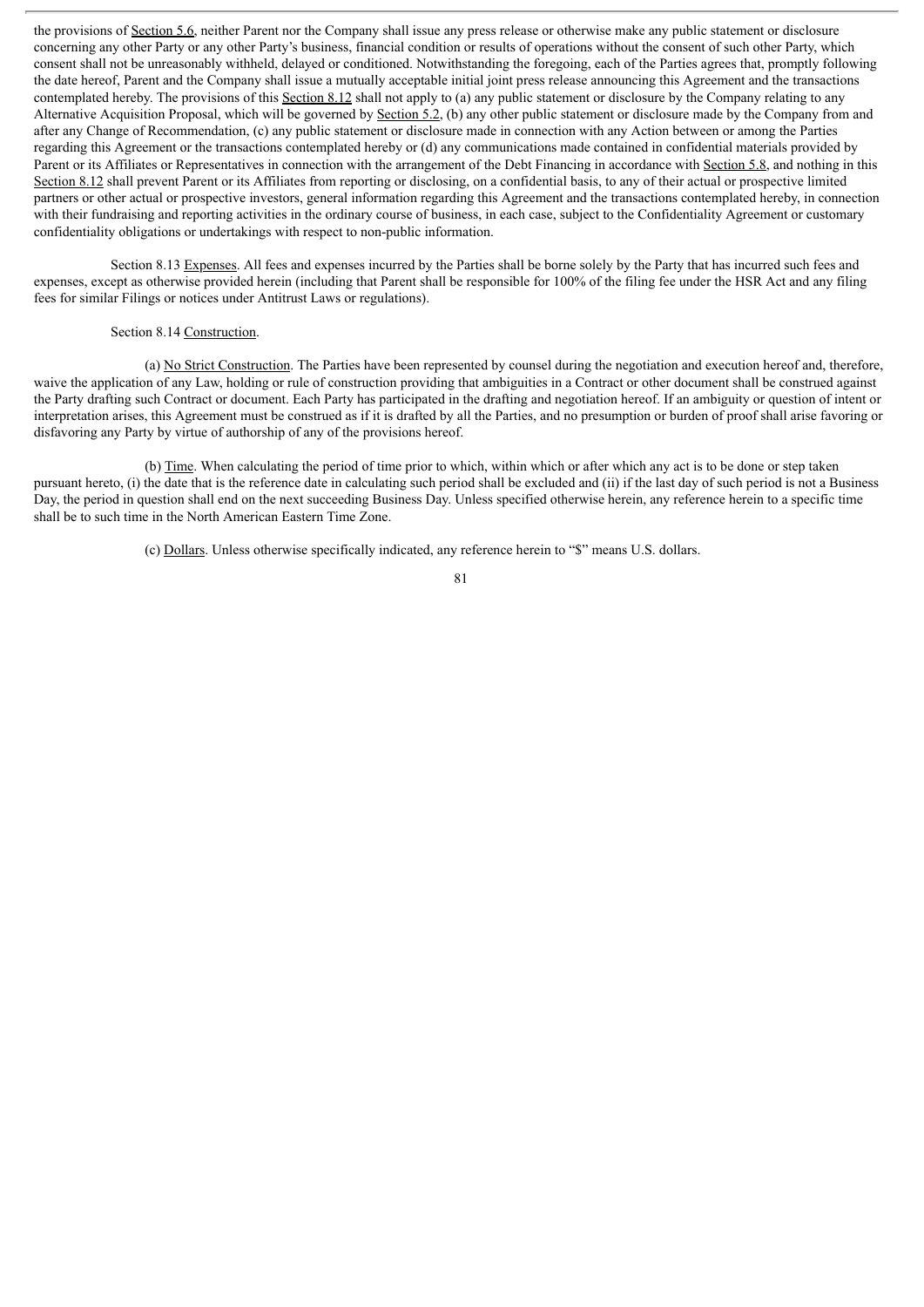the provisions of Section 5.6, neither Parent nor the Company shall issue any press release or otherwise make any public statement or disclosure concerning any other Party or any other Party's business, financial condition or results of operations without the consent of such other Party, which consent shall not be unreasonably withheld, delayed or conditioned. Notwithstanding the foregoing, each of the Parties agrees that, promptly following the date hereof, Parent and the Company shall issue a mutually acceptable initial joint press release announcing this Agreement and the transactions contemplated hereby. The provisions of this Section 8.12 shall not apply to (a) any public statement or disclosure by the Company relating to any Alternative Acquisition Proposal, which will be governed by Section 5.2, (b) any other public statement or disclosure made by the Company from and after any Change of Recommendation, (c) any public statement or disclosure made in connection with any Action between or among the Parties regarding this Agreement or the transactions contemplated hereby or (d) any communications made contained in confidential materials provided by Parent or its Affiliates or Representatives in connection with the arrangement of the Debt Financing in accordance with Section 5.8, and nothing in this Section 8.12 shall prevent Parent or its Affiliates from reporting or disclosing, on a confidential basis, to any of their actual or prospective limited partners or other actual or prospective investors, general information regarding this Agreement and the transactions contemplated hereby, in connection with their fundraising and reporting activities in the ordinary course of business, in each case, subject to the Confidentiality Agreement or customary confidentiality obligations or undertakings with respect to non-public information.

Section 8.13 Expenses. All fees and expenses incurred by the Parties shall be borne solely by the Party that has incurred such fees and expenses, except as otherwise provided herein (including that Parent shall be responsible for 100% of the filing fee under the HSR Act and any filing fees for similar Filings or notices under Antitrust Laws or regulations).

Section 8.14 Construction.

(a) No Strict Construction. The Parties have been represented by counsel during the negotiation and execution hereof and, therefore, waive the application of any Law, holding or rule of construction providing that ambiguities in a Contract or other document shall be construed against the Party drafting such Contract or document. Each Party has participated in the drafting and negotiation hereof. If an ambiguity or question of intent or interpretation arises, this Agreement must be construed as if it is drafted by all the Parties, and no presumption or burden of proof shall arise favoring or disfavoring any Party by virtue of authorship of any of the provisions hereof.

(b) Time. When calculating the period of time prior to which, within which or after which any act is to be done or step taken pursuant hereto, (i) the date that is the reference date in calculating such period shall be excluded and (ii) if the last day of such period is not a Business Day, the period in question shall end on the next succeeding Business Day. Unless specified otherwise herein, any reference herein to a specific time shall be to such time in the North American Eastern Time Zone.

(c) Dollars. Unless otherwise specifically indicated, any reference herein to "$" means U.S. dollars.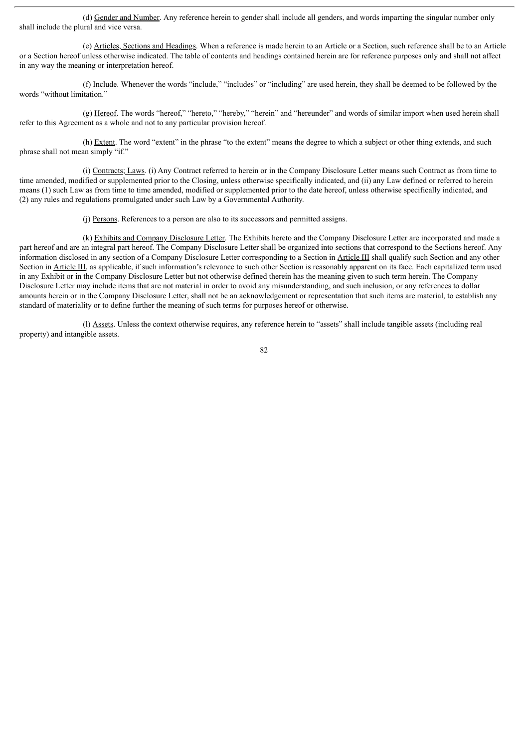(d) Gender and Number. Any reference herein to gender shall include all genders, and words imparting the singular number only shall include the plural and vice versa.

(e) Articles, Sections and Headings. When a reference is made herein to an Article or a Section, such reference shall be to an Article or a Section hereof unless otherwise indicated. The table of contents and headings contained herein are for reference purposes only and shall not affect in any way the meaning or interpretation hereof.

(f) Include. Whenever the words "include," "includes" or "including" are used herein, they shall be deemed to be followed by the words "without limitation."

(g) Hereof. The words "hereof," "hereto," "hereby," "herein" and "hereunder" and words of similar import when used herein shall refer to this Agreement as a whole and not to any particular provision hereof.

(h) Extent. The word "extent" in the phrase "to the extent" means the degree to which a subject or other thing extends, and such phrase shall not mean simply "if."

(i) Contracts; Laws. (i) Any Contract referred to herein or in the Company Disclosure Letter means such Contract as from time to time amended, modified or supplemented prior to the Closing, unless otherwise specifically indicated, and (ii) any Law defined or referred to herein means (1) such Law as from time to time amended, modified or supplemented prior to the date hereof, unless otherwise specifically indicated, and (2) any rules and regulations promulgated under such Law by a Governmental Authority.

(j) Persons. References to a person are also to its successors and permitted assigns.

(k) Exhibits and Company Disclosure Letter. The Exhibits hereto and the Company Disclosure Letter are incorporated and made a part hereof and are an integral part hereof. The Company Disclosure Letter shall be organized into sections that correspond to the Sections hereof. Any information disclosed in any section of a Company Disclosure Letter corresponding to a Section in Article III shall qualify such Section and any other Section in Article III, as applicable, if such information's relevance to such other Section is reasonably apparent on its face. Each capitalized term used in any Exhibit or in the Company Disclosure Letter but not otherwise defined therein has the meaning given to such term herein. The Company Disclosure Letter may include items that are not material in order to avoid any misunderstanding, and such inclusion, or any references to dollar amounts herein or in the Company Disclosure Letter, shall not be an acknowledgement or representation that such items are material, to establish any standard of materiality or to define further the meaning of such terms for purposes hereof or otherwise.

(l) Assets. Unless the context otherwise requires, any reference herein to "assets" shall include tangible assets (including real property) and intangible assets.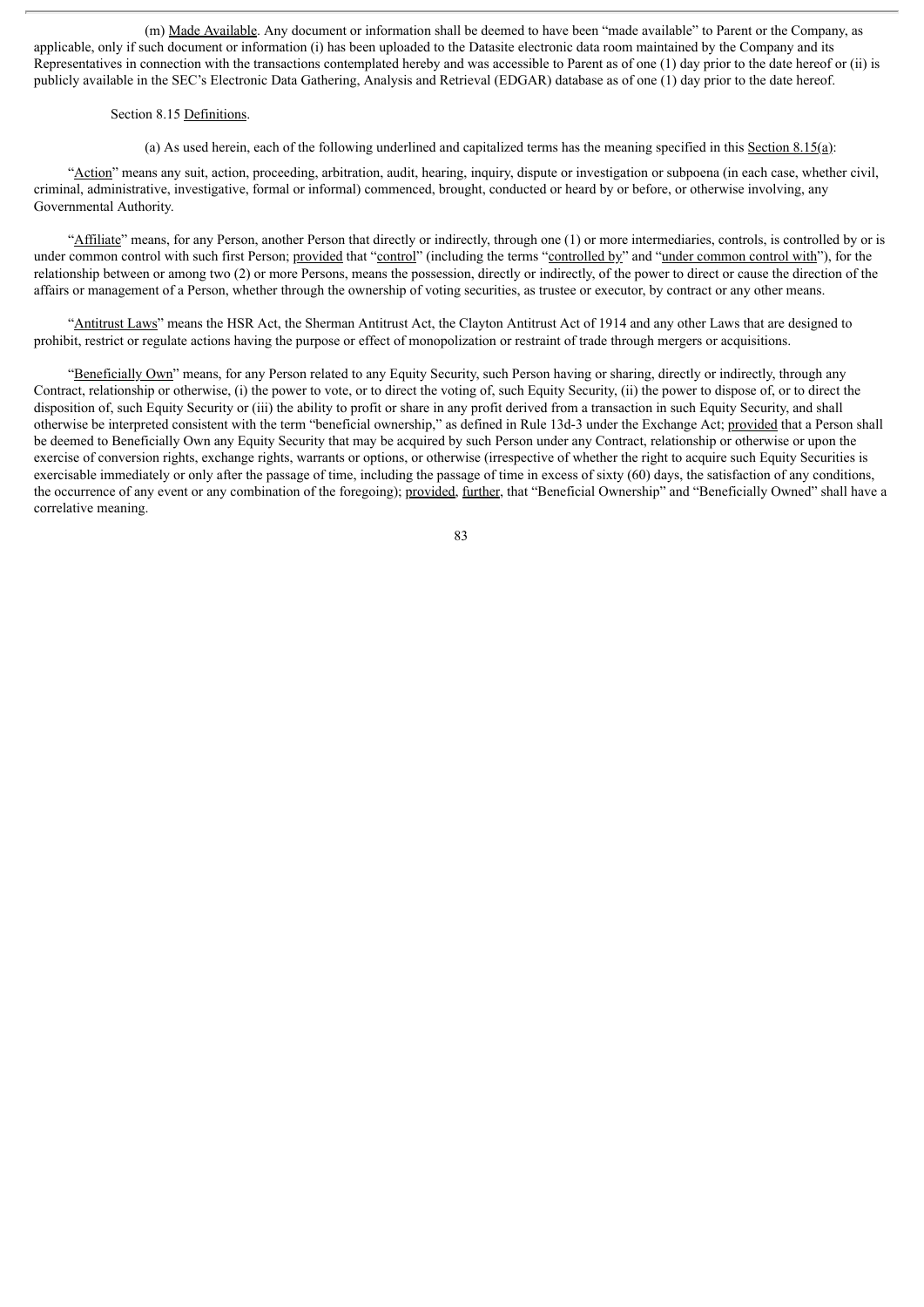(m) Made Available. Any document or information shall be deemed to have been "made available" to Parent or the Company, as applicable, only if such document or information (i) has been uploaded to the Datasite electronic data room maintained by the Company and its Representatives in connection with the transactions contemplated hereby and was accessible to Parent as of one (1) day prior to the date hereof or (ii) is publicly available in the SEC's Electronic Data Gathering, Analysis and Retrieval (EDGAR) database as of one (1) day prior to the date hereof.

Section 8.15 Definitions.

(a) As used herein, each of the following underlined and capitalized terms has the meaning specified in this Section 8.15(a):

"Action" means any suit, action, proceeding, arbitration, audit, hearing, inquiry, dispute or investigation or subpoena (in each case, whether civil, criminal, administrative, investigative, formal or informal) commenced, brought, conducted or heard by or before, or otherwise involving, any Governmental Authority.

"Affiliate" means, for any Person, another Person that directly or indirectly, through one (1) or more intermediaries, controls, is controlled by or is under common control with such first Person; provided that "control" (including the terms "controlled by" and "under common control with"), for the relationship between or among two (2) or more Persons, means the possession, directly or indirectly, of the power to direct or cause the direction of the affairs or management of a Person, whether through the ownership of voting securities, as trustee or executor, by contract or any other means.

"Antitrust Laws" means the HSR Act, the Sherman Antitrust Act, the Clayton Antitrust Act of 1914 and any other Laws that are designed to prohibit, restrict or regulate actions having the purpose or effect of monopolization or restraint of trade through mergers or acquisitions.

"Beneficially Own" means, for any Person related to any Equity Security, such Person having or sharing, directly or indirectly, through any Contract, relationship or otherwise, (i) the power to vote, or to direct the voting of, such Equity Security, (ii) the power to dispose of, or to direct the disposition of, such Equity Security or (iii) the ability to profit or share in any profit derived from a transaction in such Equity Security, and shall otherwise be interpreted consistent with the term "beneficial ownership," as defined in Rule 13d-3 under the Exchange Act; provided that a Person shall be deemed to Beneficially Own any Equity Security that may be acquired by such Person under any Contract, relationship or otherwise or upon the exercise of conversion rights, exchange rights, warrants or options, or otherwise (irrespective of whether the right to acquire such Equity Securities is exercisable immediately or only after the passage of time, including the passage of time in excess of sixty (60) days, the satisfaction of any conditions, the occurrence of any event or any combination of the foregoing); provided, further, that "Beneficial Ownership" and "Beneficially Owned" shall have a correlative meaning.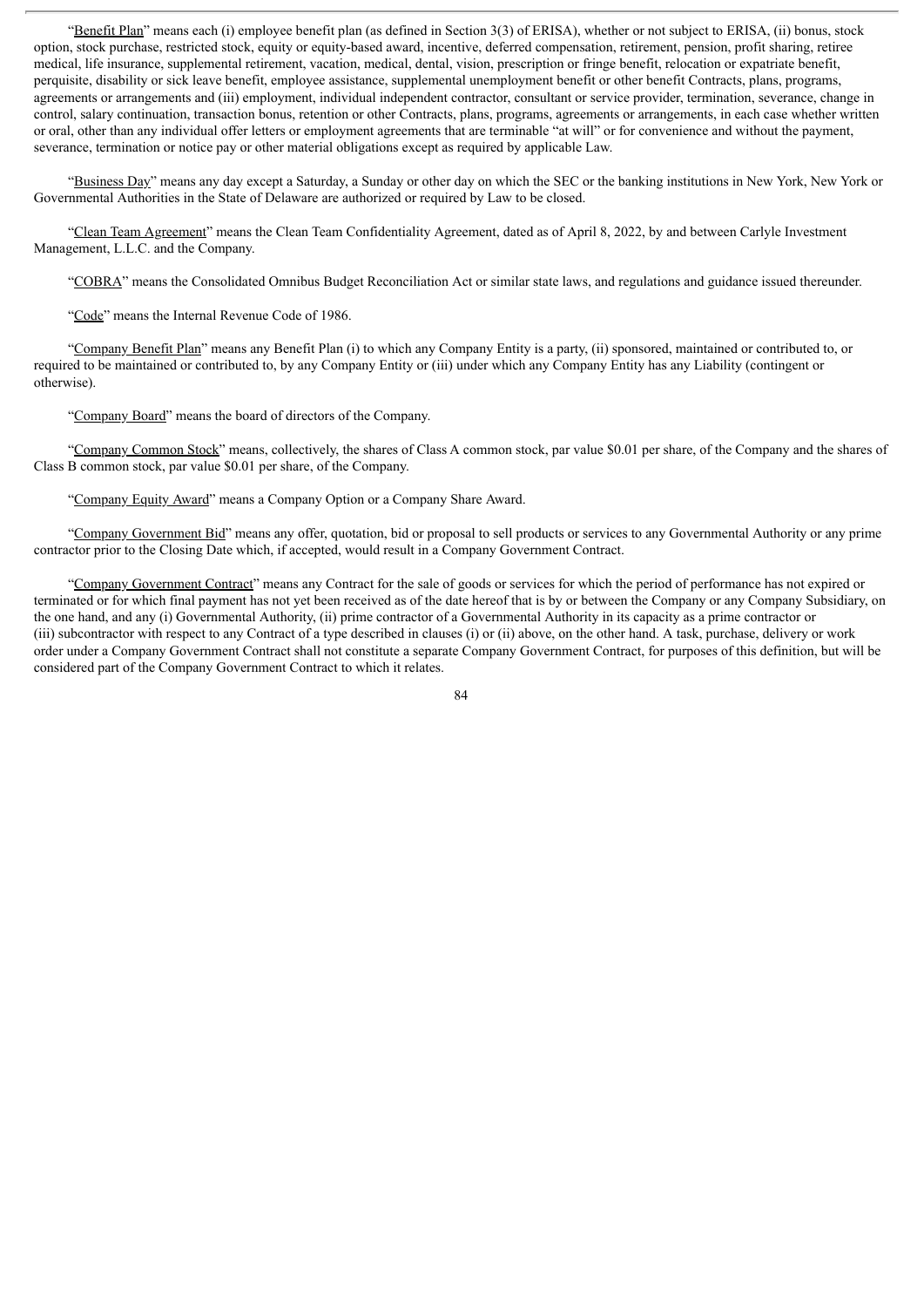"Benefit Plan" means each (i) employee benefit plan (as defined in Section 3(3) of ERISA), whether or not subject to ERISA, (ii) bonus, stock option, stock purchase, restricted stock, equity or equity-based award, incentive, deferred compensation, retirement, pension, profit sharing, retiree medical, life insurance, supplemental retirement, vacation, medical, dental, vision, prescription or fringe benefit, relocation or expatriate benefit, perquisite, disability or sick leave benefit, employee assistance, supplemental unemployment benefit or other benefit Contracts, plans, programs, agreements or arrangements and (iii) employment, individual independent contractor, consultant or service provider, termination, severance, change in control, salary continuation, transaction bonus, retention or other Contracts, plans, programs, agreements or arrangements, in each case whether written or oral, other than any individual offer letters or employment agreements that are terminable "at will" or for convenience and without the payment, severance, termination or notice pay or other material obligations except as required by applicable Law.

"Business Day" means any day except a Saturday, a Sunday or other day on which the SEC or the banking institutions in New York, New York or Governmental Authorities in the State of Delaware are authorized or required by Law to be closed.

"Clean Team Agreement" means the Clean Team Confidentiality Agreement, dated as of April 8, 2022, by and between Carlyle Investment Management, L.L.C. and the Company.

"COBRA" means the Consolidated Omnibus Budget Reconciliation Act or similar state laws, and regulations and guidance issued thereunder.

"Code" means the Internal Revenue Code of 1986.

"Company Benefit Plan" means any Benefit Plan (i) to which any Company Entity is a party, (ii) sponsored, maintained or contributed to, or required to be maintained or contributed to, by any Company Entity or (iii) under which any Company Entity has any Liability (contingent or otherwise).

"Company Board" means the board of directors of the Company.

"Company Common Stock" means, collectively, the shares of Class A common stock, par value $0.01 per share, of the Company and the shares of Class B common stock, par value $0.01 per share, of the Company.

"Company Equity Award" means a Company Option or a Company Share Award.

"Company Government Bid" means any offer, quotation, bid or proposal to sell products or services to any Governmental Authority or any prime contractor prior to the Closing Date which, if accepted, would result in a Company Government Contract.

"Company Government Contract" means any Contract for the sale of goods or services for which the period of performance has not expired or terminated or for which final payment has not yet been received as of the date hereof that is by or between the Company or any Company Subsidiary, on the one hand, and any (i) Governmental Authority, (ii) prime contractor of a Governmental Authority in its capacity as a prime contractor or (iii) subcontractor with respect to any Contract of a type described in clauses (i) or (ii) above, on the other hand. A task, purchase, delivery or work order under a Company Government Contract shall not constitute a separate Company Government Contract, for purposes of this definition, but will be considered part of the Company Government Contract to which it relates.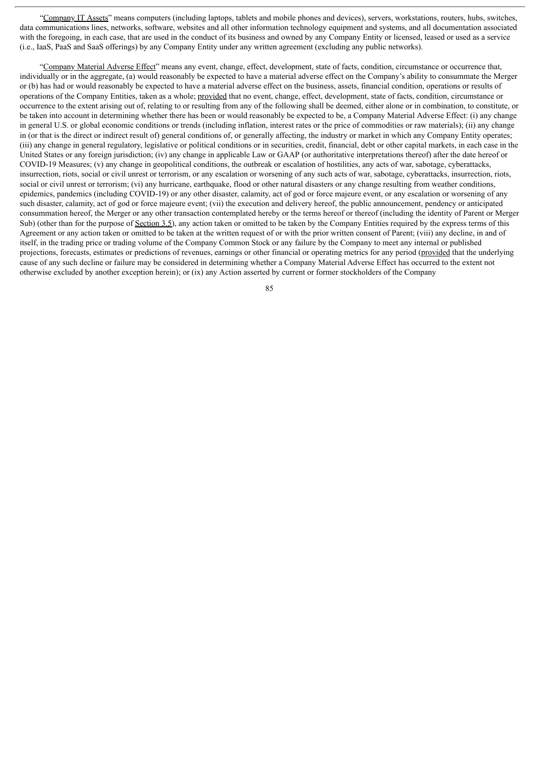"Company IT Assets" means computers (including laptops, tablets and mobile phones and devices), servers, workstations, routers, hubs, switches, data communications lines, networks, software, websites and all other information technology equipment and systems, and all documentation associated with the foregoing, in each case, that are used in the conduct of its business and owned by any Company Entity or licensed, leased or used as a service (i.e., IaaS, PaaS and SaaS offerings) by any Company Entity under any written agreement (excluding any public networks).

"Company Material Adverse Effect" means any event, change, effect, development, state of facts, condition, circumstance or occurrence that, individually or in the aggregate, (a) would reasonably be expected to have a material adverse effect on the Company's ability to consummate the Merger or (b) has had or would reasonably be expected to have a material adverse effect on the business, assets, financial condition, operations or results of operations of the Company Entities, taken as a whole; provided that no event, change, effect, development, state of facts, condition, circumstance or occurrence to the extent arising out of, relating to or resulting from any of the following shall be deemed, either alone or in combination, to constitute, or be taken into account in determining whether there has been or would reasonably be expected to be, a Company Material Adverse Effect: (i) any change in general U.S. or global economic conditions or trends (including inflation, interest rates or the price of commodities or raw materials); (ii) any change in (or that is the direct or indirect result of) general conditions of, or generally affecting, the industry or market in which any Company Entity operates; (iii) any change in general regulatory, legislative or political conditions or in securities, credit, financial, debt or other capital markets, in each case in the United States or any foreign jurisdiction; (iv) any change in applicable Law or GAAP (or authoritative interpretations thereof) after the date hereof or COVID-19 Measures; (v) any change in geopolitical conditions, the outbreak or escalation of hostilities, any acts of war, sabotage, cyberattacks, insurrection, riots, social or civil unrest or terrorism, or any escalation or worsening of any such acts of war, sabotage, cyberattacks, insurrection, riots, social or civil unrest or terrorism; (vi) any hurricane, earthquake, flood or other natural disasters or any change resulting from weather conditions, epidemics, pandemics (including COVID-19) or any other disaster, calamity, act of god or force majeure event, or any escalation or worsening of any such disaster, calamity, act of god or force majeure event; (vii) the execution and delivery hereof, the public announcement, pendency or anticipated consummation hereof, the Merger or any other transaction contemplated hereby or the terms hereof or thereof (including the identity of Parent or Merger Sub) (other than for the purpose of Section 3.5), any action taken or omitted to be taken by the Company Entities required by the express terms of this Agreement or any action taken or omitted to be taken at the written request of or with the prior written consent of Parent; (viii) any decline, in and of itself, in the trading price or trading volume of the Company Common Stock or any failure by the Company to meet any internal or published projections, forecasts, estimates or predictions of revenues, earnings or other financial or operating metrics for any period (provided that the underlying cause of any such decline or failure may be considered in determining whether a Company Material Adverse Effect has occurred to the extent not otherwise excluded by another exception herein); or (ix) any Action asserted by current or former stockholders of the Company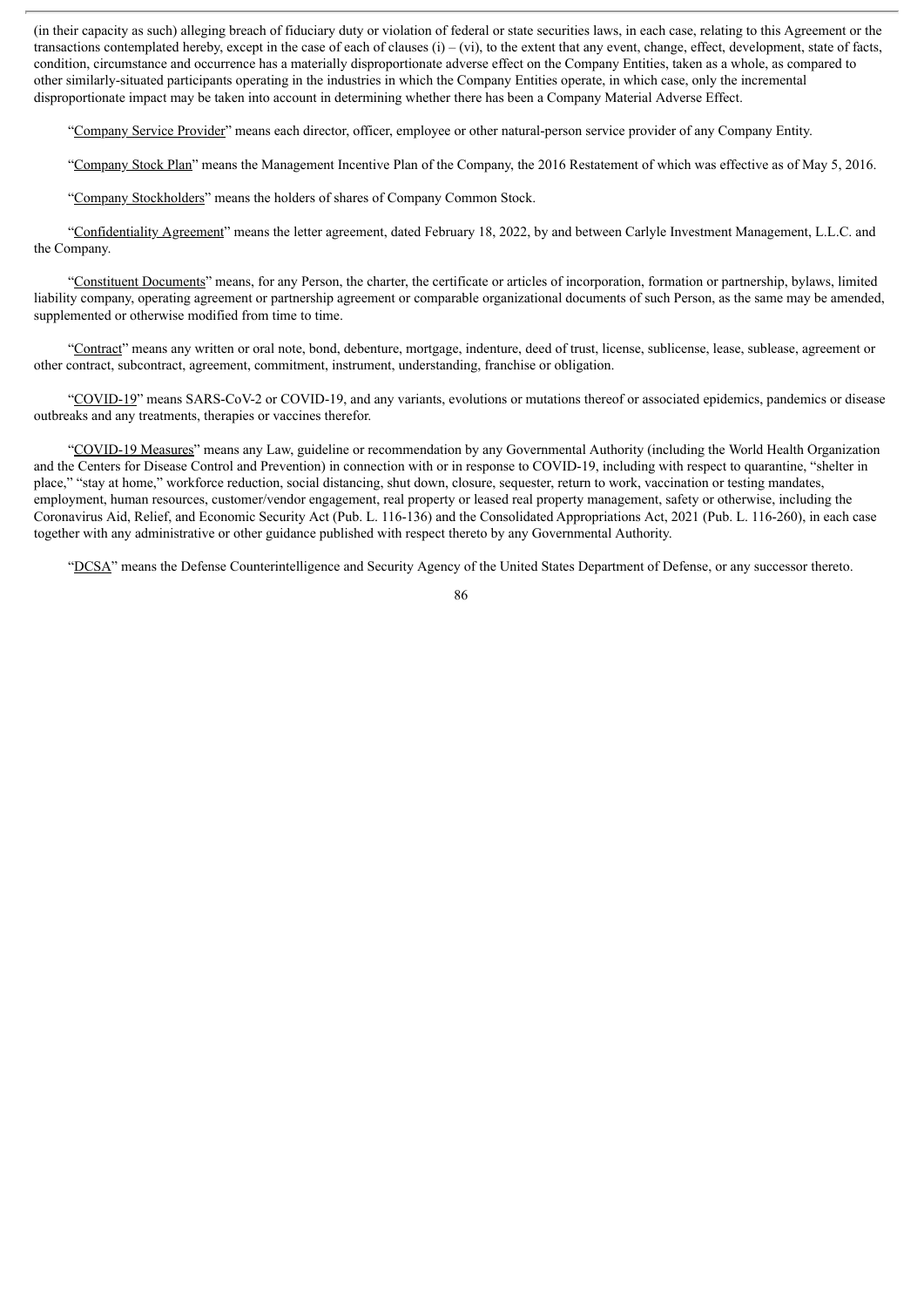(in their capacity as such) alleging breach of fiduciary duty or violation of federal or state securities laws, in each case, relating to this Agreement or the transactions contemplated hereby, except in the case of each of clauses (i) – (vi), to the extent that any event, change, effect, development, state of facts, condition, circumstance and occurrence has a materially disproportionate adverse effect on the Company Entities, taken as a whole, as compared to other similarly-situated participants operating in the industries in which the Company Entities operate, in which case, only the incremental disproportionate impact may be taken into account in determining whether there has been a Company Material Adverse Effect.

"Company Service Provider" means each director, officer, employee or other natural-person service provider of any Company Entity.

"Company Stock Plan" means the Management Incentive Plan of the Company, the 2016 Restatement of which was effective as of May 5, 2016.

"Company Stockholders" means the holders of shares of Company Common Stock.

"Confidentiality Agreement" means the letter agreement, dated February 18, 2022, by and between Carlyle Investment Management, L.L.C. and the Company.

"Constituent Documents" means, for any Person, the charter, the certificate or articles of incorporation, formation or partnership, bylaws, limited liability company, operating agreement or partnership agreement or comparable organizational documents of such Person, as the same may be amended, supplemented or otherwise modified from time to time.

"Contract" means any written or oral note, bond, debenture, mortgage, indenture, deed of trust, license, sublicense, lease, sublease, agreement or other contract, subcontract, agreement, commitment, instrument, understanding, franchise or obligation.

"COVID-19" means SARS-CoV-2 or COVID-19, and any variants, evolutions or mutations thereof or associated epidemics, pandemics or disease outbreaks and any treatments, therapies or vaccines therefor.

"COVID-19 Measures" means any Law, guideline or recommendation by any Governmental Authority (including the World Health Organization and the Centers for Disease Control and Prevention) in connection with or in response to COVID-19, including with respect to quarantine, "shelter in place," "stay at home," workforce reduction, social distancing, shut down, closure, sequester, return to work, vaccination or testing mandates, employment, human resources, customer/vendor engagement, real property or leased real property management, safety or otherwise, including the Coronavirus Aid, Relief, and Economic Security Act (Pub. L. 116-136) and the Consolidated Appropriations Act, 2021 (Pub. L. 116-260), in each case together with any administrative or other guidance published with respect thereto by any Governmental Authority.

"DCSA" means the Defense Counterintelligence and Security Agency of the United States Department of Defense, or any successor thereto.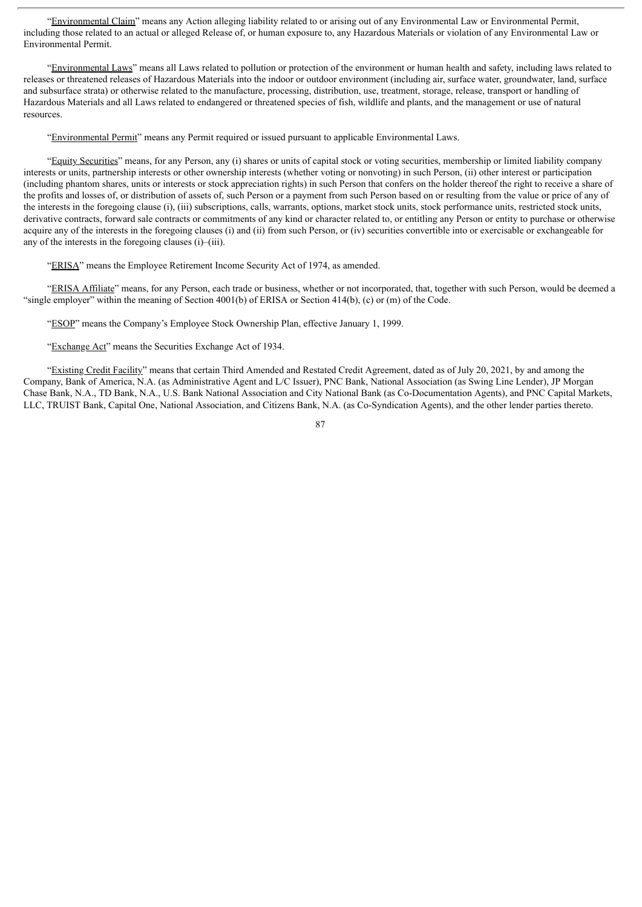"Environmental Claim" means any Action alleging liability related to or arising out of any Environmental Law or Environmental Permit, including those related to an actual or alleged Release of, or human exposure to, any Hazardous Materials or violation of any Environmental Law or Environmental Permit.

"Environmental Laws" means all Laws related to pollution or protection of the environment or human health and safety, including laws related to releases or threatened releases of Hazardous Materials into the indoor or outdoor environment (including air, surface water, groundwater, land, surface and subsurface strata) or otherwise related to the manufacture, processing, distribution, use, treatment, storage, release, transport or handling of Hazardous Materials and all Laws related to endangered or threatened species of fish, wildlife and plants, and the management or use of natural resources.

"Environmental Permit" means any Permit required or issued pursuant to applicable Environmental Laws.

"Equity Securities" means, for any Person, any (i) shares or units of capital stock or voting securities, membership or limited liability company interests or units, partnership interests or other ownership interests (whether voting or nonvoting) in such Person, (ii) other interest or participation (including phantom shares, units or interests or stock appreciation rights) in such Person that confers on the holder thereof the right to receive a share of the profits and losses of, or distribution of assets of, such Person or a payment from such Person based on or resulting from the value or price of any of the interests in the foregoing clause (i), (iii) subscriptions, calls, warrants, options, market stock units, stock performance units, restricted stock units, derivative contracts, forward sale contracts or commitments of any kind or character related to, or entitling any Person or entity to purchase or otherwise acquire any of the interests in the foregoing clauses (i) and (ii) from such Person, or (iv) securities convertible into or exercisable or exchangeable for any of the interests in the foregoing clauses (i)–(iii).

"ERISA" means the Employee Retirement Income Security Act of 1974, as amended.

"ERISA Affiliate" means, for any Person, each trade or business, whether or not incorporated, that, together with such Person, would be deemed a "single employer" within the meaning of Section 4001(b) of ERISA or Section 414(b), (c) or (m) of the Code.

"ESOP" means the Company's Employee Stock Ownership Plan, effective January 1, 1999.

"Exchange Act" means the Securities Exchange Act of 1934.

"Existing Credit Facility" means that certain Third Amended and Restated Credit Agreement, dated as of July 20, 2021, by and among the Company, Bank of America, N.A. (as Administrative Agent and L/C Issuer), PNC Bank, National Association (as Swing Line Lender), JP Morgan Chase Bank, N.A., TD Bank, N.A., U.S. Bank National Association and City National Bank (as Co-Documentation Agents), and PNC Capital Markets, LLC, TRUIST Bank, Capital One, National Association, and Citizens Bank, N.A. (as Co-Syndication Agents), and the other lender parties thereto.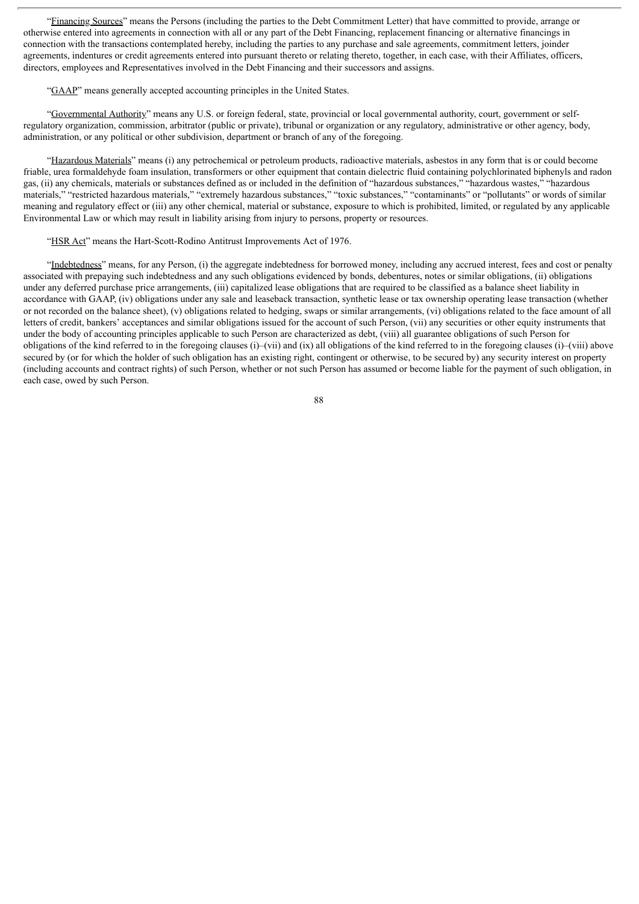"Financing Sources" means the Persons (including the parties to the Debt Commitment Letter) that have committed to provide, arrange or otherwise entered into agreements in connection with all or any part of the Debt Financing, replacement financing or alternative financings in connection with the transactions contemplated hereby, including the parties to any purchase and sale agreements, commitment letters, joinder agreements, indentures or credit agreements entered into pursuant thereto or relating thereto, together, in each case, with their Affiliates, officers, directors, employees and Representatives involved in the Debt Financing and their successors and assigns.

"GAAP" means generally accepted accounting principles in the United States.

"Governmental Authority" means any U.S. or foreign federal, state, provincial or local governmental authority, court, government or self-regulatory organization, commission, arbitrator (public or private), tribunal or organization or any regulatory, administrative or other agency, body, administration, or any political or other subdivision, department or branch of any of the foregoing.

"Hazardous Materials" means (i) any petrochemical or petroleum products, radioactive materials, asbestos in any form that is or could become friable, urea formaldehyde foam insulation, transformers or other equipment that contain dielectric fluid containing polychlorinated biphenyls and radon gas, (ii) any chemicals, materials or substances defined as or included in the definition of "hazardous substances," "hazardous wastes," "hazardous materials," "restricted hazardous materials," "extremely hazardous substances," "toxic substances," "contaminants" or "pollutants" or words of similar meaning and regulatory effect or (iii) any other chemical, material or substance, exposure to which is prohibited, limited, or regulated by any applicable Environmental Law or which may result in liability arising from injury to persons, property or resources.

"HSR Act" means the Hart-Scott-Rodino Antitrust Improvements Act of 1976.

"Indebtedness" means, for any Person, (i) the aggregate indebtedness for borrowed money, including any accrued interest, fees and cost or penalty associated with prepaying such indebtedness and any such obligations evidenced by bonds, debentures, notes or similar obligations, (ii) obligations under any deferred purchase price arrangements, (iii) capitalized lease obligations that are required to be classified as a balance sheet liability in accordance with GAAP, (iv) obligations under any sale and leaseback transaction, synthetic lease or tax ownership operating lease transaction (whether or not recorded on the balance sheet), (v) obligations related to hedging, swaps or similar arrangements, (vi) obligations related to the face amount of all letters of credit, bankers' acceptances and similar obligations issued for the account of such Person, (vii) any securities or other equity instruments that under the body of accounting principles applicable to such Person are characterized as debt, (viii) all guarantee obligations of such Person for obligations of the kind referred to in the foregoing clauses (i)–(vii) and (ix) all obligations of the kind referred to in the foregoing clauses (i)–(viii) above secured by (or for which the holder of such obligation has an existing right, contingent or otherwise, to be secured by) any security interest on property (including accounts and contract rights) of such Person, whether or not such Person has assumed or become liable for the payment of such obligation, in each case, owed by such Person.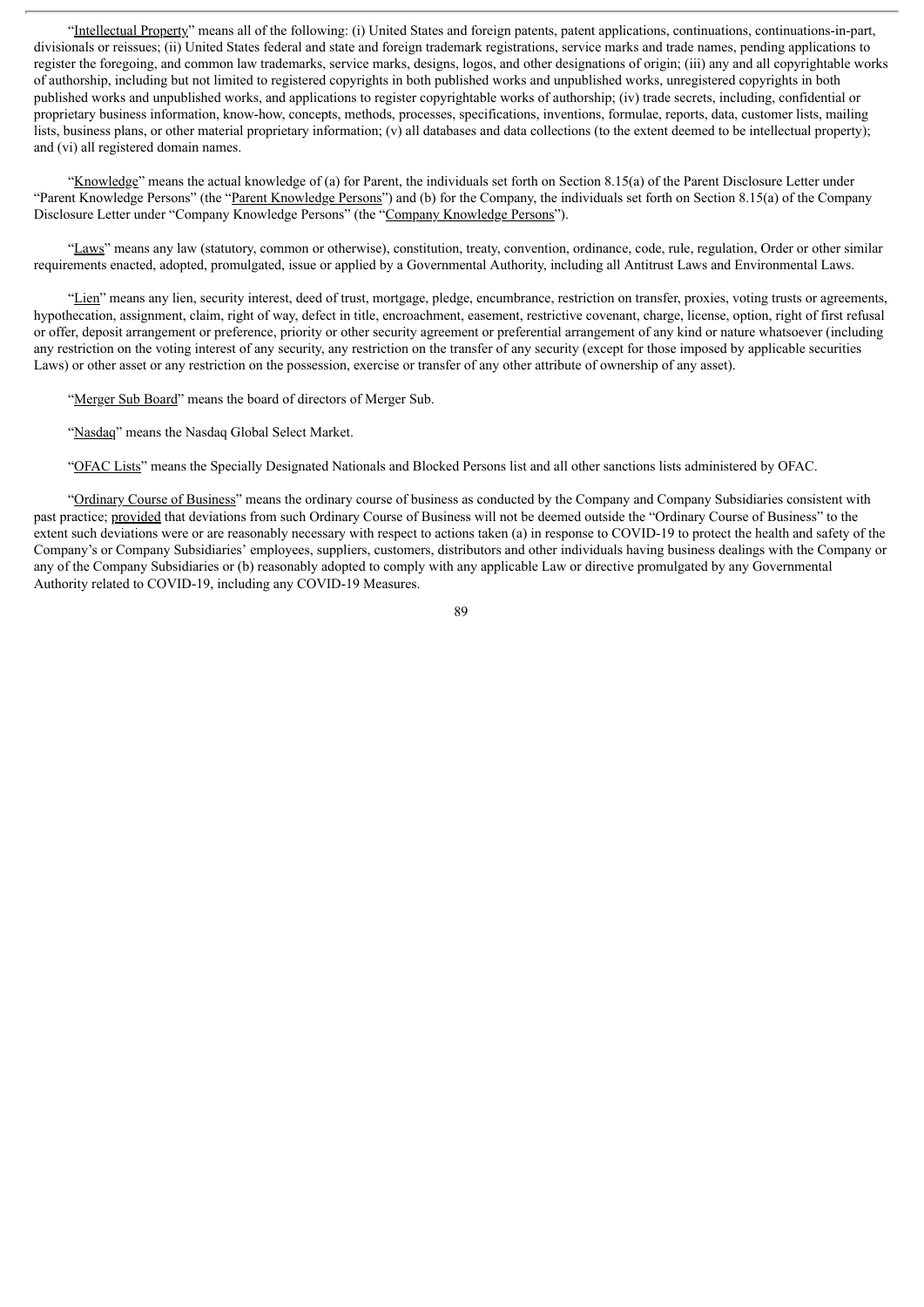"Intellectual Property" means all of the following: (i) United States and foreign patents, patent applications, continuations, continuations-in-part, divisionals or reissues; (ii) United States federal and state and foreign trademark registrations, service marks and trade names, pending applications to register the foregoing, and common law trademarks, service marks, designs, logos, and other designations of origin; (iii) any and all copyrightable works of authorship, including but not limited to registered copyrights in both published works and unpublished works, unregistered copyrights in both published works and unpublished works, and applications to register copyrightable works of authorship; (iv) trade secrets, including, confidential or proprietary business information, know-how, concepts, methods, processes, specifications, inventions, formulae, reports, data, customer lists, mailing lists, business plans, or other material proprietary information; (v) all databases and data collections (to the extent deemed to be intellectual property); and (vi) all registered domain names.

"Knowledge" means the actual knowledge of (a) for Parent, the individuals set forth on Section 8.15(a) of the Parent Disclosure Letter under "Parent Knowledge Persons" (the "Parent Knowledge Persons") and (b) for the Company, the individuals set forth on Section 8.15(a) of the Company Disclosure Letter under "Company Knowledge Persons" (the "Company Knowledge Persons").

"Laws" means any law (statutory, common or otherwise), constitution, treaty, convention, ordinance, code, rule, regulation, Order or other similar requirements enacted, adopted, promulgated, issue or applied by a Governmental Authority, including all Antitrust Laws and Environmental Laws.

"Lien" means any lien, security interest, deed of trust, mortgage, pledge, encumbrance, restriction on transfer, proxies, voting trusts or agreements, hypothecation, assignment, claim, right of way, defect in title, encroachment, easement, restrictive covenant, charge, license, option, right of first refusal or offer, deposit arrangement or preference, priority or other security agreement or preferential arrangement of any kind or nature whatsoever (including any restriction on the voting interest of any security, any restriction on the transfer of any security (except for those imposed by applicable securities Laws) or other asset or any restriction on the possession, exercise or transfer of any other attribute of ownership of any asset).

"Merger Sub Board" means the board of directors of Merger Sub.

"Nasdaq" means the Nasdaq Global Select Market.

"OFAC Lists" means the Specially Designated Nationals and Blocked Persons list and all other sanctions lists administered by OFAC.

"Ordinary Course of Business" means the ordinary course of business as conducted by the Company and Company Subsidiaries consistent with past practice; provided that deviations from such Ordinary Course of Business will not be deemed outside the "Ordinary Course of Business" to the extent such deviations were or are reasonably necessary with respect to actions taken (a) in response to COVID-19 to protect the health and safety of the Company's or Company Subsidiaries' employees, suppliers, customers, distributors and other individuals having business dealings with the Company or any of the Company Subsidiaries or (b) reasonably adopted to comply with any applicable Law or directive promulgated by any Governmental Authority related to COVID-19, including any COVID-19 Measures.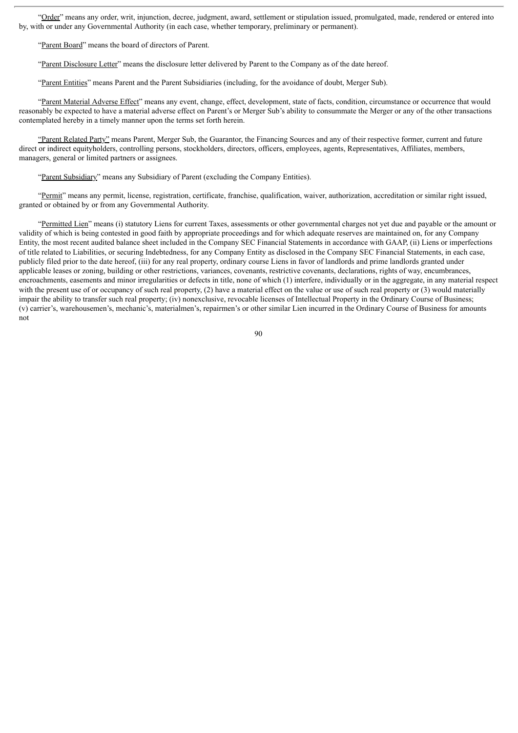"Order" means any order, writ, injunction, decree, judgment, award, settlement or stipulation issued, promulgated, made, rendered or entered into by, with or under any Governmental Authority (in each case, whether temporary, preliminary or permanent).

"Parent Board" means the board of directors of Parent.

"Parent Disclosure Letter" means the disclosure letter delivered by Parent to the Company as of the date hereof.

"Parent Entities" means Parent and the Parent Subsidiaries (including, for the avoidance of doubt, Merger Sub).

"Parent Material Adverse Effect" means any event, change, effect, development, state of facts, condition, circumstance or occurrence that would reasonably be expected to have a material adverse effect on Parent's or Merger Sub's ability to consummate the Merger or any of the other transactions contemplated hereby in a timely manner upon the terms set forth herein.

"Parent Related Party" means Parent, Merger Sub, the Guarantor, the Financing Sources and any of their respective former, current and future direct or indirect equityholders, controlling persons, stockholders, directors, officers, employees, agents, Representatives, Affiliates, members, managers, general or limited partners or assignees.

"Parent Subsidiary" means any Subsidiary of Parent (excluding the Company Entities).

"Permit" means any permit, license, registration, certificate, franchise, qualification, waiver, authorization, accreditation or similar right issued, granted or obtained by or from any Governmental Authority.

"Permitted Lien" means (i) statutory Liens for current Taxes, assessments or other governmental charges not yet due and payable or the amount or validity of which is being contested in good faith by appropriate proceedings and for which adequate reserves are maintained on, for any Company Entity, the most recent audited balance sheet included in the Company SEC Financial Statements in accordance with GAAP, (ii) Liens or imperfections of title related to Liabilities, or securing Indebtedness, for any Company Entity as disclosed in the Company SEC Financial Statements, in each case, publicly filed prior to the date hereof, (iii) for any real property, ordinary course Liens in favor of landlords and prime landlords granted under applicable leases or zoning, building or other restrictions, variances, covenants, restrictive covenants, declarations, rights of way, encumbrances, encroachments, easements and minor irregularities or defects in title, none of which (1) interfere, individually or in the aggregate, in any material respect with the present use of or occupancy of such real property, (2) have a material effect on the value or use of such real property or (3) would materially impair the ability to transfer such real property; (iv) nonexclusive, revocable licenses of Intellectual Property in the Ordinary Course of Business; (v) carrier's, warehousemen's, mechanic's, materialmen's, repairmen's or other similar Lien incurred in the Ordinary Course of Business for amounts not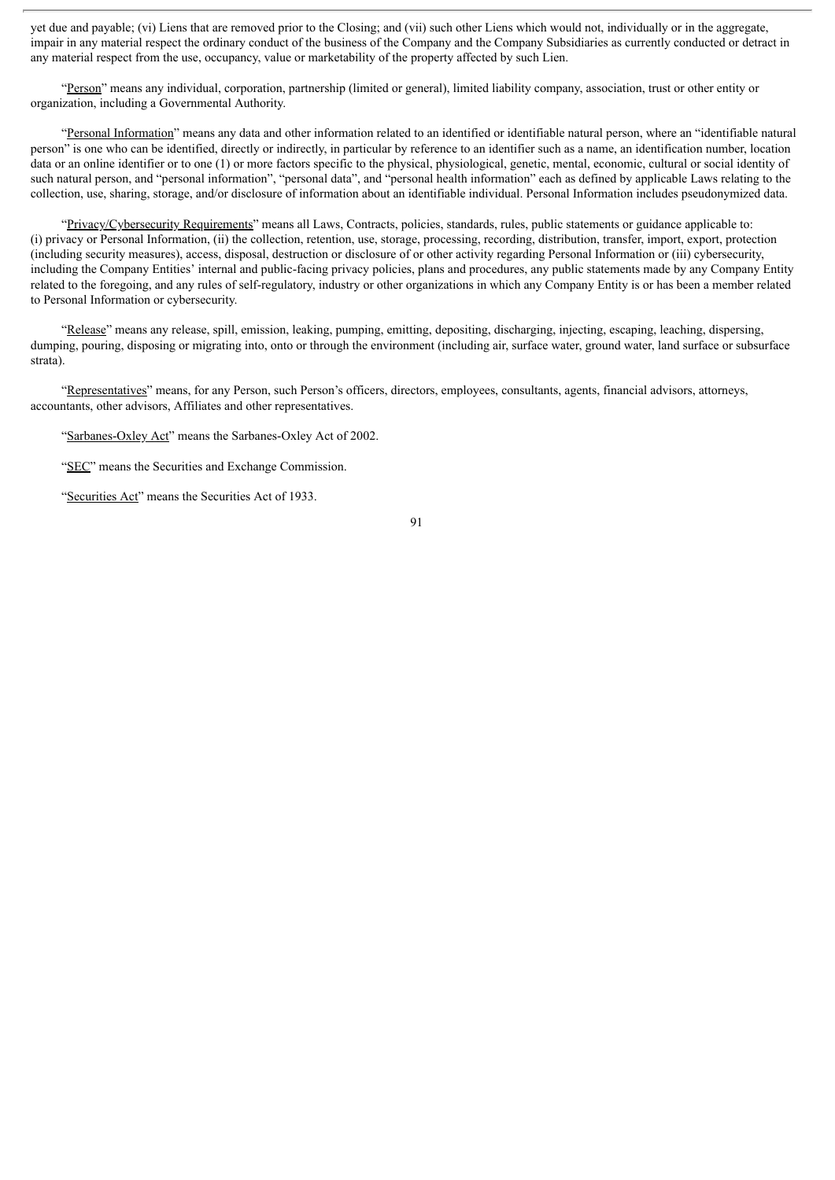yet due and payable; (vi) Liens that are removed prior to the Closing; and (vii) such other Liens which would not, individually or in the aggregate, impair in any material respect the ordinary conduct of the business of the Company and the Company Subsidiaries as currently conducted or detract in any material respect from the use, occupancy, value or marketability of the property affected by such Lien.

"Person" means any individual, corporation, partnership (limited or general), limited liability company, association, trust or other entity or organization, including a Governmental Authority.

"Personal Information" means any data and other information related to an identified or identifiable natural person, where an "identifiable natural person" is one who can be identified, directly or indirectly, in particular by reference to an identifier such as a name, an identification number, location data or an online identifier or to one (1) or more factors specific to the physical, physiological, genetic, mental, economic, cultural or social identity of such natural person, and "personal information", "personal data", and "personal health information" each as defined by applicable Laws relating to the collection, use, sharing, storage, and/or disclosure of information about an identifiable individual. Personal Information includes pseudonymized data.

"Privacy/Cybersecurity Requirements" means all Laws, Contracts, policies, standards, rules, public statements or guidance applicable to: (i) privacy or Personal Information, (ii) the collection, retention, use, storage, processing, recording, distribution, transfer, import, export, protection (including security measures), access, disposal, destruction or disclosure of or other activity regarding Personal Information or (iii) cybersecurity, including the Company Entities' internal and public-facing privacy policies, plans and procedures, any public statements made by any Company Entity related to the foregoing, and any rules of self-regulatory, industry or other organizations in which any Company Entity is or has been a member related to Personal Information or cybersecurity.

"Release" means any release, spill, emission, leaking, pumping, emitting, depositing, discharging, injecting, escaping, leaching, dispersing, dumping, pouring, disposing or migrating into, onto or through the environment (including air, surface water, ground water, land surface or subsurface strata).

"Representatives" means, for any Person, such Person's officers, directors, employees, consultants, agents, financial advisors, attorneys, accountants, other advisors, Affiliates and other representatives.

"Sarbanes-Oxley Act" means the Sarbanes-Oxley Act of 2002.

"SEC" means the Securities and Exchange Commission.

"Securities Act" means the Securities Act of 1933.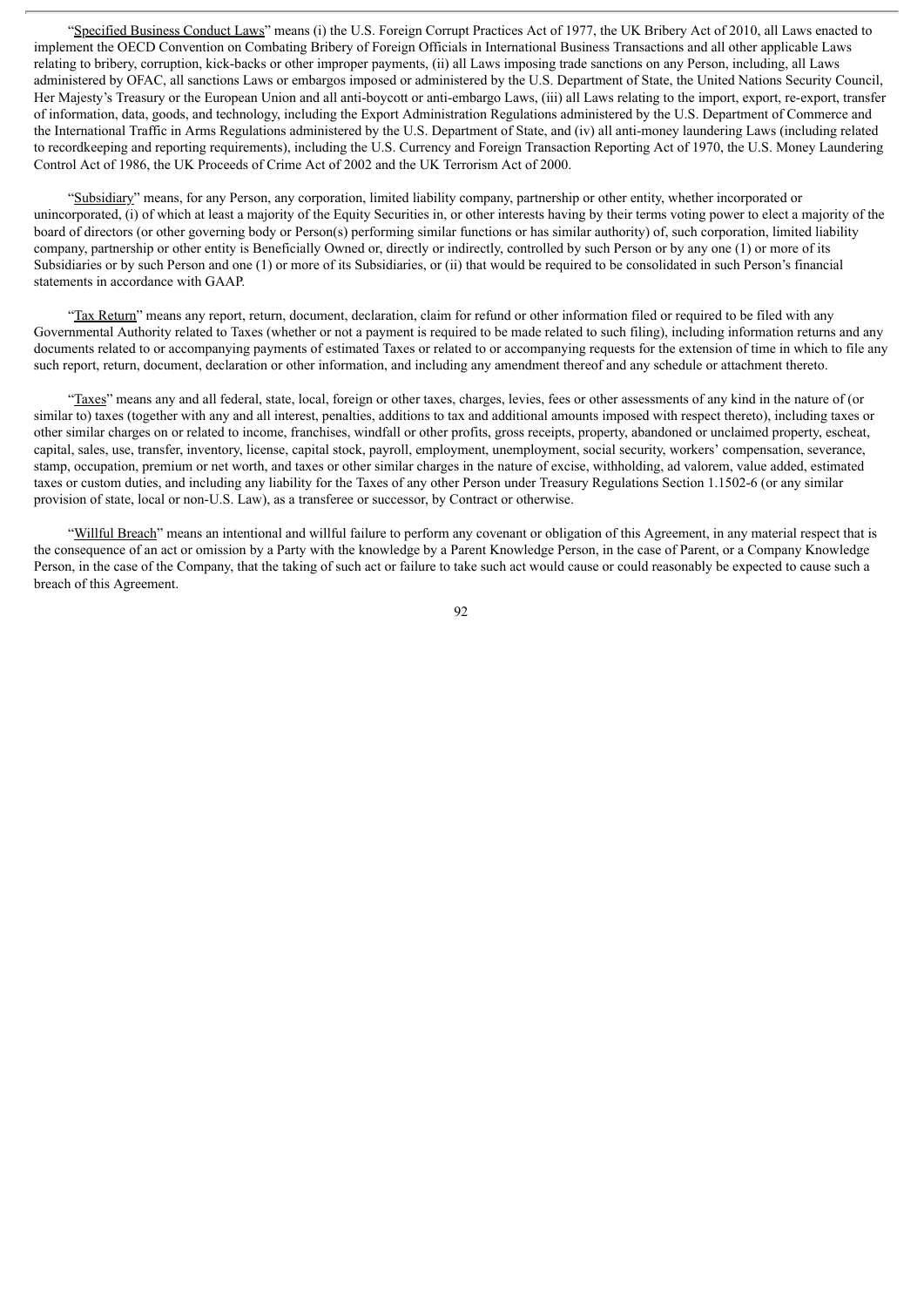"Specified Business Conduct Laws" means (i) the U.S. Foreign Corrupt Practices Act of 1977, the UK Bribery Act of 2010, all Laws enacted to implement the OECD Convention on Combating Bribery of Foreign Officials in International Business Transactions and all other applicable Laws relating to bribery, corruption, kick-backs or other improper payments, (ii) all Laws imposing trade sanctions on any Person, including, all Laws administered by OFAC, all sanctions Laws or embargos imposed or administered by the U.S. Department of State, the United Nations Security Council, Her Majesty's Treasury or the European Union and all anti-boycott or anti-embargo Laws, (iii) all Laws relating to the import, export, re-export, transfer of information, data, goods, and technology, including the Export Administration Regulations administered by the U.S. Department of Commerce and the International Traffic in Arms Regulations administered by the U.S. Department of State, and (iv) all anti-money laundering Laws (including related to recordkeeping and reporting requirements), including the U.S. Currency and Foreign Transaction Reporting Act of 1970, the U.S. Money Laundering Control Act of 1986, the UK Proceeds of Crime Act of 2002 and the UK Terrorism Act of 2000.

"Subsidiary" means, for any Person, any corporation, limited liability company, partnership or other entity, whether incorporated or unincorporated, (i) of which at least a majority of the Equity Securities in, or other interests having by their terms voting power to elect a majority of the board of directors (or other governing body or Person(s) performing similar functions or has similar authority) of, such corporation, limited liability company, partnership or other entity is Beneficially Owned or, directly or indirectly, controlled by such Person or by any one (1) or more of its Subsidiaries or by such Person and one (1) or more of its Subsidiaries, or (ii) that would be required to be consolidated in such Person's financial statements in accordance with GAAP.

"Tax Return" means any report, return, document, declaration, claim for refund or other information filed or required to be filed with any Governmental Authority related to Taxes (whether or not a payment is required to be made related to such filing), including information returns and any documents related to or accompanying payments of estimated Taxes or related to or accompanying requests for the extension of time in which to file any such report, return, document, declaration or other information, and including any amendment thereof and any schedule or attachment thereto.

"Taxes" means any and all federal, state, local, foreign or other taxes, charges, levies, fees or other assessments of any kind in the nature of (or similar to) taxes (together with any and all interest, penalties, additions to tax and additional amounts imposed with respect thereto), including taxes or other similar charges on or related to income, franchises, windfall or other profits, gross receipts, property, abandoned or unclaimed property, escheat, capital, sales, use, transfer, inventory, license, capital stock, payroll, employment, unemployment, social security, workers' compensation, severance, stamp, occupation, premium or net worth, and taxes or other similar charges in the nature of excise, withholding, ad valorem, value added, estimated taxes or custom duties, and including any liability for the Taxes of any other Person under Treasury Regulations Section 1.1502-6 (or any similar provision of state, local or non-U.S. Law), as a transferee or successor, by Contract or otherwise.

"Willful Breach" means an intentional and willful failure to perform any covenant or obligation of this Agreement, in any material respect that is the consequence of an act or omission by a Party with the knowledge by a Parent Knowledge Person, in the case of Parent, or a Company Knowledge Person, in the case of the Company, that the taking of such act or failure to take such act would cause or could reasonably be expected to cause such a breach of this Agreement.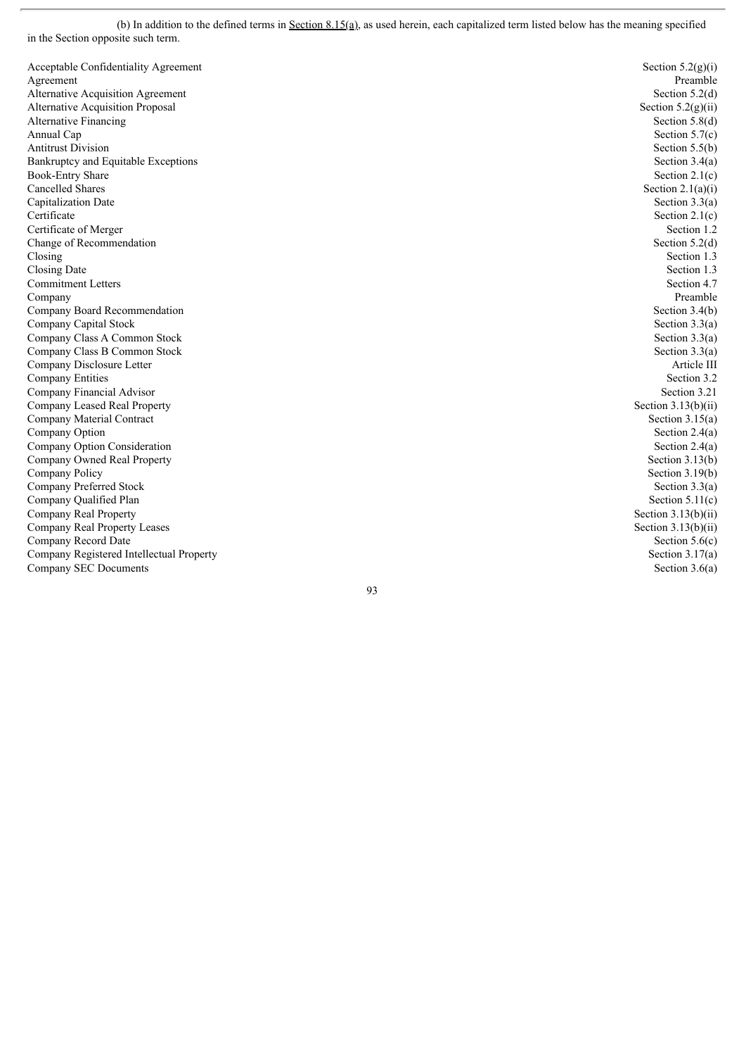(b) In addition to the defined terms in Section 8.15(a), as used herein, each capitalized term listed below has the meaning specified in the Section opposite such term.

| | |
|---|---|
| Acceptable Confidentiality Agreement | Section 5.2(g)(i) |
| Agreement | Preamble |
| Alternative Acquisition Agreement | Section 5.2(d) |
| Alternative Acquisition Proposal | Section 5.2(g)(ii) |
| Alternative Financing | Section 5.8(d) |
| Annual Cap | Section 5.7(c) |
| Antitrust Division | Section 5.5(b) |
| Bankruptcy and Equitable Exceptions | Section 3.4(a) |
| Book-Entry Share | Section 2.1(c) |
| Cancelled Shares | Section 2.1(a)(i) |
| Capitalization Date | Section 3.3(a) |
| Certificate | Section 2.1(c) |
| Certificate of Merger | Section 1.2 |
| Change of Recommendation | Section 5.2(d) |
| Closing | Section 1.3 |
| Closing Date | Section 1.3 |
| Commitment Letters | Section 4.7 |
| Company | Preamble |
| Company Board Recommendation | Section 3.4(b) |
| Company Capital Stock | Section 3.3(a) |
| Company Class A Common Stock | Section 3.3(a) |
| Company Class B Common Stock | Section 3.3(a) |
| Company Disclosure Letter | Article III |
| Company Entities | Section 3.2 |
| Company Financial Advisor | Section 3.21 |
| Company Leased Real Property | Section 3.13(b)(ii) |
| Company Material Contract | Section 3.15(a) |
| Company Option | Section 2.4(a) |
| Company Option Consideration | Section 2.4(a) |
| Company Owned Real Property | Section 3.13(b) |
| Company Policy | Section 3.19(b) |
| Company Preferred Stock | Section 3.3(a) |
| Company Qualified Plan | Section 5.11(c) |
| Company Real Property | Section 3.13(b)(ii) |
| Company Real Property Leases | Section 3.13(b)(ii) |
| Company Record Date | Section 5.6(c) |
| Company Registered Intellectual Property | Section 3.17(a) |
| Company SEC Documents | Section 3.6(a) |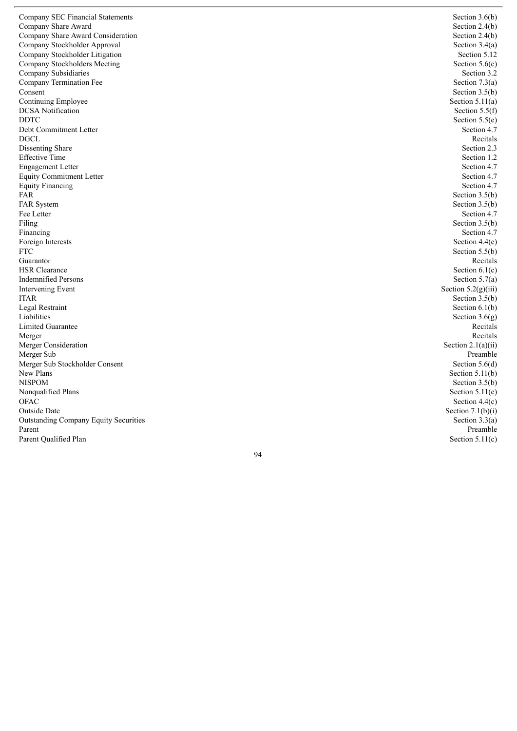| | |
|---|---|
| Company SEC Financial Statements | Section 3.6(b) |
| Company Share Award | Section 2.4(b) |
| Company Share Award Consideration | Section 2.4(b) |
| Company Stockholder Approval | Section 3.4(a) |
| Company Stockholder Litigation | Section 5.12 |
| Company Stockholders Meeting | Section 5.6(c) |
| Company Subsidiaries | Section 3.2 |
| Company Termination Fee | Section 7.3(a) |
| Consent | Section 3.5(b) |
| Continuing Employee | Section 5.11(a) |
| DCSA Notification | Section 5.5(f) |
| DDTC | Section 5.5(e) |
| Debt Commitment Letter | Section 4.7 |
| DGCL | Recitals |
| Dissenting Share | Section 2.3 |
| Effective Time | Section 1.2 |
| Engagement Letter | Section 4.7 |
| Equity Commitment Letter | Section 4.7 |
| Equity Financing | Section 4.7 |
| FAR | Section 3.5(b) |
| FAR System | Section 3.5(b) |
| Fee Letter | Section 4.7 |
| Filing | Section 3.5(b) |
| Financing | Section 4.7 |
| Foreign Interests | Section 4.4(e) |
| FTC | Section 5.5(b) |
| Guarantor | Recitals |
| HSR Clearance | Section 6.1(c) |
| Indemnified Persons | Section 5.7(a) |
| Intervening Event | Section 5.2(g)(iii) |
| ITAR | Section 3.5(b) |
| Legal Restraint | Section 6.1(b) |
| Liabilities | Section 3.6(g) |
| Limited Guarantee | Recitals |
| Merger | Recitals |
| Merger Consideration | Section 2.1(a)(ii) |
| Merger Sub | Preamble |
| Merger Sub Stockholder Consent | Section 5.6(d) |
| New Plans | Section 5.11(b) |
| NISPOM | Section 3.5(b) |
| Nonqualified Plans | Section 5.11(e) |
| OFAC | Section 4.4(c) |
| Outside Date | Section 7.1(b)(i) |
| Outstanding Company Equity Securities | Section 3.3(a) |
| Parent | Preamble |
| Parent Qualified Plan | Section 5.11(c) |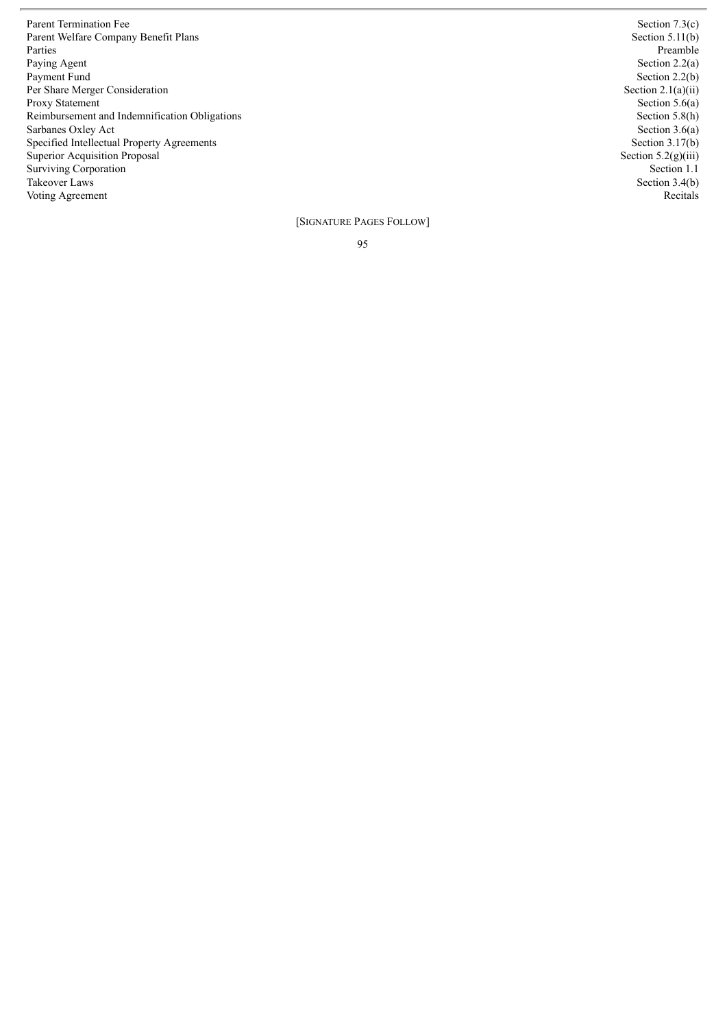| | |
|---|---|
| Parent Termination Fee | Section 7.3(c) |
| Parent Welfare Company Benefit Plans | Section 5.11(b) |
| Parties | Preamble |
| Paying Agent | Section 2.2(a) |
| Payment Fund | Section 2.2(b) |
| Per Share Merger Consideration | Section 2.1(a)(ii) |
| Proxy Statement | Section 5.6(a) |
| Reimbursement and Indemnification Obligations | Section 5.8(h) |
| Sarbanes Oxley Act | Section 3.6(a) |
| Specified Intellectual Property Agreements | Section 3.17(b) |
| Superior Acquisition Proposal | Section 5.2(g)(iii) |
| Surviving Corporation | Section 1.1 |
| Takeover Laws | Section 3.4(b) |
| Voting Agreement | Recitals |

[SIGNATURE PAGES FOLLOW]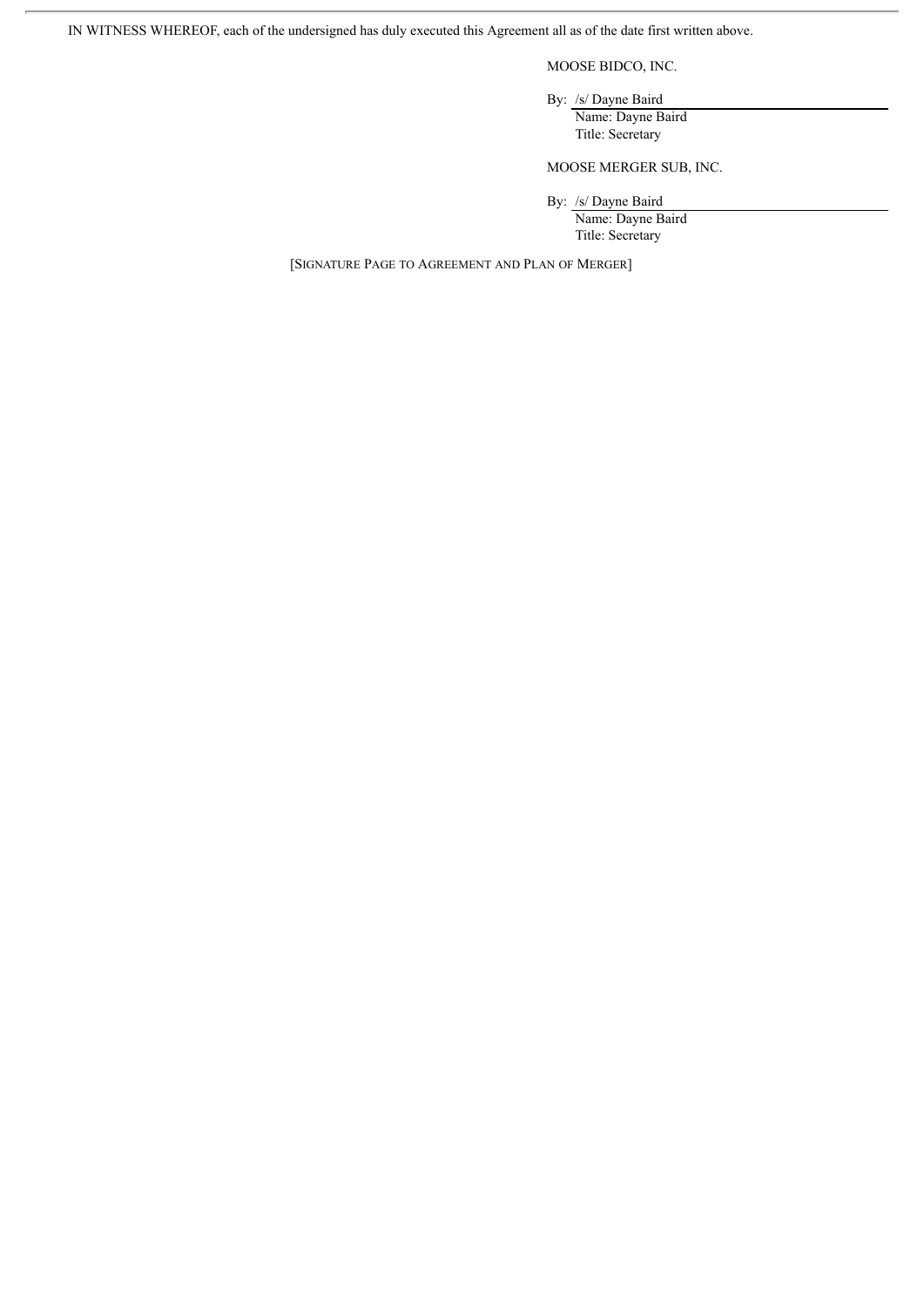IN WITNESS WHEREOF, each of the undersigned has duly executed this Agreement all as of the date first written above.

MOOSE BIDCO, INC.

By: /s/ Dayne Baird
Name: Dayne Baird
Title: Secretary

MOOSE MERGER SUB, INC.

By: /s/ Dayne Baird
Name: Dayne Baird
Title: Secretary

[Signature Page to Agreement and Plan of Merger]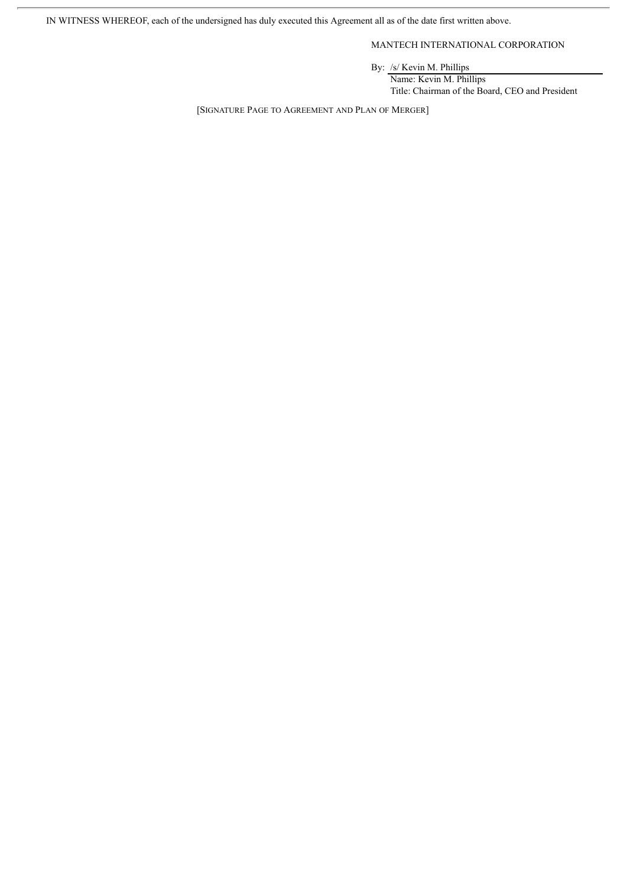IN WITNESS WHEREOF, each of the undersigned has duly executed this Agreement all as of the date first written above.

MANTECH INTERNATIONAL CORPORATION

By: /s/ Kevin M. Phillips
Name: Kevin M. Phillips
Title: Chairman of the Board, CEO and President

[Signature Page to Agreement and Plan of Merger]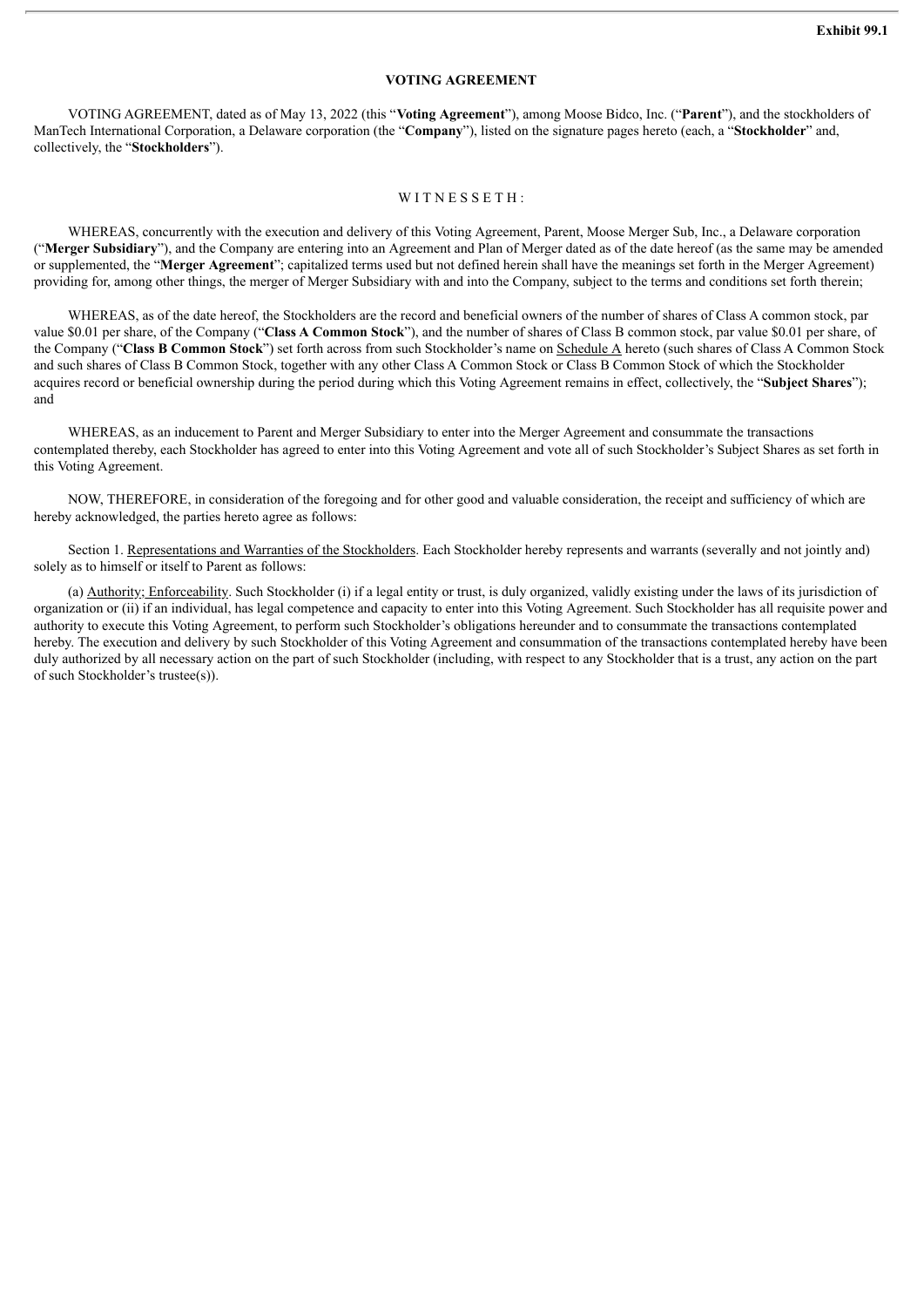**Exhibit 99.1**

**VOTING AGREEMENT**

VOTING AGREEMENT, dated as of May 13, 2022 (this "**Voting Agreement**"), among Moose Bidco, Inc. ("**Parent**"), and the stockholders of ManTech International Corporation, a Delaware corporation (the "**Company**"), listed on the signature pages hereto (each, a "**Stockholder**" and, collectively, the "**Stockholders**").

W I T N E S S E T H :

WHEREAS, concurrently with the execution and delivery of this Voting Agreement, Parent, Moose Merger Sub, Inc., a Delaware corporation ("**Merger Subsidiary**"), and the Company are entering into an Agreement and Plan of Merger dated as of the date hereof (as the same may be amended or supplemented, the "**Merger Agreement**"; capitalized terms used but not defined herein shall have the meanings set forth in the Merger Agreement) providing for, among other things, the merger of Merger Subsidiary with and into the Company, subject to the terms and conditions set forth therein;

WHEREAS, as of the date hereof, the Stockholders are the record and beneficial owners of the number of shares of Class A common stock, par value $0.01 per share, of the Company ("**Class A Common Stock**"), and the number of shares of Class B common stock, par value $0.01 per share, of the Company ("**Class B Common Stock**") set forth across from such Stockholder's name on Schedule A hereto (such shares of Class A Common Stock and such shares of Class B Common Stock, together with any other Class A Common Stock or Class B Common Stock of which the Stockholder acquires record or beneficial ownership during the period during which this Voting Agreement remains in effect, collectively, the "**Subject Shares**"); and

WHEREAS, as an inducement to Parent and Merger Subsidiary to enter into the Merger Agreement and consummate the transactions contemplated thereby, each Stockholder has agreed to enter into this Voting Agreement and vote all of such Stockholder's Subject Shares as set forth in this Voting Agreement.

NOW, THEREFORE, in consideration of the foregoing and for other good and valuable consideration, the receipt and sufficiency of which are hereby acknowledged, the parties hereto agree as follows:

Section 1. Representations and Warranties of the Stockholders. Each Stockholder hereby represents and warrants (severally and not jointly and) solely as to himself or itself to Parent as follows:

(a) Authority; Enforceability. Such Stockholder (i) if a legal entity or trust, is duly organized, validly existing under the laws of its jurisdiction of organization or (ii) if an individual, has legal competence and capacity to enter into this Voting Agreement. Such Stockholder has all requisite power and authority to execute this Voting Agreement, to perform such Stockholder's obligations hereunder and to consummate the transactions contemplated hereby. The execution and delivery by such Stockholder of this Voting Agreement and consummation of the transactions contemplated hereby have been duly authorized by all necessary action on the part of such Stockholder (including, with respect to any Stockholder that is a trust, any action on the part of such Stockholder's trustee(s)).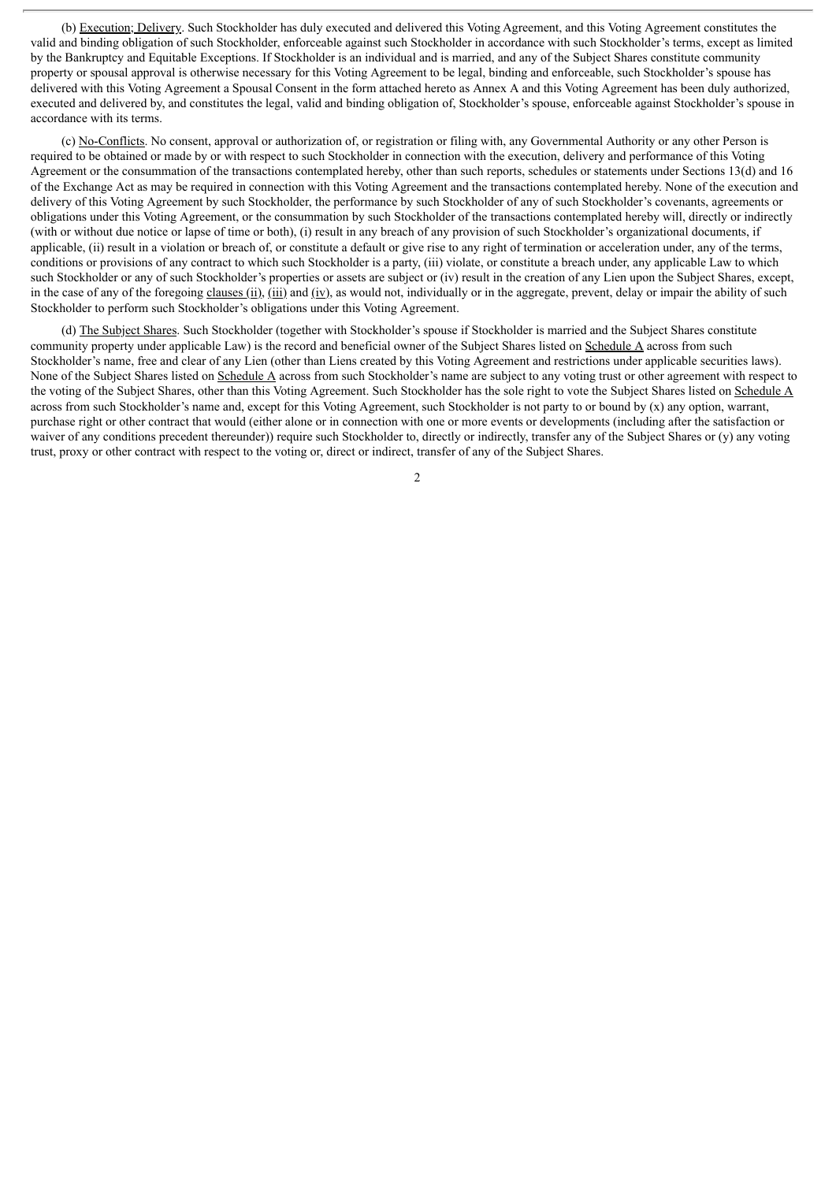(b) Execution; Delivery. Such Stockholder has duly executed and delivered this Voting Agreement, and this Voting Agreement constitutes the valid and binding obligation of such Stockholder, enforceable against such Stockholder in accordance with such Stockholder's terms, except as limited by the Bankruptcy and Equitable Exceptions. If Stockholder is an individual and is married, and any of the Subject Shares constitute community property or spousal approval is otherwise necessary for this Voting Agreement to be legal, binding and enforceable, such Stockholder's spouse has delivered with this Voting Agreement a Spousal Consent in the form attached hereto as Annex A and this Voting Agreement has been duly authorized, executed and delivered by, and constitutes the legal, valid and binding obligation of, Stockholder's spouse, enforceable against Stockholder's spouse in accordance with its terms.

(c) No-Conflicts. No consent, approval or authorization of, or registration or filing with, any Governmental Authority or any other Person is required to be obtained or made by or with respect to such Stockholder in connection with the execution, delivery and performance of this Voting Agreement or the consummation of the transactions contemplated hereby, other than such reports, schedules or statements under Sections 13(d) and 16 of the Exchange Act as may be required in connection with this Voting Agreement and the transactions contemplated hereby. None of the execution and delivery of this Voting Agreement by such Stockholder, the performance by such Stockholder of any of such Stockholder's covenants, agreements or obligations under this Voting Agreement, or the consummation by such Stockholder of the transactions contemplated hereby will, directly or indirectly (with or without due notice or lapse of time or both), (i) result in any breach of any provision of such Stockholder's organizational documents, if applicable, (ii) result in a violation or breach of, or constitute a default or give rise to any right of termination or acceleration under, any of the terms, conditions or provisions of any contract to which such Stockholder is a party, (iii) violate, or constitute a breach under, any applicable Law to which such Stockholder or any of such Stockholder's properties or assets are subject or (iv) result in the creation of any Lien upon the Subject Shares, except, in the case of any of the foregoing clauses (ii), (iii) and (iv), as would not, individually or in the aggregate, prevent, delay or impair the ability of such Stockholder to perform such Stockholder's obligations under this Voting Agreement.

(d) The Subject Shares. Such Stockholder (together with Stockholder's spouse if Stockholder is married and the Subject Shares constitute community property under applicable Law) is the record and beneficial owner of the Subject Shares listed on Schedule A across from such Stockholder's name, free and clear of any Lien (other than Liens created by this Voting Agreement and restrictions under applicable securities laws). None of the Subject Shares listed on Schedule A across from such Stockholder's name are subject to any voting trust or other agreement with respect to the voting of the Subject Shares, other than this Voting Agreement. Such Stockholder has the sole right to vote the Subject Shares listed on Schedule A across from such Stockholder's name and, except for this Voting Agreement, such Stockholder is not party to or bound by (x) any option, warrant, purchase right or other contract that would (either alone or in connection with one or more events or developments (including after the satisfaction or waiver of any conditions precedent thereunder)) require such Stockholder to, directly or indirectly, transfer any of the Subject Shares or (y) any voting trust, proxy or other contract with respect to the voting or, direct or indirect, transfer of any of the Subject Shares.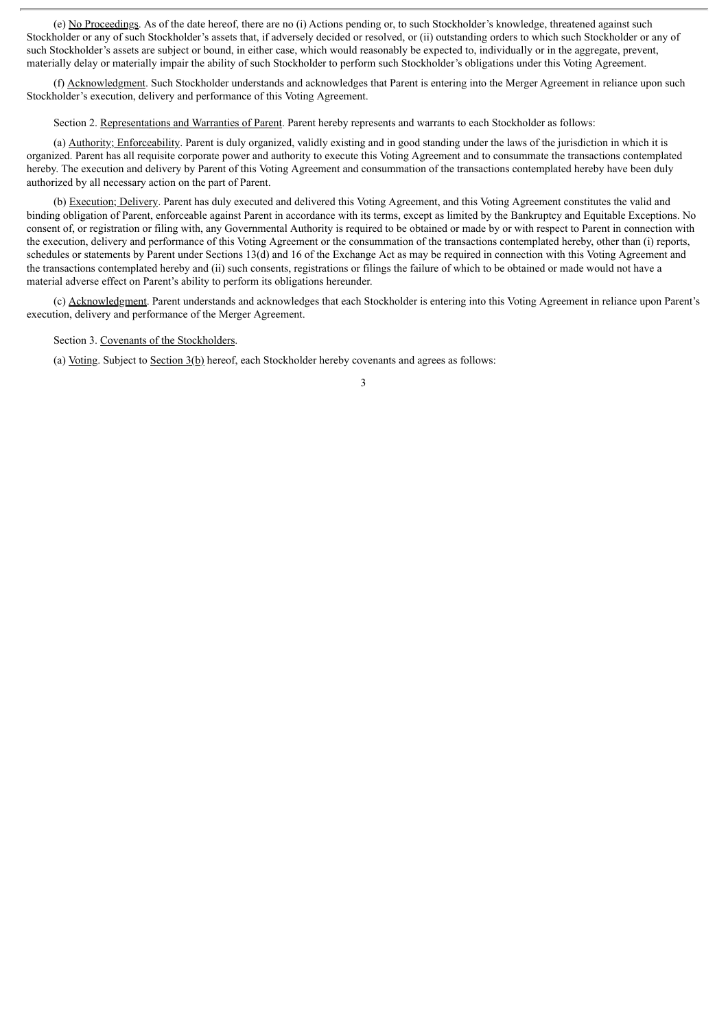(e) No Proceedings. As of the date hereof, there are no (i) Actions pending or, to such Stockholder's knowledge, threatened against such Stockholder or any of such Stockholder's assets that, if adversely decided or resolved, or (ii) outstanding orders to which such Stockholder or any of such Stockholder's assets are subject or bound, in either case, which would reasonably be expected to, individually or in the aggregate, prevent, materially delay or materially impair the ability of such Stockholder to perform such Stockholder's obligations under this Voting Agreement.

(f) Acknowledgment. Such Stockholder understands and acknowledges that Parent is entering into the Merger Agreement in reliance upon such Stockholder's execution, delivery and performance of this Voting Agreement.

Section 2. Representations and Warranties of Parent. Parent hereby represents and warrants to each Stockholder as follows:

(a) Authority; Enforceability. Parent is duly organized, validly existing and in good standing under the laws of the jurisdiction in which it is organized. Parent has all requisite corporate power and authority to execute this Voting Agreement and to consummate the transactions contemplated hereby. The execution and delivery by Parent of this Voting Agreement and consummation of the transactions contemplated hereby have been duly authorized by all necessary action on the part of Parent.

(b) Execution; Delivery. Parent has duly executed and delivered this Voting Agreement, and this Voting Agreement constitutes the valid and binding obligation of Parent, enforceable against Parent in accordance with its terms, except as limited by the Bankruptcy and Equitable Exceptions. No consent of, or registration or filing with, any Governmental Authority is required to be obtained or made by or with respect to Parent in connection with the execution, delivery and performance of this Voting Agreement or the consummation of the transactions contemplated hereby, other than (i) reports, schedules or statements by Parent under Sections 13(d) and 16 of the Exchange Act as may be required in connection with this Voting Agreement and the transactions contemplated hereby and (ii) such consents, registrations or filings the failure of which to be obtained or made would not have a material adverse effect on Parent's ability to perform its obligations hereunder.

(c) Acknowledgment. Parent understands and acknowledges that each Stockholder is entering into this Voting Agreement in reliance upon Parent's execution, delivery and performance of the Merger Agreement.

Section 3. Covenants of the Stockholders.

(a) Voting. Subject to Section 3(b) hereof, each Stockholder hereby covenants and agrees as follows: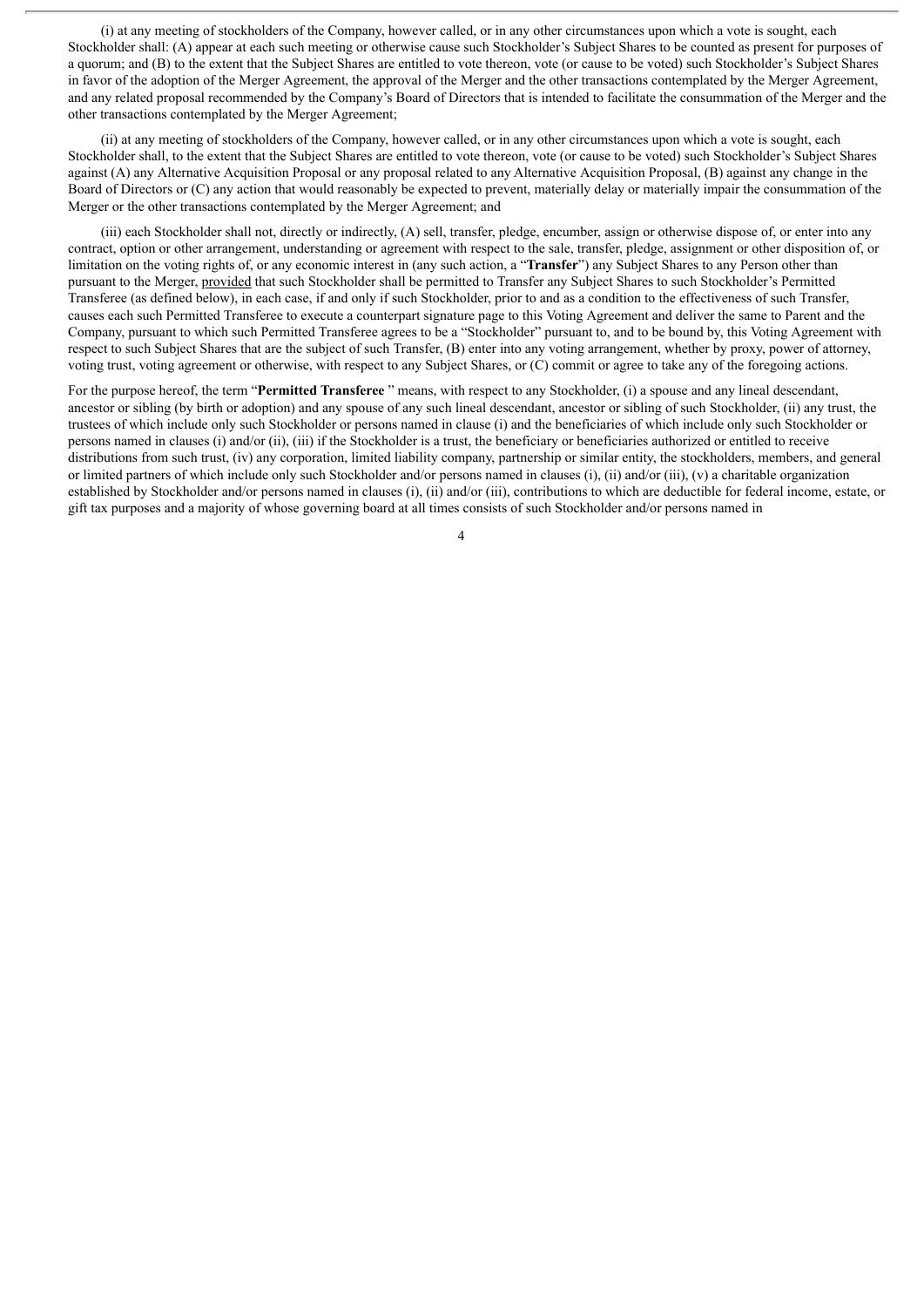(i) at any meeting of stockholders of the Company, however called, or in any other circumstances upon which a vote is sought, each Stockholder shall: (A) appear at each such meeting or otherwise cause such Stockholder's Subject Shares to be counted as present for purposes of a quorum; and (B) to the extent that the Subject Shares are entitled to vote thereon, vote (or cause to be voted) such Stockholder's Subject Shares in favor of the adoption of the Merger Agreement, the approval of the Merger and the other transactions contemplated by the Merger Agreement, and any related proposal recommended by the Company's Board of Directors that is intended to facilitate the consummation of the Merger and the other transactions contemplated by the Merger Agreement;

(ii) at any meeting of stockholders of the Company, however called, or in any other circumstances upon which a vote is sought, each Stockholder shall, to the extent that the Subject Shares are entitled to vote thereon, vote (or cause to be voted) such Stockholder's Subject Shares against (A) any Alternative Acquisition Proposal or any proposal related to any Alternative Acquisition Proposal, (B) against any change in the Board of Directors or (C) any action that would reasonably be expected to prevent, materially delay or materially impair the consummation of the Merger or the other transactions contemplated by the Merger Agreement; and

(iii) each Stockholder shall not, directly or indirectly, (A) sell, transfer, pledge, encumber, assign or otherwise dispose of, or enter into any contract, option or other arrangement, understanding or agreement with respect to the sale, transfer, pledge, assignment or other disposition of, or limitation on the voting rights of, or any economic interest in (any such action, a "**Transfer**") any Subject Shares to any Person other than pursuant to the Merger, provided that such Stockholder shall be permitted to Transfer any Subject Shares to such Stockholder's Permitted Transferee (as defined below), in each case, if and only if such Stockholder, prior to and as a condition to the effectiveness of such Transfer, causes each such Permitted Transferee to execute a counterpart signature page to this Voting Agreement and deliver the same to Parent and the Company, pursuant to which such Permitted Transferee agrees to be a "Stockholder" pursuant to, and to be bound by, this Voting Agreement with respect to such Subject Shares that are the subject of such Transfer, (B) enter into any voting arrangement, whether by proxy, power of attorney, voting trust, voting agreement or otherwise, with respect to any Subject Shares, or (C) commit or agree to take any of the foregoing actions.

For the purpose hereof, the term "**Permitted Transferee** " means, with respect to any Stockholder, (i) a spouse and any lineal descendant, ancestor or sibling (by birth or adoption) and any spouse of any such lineal descendant, ancestor or sibling of such Stockholder, (ii) any trust, the trustees of which include only such Stockholder or persons named in clause (i) and the beneficiaries of which include only such Stockholder or persons named in clauses (i) and/or (ii), (iii) if the Stockholder is a trust, the beneficiary or beneficiaries authorized or entitled to receive distributions from such trust, (iv) any corporation, limited liability company, partnership or similar entity, the stockholders, members, and general or limited partners of which include only such Stockholder and/or persons named in clauses (i), (ii) and/or (iii), (v) a charitable organization established by Stockholder and/or persons named in clauses (i), (ii) and/or (iii), contributions to which are deductible for federal income, estate, or gift tax purposes and a majority of whose governing board at all times consists of such Stockholder and/or persons named in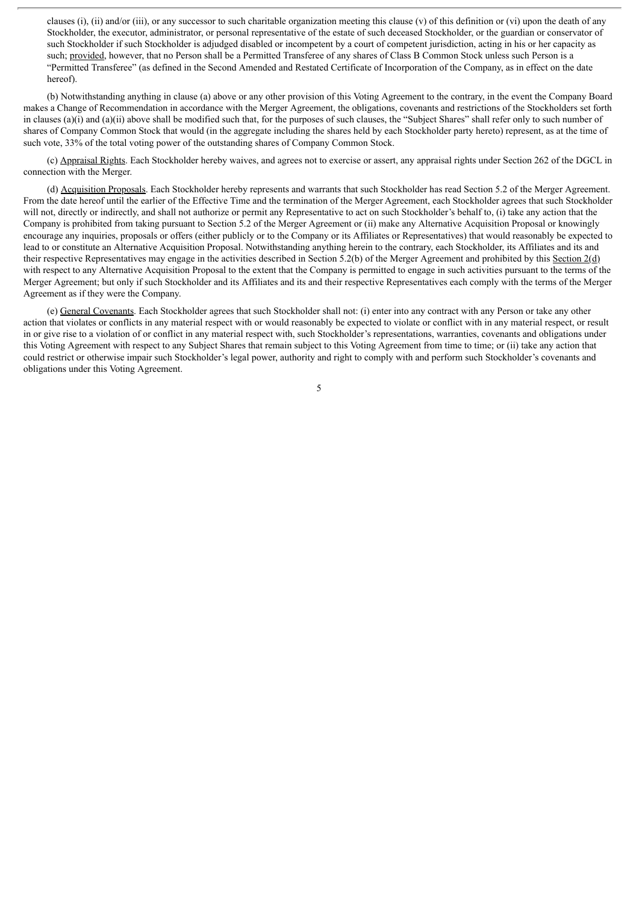clauses (i), (ii) and/or (iii), or any successor to such charitable organization meeting this clause (v) of this definition or (vi) upon the death of any Stockholder, the executor, administrator, or personal representative of the estate of such deceased Stockholder, or the guardian or conservator of such Stockholder if such Stockholder is adjudged disabled or incompetent by a court of competent jurisdiction, acting in his or her capacity as such; provided, however, that no Person shall be a Permitted Transferee of any shares of Class B Common Stock unless such Person is a "Permitted Transferee" (as defined in the Second Amended and Restated Certificate of Incorporation of the Company, as in effect on the date hereof).

(b) Notwithstanding anything in clause (a) above or any other provision of this Voting Agreement to the contrary, in the event the Company Board makes a Change of Recommendation in accordance with the Merger Agreement, the obligations, covenants and restrictions of the Stockholders set forth in clauses (a)(i) and (a)(ii) above shall be modified such that, for the purposes of such clauses, the "Subject Shares" shall refer only to such number of shares of Company Common Stock that would (in the aggregate including the shares held by each Stockholder party hereto) represent, as at the time of such vote, 33% of the total voting power of the outstanding shares of Company Common Stock.

(c) Appraisal Rights. Each Stockholder hereby waives, and agrees not to exercise or assert, any appraisal rights under Section 262 of the DGCL in connection with the Merger.

(d) Acquisition Proposals. Each Stockholder hereby represents and warrants that such Stockholder has read Section 5.2 of the Merger Agreement. From the date hereof until the earlier of the Effective Time and the termination of the Merger Agreement, each Stockholder agrees that such Stockholder will not, directly or indirectly, and shall not authorize or permit any Representative to act on such Stockholder's behalf to, (i) take any action that the Company is prohibited from taking pursuant to Section 5.2 of the Merger Agreement or (ii) make any Alternative Acquisition Proposal or knowingly encourage any inquiries, proposals or offers (either publicly or to the Company or its Affiliates or Representatives) that would reasonably be expected to lead to or constitute an Alternative Acquisition Proposal. Notwithstanding anything herein to the contrary, each Stockholder, its Affiliates and its and their respective Representatives may engage in the activities described in Section 5.2(b) of the Merger Agreement and prohibited by this Section 2(d) with respect to any Alternative Acquisition Proposal to the extent that the Company is permitted to engage in such activities pursuant to the terms of the Merger Agreement; but only if such Stockholder and its Affiliates and its and their respective Representatives each comply with the terms of the Merger Agreement as if they were the Company.

(e) General Covenants. Each Stockholder agrees that such Stockholder shall not: (i) enter into any contract with any Person or take any other action that violates or conflicts in any material respect with or would reasonably be expected to violate or conflict with in any material respect, or result in or give rise to a violation of or conflict in any material respect with, such Stockholder's representations, warranties, covenants and obligations under this Voting Agreement with respect to any Subject Shares that remain subject to this Voting Agreement from time to time; or (ii) take any action that could restrict or otherwise impair such Stockholder's legal power, authority and right to comply with and perform such Stockholder's covenants and obligations under this Voting Agreement.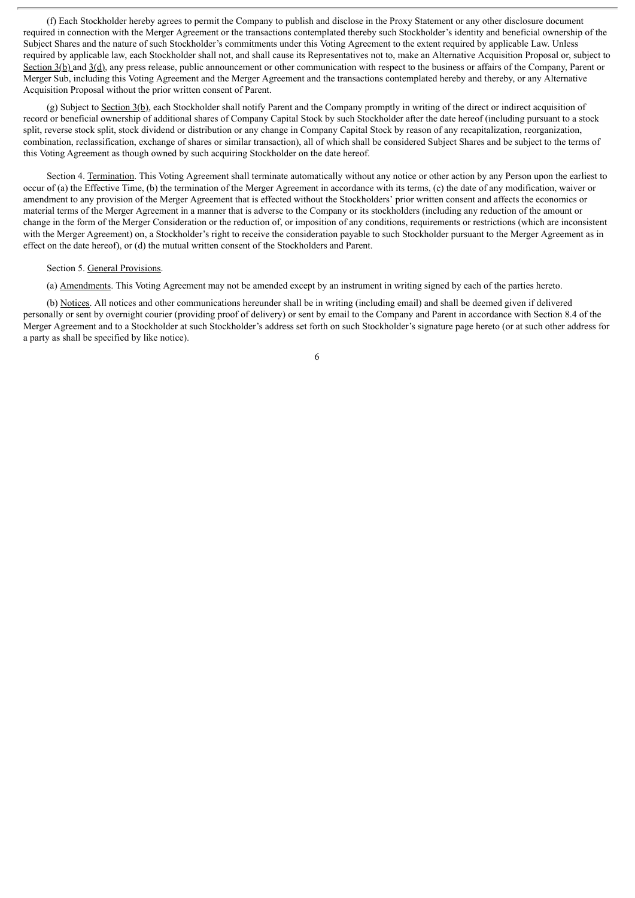(f) Each Stockholder hereby agrees to permit the Company to publish and disclose in the Proxy Statement or any other disclosure document required in connection with the Merger Agreement or the transactions contemplated thereby such Stockholder's identity and beneficial ownership of the Subject Shares and the nature of such Stockholder's commitments under this Voting Agreement to the extent required by applicable Law. Unless required by applicable law, each Stockholder shall not, and shall cause its Representatives not to, make an Alternative Acquisition Proposal or, subject to Section 3(b) and 3(d), any press release, public announcement or other communication with respect to the business or affairs of the Company, Parent or Merger Sub, including this Voting Agreement and the Merger Agreement and the transactions contemplated hereby and thereby, or any Alternative Acquisition Proposal without the prior written consent of Parent.

(g) Subject to Section 3(b), each Stockholder shall notify Parent and the Company promptly in writing of the direct or indirect acquisition of record or beneficial ownership of additional shares of Company Capital Stock by such Stockholder after the date hereof (including pursuant to a stock split, reverse stock split, stock dividend or distribution or any change in Company Capital Stock by reason of any recapitalization, reorganization, combination, reclassification, exchange of shares or similar transaction), all of which shall be considered Subject Shares and be subject to the terms of this Voting Agreement as though owned by such acquiring Stockholder on the date hereof.

Section 4. Termination. This Voting Agreement shall terminate automatically without any notice or other action by any Person upon the earliest to occur of (a) the Effective Time, (b) the termination of the Merger Agreement in accordance with its terms, (c) the date of any modification, waiver or amendment to any provision of the Merger Agreement that is effected without the Stockholders' prior written consent and affects the economics or material terms of the Merger Agreement in a manner that is adverse to the Company or its stockholders (including any reduction of the amount or change in the form of the Merger Consideration or the reduction of, or imposition of any conditions, requirements or restrictions (which are inconsistent with the Merger Agreement) on, a Stockholder's right to receive the consideration payable to such Stockholder pursuant to the Merger Agreement as in effect on the date hereof), or (d) the mutual written consent of the Stockholders and Parent.

Section 5. General Provisions.

(a) Amendments. This Voting Agreement may not be amended except by an instrument in writing signed by each of the parties hereto.

(b) Notices. All notices and other communications hereunder shall be in writing (including email) and shall be deemed given if delivered personally or sent by overnight courier (providing proof of delivery) or sent by email to the Company and Parent in accordance with Section 8.4 of the Merger Agreement and to a Stockholder at such Stockholder's address set forth on such Stockholder's signature page hereto (or at such other address for a party as shall be specified by like notice).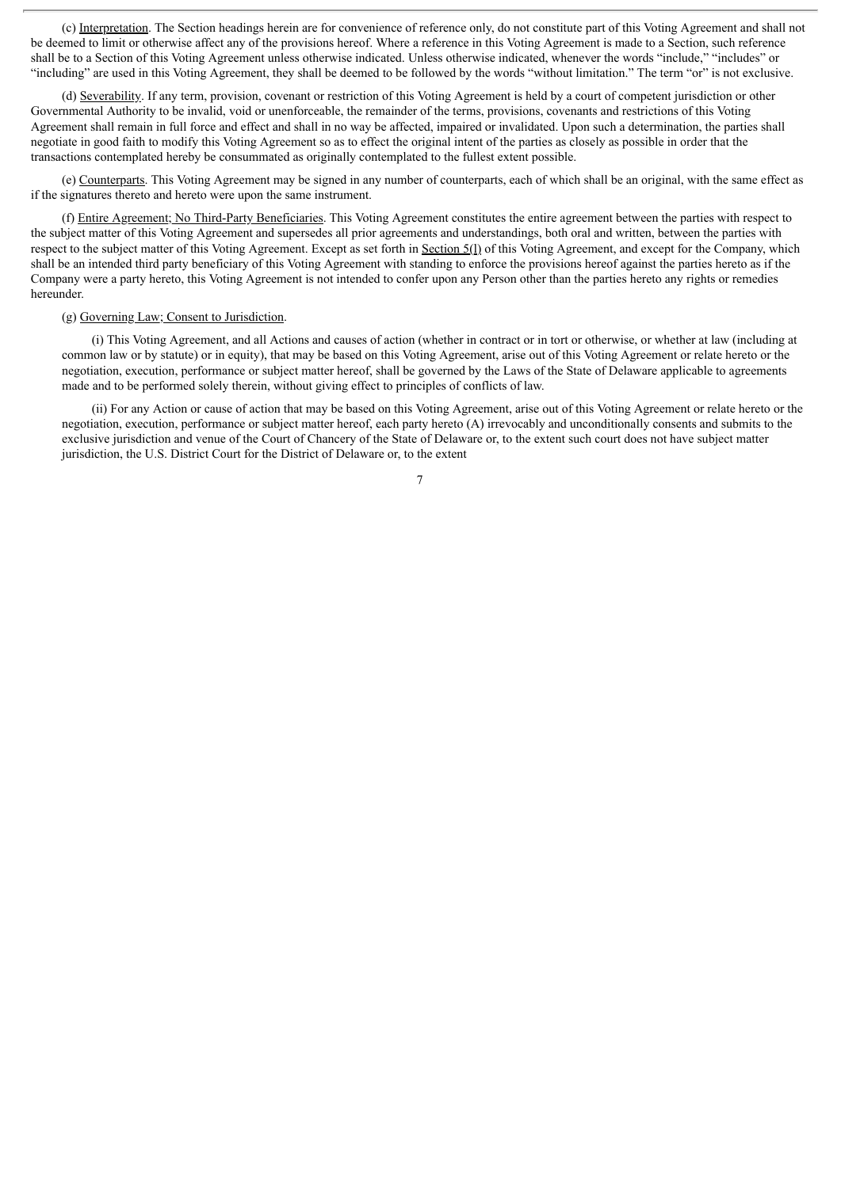(c) Interpretation. The Section headings herein are for convenience of reference only, do not constitute part of this Voting Agreement and shall not be deemed to limit or otherwise affect any of the provisions hereof. Where a reference in this Voting Agreement is made to a Section, such reference shall be to a Section of this Voting Agreement unless otherwise indicated. Unless otherwise indicated, whenever the words "include," "includes" or "including" are used in this Voting Agreement, they shall be deemed to be followed by the words "without limitation." The term "or" is not exclusive.

(d) Severability. If any term, provision, covenant or restriction of this Voting Agreement is held by a court of competent jurisdiction or other Governmental Authority to be invalid, void or unenforceable, the remainder of the terms, provisions, covenants and restrictions of this Voting Agreement shall remain in full force and effect and shall in no way be affected, impaired or invalidated. Upon such a determination, the parties shall negotiate in good faith to modify this Voting Agreement so as to effect the original intent of the parties as closely as possible in order that the transactions contemplated hereby be consummated as originally contemplated to the fullest extent possible.

(e) Counterparts. This Voting Agreement may be signed in any number of counterparts, each of which shall be an original, with the same effect as if the signatures thereto and hereto were upon the same instrument.

(f) Entire Agreement; No Third-Party Beneficiaries. This Voting Agreement constitutes the entire agreement between the parties with respect to the subject matter of this Voting Agreement and supersedes all prior agreements and understandings, both oral and written, between the parties with respect to the subject matter of this Voting Agreement. Except as set forth in Section 5(l) of this Voting Agreement, and except for the Company, which shall be an intended third party beneficiary of this Voting Agreement with standing to enforce the provisions hereof against the parties hereto as if the Company were a party hereto, this Voting Agreement is not intended to confer upon any Person other than the parties hereto any rights or remedies hereunder.

(g) Governing Law; Consent to Jurisdiction.

(i) This Voting Agreement, and all Actions and causes of action (whether in contract or in tort or otherwise, or whether at law (including at common law or by statute) or in equity), that may be based on this Voting Agreement, arise out of this Voting Agreement or relate hereto or the negotiation, execution, performance or subject matter hereof, shall be governed by the Laws of the State of Delaware applicable to agreements made and to be performed solely therein, without giving effect to principles of conflicts of law.

(ii) For any Action or cause of action that may be based on this Voting Agreement, arise out of this Voting Agreement or relate hereto or the negotiation, execution, performance or subject matter hereof, each party hereto (A) irrevocably and unconditionally consents and submits to the exclusive jurisdiction and venue of the Court of Chancery of the State of Delaware or, to the extent such court does not have subject matter jurisdiction, the U.S. District Court for the District of Delaware or, to the extent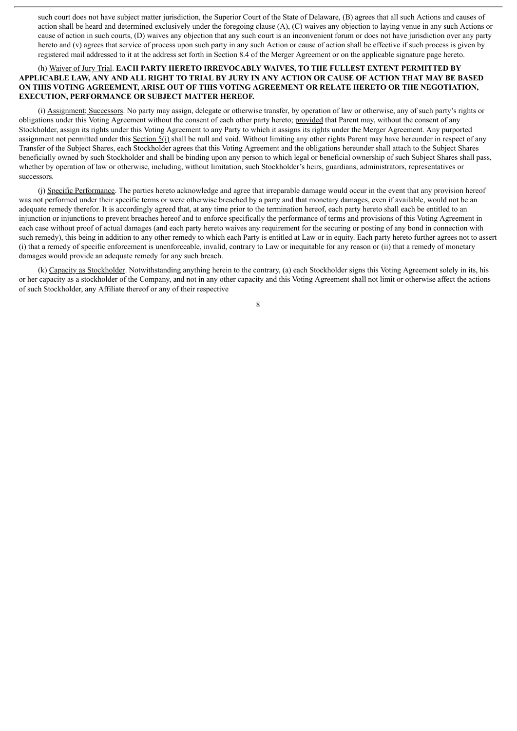such court does not have subject matter jurisdiction, the Superior Court of the State of Delaware, (B) agrees that all such Actions and causes of action shall be heard and determined exclusively under the foregoing clause (A), (C) waives any objection to laying venue in any such Actions or cause of action in such courts, (D) waives any objection that any such court is an inconvenient forum or does not have jurisdiction over any party hereto and (v) agrees that service of process upon such party in any such Action or cause of action shall be effective if such process is given by registered mail addressed to it at the address set forth in Section 8.4 of the Merger Agreement or on the applicable signature page hereto.

(h) Waiver of Jury Trial. **EACH PARTY HERETO IRREVOCABLY WAIVES, TO THE FULLEST EXTENT PERMITTED BY APPLICABLE LAW, ANY AND ALL RIGHT TO TRIAL BY JURY IN ANY ACTION OR CAUSE OF ACTION THAT MAY BE BASED ON THIS VOTING AGREEMENT, ARISE OUT OF THIS VOTING AGREEMENT OR RELATE HERETO OR THE NEGOTIATION, EXECUTION, PERFORMANCE OR SUBJECT MATTER HEREOF.**

(i) Assignment; Successors. No party may assign, delegate or otherwise transfer, by operation of law or otherwise, any of such party's rights or obligations under this Voting Agreement without the consent of each other party hereto; provided that Parent may, without the consent of any Stockholder, assign its rights under this Voting Agreement to any Party to which it assigns its rights under the Merger Agreement. Any purported assignment not permitted under this Section 5(i) shall be null and void. Without limiting any other rights Parent may have hereunder in respect of any Transfer of the Subject Shares, each Stockholder agrees that this Voting Agreement and the obligations hereunder shall attach to the Subject Shares beneficially owned by such Stockholder and shall be binding upon any person to which legal or beneficial ownership of such Subject Shares shall pass, whether by operation of law or otherwise, including, without limitation, such Stockholder's heirs, guardians, administrators, representatives or successors.

(j) Specific Performance. The parties hereto acknowledge and agree that irreparable damage would occur in the event that any provision hereof was not performed under their specific terms or were otherwise breached by a party and that monetary damages, even if available, would not be an adequate remedy therefor. It is accordingly agreed that, at any time prior to the termination hereof, each party hereto shall each be entitled to an injunction or injunctions to prevent breaches hereof and to enforce specifically the performance of terms and provisions of this Voting Agreement in each case without proof of actual damages (and each party hereto waives any requirement for the securing or posting of any bond in connection with such remedy), this being in addition to any other remedy to which each Party is entitled at Law or in equity. Each party hereto further agrees not to assert (i) that a remedy of specific enforcement is unenforceable, invalid, contrary to Law or inequitable for any reason or (ii) that a remedy of monetary damages would provide an adequate remedy for any such breach.

(k) Capacity as Stockholder. Notwithstanding anything herein to the contrary, (a) each Stockholder signs this Voting Agreement solely in its, his or her capacity as a stockholder of the Company, and not in any other capacity and this Voting Agreement shall not limit or otherwise affect the actions of such Stockholder, any Affiliate thereof or any of their respective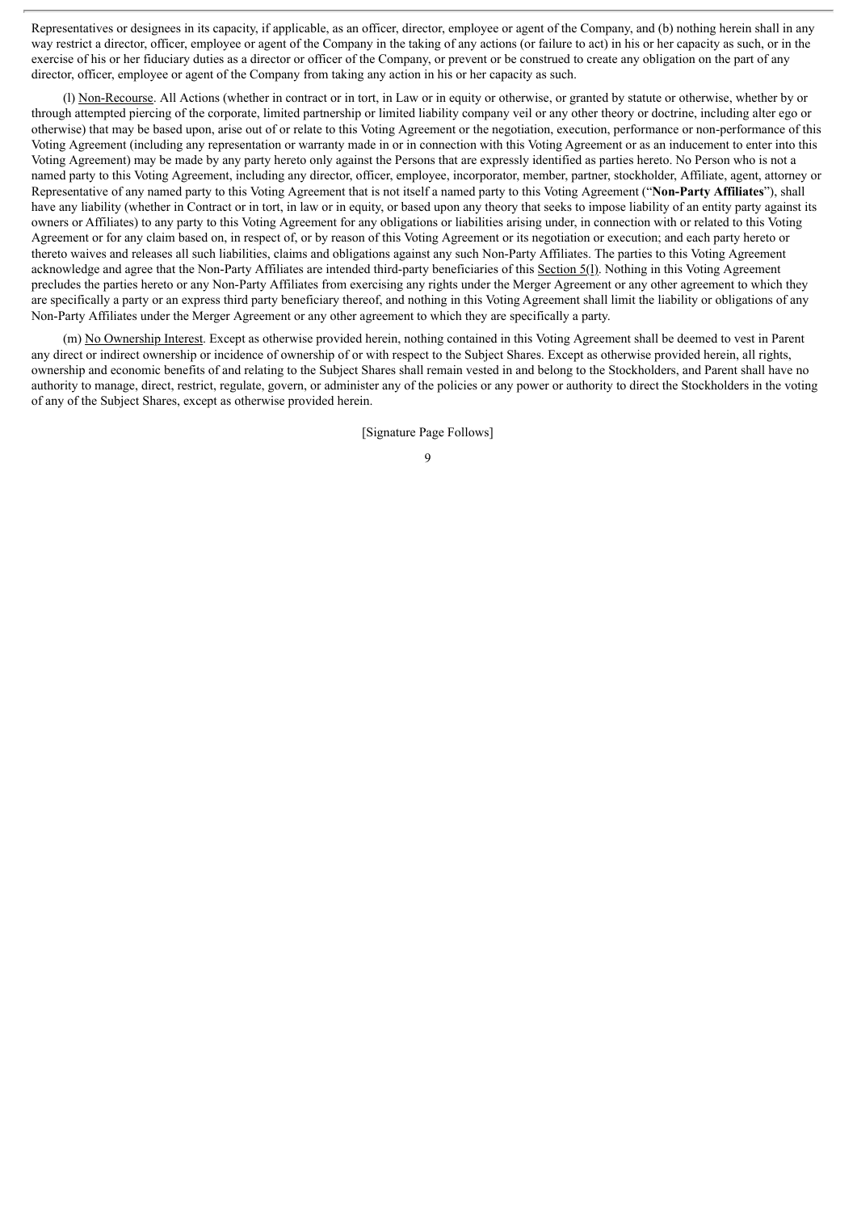Representatives or designees in its capacity, if applicable, as an officer, director, employee or agent of the Company, and (b) nothing herein shall in any way restrict a director, officer, employee or agent of the Company in the taking of any actions (or failure to act) in his or her capacity as such, or in the exercise of his or her fiduciary duties as a director or officer of the Company, or prevent or be construed to create any obligation on the part of any director, officer, employee or agent of the Company from taking any action in his or her capacity as such.

(l) Non-Recourse. All Actions (whether in contract or in tort, in Law or in equity or otherwise, or granted by statute or otherwise, whether by or through attempted piercing of the corporate, limited partnership or limited liability company veil or any other theory or doctrine, including alter ego or otherwise) that may be based upon, arise out of or relate to this Voting Agreement or the negotiation, execution, performance or non-performance of this Voting Agreement (including any representation or warranty made in or in connection with this Voting Agreement or as an inducement to enter into this Voting Agreement) may be made by any party hereto only against the Persons that are expressly identified as parties hereto. No Person who is not a named party to this Voting Agreement, including any director, officer, employee, incorporator, member, partner, stockholder, Affiliate, agent, attorney or Representative of any named party to this Voting Agreement that is not itself a named party to this Voting Agreement ("**Non-Party Affiliates**"), shall have any liability (whether in Contract or in tort, in law or in equity, or based upon any theory that seeks to impose liability of an entity party against its owners or Affiliates) to any party to this Voting Agreement for any obligations or liabilities arising under, in connection with or related to this Voting Agreement or for any claim based on, in respect of, or by reason of this Voting Agreement or its negotiation or execution; and each party hereto or thereto waives and releases all such liabilities, claims and obligations against any such Non-Party Affiliates. The parties to this Voting Agreement acknowledge and agree that the Non-Party Affiliates are intended third-party beneficiaries of this Section 5(l). Nothing in this Voting Agreement precludes the parties hereto or any Non-Party Affiliates from exercising any rights under the Merger Agreement or any other agreement to which they are specifically a party or an express third party beneficiary thereof, and nothing in this Voting Agreement shall limit the liability or obligations of any Non-Party Affiliates under the Merger Agreement or any other agreement to which they are specifically a party.

(m) No Ownership Interest. Except as otherwise provided herein, nothing contained in this Voting Agreement shall be deemed to vest in Parent any direct or indirect ownership or incidence of ownership of or with respect to the Subject Shares. Except as otherwise provided herein, all rights, ownership and economic benefits of and relating to the Subject Shares shall remain vested in and belong to the Stockholders, and Parent shall have no authority to manage, direct, restrict, regulate, govern, or administer any of the policies or any power or authority to direct the Stockholders in the voting of any of the Subject Shares, except as otherwise provided herein.

[Signature Page Follows]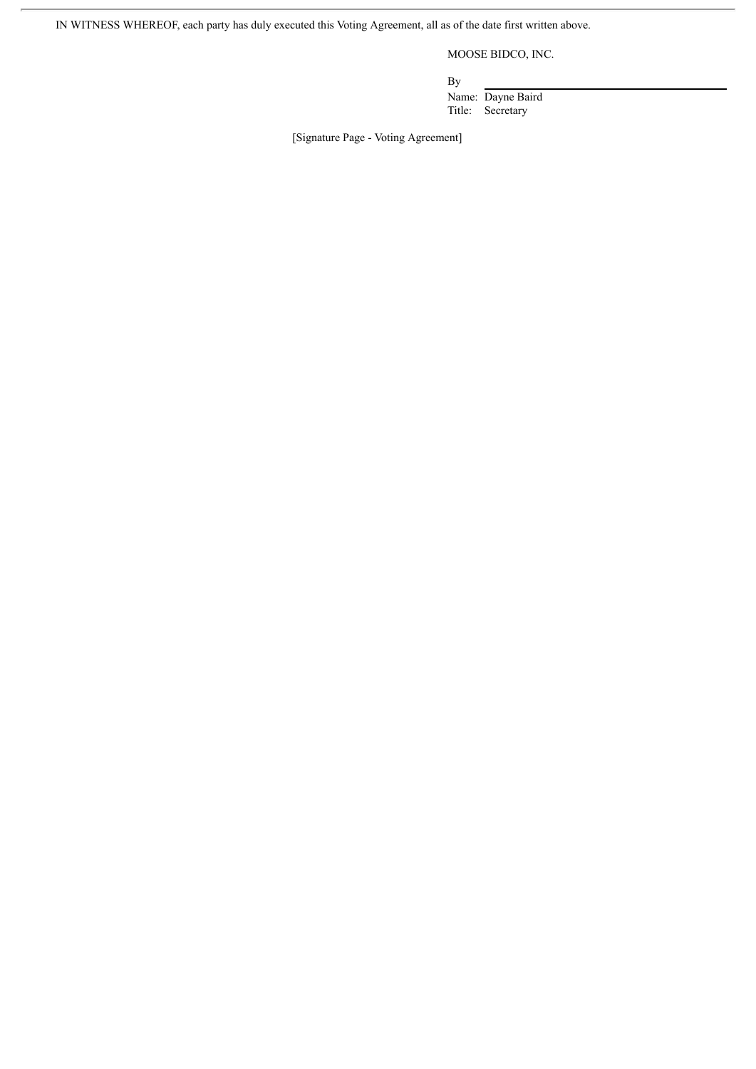IN WITNESS WHEREOF, each party has duly executed this Voting Agreement, all as of the date first written above.

MOOSE BIDCO, INC.

By \_\_\_\_\_\_\_\_\_\_\_\_\_\_\_\_\_\_\_\_\_\_\_\_\_\_\_\_\_\_

Name: Dayne Baird

Title: Secretary

[Signature Page - Voting Agreement]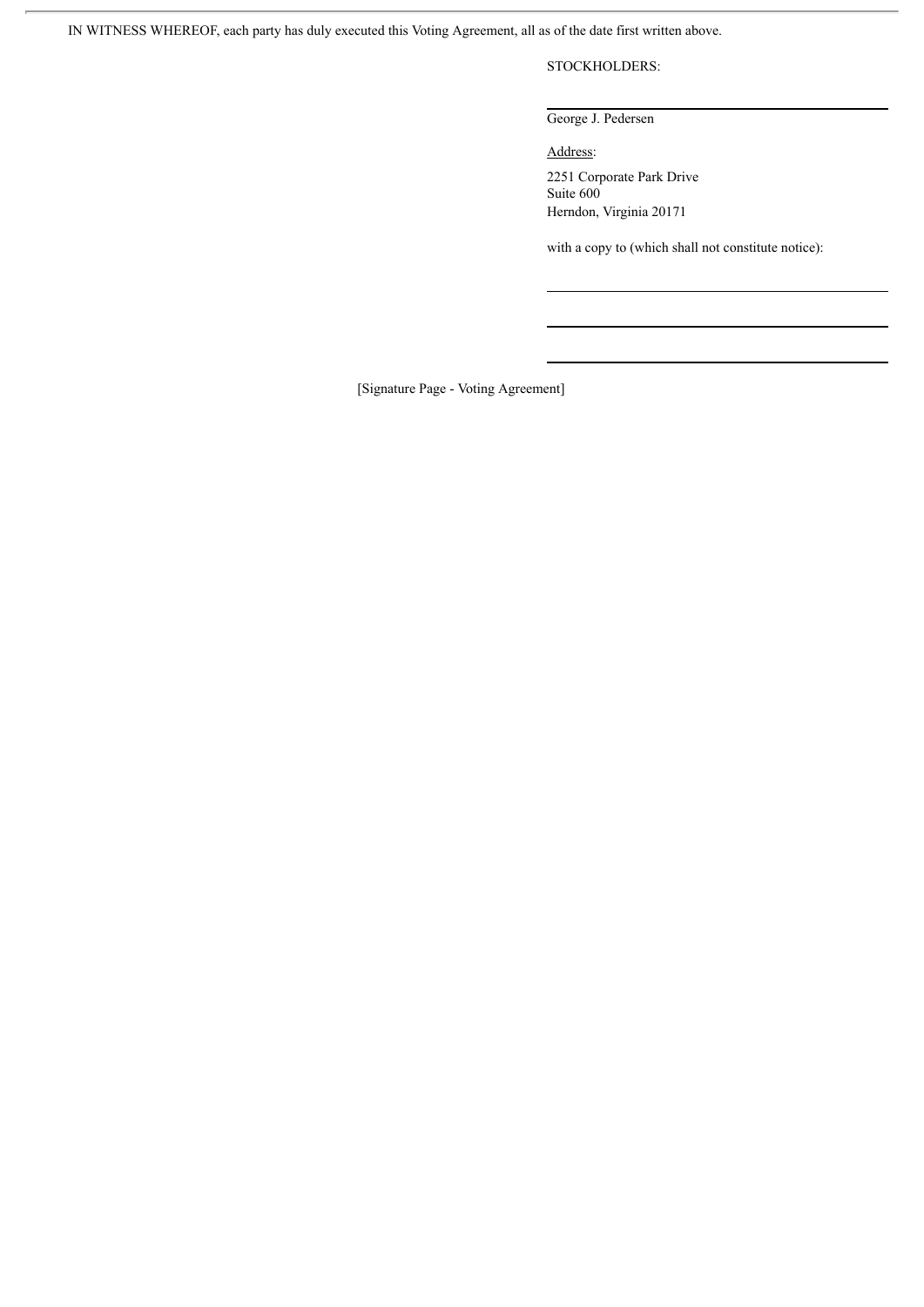IN WITNESS WHEREOF, each party has duly executed this Voting Agreement, all as of the date first written above.

STOCKHOLDERS:

\_\_\_\_\_\_\_\_\_\_\_\_\_\_\_\_\_\_\_\_\_\_\_\_\_\_\_\_\_\_

George J. Pedersen

Address:

2251 Corporate Park Drive
Suite 600
Herndon, Virginia 20171

with a copy to (which shall not constitute notice):

\_\_\_\_\_\_\_\_\_\_\_\_\_\_\_\_\_\_\_\_\_\_\_\_\_\_\_\_\_\_

\_\_\_\_\_\_\_\_\_\_\_\_\_\_\_\_\_\_\_\_\_\_\_\_\_\_\_\_\_\_

\_\_\_\_\_\_\_\_\_\_\_\_\_\_\_\_\_\_\_\_\_\_\_\_\_\_\_\_\_\_

[Signature Page - Voting Agreement]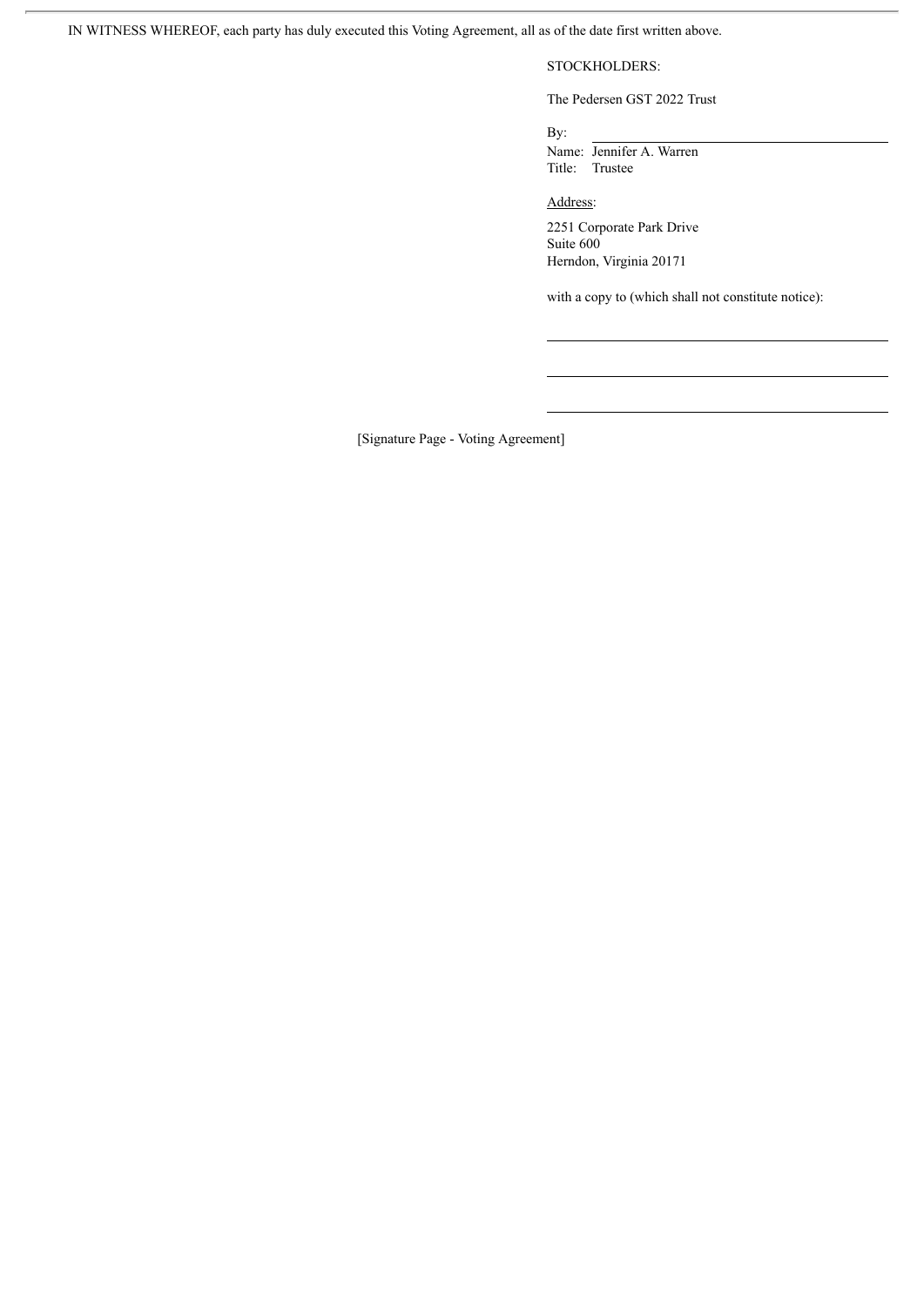IN WITNESS WHEREOF, each party has duly executed this Voting Agreement, all as of the date first written above.

STOCKHOLDERS:

The Pedersen GST 2022 Trust

By: \_\_\_\_\_\_\_\_\_\_\_\_\_\_\_\_\_\_\_\_\_\_\_\_\_\_\_\_\_\_\_\_\_\_\_\_\_\_\_\_\_\_\_\_
Name: Jennifer A. Warren
Title: Trustee

<u>Address</u>:

2251 Corporate Park Drive
Suite 600
Herndon, Virginia 20171

with a copy to (which shall not constitute notice):

\_\_\_\_\_\_\_\_\_\_\_\_\_\_\_\_\_\_\_\_\_\_\_\_\_\_\_\_\_\_\_\_\_\_\_\_\_\_\_\_\_\_\_\_

\_\_\_\_\_\_\_\_\_\_\_\_\_\_\_\_\_\_\_\_\_\_\_\_\_\_\_\_\_\_\_\_\_\_\_\_\_\_\_\_\_\_\_\_

\_\_\_\_\_\_\_\_\_\_\_\_\_\_\_\_\_\_\_\_\_\_\_\_\_\_\_\_\_\_\_\_\_\_\_\_\_\_\_\_\_\_\_\_

[Signature Page - Voting Agreement]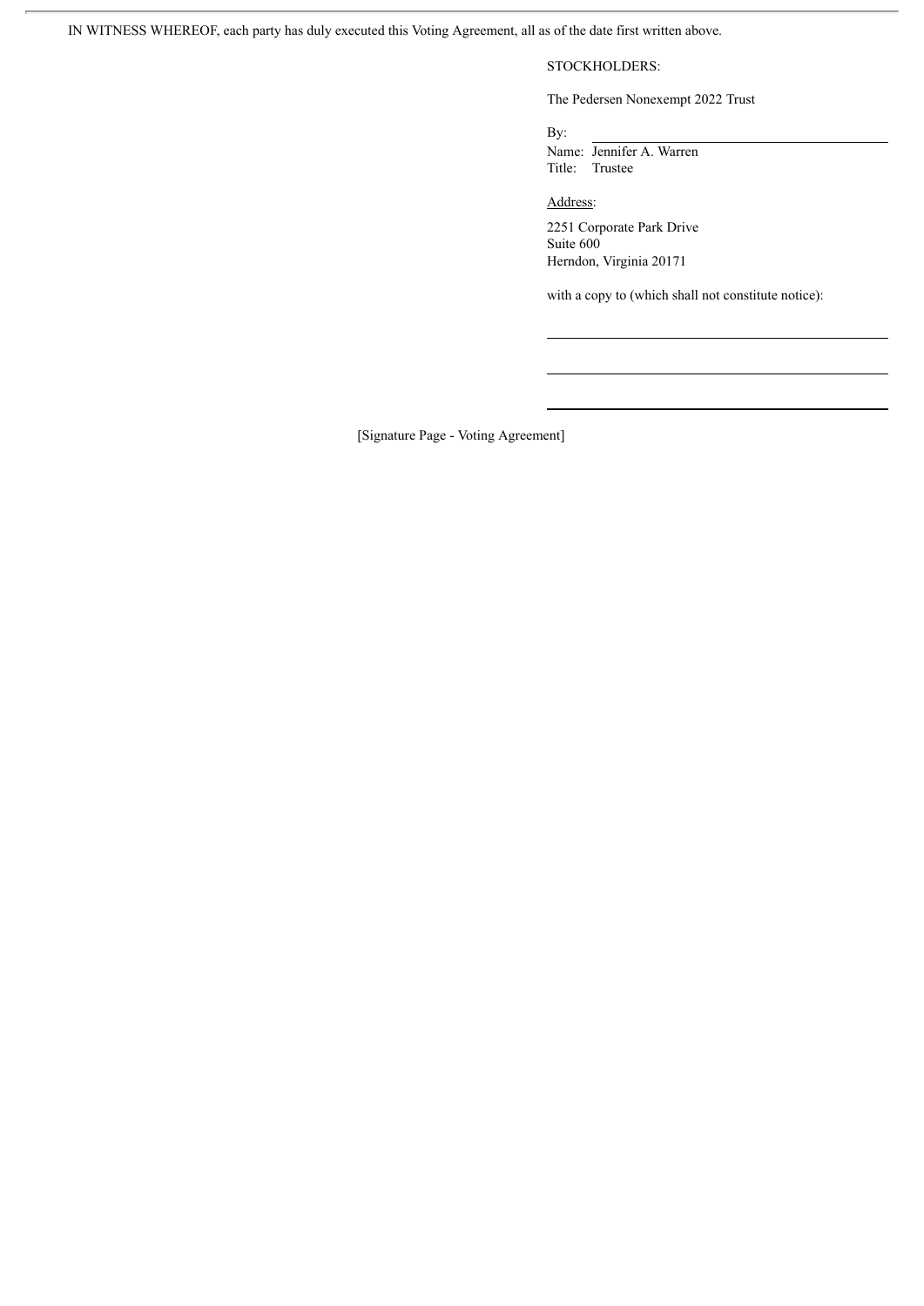IN WITNESS WHEREOF, each party has duly executed this Voting Agreement, all as of the date first written above.

STOCKHOLDERS:

The Pedersen Nonexempt 2022 Trust

By: \_\_\_\_\_\_\_\_\_\_\_\_\_\_\_\_\_\_\_\_\_\_\_\_\_\_\_\_\_\_
Name: Jennifer A. Warren
Title: Trustee

Address:

2251 Corporate Park Drive
Suite 600
Herndon, Virginia 20171

with a copy to (which shall not constitute notice):

\_\_\_\_\_\_\_\_\_\_\_\_\_\_\_\_\_\_\_\_\_\_\_\_\_\_\_\_\_\_

\_\_\_\_\_\_\_\_\_\_\_\_\_\_\_\_\_\_\_\_\_\_\_\_\_\_\_\_\_\_

\_\_\_\_\_\_\_\_\_\_\_\_\_\_\_\_\_\_\_\_\_\_\_\_\_\_\_\_\_\_

[Signature Page - Voting Agreement]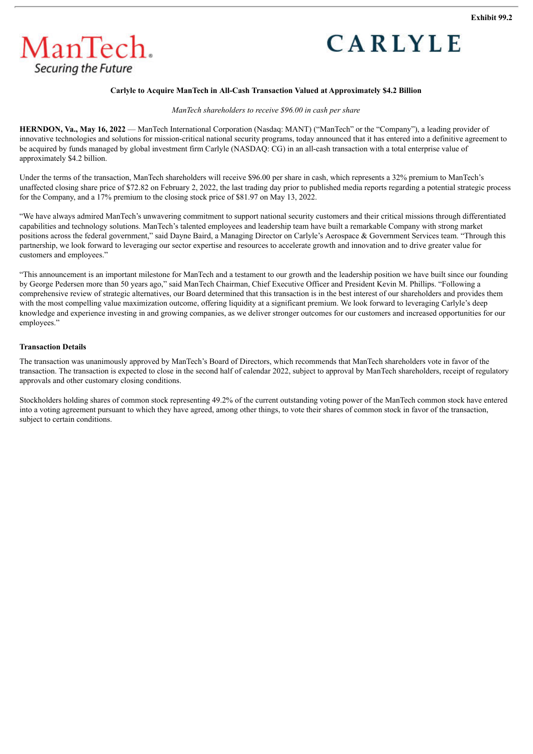Exhibit 99.2

ManTech. Securing the Future

CARLYLE

**Carlyle to Acquire ManTech in All-Cash Transaction Valued at Approximately $4.2 Billion**

*ManTech shareholders to receive $96.00 in cash per share*

**HERNDON, Va., May 16, 2022** — ManTech International Corporation (Nasdaq: MANT) ("ManTech" or the "Company"), a leading provider of innovative technologies and solutions for mission-critical national security programs, today announced that it has entered into a definitive agreement to be acquired by funds managed by global investment firm Carlyle (NASDAQ: CG) in an all-cash transaction with a total enterprise value of approximately $4.2 billion.

Under the terms of the transaction, ManTech shareholders will receive $96.00 per share in cash, which represents a 32% premium to ManTech's unaffected closing share price of $72.82 on February 2, 2022, the last trading day prior to published media reports regarding a potential strategic process for the Company, and a 17% premium to the closing stock price of $81.97 on May 13, 2022.

"We have always admired ManTech's unwavering commitment to support national security customers and their critical missions through differentiated capabilities and technology solutions. ManTech's talented employees and leadership team have built a remarkable Company with strong market positions across the federal government," said Dayne Baird, a Managing Director on Carlyle's Aerospace & Government Services team. "Through this partnership, we look forward to leveraging our sector expertise and resources to accelerate growth and innovation and to drive greater value for customers and employees."

"This announcement is an important milestone for ManTech and a testament to our growth and the leadership position we have built since our founding by George Pedersen more than 50 years ago," said ManTech Chairman, Chief Executive Officer and President Kevin M. Phillips. "Following a comprehensive review of strategic alternatives, our Board determined that this transaction is in the best interest of our shareholders and provides them with the most compelling value maximization outcome, offering liquidity at a significant premium. We look forward to leveraging Carlyle's deep knowledge and experience investing in and growing companies, as we deliver stronger outcomes for our customers and increased opportunities for our employees."

**Transaction Details**

The transaction was unanimously approved by ManTech's Board of Directors, which recommends that ManTech shareholders vote in favor of the transaction. The transaction is expected to close in the second half of calendar 2022, subject to approval by ManTech shareholders, receipt of regulatory approvals and other customary closing conditions.

Stockholders holding shares of common stock representing 49.2% of the current outstanding voting power of the ManTech common stock have entered into a voting agreement pursuant to which they have agreed, among other things, to vote their shares of common stock in favor of the transaction, subject to certain conditions.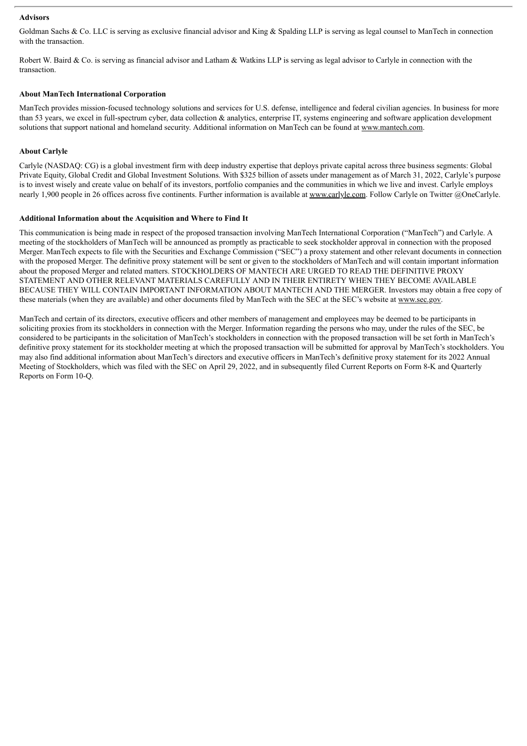**Advisors**

Goldman Sachs & Co. LLC is serving as exclusive financial advisor and King & Spalding LLP is serving as legal counsel to ManTech in connection with the transaction.

Robert W. Baird & Co. is serving as financial advisor and Latham & Watkins LLP is serving as legal advisor to Carlyle in connection with the transaction.

**About ManTech International Corporation**

ManTech provides mission-focused technology solutions and services for U.S. defense, intelligence and federal civilian agencies. In business for more than 53 years, we excel in full-spectrum cyber, data collection & analytics, enterprise IT, systems engineering and software application development solutions that support national and homeland security. Additional information on ManTech can be found at www.mantech.com.

**About Carlyle**

Carlyle (NASDAQ: CG) is a global investment firm with deep industry expertise that deploys private capital across three business segments: Global Private Equity, Global Credit and Global Investment Solutions. With $325 billion of assets under management as of March 31, 2022, Carlyle's purpose is to invest wisely and create value on behalf of its investors, portfolio companies and the communities in which we live and invest. Carlyle employs nearly 1,900 people in 26 offices across five continents. Further information is available at www.carlyle.com. Follow Carlyle on Twitter @OneCarlyle.

**Additional Information about the Acquisition and Where to Find It**

This communication is being made in respect of the proposed transaction involving ManTech International Corporation ("ManTech") and Carlyle. A meeting of the stockholders of ManTech will be announced as promptly as practicable to seek stockholder approval in connection with the proposed Merger. ManTech expects to file with the Securities and Exchange Commission ("SEC") a proxy statement and other relevant documents in connection with the proposed Merger. The definitive proxy statement will be sent or given to the stockholders of ManTech and will contain important information about the proposed Merger and related matters. STOCKHOLDERS OF MANTECH ARE URGED TO READ THE DEFINITIVE PROXY STATEMENT AND OTHER RELEVANT MATERIALS CAREFULLY AND IN THEIR ENTIRETY WHEN THEY BECOME AVAILABLE BECAUSE THEY WILL CONTAIN IMPORTANT INFORMATION ABOUT MANTECH AND THE MERGER. Investors may obtain a free copy of these materials (when they are available) and other documents filed by ManTech with the SEC at the SEC's website at www.sec.gov.

ManTech and certain of its directors, executive officers and other members of management and employees may be deemed to be participants in soliciting proxies from its stockholders in connection with the Merger. Information regarding the persons who may, under the rules of the SEC, be considered to be participants in the solicitation of ManTech's stockholders in connection with the proposed transaction will be set forth in ManTech's definitive proxy statement for its stockholder meeting at which the proposed transaction will be submitted for approval by ManTech's stockholders. You may also find additional information about ManTech's directors and executive officers in ManTech's definitive proxy statement for its 2022 Annual Meeting of Stockholders, which was filed with the SEC on April 29, 2022, and in subsequently filed Current Reports on Form 8-K and Quarterly Reports on Form 10-Q.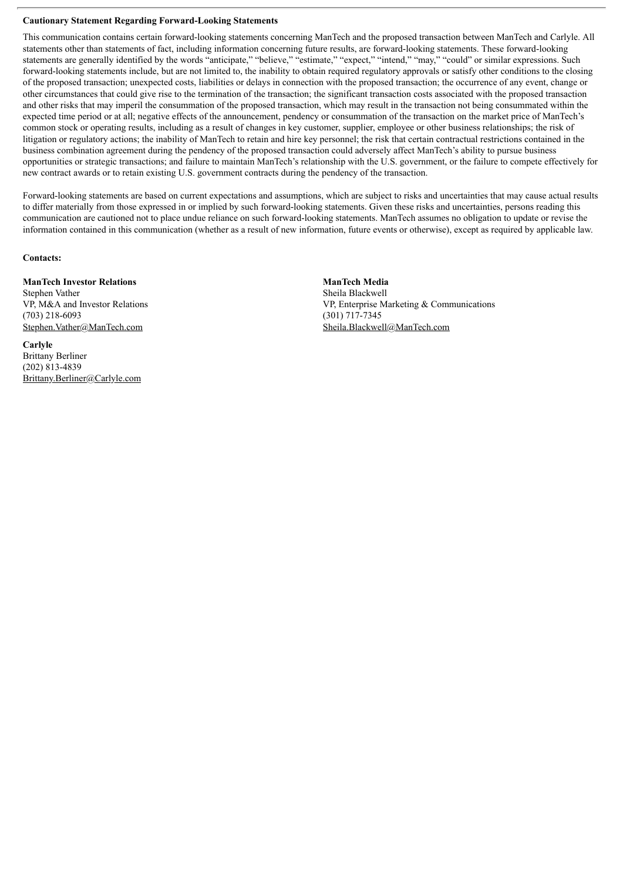**Cautionary Statement Regarding Forward-Looking Statements**

This communication contains certain forward-looking statements concerning ManTech and the proposed transaction between ManTech and Carlyle. All statements other than statements of fact, including information concerning future results, are forward-looking statements. These forward-looking statements are generally identified by the words "anticipate," "believe," "estimate," "expect," "intend," "may," "could" or similar expressions. Such forward-looking statements include, but are not limited to, the inability to obtain required regulatory approvals or satisfy other conditions to the closing of the proposed transaction; unexpected costs, liabilities or delays in connection with the proposed transaction; the occurrence of any event, change or other circumstances that could give rise to the termination of the transaction; the significant transaction costs associated with the proposed transaction and other risks that may imperil the consummation of the proposed transaction, which may result in the transaction not being consummated within the expected time period or at all; negative effects of the announcement, pendency or consummation of the transaction on the market price of ManTech's common stock or operating results, including as a result of changes in key customer, supplier, employee or other business relationships; the risk of litigation or regulatory actions; the inability of ManTech to retain and hire key personnel; the risk that certain contractual restrictions contained in the business combination agreement during the pendency of the proposed transaction could adversely affect ManTech's ability to pursue business opportunities or strategic transactions; and failure to maintain ManTech's relationship with the U.S. government, or the failure to compete effectively for new contract awards or to retain existing U.S. government contracts during the pendency of the transaction.

Forward-looking statements are based on current expectations and assumptions, which are subject to risks and uncertainties that may cause actual results to differ materially from those expressed in or implied by such forward-looking statements. Given these risks and uncertainties, persons reading this communication are cautioned not to place undue reliance on such forward-looking statements. ManTech assumes no obligation to update or revise the information contained in this communication (whether as a result of new information, future events or otherwise), except as required by applicable law.

**Contacts:**

**ManTech Investor Relations**
Stephen Vather
VP, M&A and Investor Relations
(703) 218-6093
Stephen.Vather@ManTech.com

**ManTech Media**
Sheila Blackwell
VP, Enterprise Marketing & Communications
(301) 717-7345
Sheila.Blackwell@ManTech.com

**Carlyle**
Brittany Berliner
(202) 813-4839
Brittany.Berliner@Carlyle.com